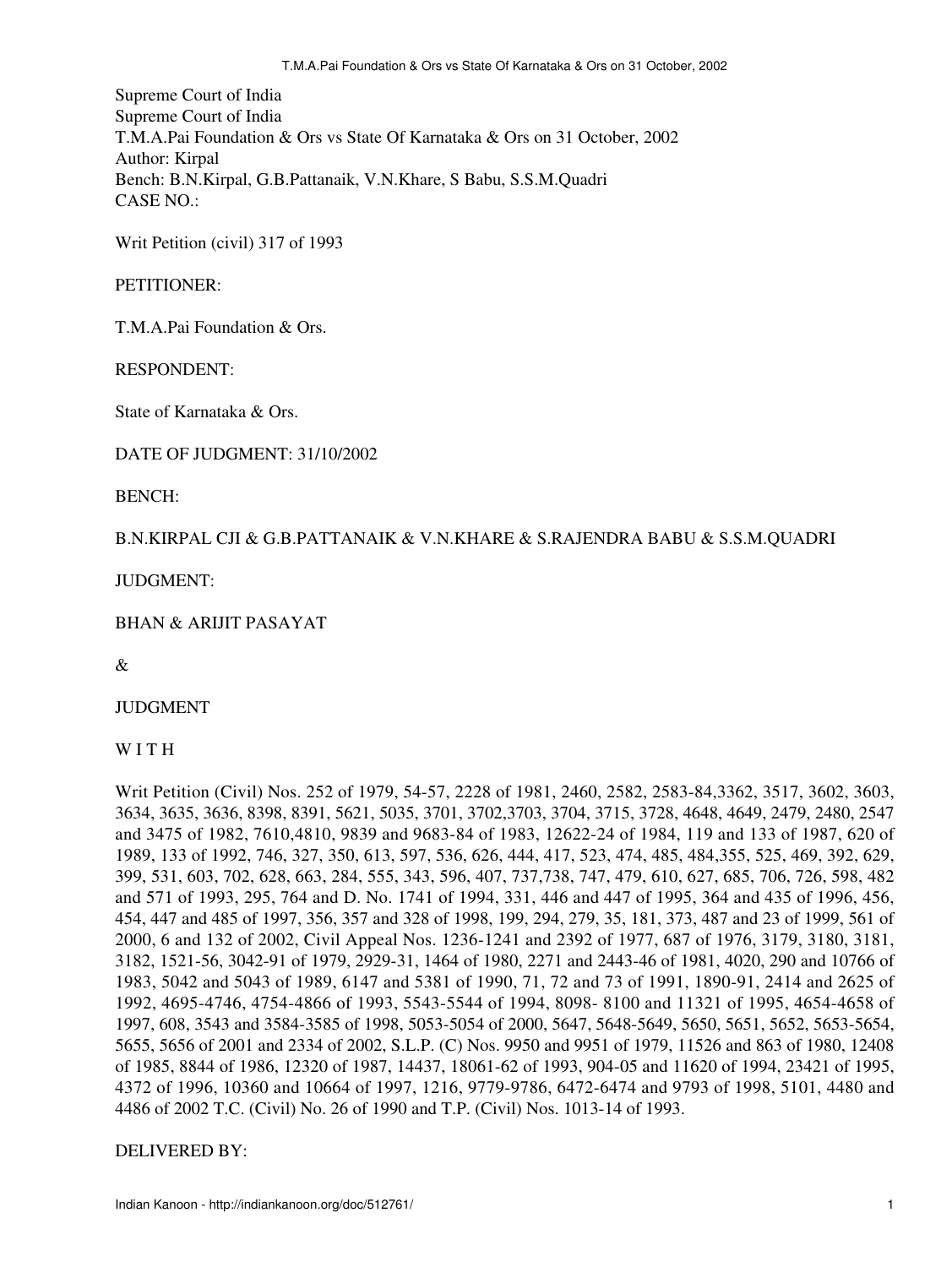Supreme Court of India
Supreme Court of India
T.M.A.Pai Foundation & Ors vs State Of Karnataka & Ors on 31 October, 2002
Author: Kirpal
Bench: B.N.Kirpal, G.B.Pattanaik, V.N.Khare, S Babu, S.S.M.Quadri
CASE NO.:

Writ Petition (civil) 317 of 1993

PETITIONER:

T.M.A.Pai Foundation & Ors.

RESPONDENT:

State of Karnataka & Ors.

DATE OF JUDGMENT: 31/10/2002

BENCH:

B.N.KIRPAL CJI & G.B.PATTANAIK & V.N.KHARE & S.RAJENDRA BABU & S.S.M.QUADRI

JUDGMENT:

BHAN & ARIJIT PASAYAT

&

JUDGMENT

W I T H

Writ Petition (Civil) Nos. 252 of 1979, 54-57, 2228 of 1981, 2460, 2582, 2583-84,3362, 3517, 3602, 3603, 3634, 3635, 3636, 8398, 8391, 5621, 5035, 3701, 3702,3703, 3704, 3715, 3728, 4648, 4649, 2479, 2480, 2547 and 3475 of 1982, 7610,4810, 9839 and 9683-84 of 1983, 12622-24 of 1984, 119 and 133 of 1987, 620 of 1989, 133 of 1992, 746, 327, 350, 613, 597, 536, 626, 444, 417, 523, 474, 485, 484,355, 525, 469, 392, 629, 399, 531, 603, 702, 628, 663, 284, 555, 343, 596, 407, 737,738, 747, 479, 610, 627, 685, 706, 726, 598, 482 and 571 of 1993, 295, 764 and D. No. 1741 of 1994, 331, 446 and 447 of 1995, 364 and 435 of 1996, 456, 454, 447 and 485 of 1997, 356, 357 and 328 of 1998, 199, 294, 279, 35, 181, 373, 487 and 23 of 1999, 561 of 2000, 6 and 132 of 2002, Civil Appeal Nos. 1236-1241 and 2392 of 1977, 687 of 1976, 3179, 3180, 3181, 3182, 1521-56, 3042-91 of 1979, 2929-31, 1464 of 1980, 2271 and 2443-46 of 1981, 4020, 290 and 10766 of 1983, 5042 and 5043 of 1989, 6147 and 5381 of 1990, 71, 72 and 73 of 1991, 1890-91, 2414 and 2625 of 1992, 4695-4746, 4754-4866 of 1993, 5543-5544 of 1994, 8098- 8100 and 11321 of 1995, 4654-4658 of 1997, 608, 3543 and 3584-3585 of 1998, 5053-5054 of 2000, 5647, 5648-5649, 5650, 5651, 5652, 5653-5654, 5655, 5656 of 2001 and 2334 of 2002, S.L.P. (C) Nos. 9950 and 9951 of 1979, 11526 and 863 of 1980, 12408 of 1985, 8844 of 1986, 12320 of 1987, 14437, 18061-62 of 1993, 904-05 and 11620 of 1994, 23421 of 1995, 4372 of 1996, 10360 and 10664 of 1997, 1216, 9779-9786, 6472-6474 and 9793 of 1998, 5101, 4480 and 4486 of 2002 T.C. (Civil) No. 26 of 1990 and T.P. (Civil) Nos. 1013-14 of 1993.

DELIVERED BY: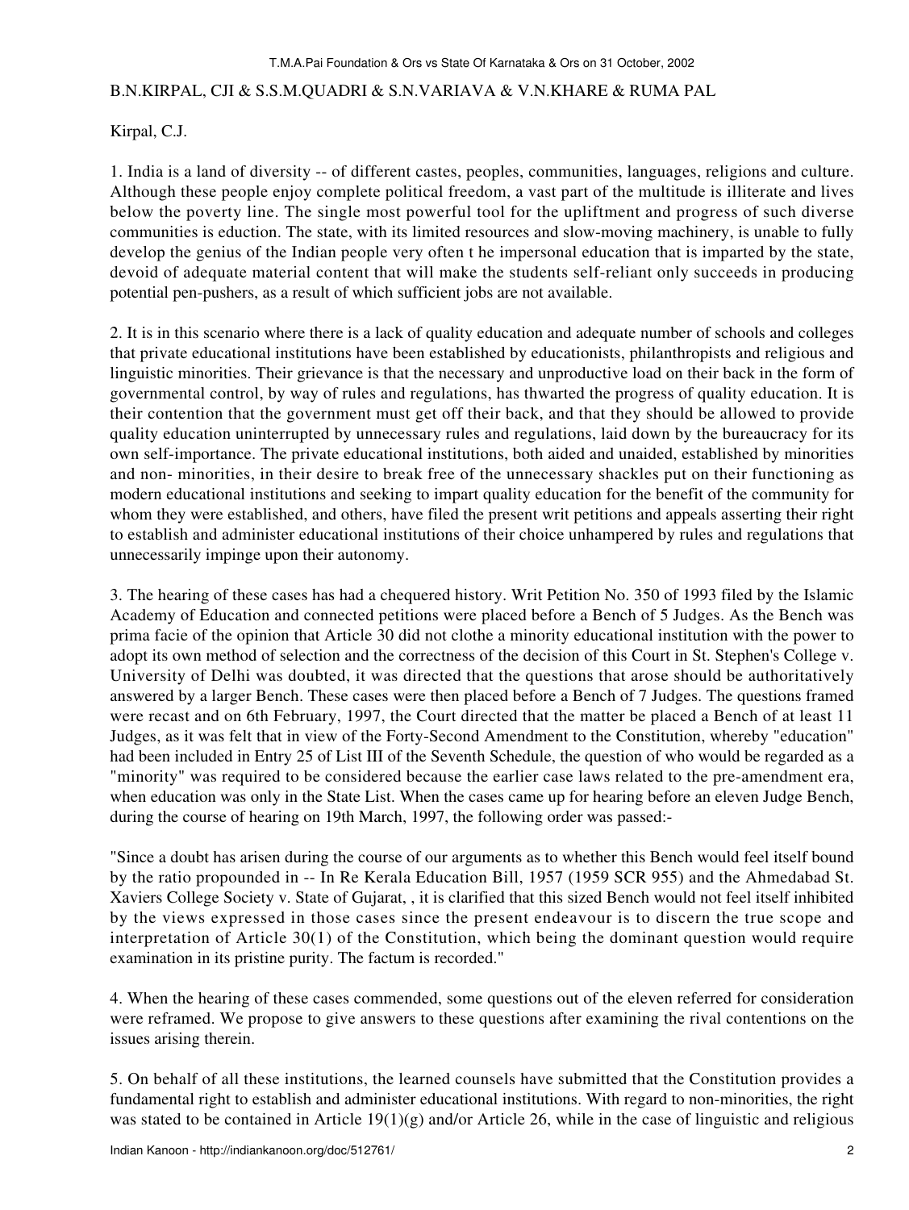B.N.KIRPAL, CJI & S.S.M.QUADRI & S.N.VARIAVA & V.N.KHARE & RUMA PAL

Kirpal, C.J.

1. India is a land of diversity -- of different castes, peoples, communities, languages, religions and culture. Although these people enjoy complete political freedom, a vast part of the multitude is illiterate and lives below the poverty line. The single most powerful tool for the upliftment and progress of such diverse communities is eduction. The state, with its limited resources and slow-moving machinery, is unable to fully develop the genius of the Indian people very often t he impersonal education that is imparted by the state, devoid of adequate material content that will make the students self-reliant only succeeds in producing potential pen-pushers, as a result of which sufficient jobs are not available.

2. It is in this scenario where there is a lack of quality education and adequate number of schools and colleges that private educational institutions have been established by educationists, philanthropists and religious and linguistic minorities. Their grievance is that the necessary and unproductive load on their back in the form of governmental control, by way of rules and regulations, has thwarted the progress of quality education. It is their contention that the government must get off their back, and that they should be allowed to provide quality education uninterrupted by unnecessary rules and regulations, laid down by the bureaucracy for its own self-importance. The private educational institutions, both aided and unaided, established by minorities and non- minorities, in their desire to break free of the unnecessary shackles put on their functioning as modern educational institutions and seeking to impart quality education for the benefit of the community for whom they were established, and others, have filed the present writ petitions and appeals asserting their right to establish and administer educational institutions of their choice unhampered by rules and regulations that unnecessarily impinge upon their autonomy.

3. The hearing of these cases has had a chequered history. Writ Petition No. 350 of 1993 filed by the Islamic Academy of Education and connected petitions were placed before a Bench of 5 Judges. As the Bench was prima facie of the opinion that Article 30 did not clothe a minority educational institution with the power to adopt its own method of selection and the correctness of the decision of this Court in St. Stephen's College v. University of Delhi was doubted, it was directed that the questions that arose should be authoritatively answered by a larger Bench. These cases were then placed before a Bench of 7 Judges. The questions framed were recast and on 6th February, 1997, the Court directed that the matter be placed a Bench of at least 11 Judges, as it was felt that in view of the Forty-Second Amendment to the Constitution, whereby "education" had been included in Entry 25 of List III of the Seventh Schedule, the question of who would be regarded as a "minority" was required to be considered because the earlier case laws related to the pre-amendment era, when education was only in the State List. When the cases came up for hearing before an eleven Judge Bench, during the course of hearing on 19th March, 1997, the following order was passed:-

"Since a doubt has arisen during the course of our arguments as to whether this Bench would feel itself bound by the ratio propounded in -- In Re Kerala Education Bill, 1957 (1959 SCR 955) and the Ahmedabad St. Xaviers College Society v. State of Gujarat, , it is clarified that this sized Bench would not feel itself inhibited by the views expressed in those cases since the present endeavour is to discern the true scope and interpretation of Article 30(1) of the Constitution, which being the dominant question would require examination in its pristine purity. The factum is recorded."

4. When the hearing of these cases commended, some questions out of the eleven referred for consideration were reframed. We propose to give answers to these questions after examining the rival contentions on the issues arising therein.

5. On behalf of all these institutions, the learned counsels have submitted that the Constitution provides a fundamental right to establish and administer educational institutions. With regard to non-minorities, the right was stated to be contained in Article 19(1)(g) and/or Article 26, while in the case of linguistic and religious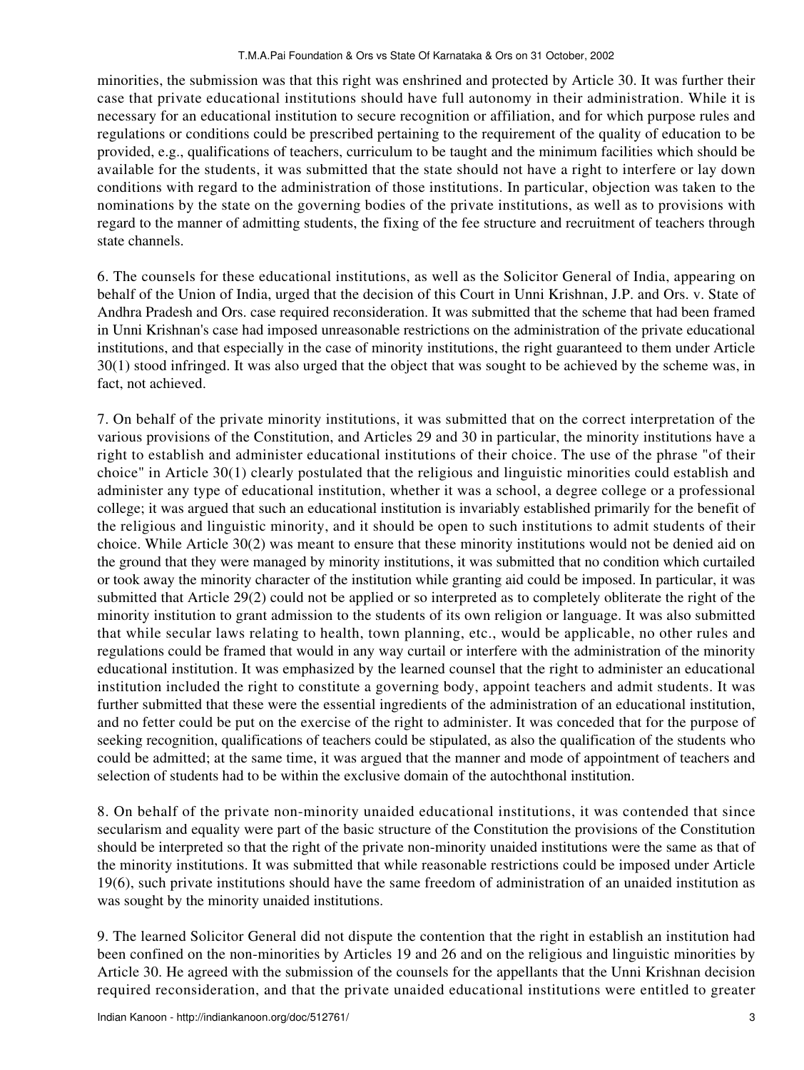minorities, the submission was that this right was enshrined and protected by Article 30. It was further their case that private educational institutions should have full autonomy in their administration. While it is necessary for an educational institution to secure recognition or affiliation, and for which purpose rules and regulations or conditions could be prescribed pertaining to the requirement of the quality of education to be provided, e.g., qualifications of teachers, curriculum to be taught and the minimum facilities which should be available for the students, it was submitted that the state should not have a right to interfere or lay down conditions with regard to the administration of those institutions. In particular, objection was taken to the nominations by the state on the governing bodies of the private institutions, as well as to provisions with regard to the manner of admitting students, the fixing of the fee structure and recruitment of teachers through state channels.

6. The counsels for these educational institutions, as well as the Solicitor General of India, appearing on behalf of the Union of India, urged that the decision of this Court in Unni Krishnan, J.P. and Ors. v. State of Andhra Pradesh and Ors. case required reconsideration. It was submitted that the scheme that had been framed in Unni Krishnan's case had imposed unreasonable restrictions on the administration of the private educational institutions, and that especially in the case of minority institutions, the right guaranteed to them under Article 30(1) stood infringed. It was also urged that the object that was sought to be achieved by the scheme was, in fact, not achieved.

7. On behalf of the private minority institutions, it was submitted that on the correct interpretation of the various provisions of the Constitution, and Articles 29 and 30 in particular, the minority institutions have a right to establish and administer educational institutions of their choice. The use of the phrase "of their choice" in Article 30(1) clearly postulated that the religious and linguistic minorities could establish and administer any type of educational institution, whether it was a school, a degree college or a professional college; it was argued that such an educational institution is invariably established primarily for the benefit of the religious and linguistic minority, and it should be open to such institutions to admit students of their choice. While Article 30(2) was meant to ensure that these minority institutions would not be denied aid on the ground that they were managed by minority institutions, it was submitted that no condition which curtailed or took away the minority character of the institution while granting aid could be imposed. In particular, it was submitted that Article 29(2) could not be applied or so interpreted as to completely obliterate the right of the minority institution to grant admission to the students of its own religion or language. It was also submitted that while secular laws relating to health, town planning, etc., would be applicable, no other rules and regulations could be framed that would in any way curtail or interfere with the administration of the minority educational institution. It was emphasized by the learned counsel that the right to administer an educational institution included the right to constitute a governing body, appoint teachers and admit students. It was further submitted that these were the essential ingredients of the administration of an educational institution, and no fetter could be put on the exercise of the right to administer. It was conceded that for the purpose of seeking recognition, qualifications of teachers could be stipulated, as also the qualification of the students who could be admitted; at the same time, it was argued that the manner and mode of appointment of teachers and selection of students had to be within the exclusive domain of the autochthonal institution.

8. On behalf of the private non-minority unaided educational institutions, it was contended that since secularism and equality were part of the basic structure of the Constitution the provisions of the Constitution should be interpreted so that the right of the private non-minority unaided institutions were the same as that of the minority institutions. It was submitted that while reasonable restrictions could be imposed under Article 19(6), such private institutions should have the same freedom of administration of an unaided institution as was sought by the minority unaided institutions.

9. The learned Solicitor General did not dispute the contention that the right in establish an institution had been confined on the non-minorities by Articles 19 and 26 and on the religious and linguistic minorities by Article 30. He agreed with the submission of the counsels for the appellants that the Unni Krishnan decision required reconsideration, and that the private unaided educational institutions were entitled to greater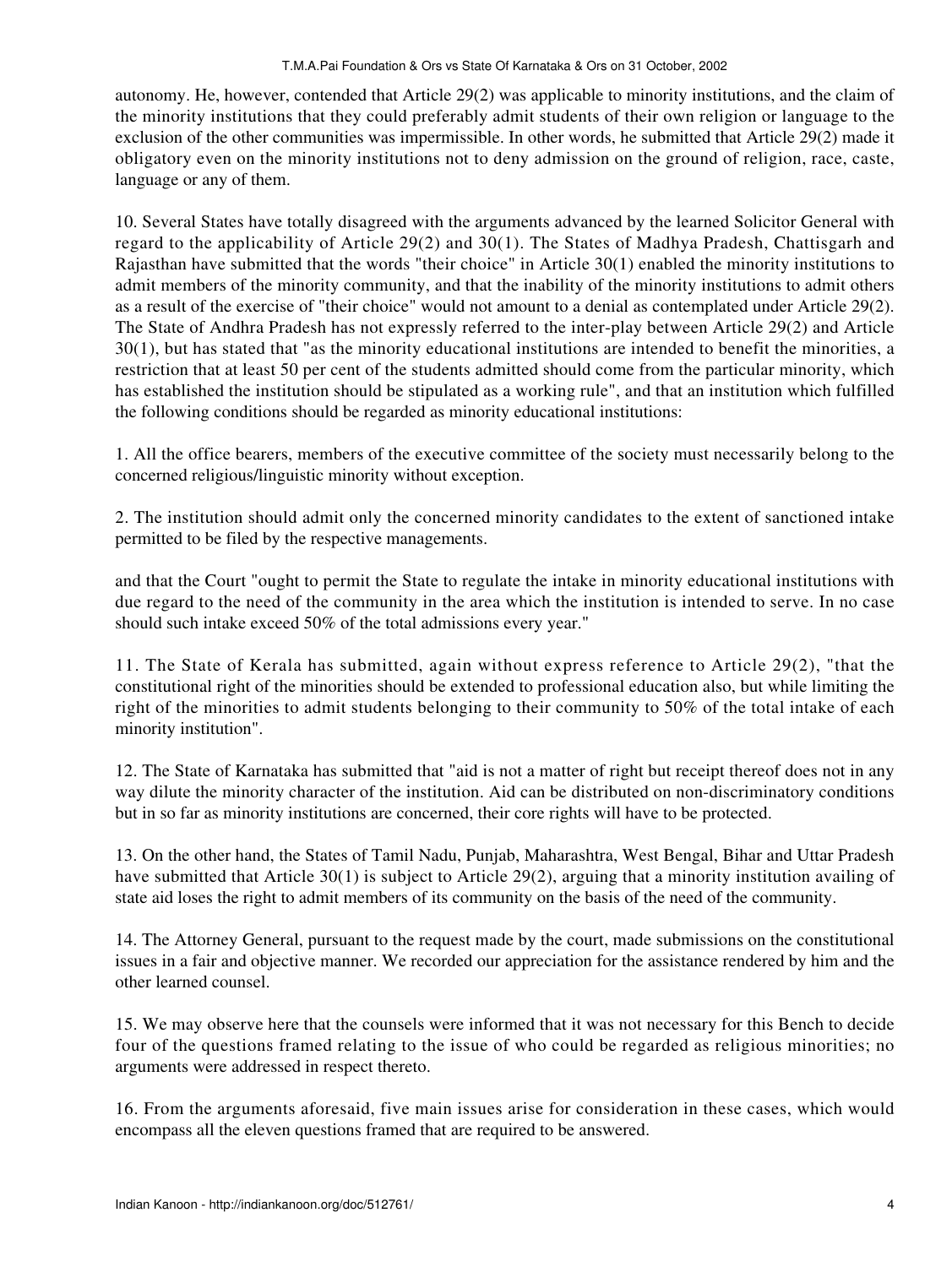autonomy. He, however, contended that Article 29(2) was applicable to minority institutions, and the claim of the minority institutions that they could preferably admit students of their own religion or language to the exclusion of the other communities was impermissible. In other words, he submitted that Article 29(2) made it obligatory even on the minority institutions not to deny admission on the ground of religion, race, caste, language or any of them.

10. Several States have totally disagreed with the arguments advanced by the learned Solicitor General with regard to the applicability of Article 29(2) and 30(1). The States of Madhya Pradesh, Chattisgarh and Rajasthan have submitted that the words "their choice" in Article 30(1) enabled the minority institutions to admit members of the minority community, and that the inability of the minority institutions to admit others as a result of the exercise of "their choice" would not amount to a denial as contemplated under Article 29(2). The State of Andhra Pradesh has not expressly referred to the inter-play between Article 29(2) and Article 30(1), but has stated that "as the minority educational institutions are intended to benefit the minorities, a restriction that at least 50 per cent of the students admitted should come from the particular minority, which has established the institution should be stipulated as a working rule", and that an institution which fulfilled the following conditions should be regarded as minority educational institutions:

1. All the office bearers, members of the executive committee of the society must necessarily belong to the concerned religious/linguistic minority without exception.

2. The institution should admit only the concerned minority candidates to the extent of sanctioned intake permitted to be filed by the respective managements.

and that the Court "ought to permit the State to regulate the intake in minority educational institutions with due regard to the need of the community in the area which the institution is intended to serve. In no case should such intake exceed 50% of the total admissions every year."

11. The State of Kerala has submitted, again without express reference to Article 29(2), "that the constitutional right of the minorities should be extended to professional education also, but while limiting the right of the minorities to admit students belonging to their community to 50% of the total intake of each minority institution".

12. The State of Karnataka has submitted that "aid is not a matter of right but receipt thereof does not in any way dilute the minority character of the institution. Aid can be distributed on non-discriminatory conditions but in so far as minority institutions are concerned, their core rights will have to be protected.

13. On the other hand, the States of Tamil Nadu, Punjab, Maharashtra, West Bengal, Bihar and Uttar Pradesh have submitted that Article 30(1) is subject to Article 29(2), arguing that a minority institution availing of state aid loses the right to admit members of its community on the basis of the need of the community.

14. The Attorney General, pursuant to the request made by the court, made submissions on the constitutional issues in a fair and objective manner. We recorded our appreciation for the assistance rendered by him and the other learned counsel.

15. We may observe here that the counsels were informed that it was not necessary for this Bench to decide four of the questions framed relating to the issue of who could be regarded as religious minorities; no arguments were addressed in respect thereto.

16. From the arguments aforesaid, five main issues arise for consideration in these cases, which would encompass all the eleven questions framed that are required to be answered.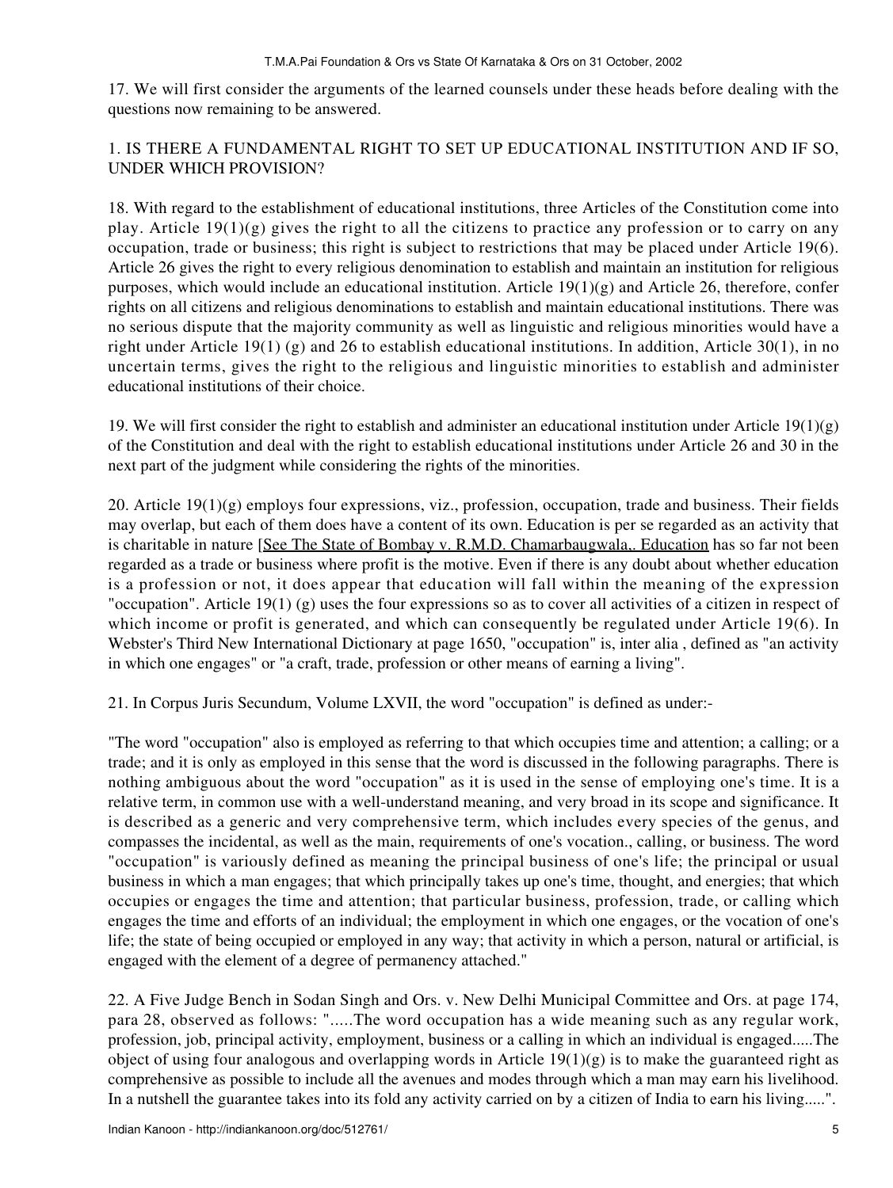17. We will first consider the arguments of the learned counsels under these heads before dealing with the questions now remaining to be answered.

1. IS THERE A FUNDAMENTAL RIGHT TO SET UP EDUCATIONAL INSTITUTION AND IF SO, UNDER WHICH PROVISION?

18. With regard to the establishment of educational institutions, three Articles of the Constitution come into play. Article 19(1)(g) gives the right to all the citizens to practice any profession or to carry on any occupation, trade or business; this right is subject to restrictions that may be placed under Article 19(6). Article 26 gives the right to every religious denomination to establish and maintain an institution for religious purposes, which would include an educational institution. Article 19(1)(g) and Article 26, therefore, confer rights on all citizens and religious denominations to establish and maintain educational institutions. There was no serious dispute that the majority community as well as linguistic and religious minorities would have a right under Article 19(1) (g) and 26 to establish educational institutions. In addition, Article 30(1), in no uncertain terms, gives the right to the religious and linguistic minorities to establish and administer educational institutions of their choice.

19. We will first consider the right to establish and administer an educational institution under Article 19(1)(g) of the Constitution and deal with the right to establish educational institutions under Article 26 and 30 in the next part of the judgment while considering the rights of the minorities.

20. Article 19(1)(g) employs four expressions, viz., profession, occupation, trade and business. Their fields may overlap, but each of them does have a content of its own. Education is per se regarded as an activity that is charitable in nature [See The State of Bombay v. R.M.D. Chamarbaugwala,. Education has so far not been regarded as a trade or business where profit is the motive. Even if there is any doubt about whether education is a profession or not, it does appear that education will fall within the meaning of the expression "occupation". Article 19(1) (g) uses the four expressions so as to cover all activities of a citizen in respect of which income or profit is generated, and which can consequently be regulated under Article 19(6). In Webster's Third New International Dictionary at page 1650, "occupation" is, inter alia , defined as "an activity in which one engages" or "a craft, trade, profession or other means of earning a living".

21. In Corpus Juris Secundum, Volume LXVII, the word "occupation" is defined as under:-

"The word "occupation" also is employed as referring to that which occupies time and attention; a calling; or a trade; and it is only as employed in this sense that the word is discussed in the following paragraphs. There is nothing ambiguous about the word "occupation" as it is used in the sense of employing one's time. It is a relative term, in common use with a well-understand meaning, and very broad in its scope and significance. It is described as a generic and very comprehensive term, which includes every species of the genus, and compasses the incidental, as well as the main, requirements of one's vocation., calling, or business. The word "occupation" is variously defined as meaning the principal business of one's life; the principal or usual business in which a man engages; that which principally takes up one's time, thought, and energies; that which occupies or engages the time and attention; that particular business, profession, trade, or calling which engages the time and efforts of an individual; the employment in which one engages, or the vocation of one's life; the state of being occupied or employed in any way; that activity in which a person, natural or artificial, is engaged with the element of a degree of permanency attached."

22. A Five Judge Bench in Sodan Singh and Ors. v. New Delhi Municipal Committee and Ors. at page 174, para 28, observed as follows: ".....The word occupation has a wide meaning such as any regular work, profession, job, principal activity, employment, business or a calling in which an individual is engaged.....The object of using four analogous and overlapping words in Article 19(1)(g) is to make the guaranteed right as comprehensive as possible to include all the avenues and modes through which a man may earn his livelihood. In a nutshell the guarantee takes into its fold any activity carried on by a citizen of India to earn his living.....".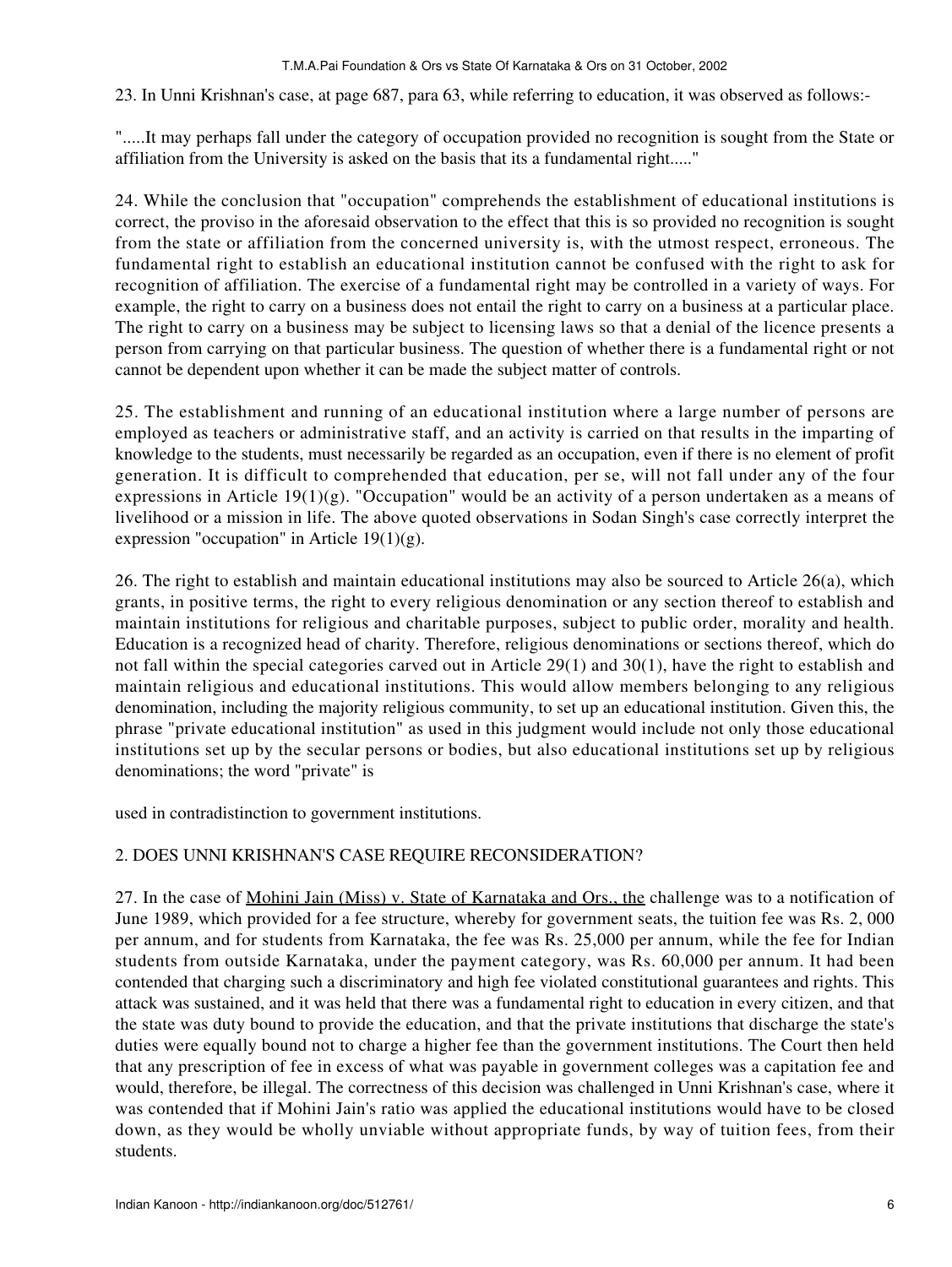23. In Unni Krishnan's case, at page 687, para 63, while referring to education, it was observed as follows:-

".....It may perhaps fall under the category of occupation provided no recognition is sought from the State or affiliation from the University is asked on the basis that its a fundamental right....."

24. While the conclusion that "occupation" comprehends the establishment of educational institutions is correct, the proviso in the aforesaid observation to the effect that this is so provided no recognition is sought from the state or affiliation from the concerned university is, with the utmost respect, erroneous. The fundamental right to establish an educational institution cannot be confused with the right to ask for recognition of affiliation. The exercise of a fundamental right may be controlled in a variety of ways. For example, the right to carry on a business does not entail the right to carry on a business at a particular place. The right to carry on a business may be subject to licensing laws so that a denial of the licence presents a person from carrying on that particular business. The question of whether there is a fundamental right or not cannot be dependent upon whether it can be made the subject matter of controls.

25. The establishment and running of an educational institution where a large number of persons are employed as teachers or administrative staff, and an activity is carried on that results in the imparting of knowledge to the students, must necessarily be regarded as an occupation, even if there is no element of profit generation. It is difficult to comprehended that education, per se, will not fall under any of the four expressions in Article 19(1)(g). "Occupation" would be an activity of a person undertaken as a means of livelihood or a mission in life. The above quoted observations in Sodan Singh's case correctly interpret the expression "occupation" in Article 19(1)(g).

26. The right to establish and maintain educational institutions may also be sourced to Article 26(a), which grants, in positive terms, the right to every religious denomination or any section thereof to establish and maintain institutions for religious and charitable purposes, subject to public order, morality and health. Education is a recognized head of charity. Therefore, religious denominations or sections thereof, which do not fall within the special categories carved out in Article 29(1) and 30(1), have the right to establish and maintain religious and educational institutions. This would allow members belonging to any religious denomination, including the majority religious community, to set up an educational institution. Given this, the phrase "private educational institution" as used in this judgment would include not only those educational institutions set up by the secular persons or bodies, but also educational institutions set up by religious denominations; the word "private" is used in contradistinction to government institutions.

## 2. DOES UNNI KRISHNAN'S CASE REQUIRE RECONSIDERATION?

27. In the case of Mohini Jain (Miss) v. State of Karnataka and Ors., the challenge was to a notification of June 1989, which provided for a fee structure, whereby for government seats, the tuition fee was Rs. 2, 000 per annum, and for students from Karnataka, the fee was Rs. 25,000 per annum, while the fee for Indian students from outside Karnataka, under the payment category, was Rs. 60,000 per annum. It had been contended that charging such a discriminatory and high fee violated constitutional guarantees and rights. This attack was sustained, and it was held that there was a fundamental right to education in every citizen, and that the state was duty bound to provide the education, and that the private institutions that discharge the state's duties were equally bound not to charge a higher fee than the government institutions. The Court then held that any prescription of fee in excess of what was payable in government colleges was a capitation fee and would, therefore, be illegal. The correctness of this decision was challenged in Unni Krishnan's case, where it was contended that if Mohini Jain's ratio was applied the educational institutions would have to be closed down, as they would be wholly unviable without appropriate funds, by way of tuition fees, from their students.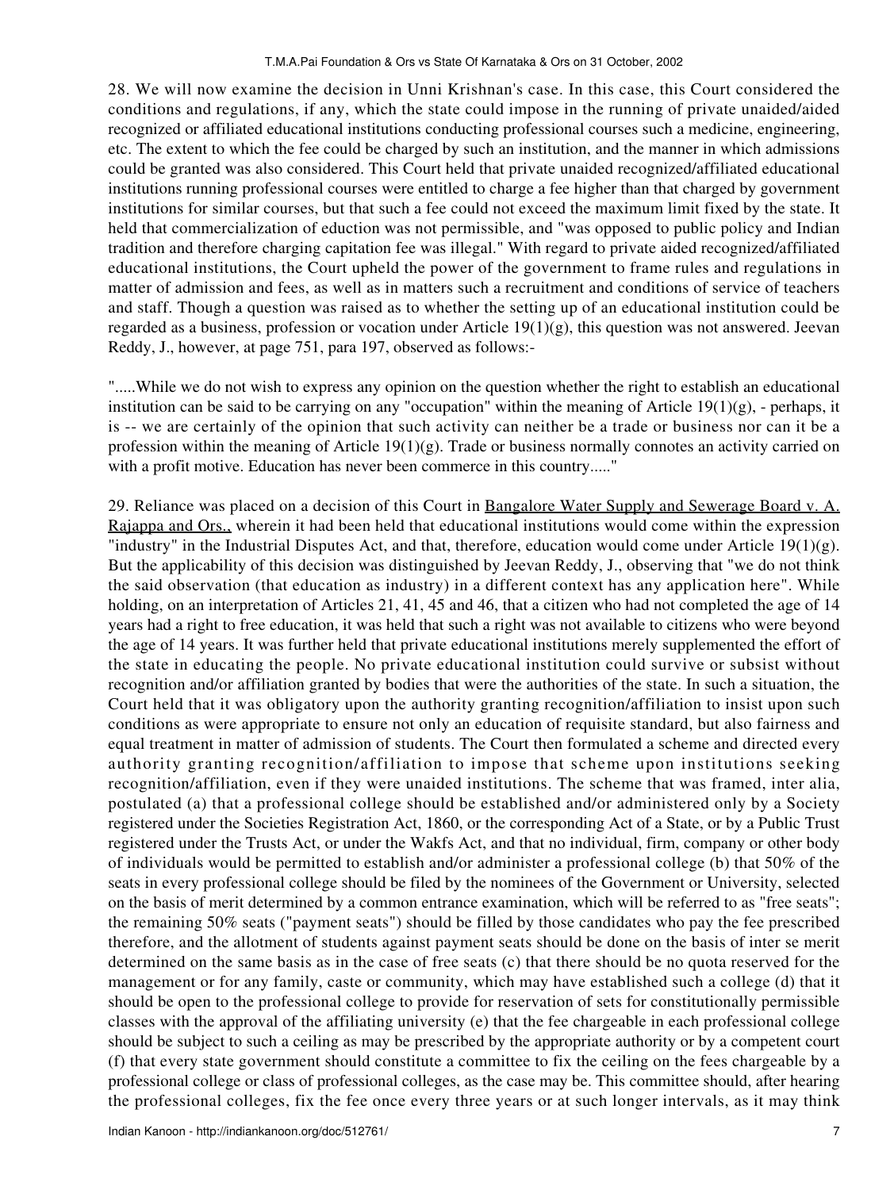28. We will now examine the decision in Unni Krishnan's case. In this case, this Court considered the conditions and regulations, if any, which the state could impose in the running of private unaided/aided recognized or affiliated educational institutions conducting professional courses such a medicine, engineering, etc. The extent to which the fee could be charged by such an institution, and the manner in which admissions could be granted was also considered. This Court held that private unaided recognized/affiliated educational institutions running professional courses were entitled to charge a fee higher than that charged by government institutions for similar courses, but that such a fee could not exceed the maximum limit fixed by the state. It held that commercialization of eduction was not permissible, and "was opposed to public policy and Indian tradition and therefore charging capitation fee was illegal." With regard to private aided recognized/affiliated educational institutions, the Court upheld the power of the government to frame rules and regulations in matter of admission and fees, as well as in matters such a recruitment and conditions of service of teachers and staff. Though a question was raised as to whether the setting up of an educational institution could be regarded as a business, profession or vocation under Article 19(1)(g), this question was not answered. Jeevan Reddy, J., however, at page 751, para 197, observed as follows:-

".....While we do not wish to express any opinion on the question whether the right to establish an educational institution can be said to be carrying on any "occupation" within the meaning of Article 19(1)(g), - perhaps, it is -- we are certainly of the opinion that such activity can neither be a trade or business nor can it be a profession within the meaning of Article 19(1)(g). Trade or business normally connotes an activity carried on with a profit motive. Education has never been commerce in this country....."

29. Reliance was placed on a decision of this Court in Bangalore Water Supply and Sewerage Board v. A. Rajappa and Ors., wherein it had been held that educational institutions would come within the expression "industry" in the Industrial Disputes Act, and that, therefore, education would come under Article 19(1)(g). But the applicability of this decision was distinguished by Jeevan Reddy, J., observing that "we do not think the said observation (that education as industry) in a different context has any application here". While holding, on an interpretation of Articles 21, 41, 45 and 46, that a citizen who had not completed the age of 14 years had a right to free education, it was held that such a right was not available to citizens who were beyond the age of 14 years. It was further held that private educational institutions merely supplemented the effort of the state in educating the people. No private educational institution could survive or subsist without recognition and/or affiliation granted by bodies that were the authorities of the state. In such a situation, the Court held that it was obligatory upon the authority granting recognition/affiliation to insist upon such conditions as were appropriate to ensure not only an education of requisite standard, but also fairness and equal treatment in matter of admission of students. The Court then formulated a scheme and directed every authority granting recognition/affiliation to impose that scheme upon institutions seeking recognition/affiliation, even if they were unaided institutions. The scheme that was framed, inter alia, postulated (a) that a professional college should be established and/or administered only by a Society registered under the Societies Registration Act, 1860, or the corresponding Act of a State, or by a Public Trust registered under the Trusts Act, or under the Wakfs Act, and that no individual, firm, company or other body of individuals would be permitted to establish and/or administer a professional college (b) that 50% of the seats in every professional college should be filed by the nominees of the Government or University, selected on the basis of merit determined by a common entrance examination, which will be referred to as "free seats"; the remaining 50% seats ("payment seats") should be filled by those candidates who pay the fee prescribed therefore, and the allotment of students against payment seats should be done on the basis of inter se merit determined on the same basis as in the case of free seats (c) that there should be no quota reserved for the management or for any family, caste or community, which may have established such a college (d) that it should be open to the professional college to provide for reservation of sets for constitutionally permissible classes with the approval of the affiliating university (e) that the fee chargeable in each professional college should be subject to such a ceiling as may be prescribed by the appropriate authority or by a competent court (f) that every state government should constitute a committee to fix the ceiling on the fees chargeable by a professional college or class of professional colleges, as the case may be. This committee should, after hearing the professional colleges, fix the fee once every three years or at such longer intervals, as it may think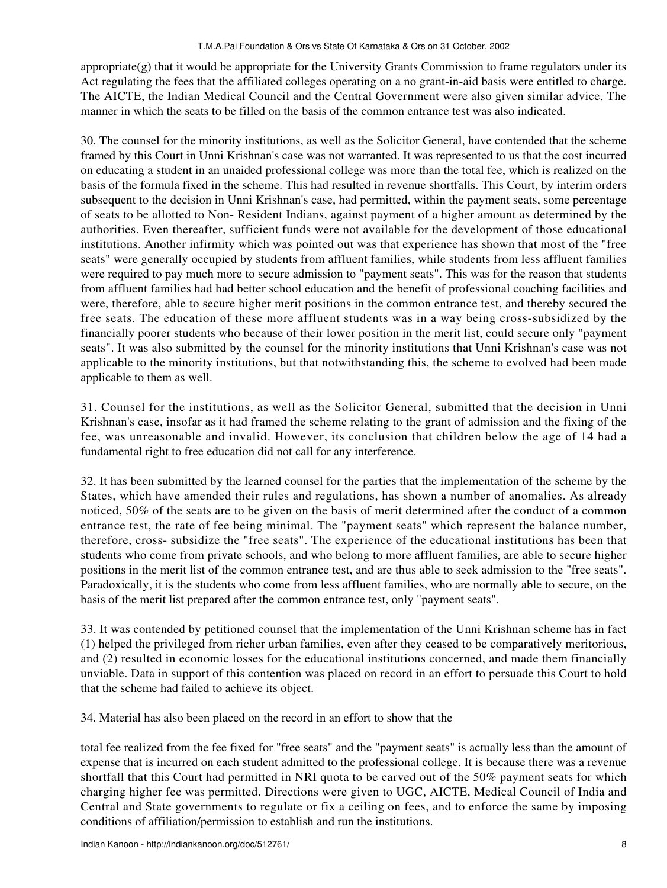appropriate(g) that it would be appropriate for the University Grants Commission to frame regulators under its Act regulating the fees that the affiliated colleges operating on a no grant-in-aid basis were entitled to charge. The AICTE, the Indian Medical Council and the Central Government were also given similar advice. The manner in which the seats to be filled on the basis of the common entrance test was also indicated.

30. The counsel for the minority institutions, as well as the Solicitor General, have contended that the scheme framed by this Court in Unni Krishnan's case was not warranted. It was represented to us that the cost incurred on educating a student in an unaided professional college was more than the total fee, which is realized on the basis of the formula fixed in the scheme. This had resulted in revenue shortfalls. This Court, by interim orders subsequent to the decision in Unni Krishnan's case, had permitted, within the payment seats, some percentage of seats to be allotted to Non- Resident Indians, against payment of a higher amount as determined by the authorities. Even thereafter, sufficient funds were not available for the development of those educational institutions. Another infirmity which was pointed out was that experience has shown that most of the "free seats" were generally occupied by students from affluent families, while students from less affluent families were required to pay much more to secure admission to "payment seats". This was for the reason that students from affluent families had had better school education and the benefit of professional coaching facilities and were, therefore, able to secure higher merit positions in the common entrance test, and thereby secured the free seats. The education of these more affluent students was in a way being cross-subsidized by the financially poorer students who because of their lower position in the merit list, could secure only "payment seats". It was also submitted by the counsel for the minority institutions that Unni Krishnan's case was not applicable to the minority institutions, but that notwithstanding this, the scheme to evolved had been made applicable to them as well.

31. Counsel for the institutions, as well as the Solicitor General, submitted that the decision in Unni Krishnan's case, insofar as it had framed the scheme relating to the grant of admission and the fixing of the fee, was unreasonable and invalid. However, its conclusion that children below the age of 14 had a fundamental right to free education did not call for any interference.

32. It has been submitted by the learned counsel for the parties that the implementation of the scheme by the States, which have amended their rules and regulations, has shown a number of anomalies. As already noticed, 50% of the seats are to be given on the basis of merit determined after the conduct of a common entrance test, the rate of fee being minimal. The "payment seats" which represent the balance number, therefore, cross- subsidize the "free seats". The experience of the educational institutions has been that students who come from private schools, and who belong to more affluent families, are able to secure higher positions in the merit list of the common entrance test, and are thus able to seek admission to the "free seats". Paradoxically, it is the students who come from less affluent families, who are normally able to secure, on the basis of the merit list prepared after the common entrance test, only "payment seats".

33. It was contended by petitioned counsel that the implementation of the Unni Krishnan scheme has in fact (1) helped the privileged from richer urban families, even after they ceased to be comparatively meritorious, and (2) resulted in economic losses for the educational institutions concerned, and made them financially unviable. Data in support of this contention was placed on record in an effort to persuade this Court to hold that the scheme had failed to achieve its object.

34. Material has also been placed on the record in an effort to show that the

total fee realized from the fee fixed for "free seats" and the "payment seats" is actually less than the amount of expense that is incurred on each student admitted to the professional college. It is because there was a revenue shortfall that this Court had permitted in NRI quota to be carved out of the 50% payment seats for which charging higher fee was permitted. Directions were given to UGC, AICTE, Medical Council of India and Central and State governments to regulate or fix a ceiling on fees, and to enforce the same by imposing conditions of affiliation/permission to establish and run the institutions.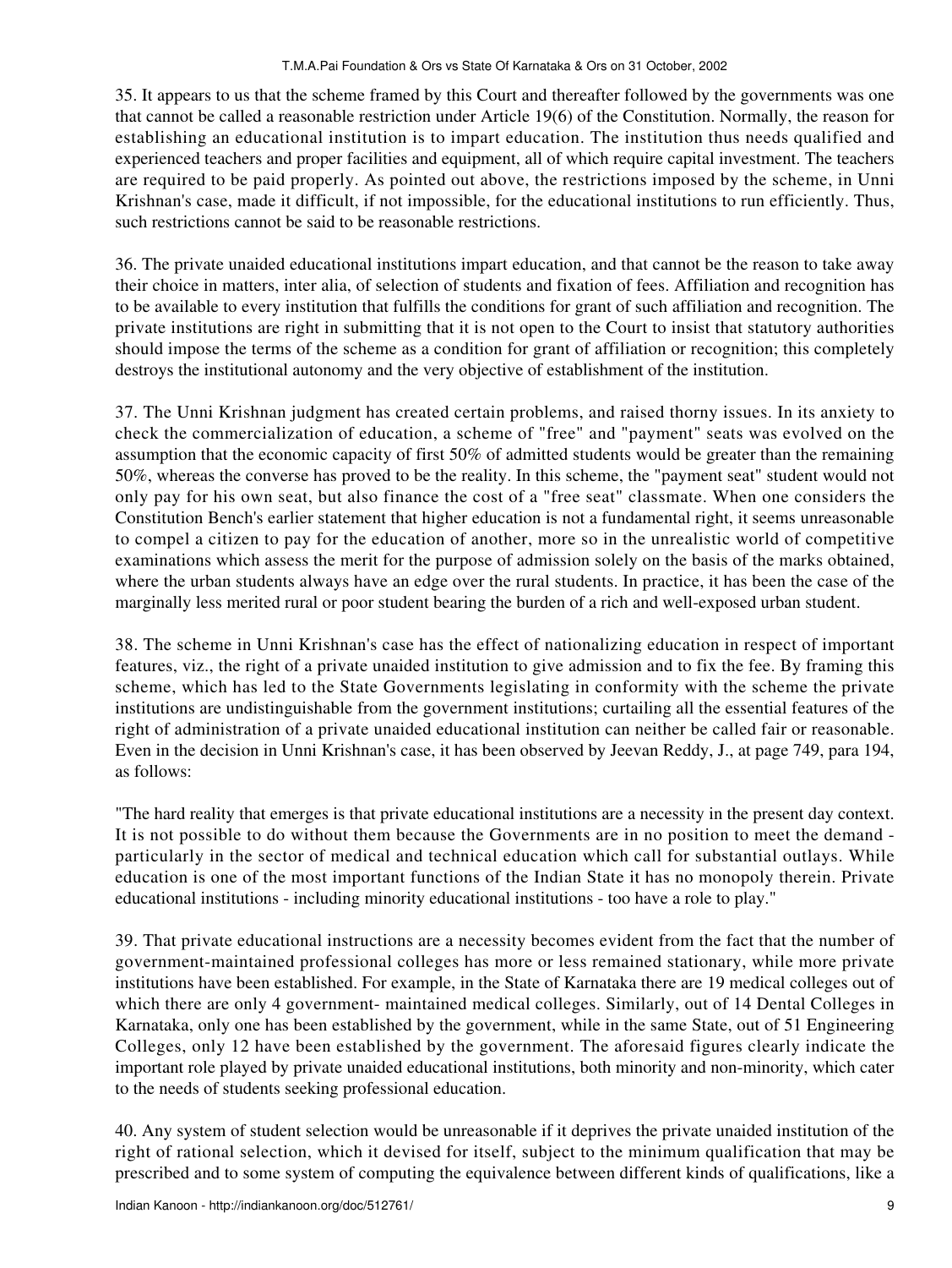35. It appears to us that the scheme framed by this Court and thereafter followed by the governments was one that cannot be called a reasonable restriction under Article 19(6) of the Constitution. Normally, the reason for establishing an educational institution is to impart education. The institution thus needs qualified and experienced teachers and proper facilities and equipment, all of which require capital investment. The teachers are required to be paid properly. As pointed out above, the restrictions imposed by the scheme, in Unni Krishnan's case, made it difficult, if not impossible, for the educational institutions to run efficiently. Thus, such restrictions cannot be said to be reasonable restrictions.

36. The private unaided educational institutions impart education, and that cannot be the reason to take away their choice in matters, inter alia, of selection of students and fixation of fees. Affiliation and recognition has to be available to every institution that fulfills the conditions for grant of such affiliation and recognition. The private institutions are right in submitting that it is not open to the Court to insist that statutory authorities should impose the terms of the scheme as a condition for grant of affiliation or recognition; this completely destroys the institutional autonomy and the very objective of establishment of the institution.

37. The Unni Krishnan judgment has created certain problems, and raised thorny issues. In its anxiety to check the commercialization of education, a scheme of "free" and "payment" seats was evolved on the assumption that the economic capacity of first 50% of admitted students would be greater than the remaining 50%, whereas the converse has proved to be the reality. In this scheme, the "payment seat" student would not only pay for his own seat, but also finance the cost of a "free seat" classmate. When one considers the Constitution Bench's earlier statement that higher education is not a fundamental right, it seems unreasonable to compel a citizen to pay for the education of another, more so in the unrealistic world of competitive examinations which assess the merit for the purpose of admission solely on the basis of the marks obtained, where the urban students always have an edge over the rural students. In practice, it has been the case of the marginally less merited rural or poor student bearing the burden of a rich and well-exposed urban student.

38. The scheme in Unni Krishnan's case has the effect of nationalizing education in respect of important features, viz., the right of a private unaided institution to give admission and to fix the fee. By framing this scheme, which has led to the State Governments legislating in conformity with the scheme the private institutions are undistinguishable from the government institutions; curtailing all the essential features of the right of administration of a private unaided educational institution can neither be called fair or reasonable. Even in the decision in Unni Krishnan's case, it has been observed by Jeevan Reddy, J., at page 749, para 194, as follows:

"The hard reality that emerges is that private educational institutions are a necessity in the present day context. It is not possible to do without them because the Governments are in no position to meet the demand - particularly in the sector of medical and technical education which call for substantial outlays. While education is one of the most important functions of the Indian State it has no monopoly therein. Private educational institutions - including minority educational institutions - too have a role to play."

39. That private educational instructions are a necessity becomes evident from the fact that the number of government-maintained professional colleges has more or less remained stationary, while more private institutions have been established. For example, in the State of Karnataka there are 19 medical colleges out of which there are only 4 government- maintained medical colleges. Similarly, out of 14 Dental Colleges in Karnataka, only one has been established by the government, while in the same State, out of 51 Engineering Colleges, only 12 have been established by the government. The aforesaid figures clearly indicate the important role played by private unaided educational institutions, both minority and non-minority, which cater to the needs of students seeking professional education.

40. Any system of student selection would be unreasonable if it deprives the private unaided institution of the right of rational selection, which it devised for itself, subject to the minimum qualification that may be prescribed and to some system of computing the equivalence between different kinds of qualifications, like a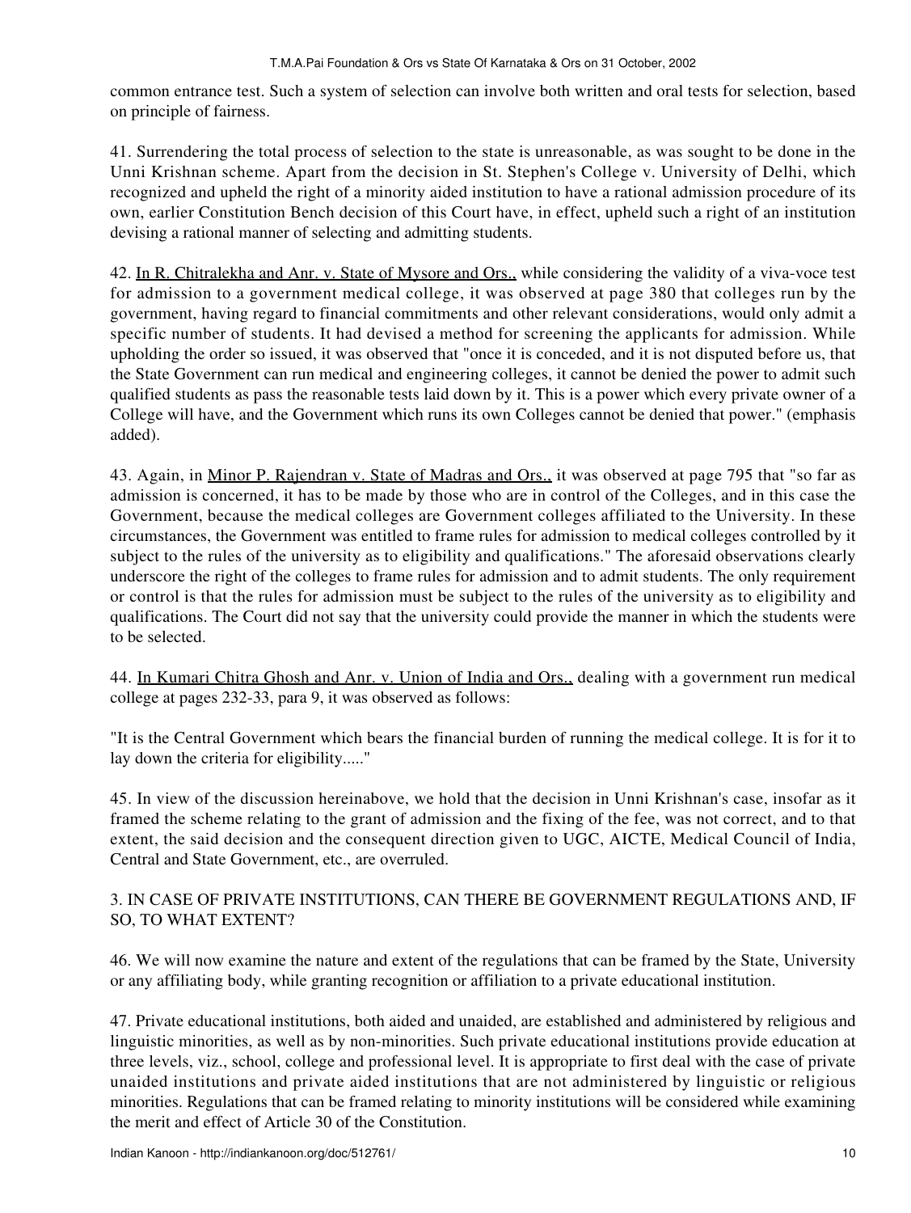common entrance test. Such a system of selection can involve both written and oral tests for selection, based on principle of fairness.

41. Surrendering the total process of selection to the state is unreasonable, as was sought to be done in the Unni Krishnan scheme. Apart from the decision in St. Stephen's College v. University of Delhi, which recognized and upheld the right of a minority aided institution to have a rational admission procedure of its own, earlier Constitution Bench decision of this Court have, in effect, upheld such a right of an institution devising a rational manner of selecting and admitting students.

42. In R. Chitralekha and Anr. v. State of Mysore and Ors., while considering the validity of a viva-voce test for admission to a government medical college, it was observed at page 380 that colleges run by the government, having regard to financial commitments and other relevant considerations, would only admit a specific number of students. It had devised a method for screening the applicants for admission. While upholding the order so issued, it was observed that "once it is conceded, and it is not disputed before us, that the State Government can run medical and engineering colleges, it cannot be denied the power to admit such qualified students as pass the reasonable tests laid down by it. This is a power which every private owner of a College will have, and the Government which runs its own Colleges cannot be denied that power." (emphasis added).

43. Again, in Minor P. Rajendran v. State of Madras and Ors., it was observed at page 795 that "so far as admission is concerned, it has to be made by those who are in control of the Colleges, and in this case the Government, because the medical colleges are Government colleges affiliated to the University. In these circumstances, the Government was entitled to frame rules for admission to medical colleges controlled by it subject to the rules of the university as to eligibility and qualifications." The aforesaid observations clearly underscore the right of the colleges to frame rules for admission and to admit students. The only requirement or control is that the rules for admission must be subject to the rules of the university as to eligibility and qualifications. The Court did not say that the university could provide the manner in which the students were to be selected.

44. In Kumari Chitra Ghosh and Anr. v. Union of India and Ors., dealing with a government run medical college at pages 232-33, para 9, it was observed as follows:

"It is the Central Government which bears the financial burden of running the medical college. It is for it to lay down the criteria for eligibility....."

45. In view of the discussion hereinabove, we hold that the decision in Unni Krishnan's case, insofar as it framed the scheme relating to the grant of admission and the fixing of the fee, was not correct, and to that extent, the said decision and the consequent direction given to UGC, AICTE, Medical Council of India, Central and State Government, etc., are overruled.

## 3. IN CASE OF PRIVATE INSTITUTIONS, CAN THERE BE GOVERNMENT REGULATIONS AND, IF SO, TO WHAT EXTENT?

46. We will now examine the nature and extent of the regulations that can be framed by the State, University or any affiliating body, while granting recognition or affiliation to a private educational institution.

47. Private educational institutions, both aided and unaided, are established and administered by religious and linguistic minorities, as well as by non-minorities. Such private educational institutions provide education at three levels, viz., school, college and professional level. It is appropriate to first deal with the case of private unaided institutions and private aided institutions that are not administered by linguistic or religious minorities. Regulations that can be framed relating to minority institutions will be considered while examining the merit and effect of Article 30 of the Constitution.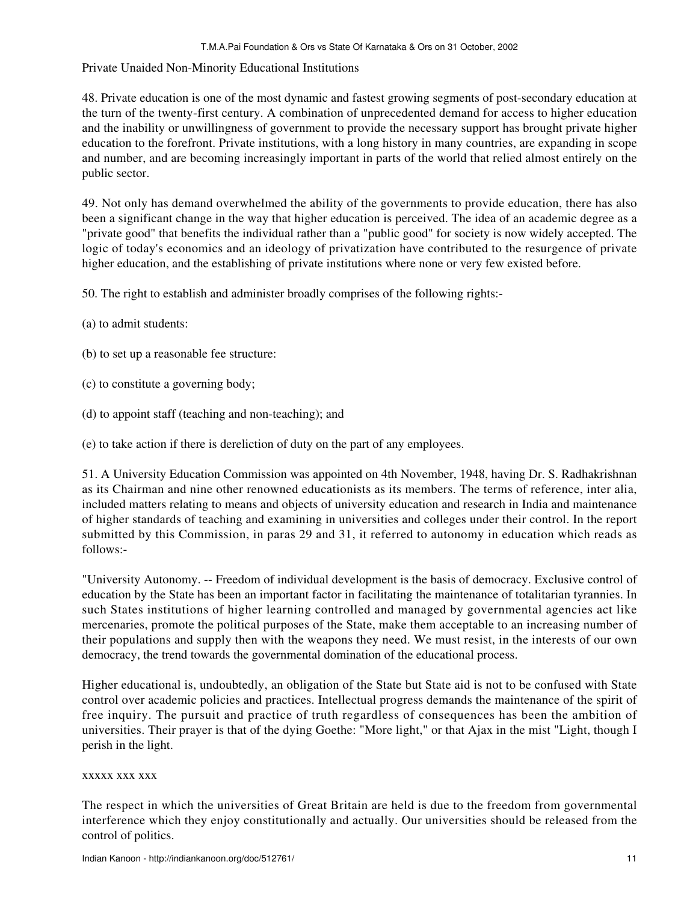Private Unaided Non-Minority Educational Institutions

48. Private education is one of the most dynamic and fastest growing segments of post-secondary education at the turn of the twenty-first century. A combination of unprecedented demand for access to higher education and the inability or unwillingness of government to provide the necessary support has brought private higher education to the forefront. Private institutions, with a long history in many countries, are expanding in scope and number, and are becoming increasingly important in parts of the world that relied almost entirely on the public sector.

49. Not only has demand overwhelmed the ability of the governments to provide education, there has also been a significant change in the way that higher education is perceived. The idea of an academic degree as a "private good" that benefits the individual rather than a "public good" for society is now widely accepted. The logic of today's economics and an ideology of privatization have contributed to the resurgence of private higher education, and the establishing of private institutions where none or very few existed before.

50. The right to establish and administer broadly comprises of the following rights:-

(a) to admit students:

(b) to set up a reasonable fee structure:

(c) to constitute a governing body;

(d) to appoint staff (teaching and non-teaching); and

(e) to take action if there is dereliction of duty on the part of any employees.

51. A University Education Commission was appointed on 4th November, 1948, having Dr. S. Radhakrishnan as its Chairman and nine other renowned educationists as its members. The terms of reference, inter alia, included matters relating to means and objects of university education and research in India and maintenance of higher standards of teaching and examining in universities and colleges under their control. In the report submitted by this Commission, in paras 29 and 31, it referred to autonomy in education which reads as follows:-

"University Autonomy. -- Freedom of individual development is the basis of democracy. Exclusive control of education by the State has been an important factor in facilitating the maintenance of totalitarian tyrannies. In such States institutions of higher learning controlled and managed by governmental agencies act like mercenaries, promote the political purposes of the State, make them acceptable to an increasing number of their populations and supply then with the weapons they need. We must resist, in the interests of our own democracy, the trend towards the governmental domination of the educational process.

Higher educational is, undoubtedly, an obligation of the State but State aid is not to be confused with State control over academic policies and practices. Intellectual progress demands the maintenance of the spirit of free inquiry. The pursuit and practice of truth regardless of consequences has been the ambition of universities. Their prayer is that of the dying Goethe: "More light," or that Ajax in the mist "Light, though I perish in the light.

xxxxx xxx xxx

The respect in which the universities of Great Britain are held is due to the freedom from governmental interference which they enjoy constitutionally and actually. Our universities should be released from the control of politics.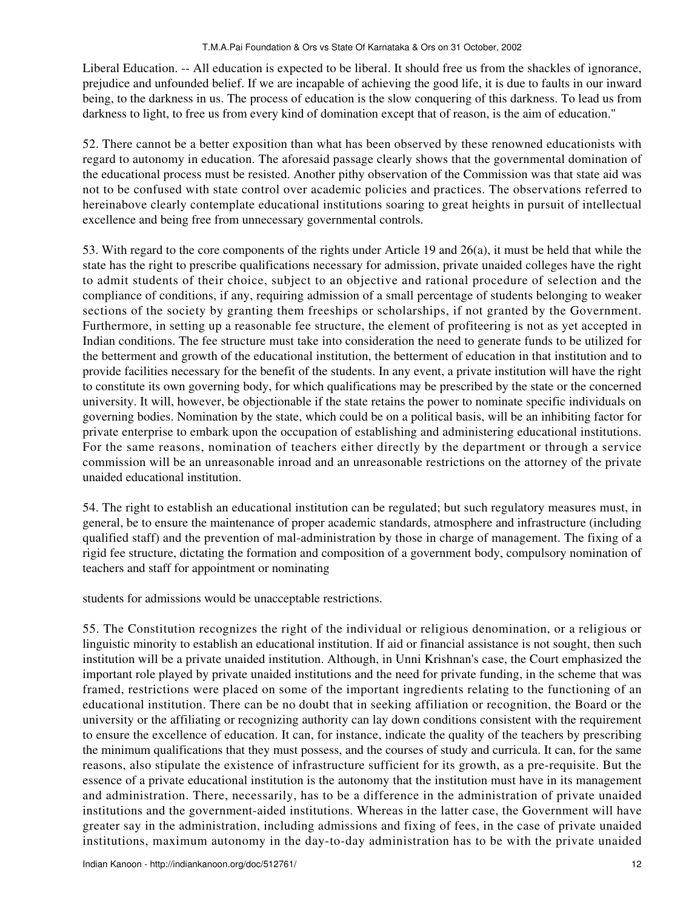Liberal Education. -- All education is expected to be liberal. It should free us from the shackles of ignorance, prejudice and unfounded belief. If we are incapable of achieving the good life, it is due to faults in our inward being, to the darkness in us. The process of education is the slow conquering of this darkness. To lead us from darkness to light, to free us from every kind of domination except that of reason, is the aim of education."

52. There cannot be a better exposition than what has been observed by these renowned educationists with regard to autonomy in education. The aforesaid passage clearly shows that the governmental domination of the educational process must be resisted. Another pithy observation of the Commission was that state aid was not to be confused with state control over academic policies and practices. The observations referred to hereinabove clearly contemplate educational institutions soaring to great heights in pursuit of intellectual excellence and being free from unnecessary governmental controls.

53. With regard to the core components of the rights under Article 19 and 26(a), it must be held that while the state has the right to prescribe qualifications necessary for admission, private unaided colleges have the right to admit students of their choice, subject to an objective and rational procedure of selection and the compliance of conditions, if any, requiring admission of a small percentage of students belonging to weaker sections of the society by granting them freeships or scholarships, if not granted by the Government. Furthermore, in setting up a reasonable fee structure, the element of profiteering is not as yet accepted in Indian conditions. The fee structure must take into consideration the need to generate funds to be utilized for the betterment and growth of the educational institution, the betterment of education in that institution and to provide facilities necessary for the benefit of the students. In any event, a private institution will have the right to constitute its own governing body, for which qualifications may be prescribed by the state or the concerned university. It will, however, be objectionable if the state retains the power to nominate specific individuals on governing bodies. Nomination by the state, which could be on a political basis, will be an inhibiting factor for private enterprise to embark upon the occupation of establishing and administering educational institutions. For the same reasons, nomination of teachers either directly by the department or through a service commission will be an unreasonable inroad and an unreasonable restrictions on the attorney of the private unaided educational institution.

54. The right to establish an educational institution can be regulated; but such regulatory measures must, in general, be to ensure the maintenance of proper academic standards, atmosphere and infrastructure (including qualified staff) and the prevention of mal-administration by those in charge of management. The fixing of a rigid fee structure, dictating the formation and composition of a government body, compulsory nomination of teachers and staff for appointment or nominating

students for admissions would be unacceptable restrictions.

55. The Constitution recognizes the right of the individual or religious denomination, or a religious or linguistic minority to establish an educational institution. If aid or financial assistance is not sought, then such institution will be a private unaided institution. Although, in Unni Krishnan's case, the Court emphasized the important role played by private unaided institutions and the need for private funding, in the scheme that was framed, restrictions were placed on some of the important ingredients relating to the functioning of an educational institution. There can be no doubt that in seeking affiliation or recognition, the Board or the university or the affiliating or recognizing authority can lay down conditions consistent with the requirement to ensure the excellence of education. It can, for instance, indicate the quality of the teachers by prescribing the minimum qualifications that they must possess, and the courses of study and curricula. It can, for the same reasons, also stipulate the existence of infrastructure sufficient for its growth, as a pre-requisite. But the essence of a private educational institution is the autonomy that the institution must have in its management and administration. There, necessarily, has to be a difference in the administration of private unaided institutions and the government-aided institutions. Whereas in the latter case, the Government will have greater say in the administration, including admissions and fixing of fees, in the case of private unaided institutions, maximum autonomy in the day-to-day administration has to be with the private unaided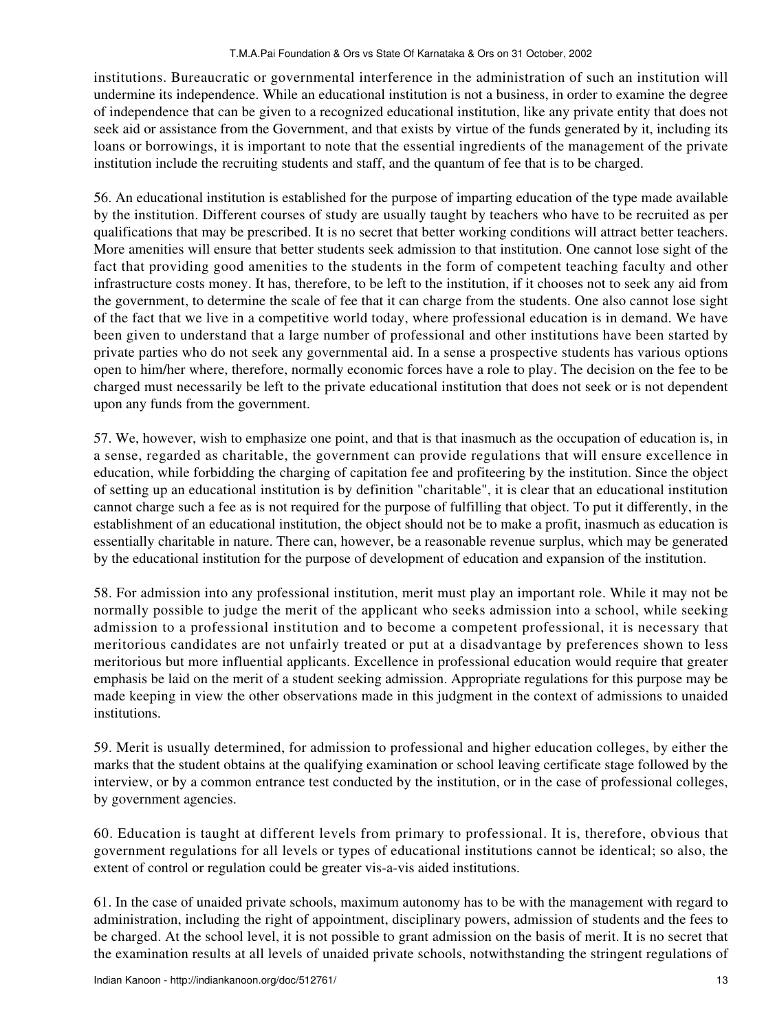institutions. Bureaucratic or governmental interference in the administration of such an institution will undermine its independence. While an educational institution is not a business, in order to examine the degree of independence that can be given to a recognized educational institution, like any private entity that does not seek aid or assistance from the Government, and that exists by virtue of the funds generated by it, including its loans or borrowings, it is important to note that the essential ingredients of the management of the private institution include the recruiting students and staff, and the quantum of fee that is to be charged.

56. An educational institution is established for the purpose of imparting education of the type made available by the institution. Different courses of study are usually taught by teachers who have to be recruited as per qualifications that may be prescribed. It is no secret that better working conditions will attract better teachers. More amenities will ensure that better students seek admission to that institution. One cannot lose sight of the fact that providing good amenities to the students in the form of competent teaching faculty and other infrastructure costs money. It has, therefore, to be left to the institution, if it chooses not to seek any aid from the government, to determine the scale of fee that it can charge from the students. One also cannot lose sight of the fact that we live in a competitive world today, where professional education is in demand. We have been given to understand that a large number of professional and other institutions have been started by private parties who do not seek any governmental aid. In a sense a prospective students has various options open to him/her where, therefore, normally economic forces have a role to play. The decision on the fee to be charged must necessarily be left to the private educational institution that does not seek or is not dependent upon any funds from the government.

57. We, however, wish to emphasize one point, and that is that inasmuch as the occupation of education is, in a sense, regarded as charitable, the government can provide regulations that will ensure excellence in education, while forbidding the charging of capitation fee and profiteering by the institution. Since the object of setting up an educational institution is by definition "charitable", it is clear that an educational institution cannot charge such a fee as is not required for the purpose of fulfilling that object. To put it differently, in the establishment of an educational institution, the object should not be to make a profit, inasmuch as education is essentially charitable in nature. There can, however, be a reasonable revenue surplus, which may be generated by the educational institution for the purpose of development of education and expansion of the institution.

58. For admission into any professional institution, merit must play an important role. While it may not be normally possible to judge the merit of the applicant who seeks admission into a school, while seeking admission to a professional institution and to become a competent professional, it is necessary that meritorious candidates are not unfairly treated or put at a disadvantage by preferences shown to less meritorious but more influential applicants. Excellence in professional education would require that greater emphasis be laid on the merit of a student seeking admission. Appropriate regulations for this purpose may be made keeping in view the other observations made in this judgment in the context of admissions to unaided institutions.

59. Merit is usually determined, for admission to professional and higher education colleges, by either the marks that the student obtains at the qualifying examination or school leaving certificate stage followed by the interview, or by a common entrance test conducted by the institution, or in the case of professional colleges, by government agencies.

60. Education is taught at different levels from primary to professional. It is, therefore, obvious that government regulations for all levels or types of educational institutions cannot be identical; so also, the extent of control or regulation could be greater vis-a-vis aided institutions.

61. In the case of unaided private schools, maximum autonomy has to be with the management with regard to administration, including the right of appointment, disciplinary powers, admission of students and the fees to be charged. At the school level, it is not possible to grant admission on the basis of merit. It is no secret that the examination results at all levels of unaided private schools, notwithstanding the stringent regulations of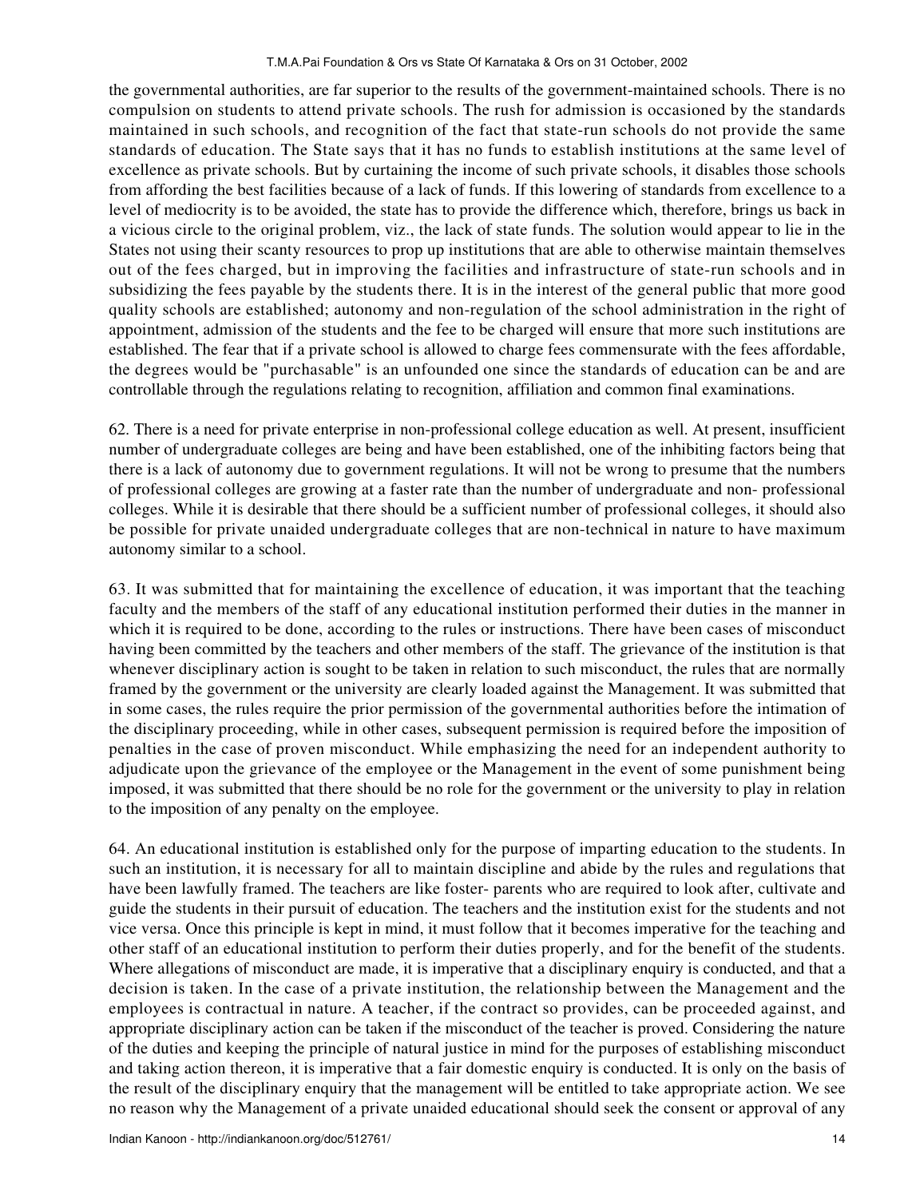the governmental authorities, are far superior to the results of the government-maintained schools. There is no compulsion on students to attend private schools. The rush for admission is occasioned by the standards maintained in such schools, and recognition of the fact that state-run schools do not provide the same standards of education. The State says that it has no funds to establish institutions at the same level of excellence as private schools. But by curtaining the income of such private schools, it disables those schools from affording the best facilities because of a lack of funds. If this lowering of standards from excellence to a level of mediocrity is to be avoided, the state has to provide the difference which, therefore, brings us back in a vicious circle to the original problem, viz., the lack of state funds. The solution would appear to lie in the States not using their scanty resources to prop up institutions that are able to otherwise maintain themselves out of the fees charged, but in improving the facilities and infrastructure of state-run schools and in subsidizing the fees payable by the students there. It is in the interest of the general public that more good quality schools are established; autonomy and non-regulation of the school administration in the right of appointment, admission of the students and the fee to be charged will ensure that more such institutions are established. The fear that if a private school is allowed to charge fees commensurate with the fees affordable, the degrees would be "purchasable" is an unfounded one since the standards of education can be and are controllable through the regulations relating to recognition, affiliation and common final examinations.

62. There is a need for private enterprise in non-professional college education as well. At present, insufficient number of undergraduate colleges are being and have been established, one of the inhibiting factors being that there is a lack of autonomy due to government regulations. It will not be wrong to presume that the numbers of professional colleges are growing at a faster rate than the number of undergraduate and non- professional colleges. While it is desirable that there should be a sufficient number of professional colleges, it should also be possible for private unaided undergraduate colleges that are non-technical in nature to have maximum autonomy similar to a school.

63. It was submitted that for maintaining the excellence of education, it was important that the teaching faculty and the members of the staff of any educational institution performed their duties in the manner in which it is required to be done, according to the rules or instructions. There have been cases of misconduct having been committed by the teachers and other members of the staff. The grievance of the institution is that whenever disciplinary action is sought to be taken in relation to such misconduct, the rules that are normally framed by the government or the university are clearly loaded against the Management. It was submitted that in some cases, the rules require the prior permission of the governmental authorities before the intimation of the disciplinary proceeding, while in other cases, subsequent permission is required before the imposition of penalties in the case of proven misconduct. While emphasizing the need for an independent authority to adjudicate upon the grievance of the employee or the Management in the event of some punishment being imposed, it was submitted that there should be no role for the government or the university to play in relation to the imposition of any penalty on the employee.

64. An educational institution is established only for the purpose of imparting education to the students. In such an institution, it is necessary for all to maintain discipline and abide by the rules and regulations that have been lawfully framed. The teachers are like foster- parents who are required to look after, cultivate and guide the students in their pursuit of education. The teachers and the institution exist for the students and not vice versa. Once this principle is kept in mind, it must follow that it becomes imperative for the teaching and other staff of an educational institution to perform their duties properly, and for the benefit of the students. Where allegations of misconduct are made, it is imperative that a disciplinary enquiry is conducted, and that a decision is taken. In the case of a private institution, the relationship between the Management and the employees is contractual in nature. A teacher, if the contract so provides, can be proceeded against, and appropriate disciplinary action can be taken if the misconduct of the teacher is proved. Considering the nature of the duties and keeping the principle of natural justice in mind for the purposes of establishing misconduct and taking action thereon, it is imperative that a fair domestic enquiry is conducted. It is only on the basis of the result of the disciplinary enquiry that the management will be entitled to take appropriate action. We see no reason why the Management of a private unaided educational should seek the consent or approval of any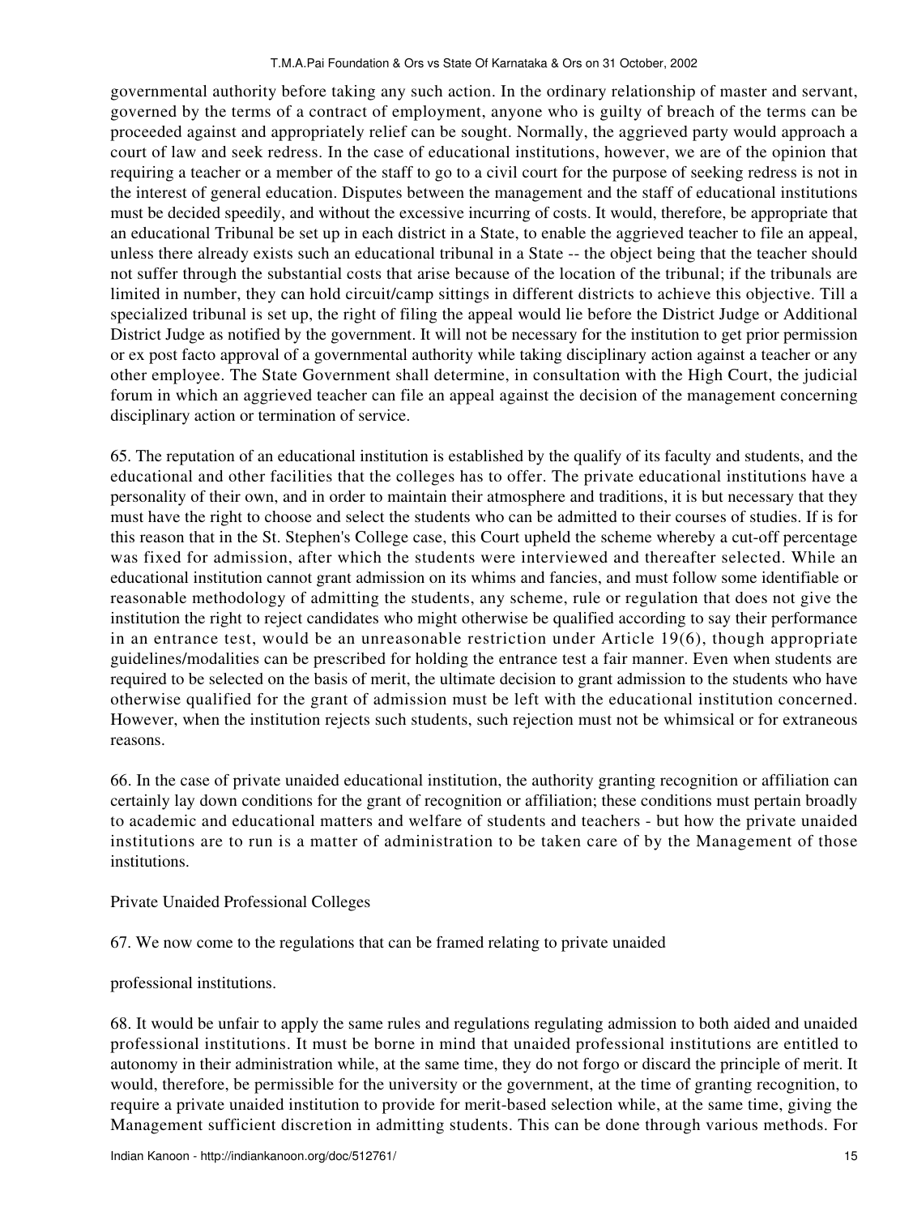governmental authority before taking any such action. In the ordinary relationship of master and servant, governed by the terms of a contract of employment, anyone who is guilty of breach of the terms can be proceeded against and appropriately relief can be sought. Normally, the aggrieved party would approach a court of law and seek redress. In the case of educational institutions, however, we are of the opinion that requiring a teacher or a member of the staff to go to a civil court for the purpose of seeking redress is not in the interest of general education. Disputes between the management and the staff of educational institutions must be decided speedily, and without the excessive incurring of costs. It would, therefore, be appropriate that an educational Tribunal be set up in each district in a State, to enable the aggrieved teacher to file an appeal, unless there already exists such an educational tribunal in a State -- the object being that the teacher should not suffer through the substantial costs that arise because of the location of the tribunal; if the tribunals are limited in number, they can hold circuit/camp sittings in different districts to achieve this objective. Till a specialized tribunal is set up, the right of filing the appeal would lie before the District Judge or Additional District Judge as notified by the government. It will not be necessary for the institution to get prior permission or ex post facto approval of a governmental authority while taking disciplinary action against a teacher or any other employee. The State Government shall determine, in consultation with the High Court, the judicial forum in which an aggrieved teacher can file an appeal against the decision of the management concerning disciplinary action or termination of service.

65. The reputation of an educational institution is established by the qualify of its faculty and students, and the educational and other facilities that the colleges has to offer. The private educational institutions have a personality of their own, and in order to maintain their atmosphere and traditions, it is but necessary that they must have the right to choose and select the students who can be admitted to their courses of studies. If is for this reason that in the St. Stephen's College case, this Court upheld the scheme whereby a cut-off percentage was fixed for admission, after which the students were interviewed and thereafter selected. While an educational institution cannot grant admission on its whims and fancies, and must follow some identifiable or reasonable methodology of admitting the students, any scheme, rule or regulation that does not give the institution the right to reject candidates who might otherwise be qualified according to say their performance in an entrance test, would be an unreasonable restriction under Article 19(6), though appropriate guidelines/modalities can be prescribed for holding the entrance test a fair manner. Even when students are required to be selected on the basis of merit, the ultimate decision to grant admission to the students who have otherwise qualified for the grant of admission must be left with the educational institution concerned. However, when the institution rejects such students, such rejection must not be whimsical or for extraneous reasons.

66. In the case of private unaided educational institution, the authority granting recognition or affiliation can certainly lay down conditions for the grant of recognition or affiliation; these conditions must pertain broadly to academic and educational matters and welfare of students and teachers - but how the private unaided institutions are to run is a matter of administration to be taken care of by the Management of those institutions.

Private Unaided Professional Colleges

67. We now come to the regulations that can be framed relating to private unaided

professional institutions.

68. It would be unfair to apply the same rules and regulations regulating admission to both aided and unaided professional institutions. It must be borne in mind that unaided professional institutions are entitled to autonomy in their administration while, at the same time, they do not forgo or discard the principle of merit. It would, therefore, be permissible for the university or the government, at the time of granting recognition, to require a private unaided institution to provide for merit-based selection while, at the same time, giving the Management sufficient discretion in admitting students. This can be done through various methods. For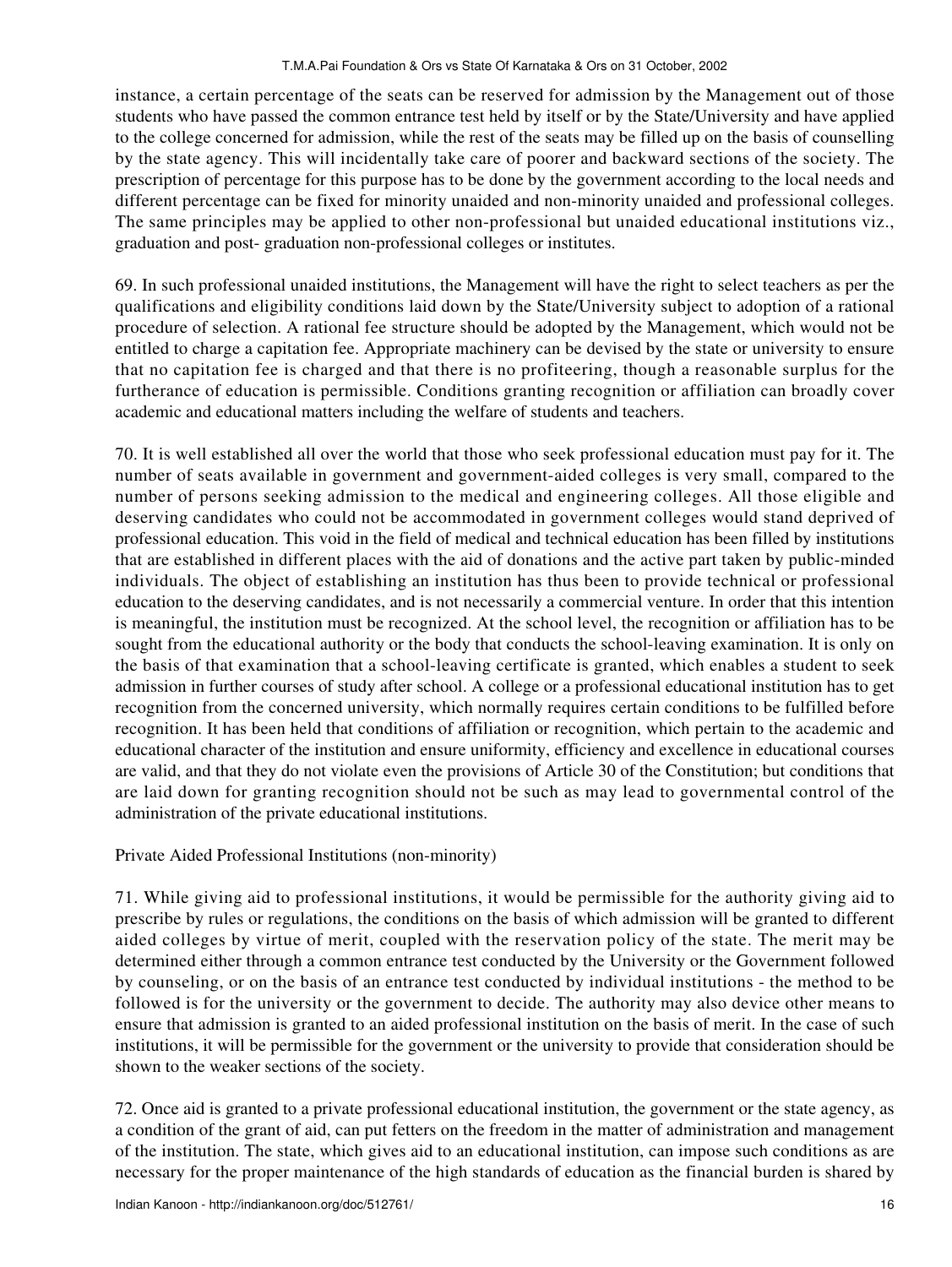instance, a certain percentage of the seats can be reserved for admission by the Management out of those students who have passed the common entrance test held by itself or by the State/University and have applied to the college concerned for admission, while the rest of the seats may be filled up on the basis of counselling by the state agency. This will incidentally take care of poorer and backward sections of the society. The prescription of percentage for this purpose has to be done by the government according to the local needs and different percentage can be fixed for minority unaided and non-minority unaided and professional colleges. The same principles may be applied to other non-professional but unaided educational institutions viz., graduation and post- graduation non-professional colleges or institutes.

69. In such professional unaided institutions, the Management will have the right to select teachers as per the qualifications and eligibility conditions laid down by the State/University subject to adoption of a rational procedure of selection. A rational fee structure should be adopted by the Management, which would not be entitled to charge a capitation fee. Appropriate machinery can be devised by the state or university to ensure that no capitation fee is charged and that there is no profiteering, though a reasonable surplus for the furtherance of education is permissible. Conditions granting recognition or affiliation can broadly cover academic and educational matters including the welfare of students and teachers.

70. It is well established all over the world that those who seek professional education must pay for it. The number of seats available in government and government-aided colleges is very small, compared to the number of persons seeking admission to the medical and engineering colleges. All those eligible and deserving candidates who could not be accommodated in government colleges would stand deprived of professional education. This void in the field of medical and technical education has been filled by institutions that are established in different places with the aid of donations and the active part taken by public-minded individuals. The object of establishing an institution has thus been to provide technical or professional education to the deserving candidates, and is not necessarily a commercial venture. In order that this intention is meaningful, the institution must be recognized. At the school level, the recognition or affiliation has to be sought from the educational authority or the body that conducts the school-leaving examination. It is only on the basis of that examination that a school-leaving certificate is granted, which enables a student to seek admission in further courses of study after school. A college or a professional educational institution has to get recognition from the concerned university, which normally requires certain conditions to be fulfilled before recognition. It has been held that conditions of affiliation or recognition, which pertain to the academic and educational character of the institution and ensure uniformity, efficiency and excellence in educational courses are valid, and that they do not violate even the provisions of Article 30 of the Constitution; but conditions that are laid down for granting recognition should not be such as may lead to governmental control of the administration of the private educational institutions.

Private Aided Professional Institutions (non-minority)

71. While giving aid to professional institutions, it would be permissible for the authority giving aid to prescribe by rules or regulations, the conditions on the basis of which admission will be granted to different aided colleges by virtue of merit, coupled with the reservation policy of the state. The merit may be determined either through a common entrance test conducted by the University or the Government followed by counseling, or on the basis of an entrance test conducted by individual institutions - the method to be followed is for the university or the government to decide. The authority may also device other means to ensure that admission is granted to an aided professional institution on the basis of merit. In the case of such institutions, it will be permissible for the government or the university to provide that consideration should be shown to the weaker sections of the society.

72. Once aid is granted to a private professional educational institution, the government or the state agency, as a condition of the grant of aid, can put fetters on the freedom in the matter of administration and management of the institution. The state, which gives aid to an educational institution, can impose such conditions as are necessary for the proper maintenance of the high standards of education as the financial burden is shared by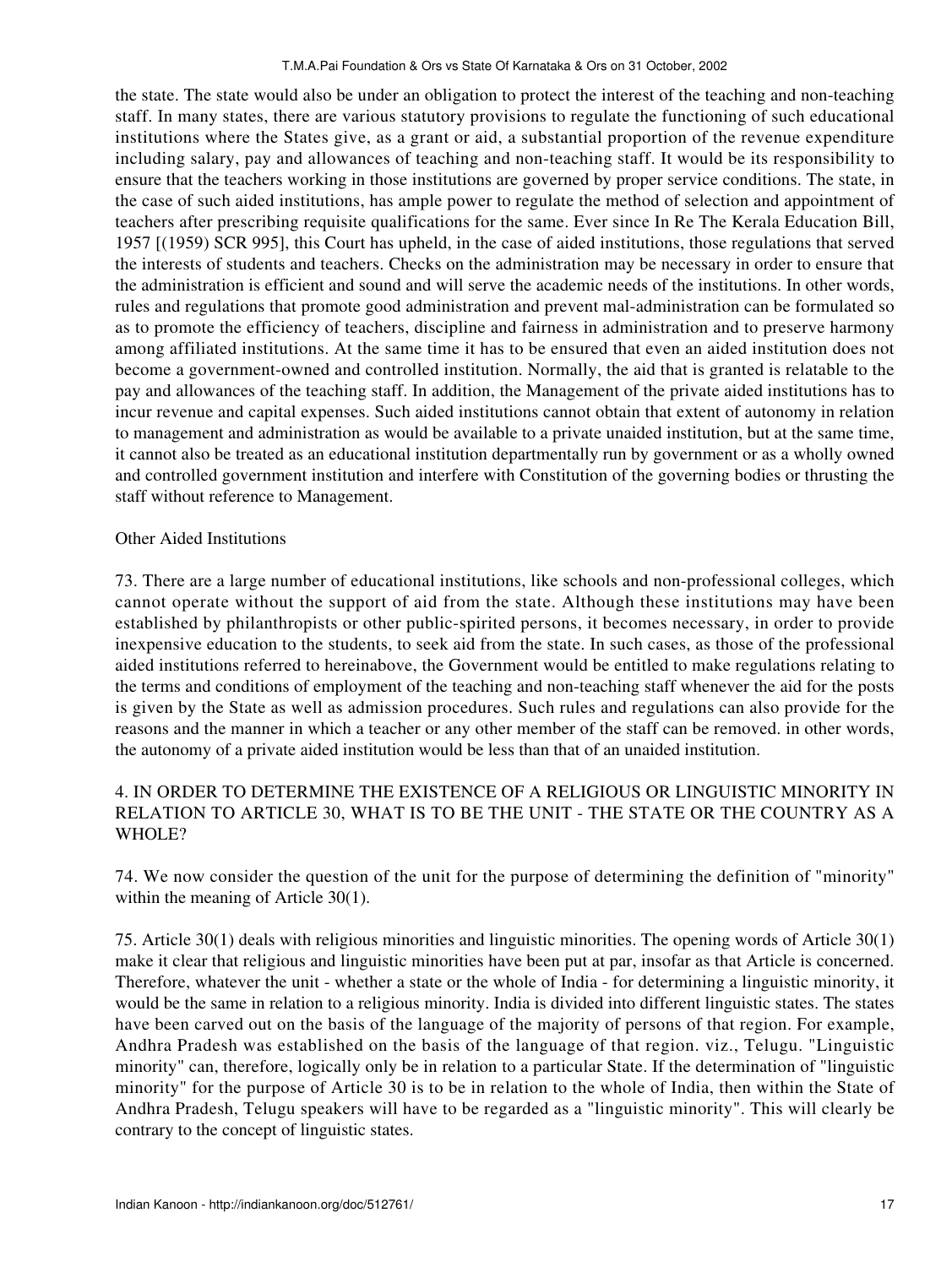the state. The state would also be under an obligation to protect the interest of the teaching and non-teaching staff. In many states, there are various statutory provisions to regulate the functioning of such educational institutions where the States give, as a grant or aid, a substantial proportion of the revenue expenditure including salary, pay and allowances of teaching and non-teaching staff. It would be its responsibility to ensure that the teachers working in those institutions are governed by proper service conditions. The state, in the case of such aided institutions, has ample power to regulate the method of selection and appointment of teachers after prescribing requisite qualifications for the same. Ever since In Re The Kerala Education Bill, 1957 [(1959) SCR 995], this Court has upheld, in the case of aided institutions, those regulations that served the interests of students and teachers. Checks on the administration may be necessary in order to ensure that the administration is efficient and sound and will serve the academic needs of the institutions. In other words, rules and regulations that promote good administration and prevent mal-administration can be formulated so as to promote the efficiency of teachers, discipline and fairness in administration and to preserve harmony among affiliated institutions. At the same time it has to be ensured that even an aided institution does not become a government-owned and controlled institution. Normally, the aid that is granted is relatable to the pay and allowances of the teaching staff. In addition, the Management of the private aided institutions has to incur revenue and capital expenses. Such aided institutions cannot obtain that extent of autonomy in relation to management and administration as would be available to a private unaided institution, but at the same time, it cannot also be treated as an educational institution departmentally run by government or as a wholly owned and controlled government institution and interfere with Constitution of the governing bodies or thrusting the staff without reference to Management.

Other Aided Institutions

73. There are a large number of educational institutions, like schools and non-professional colleges, which cannot operate without the support of aid from the state. Although these institutions may have been established by philanthropists or other public-spirited persons, it becomes necessary, in order to provide inexpensive education to the students, to seek aid from the state. In such cases, as those of the professional aided institutions referred to hereinabove, the Government would be entitled to make regulations relating to the terms and conditions of employment of the teaching and non-teaching staff whenever the aid for the posts is given by the State as well as admission procedures. Such rules and regulations can also provide for the reasons and the manner in which a teacher or any other member of the staff can be removed. in other words, the autonomy of a private aided institution would be less than that of an unaided institution.

4. IN ORDER TO DETERMINE THE EXISTENCE OF A RELIGIOUS OR LINGUISTIC MINORITY IN RELATION TO ARTICLE 30, WHAT IS TO BE THE UNIT - THE STATE OR THE COUNTRY AS A WHOLE?

74. We now consider the question of the unit for the purpose of determining the definition of "minority" within the meaning of Article 30(1).

75. Article 30(1) deals with religious minorities and linguistic minorities. The opening words of Article 30(1) make it clear that religious and linguistic minorities have been put at par, insofar as that Article is concerned. Therefore, whatever the unit - whether a state or the whole of India - for determining a linguistic minority, it would be the same in relation to a religious minority. India is divided into different linguistic states. The states have been carved out on the basis of the language of the majority of persons of that region. For example, Andhra Pradesh was established on the basis of the language of that region. viz., Telugu. "Linguistic minority" can, therefore, logically only be in relation to a particular State. If the determination of "linguistic minority" for the purpose of Article 30 is to be in relation to the whole of India, then within the State of Andhra Pradesh, Telugu speakers will have to be regarded as a "linguistic minority". This will clearly be contrary to the concept of linguistic states.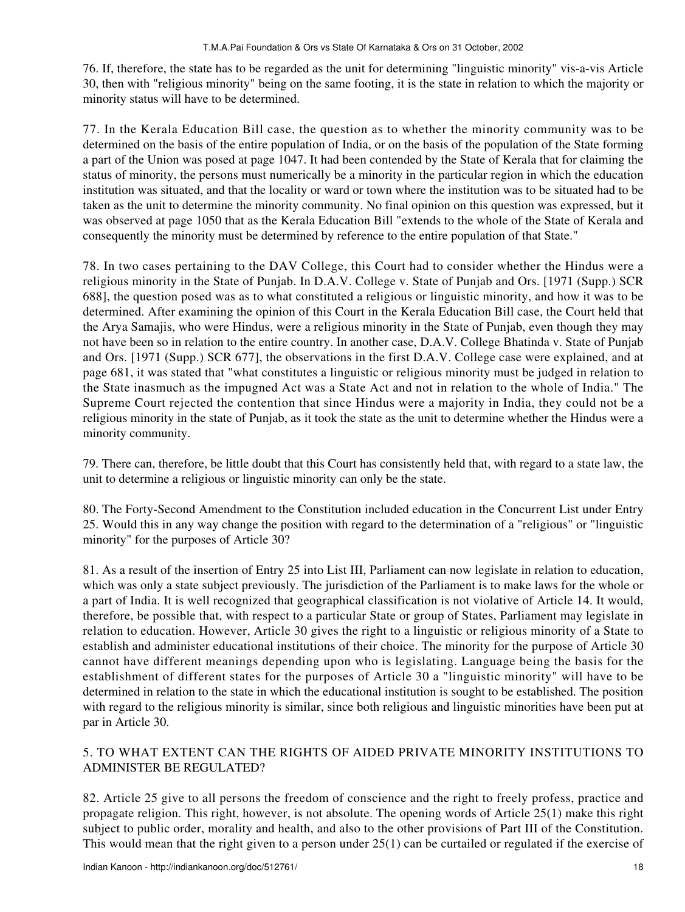76. If, therefore, the state has to be regarded as the unit for determining "linguistic minority" vis-a-vis Article 30, then with "religious minority" being on the same footing, it is the state in relation to which the majority or minority status will have to be determined.

77. In the Kerala Education Bill case, the question as to whether the minority community was to be determined on the basis of the entire population of India, or on the basis of the population of the State forming a part of the Union was posed at page 1047. It had been contended by the State of Kerala that for claiming the status of minority, the persons must numerically be a minority in the particular region in which the education institution was situated, and that the locality or ward or town where the institution was to be situated had to be taken as the unit to determine the minority community. No final opinion on this question was expressed, but it was observed at page 1050 that as the Kerala Education Bill "extends to the whole of the State of Kerala and consequently the minority must be determined by reference to the entire population of that State."

78. In two cases pertaining to the DAV College, this Court had to consider whether the Hindus were a religious minority in the State of Punjab. In D.A.V. College v. State of Punjab and Ors. [1971 (Supp.) SCR 688], the question posed was as to what constituted a religious or linguistic minority, and how it was to be determined. After examining the opinion of this Court in the Kerala Education Bill case, the Court held that the Arya Samajis, who were Hindus, were a religious minority in the State of Punjab, even though they may not have been so in relation to the entire country. In another case, D.A.V. College Bhatinda v. State of Punjab and Ors. [1971 (Supp.) SCR 677], the observations in the first D.A.V. College case were explained, and at page 681, it was stated that "what constitutes a linguistic or religious minority must be judged in relation to the State inasmuch as the impugned Act was a State Act and not in relation to the whole of India." The Supreme Court rejected the contention that since Hindus were a majority in India, they could not be a religious minority in the state of Punjab, as it took the state as the unit to determine whether the Hindus were a minority community.

79. There can, therefore, be little doubt that this Court has consistently held that, with regard to a state law, the unit to determine a religious or linguistic minority can only be the state.

80. The Forty-Second Amendment to the Constitution included education in the Concurrent List under Entry 25. Would this in any way change the position with regard to the determination of a "religious" or "linguistic minority" for the purposes of Article 30?

81. As a result of the insertion of Entry 25 into List III, Parliament can now legislate in relation to education, which was only a state subject previously. The jurisdiction of the Parliament is to make laws for the whole or a part of India. It is well recognized that geographical classification is not violative of Article 14. It would, therefore, be possible that, with respect to a particular State or group of States, Parliament may legislate in relation to education. However, Article 30 gives the right to a linguistic or religious minority of a State to establish and administer educational institutions of their choice. The minority for the purpose of Article 30 cannot have different meanings depending upon who is legislating. Language being the basis for the establishment of different states for the purposes of Article 30 a "linguistic minority" will have to be determined in relation to the state in which the educational institution is sought to be established. The position with regard to the religious minority is similar, since both religious and linguistic minorities have been put at par in Article 30.

## 5. TO WHAT EXTENT CAN THE RIGHTS OF AIDED PRIVATE MINORITY INSTITUTIONS TO ADMINISTER BE REGULATED?

82. Article 25 give to all persons the freedom of conscience and the right to freely profess, practice and propagate religion. This right, however, is not absolute. The opening words of Article 25(1) make this right subject to public order, morality and health, and also to the other provisions of Part III of the Constitution. This would mean that the right given to a person under 25(1) can be curtailed or regulated if the exercise of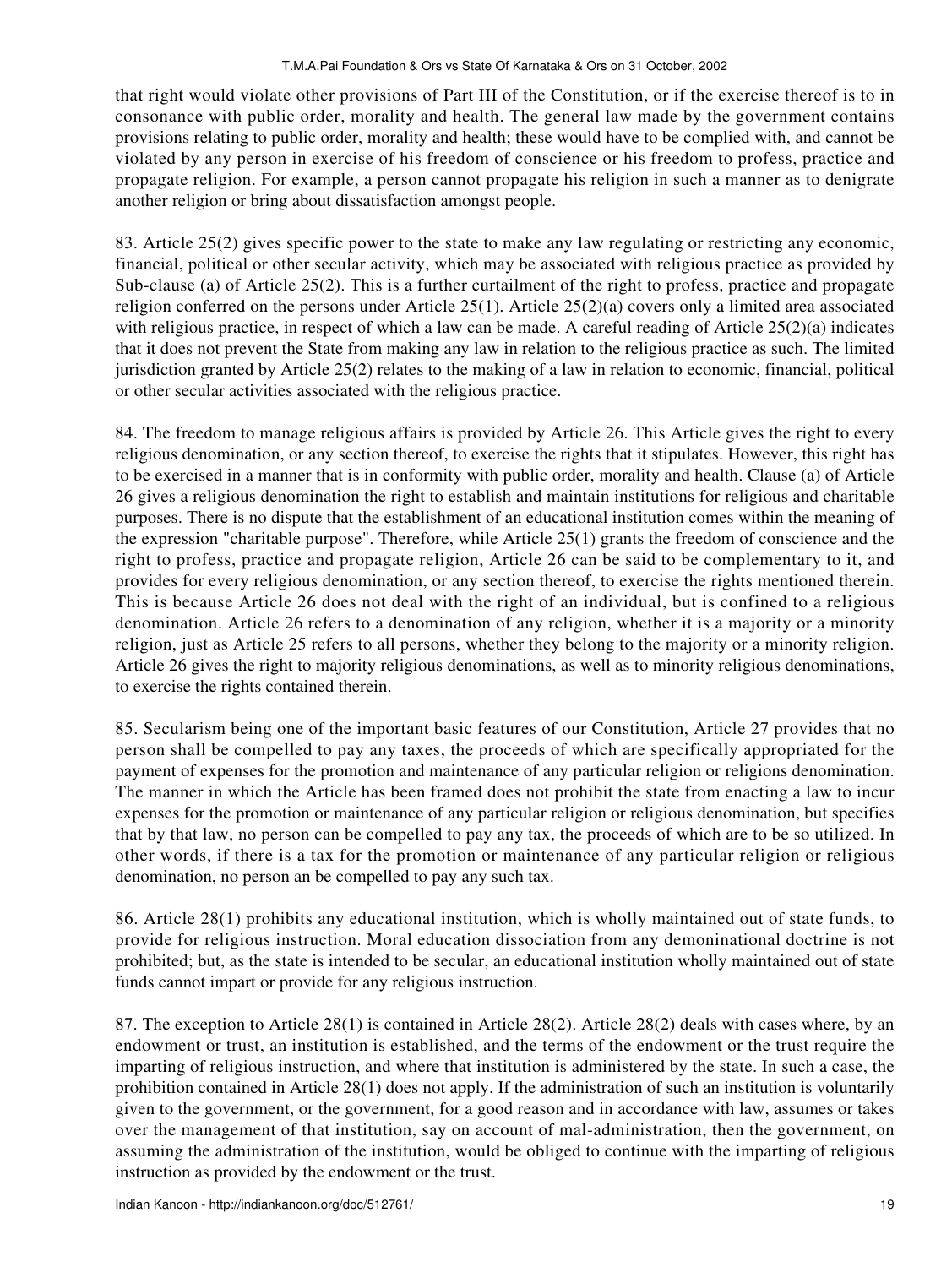that right would violate other provisions of Part III of the Constitution, or if the exercise thereof is to in consonance with public order, morality and health. The general law made by the government contains provisions relating to public order, morality and health; these would have to be complied with, and cannot be violated by any person in exercise of his freedom of conscience or his freedom to profess, practice and propagate religion. For example, a person cannot propagate his religion in such a manner as to denigrate another religion or bring about dissatisfaction amongst people.

83. Article 25(2) gives specific power to the state to make any law regulating or restricting any economic, financial, political or other secular activity, which may be associated with religious practice as provided by Sub-clause (a) of Article 25(2). This is a further curtailment of the right to profess, practice and propagate religion conferred on the persons under Article 25(1). Article 25(2)(a) covers only a limited area associated with religious practice, in respect of which a law can be made. A careful reading of Article 25(2)(a) indicates that it does not prevent the State from making any law in relation to the religious practice as such. The limited jurisdiction granted by Article 25(2) relates to the making of a law in relation to economic, financial, political or other secular activities associated with the religious practice.

84. The freedom to manage religious affairs is provided by Article 26. This Article gives the right to every religious denomination, or any section thereof, to exercise the rights that it stipulates. However, this right has to be exercised in a manner that is in conformity with public order, morality and health. Clause (a) of Article 26 gives a religious denomination the right to establish and maintain institutions for religious and charitable purposes. There is no dispute that the establishment of an educational institution comes within the meaning of the expression "charitable purpose". Therefore, while Article 25(1) grants the freedom of conscience and the right to profess, practice and propagate religion, Article 26 can be said to be complementary to it, and provides for every religious denomination, or any section thereof, to exercise the rights mentioned therein. This is because Article 26 does not deal with the right of an individual, but is confined to a religious denomination. Article 26 refers to a denomination of any religion, whether it is a majority or a minority religion, just as Article 25 refers to all persons, whether they belong to the majority or a minority religion. Article 26 gives the right to majority religious denominations, as well as to minority religious denominations, to exercise the rights contained therein.

85. Secularism being one of the important basic features of our Constitution, Article 27 provides that no person shall be compelled to pay any taxes, the proceeds of which are specifically appropriated for the payment of expenses for the promotion and maintenance of any particular religion or religions denomination. The manner in which the Article has been framed does not prohibit the state from enacting a law to incur expenses for the promotion or maintenance of any particular religion or religious denomination, but specifies that by that law, no person can be compelled to pay any tax, the proceeds of which are to be so utilized. In other words, if there is a tax for the promotion or maintenance of any particular religion or religious denomination, no person an be compelled to pay any such tax.

86. Article 28(1) prohibits any educational institution, which is wholly maintained out of state funds, to provide for religious instruction. Moral education dissociation from any demoninational doctrine is not prohibited; but, as the state is intended to be secular, an educational institution wholly maintained out of state funds cannot impart or provide for any religious instruction.

87. The exception to Article 28(1) is contained in Article 28(2). Article 28(2) deals with cases where, by an endowment or trust, an institution is established, and the terms of the endowment or the trust require the imparting of religious instruction, and where that institution is administered by the state. In such a case, the prohibition contained in Article 28(1) does not apply. If the administration of such an institution is voluntarily given to the government, or the government, for a good reason and in accordance with law, assumes or takes over the management of that institution, say on account of mal-administration, then the government, on assuming the administration of the institution, would be obliged to continue with the imparting of religious instruction as provided by the endowment or the trust.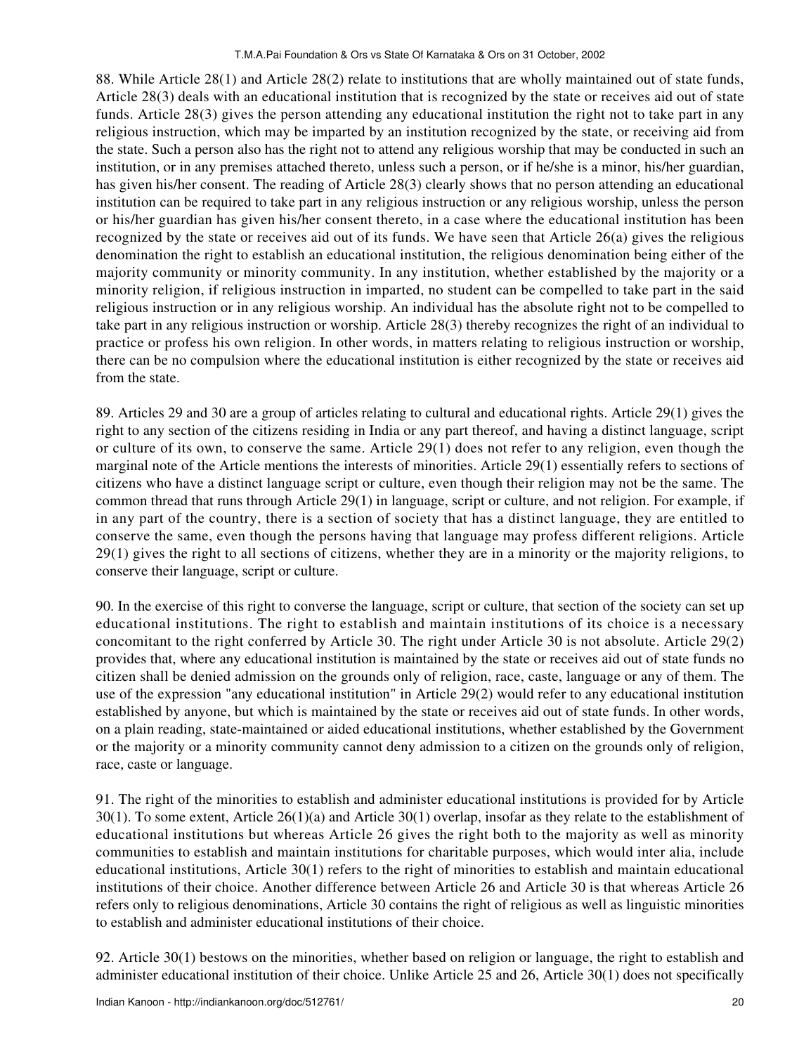88. While Article 28(1) and Article 28(2) relate to institutions that are wholly maintained out of state funds, Article 28(3) deals with an educational institution that is recognized by the state or receives aid out of state funds. Article 28(3) gives the person attending any educational institution the right not to take part in any religious instruction, which may be imparted by an institution recognized by the state, or receiving aid from the state. Such a person also has the right not to attend any religious worship that may be conducted in such an institution, or in any premises attached thereto, unless such a person, or if he/she is a minor, his/her guardian, has given his/her consent. The reading of Article 28(3) clearly shows that no person attending an educational institution can be required to take part in any religious instruction or any religious worship, unless the person or his/her guardian has given his/her consent thereto, in a case where the educational institution has been recognized by the state or receives aid out of its funds. We have seen that Article 26(a) gives the religious denomination the right to establish an educational institution, the religious denomination being either of the majority community or minority community. In any institution, whether established by the majority or a minority religion, if religious instruction in imparted, no student can be compelled to take part in the said religious instruction or in any religious worship. An individual has the absolute right not to be compelled to take part in any religious instruction or worship. Article 28(3) thereby recognizes the right of an individual to practice or profess his own religion. In other words, in matters relating to religious instruction or worship, there can be no compulsion where the educational institution is either recognized by the state or receives aid from the state.

89. Articles 29 and 30 are a group of articles relating to cultural and educational rights. Article 29(1) gives the right to any section of the citizens residing in India or any part thereof, and having a distinct language, script or culture of its own, to conserve the same. Article 29(1) does not refer to any religion, even though the marginal note of the Article mentions the interests of minorities. Article 29(1) essentially refers to sections of citizens who have a distinct language script or culture, even though their religion may not be the same. The common thread that runs through Article 29(1) in language, script or culture, and not religion. For example, if in any part of the country, there is a section of society that has a distinct language, they are entitled to conserve the same, even though the persons having that language may profess different religions. Article 29(1) gives the right to all sections of citizens, whether they are in a minority or the majority religions, to conserve their language, script or culture.

90. In the exercise of this right to converse the language, script or culture, that section of the society can set up educational institutions. The right to establish and maintain institutions of its choice is a necessary concomitant to the right conferred by Article 30. The right under Article 30 is not absolute. Article 29(2) provides that, where any educational institution is maintained by the state or receives aid out of state funds no citizen shall be denied admission on the grounds only of religion, race, caste, language or any of them. The use of the expression "any educational institution" in Article 29(2) would refer to any educational institution established by anyone, but which is maintained by the state or receives aid out of state funds. In other words, on a plain reading, state-maintained or aided educational institutions, whether established by the Government or the majority or a minority community cannot deny admission to a citizen on the grounds only of religion, race, caste or language.

91. The right of the minorities to establish and administer educational institutions is provided for by Article 30(1). To some extent, Article 26(1)(a) and Article 30(1) overlap, insofar as they relate to the establishment of educational institutions but whereas Article 26 gives the right both to the majority as well as minority communities to establish and maintain institutions for charitable purposes, which would inter alia, include educational institutions, Article 30(1) refers to the right of minorities to establish and maintain educational institutions of their choice. Another difference between Article 26 and Article 30 is that whereas Article 26 refers only to religious denominations, Article 30 contains the right of religious as well as linguistic minorities to establish and administer educational institutions of their choice.

92. Article 30(1) bestows on the minorities, whether based on religion or language, the right to establish and administer educational institution of their choice. Unlike Article 25 and 26, Article 30(1) does not specifically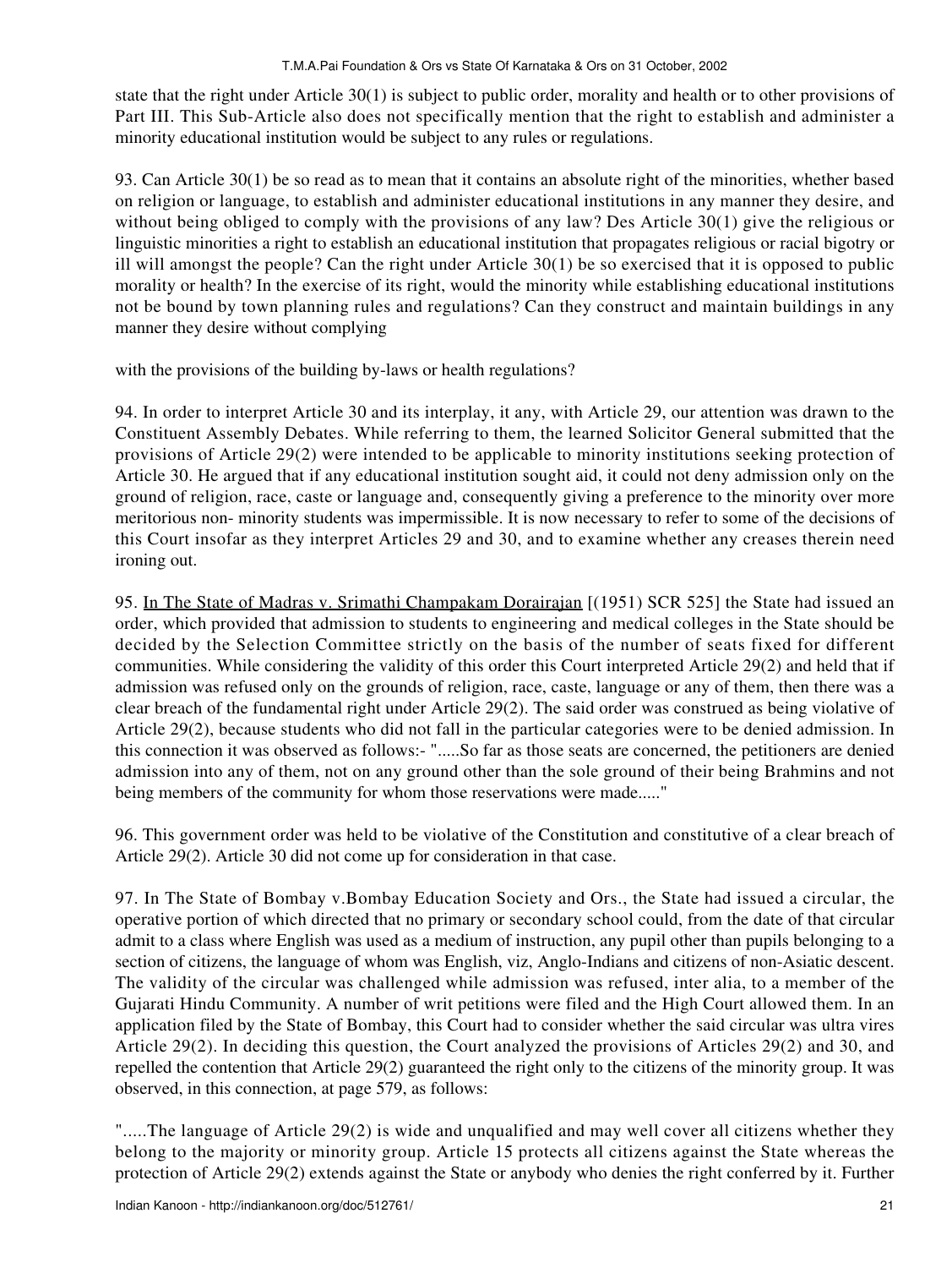state that the right under Article 30(1) is subject to public order, morality and health or to other provisions of Part III. This Sub-Article also does not specifically mention that the right to establish and administer a minority educational institution would be subject to any rules or regulations.

93. Can Article 30(1) be so read as to mean that it contains an absolute right of the minorities, whether based on religion or language, to establish and administer educational institutions in any manner they desire, and without being obliged to comply with the provisions of any law? Des Article 30(1) give the religious or linguistic minorities a right to establish an educational institution that propagates religious or racial bigotry or ill will amongst the people? Can the right under Article 30(1) be so exercised that it is opposed to public morality or health? In the exercise of its right, would the minority while establishing educational institutions not be bound by town planning rules and regulations? Can they construct and maintain buildings in any manner they desire without complying

with the provisions of the building by-laws or health regulations?

94. In order to interpret Article 30 and its interplay, it any, with Article 29, our attention was drawn to the Constituent Assembly Debates. While referring to them, the learned Solicitor General submitted that the provisions of Article 29(2) were intended to be applicable to minority institutions seeking protection of Article 30. He argued that if any educational institution sought aid, it could not deny admission only on the ground of religion, race, caste or language and, consequently giving a preference to the minority over more meritorious non- minority students was impermissible. It is now necessary to refer to some of the decisions of this Court insofar as they interpret Articles 29 and 30, and to examine whether any creases therein need ironing out.

95. In The State of Madras v. Srimathi Champakam Dorairajan [(1951) SCR 525] the State had issued an order, which provided that admission to students to engineering and medical colleges in the State should be decided by the Selection Committee strictly on the basis of the number of seats fixed for different communities. While considering the validity of this order this Court interpreted Article 29(2) and held that if admission was refused only on the grounds of religion, race, caste, language or any of them, then there was a clear breach of the fundamental right under Article 29(2). The said order was construed as being violative of Article 29(2), because students who did not fall in the particular categories were to be denied admission. In this connection it was observed as follows:- ".....So far as those seats are concerned, the petitioners are denied admission into any of them, not on any ground other than the sole ground of their being Brahmins and not being members of the community for whom those reservations were made....."

96. This government order was held to be violative of the Constitution and constitutive of a clear breach of Article 29(2). Article 30 did not come up for consideration in that case.

97. In The State of Bombay v.Bombay Education Society and Ors., the State had issued a circular, the operative portion of which directed that no primary or secondary school could, from the date of that circular admit to a class where English was used as a medium of instruction, any pupil other than pupils belonging to a section of citizens, the language of whom was English, viz, Anglo-Indians and citizens of non-Asiatic descent. The validity of the circular was challenged while admission was refused, inter alia, to a member of the Gujarati Hindu Community. A number of writ petitions were filed and the High Court allowed them. In an application filed by the State of Bombay, this Court had to consider whether the said circular was ultra vires Article 29(2). In deciding this question, the Court analyzed the provisions of Articles 29(2) and 30, and repelled the contention that Article 29(2) guaranteed the right only to the citizens of the minority group. It was observed, in this connection, at page 579, as follows:

".....The language of Article 29(2) is wide and unqualified and may well cover all citizens whether they belong to the majority or minority group. Article 15 protects all citizens against the State whereas the protection of Article 29(2) extends against the State or anybody who denies the right conferred by it. Further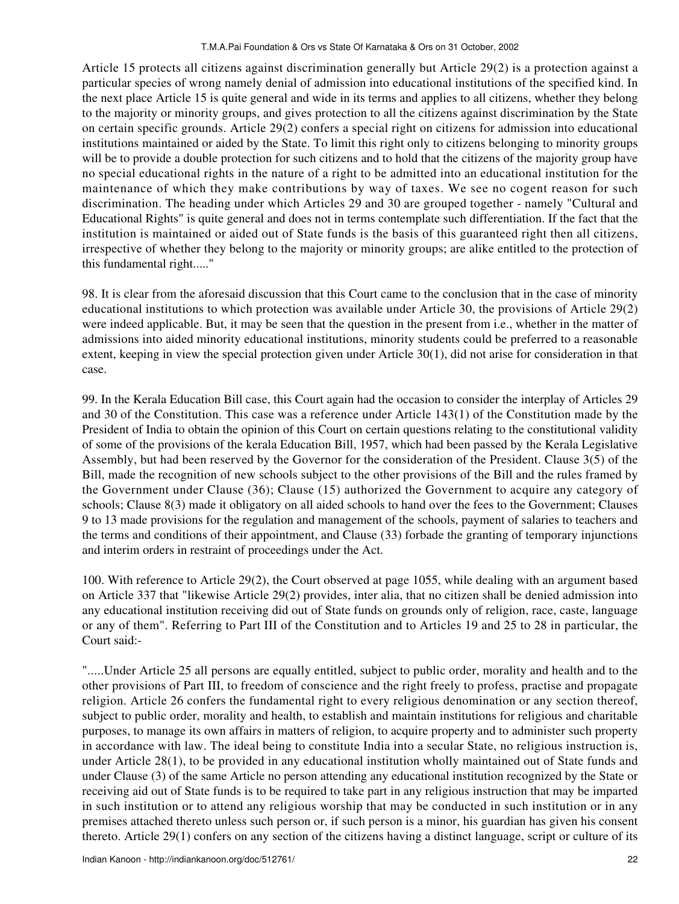Article 15 protects all citizens against discrimination generally but Article 29(2) is a protection against a particular species of wrong namely denial of admission into educational institutions of the specified kind. In the next place Article 15 is quite general and wide in its terms and applies to all citizens, whether they belong to the majority or minority groups, and gives protection to all the citizens against discrimination by the State on certain specific grounds. Article 29(2) confers a special right on citizens for admission into educational institutions maintained or aided by the State. To limit this right only to citizens belonging to minority groups will be to provide a double protection for such citizens and to hold that the citizens of the majority group have no special educational rights in the nature of a right to be admitted into an educational institution for the maintenance of which they make contributions by way of taxes. We see no cogent reason for such discrimination. The heading under which Articles 29 and 30 are grouped together - namely "Cultural and Educational Rights" is quite general and does not in terms contemplate such differentiation. If the fact that the institution is maintained or aided out of State funds is the basis of this guaranteed right then all citizens, irrespective of whether they belong to the majority or minority groups; are alike entitled to the protection of this fundamental right....."

98. It is clear from the aforesaid discussion that this Court came to the conclusion that in the case of minority educational institutions to which protection was available under Article 30, the provisions of Article 29(2) were indeed applicable. But, it may be seen that the question in the present from i.e., whether in the matter of admissions into aided minority educational institutions, minority students could be preferred to a reasonable extent, keeping in view the special protection given under Article 30(1), did not arise for consideration in that case.

99. In the Kerala Education Bill case, this Court again had the occasion to consider the interplay of Articles 29 and 30 of the Constitution. This case was a reference under Article 143(1) of the Constitution made by the President of India to obtain the opinion of this Court on certain questions relating to the constitutional validity of some of the provisions of the kerala Education Bill, 1957, which had been passed by the Kerala Legislative Assembly, but had been reserved by the Governor for the consideration of the President. Clause 3(5) of the Bill, made the recognition of new schools subject to the other provisions of the Bill and the rules framed by the Government under Clause (36); Clause (15) authorized the Government to acquire any category of schools; Clause 8(3) made it obligatory on all aided schools to hand over the fees to the Government; Clauses 9 to 13 made provisions for the regulation and management of the schools, payment of salaries to teachers and the terms and conditions of their appointment, and Clause (33) forbade the granting of temporary injunctions and interim orders in restraint of proceedings under the Act.

100. With reference to Article 29(2), the Court observed at page 1055, while dealing with an argument based on Article 337 that "likewise Article 29(2) provides, inter alia, that no citizen shall be denied admission into any educational institution receiving did out of State funds on grounds only of religion, race, caste, language or any of them". Referring to Part III of the Constitution and to Articles 19 and 25 to 28 in particular, the Court said:-

".....Under Article 25 all persons are equally entitled, subject to public order, morality and health and to the other provisions of Part III, to freedom of conscience and the right freely to profess, practise and propagate religion. Article 26 confers the fundamental right to every religious denomination or any section thereof, subject to public order, morality and health, to establish and maintain institutions for religious and charitable purposes, to manage its own affairs in matters of religion, to acquire property and to administer such property in accordance with law. The ideal being to constitute India into a secular State, no religious instruction is, under Article 28(1), to be provided in any educational institution wholly maintained out of State funds and under Clause (3) of the same Article no person attending any educational institution recognized by the State or receiving aid out of State funds is to be required to take part in any religious instruction that may be imparted in such institution or to attend any religious worship that may be conducted in such institution or in any premises attached thereto unless such person or, if such person is a minor, his guardian has given his consent thereto. Article 29(1) confers on any section of the citizens having a distinct language, script or culture of its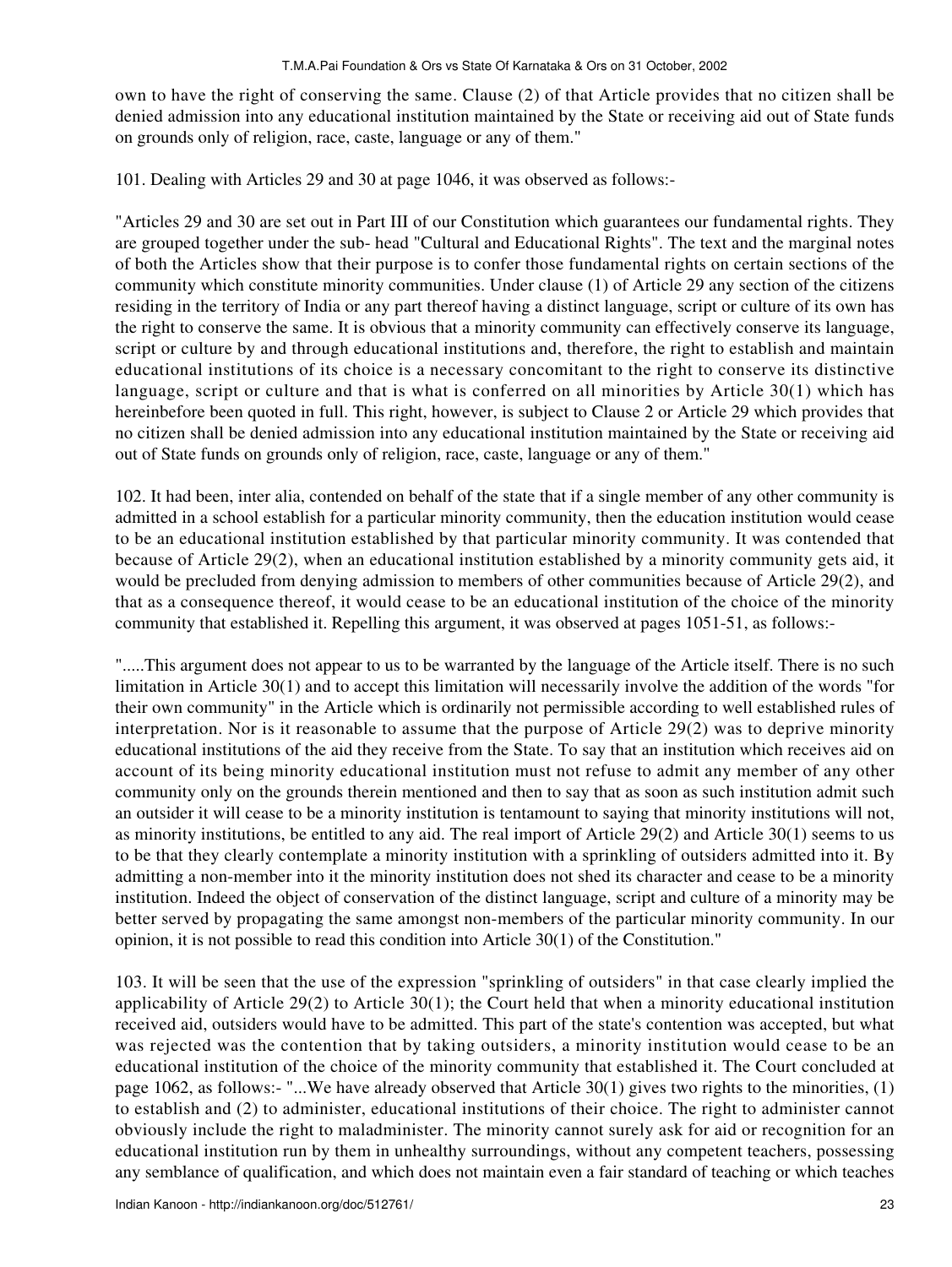own to have the right of conserving the same. Clause (2) of that Article provides that no citizen shall be denied admission into any educational institution maintained by the State or receiving aid out of State funds on grounds only of religion, race, caste, language or any of them."

101. Dealing with Articles 29 and 30 at page 1046, it was observed as follows:-

"Articles 29 and 30 are set out in Part III of our Constitution which guarantees our fundamental rights. They are grouped together under the sub- head "Cultural and Educational Rights". The text and the marginal notes of both the Articles show that their purpose is to confer those fundamental rights on certain sections of the community which constitute minority communities. Under clause (1) of Article 29 any section of the citizens residing in the territory of India or any part thereof having a distinct language, script or culture of its own has the right to conserve the same. It is obvious that a minority community can effectively conserve its language, script or culture by and through educational institutions and, therefore, the right to establish and maintain educational institutions of its choice is a necessary concomitant to the right to conserve its distinctive language, script or culture and that is what is conferred on all minorities by Article 30(1) which has hereinbefore been quoted in full. This right, however, is subject to Clause 2 or Article 29 which provides that no citizen shall be denied admission into any educational institution maintained by the State or receiving aid out of State funds on grounds only of religion, race, caste, language or any of them."

102. It had been, inter alia, contended on behalf of the state that if a single member of any other community is admitted in a school establish for a particular minority community, then the education institution would cease to be an educational institution established by that particular minority community. It was contended that because of Article 29(2), when an educational institution established by a minority community gets aid, it would be precluded from denying admission to members of other communities because of Article 29(2), and that as a consequence thereof, it would cease to be an educational institution of the choice of the minority community that established it. Repelling this argument, it was observed at pages 1051-51, as follows:-

".....This argument does not appear to us to be warranted by the language of the Article itself. There is no such limitation in Article 30(1) and to accept this limitation will necessarily involve the addition of the words "for their own community" in the Article which is ordinarily not permissible according to well established rules of interpretation. Nor is it reasonable to assume that the purpose of Article 29(2) was to deprive minority educational institutions of the aid they receive from the State. To say that an institution which receives aid on account of its being minority educational institution must not refuse to admit any member of any other community only on the grounds therein mentioned and then to say that as soon as such institution admit such an outsider it will cease to be a minority institution is tentamount to saying that minority institutions will not, as minority institutions, be entitled to any aid. The real import of Article 29(2) and Article 30(1) seems to us to be that they clearly contemplate a minority institution with a sprinkling of outsiders admitted into it. By admitting a non-member into it the minority institution does not shed its character and cease to be a minority institution. Indeed the object of conservation of the distinct language, script and culture of a minority may be better served by propagating the same amongst non-members of the particular minority community. In our opinion, it is not possible to read this condition into Article 30(1) of the Constitution."

103. It will be seen that the use of the expression "sprinkling of outsiders" in that case clearly implied the applicability of Article 29(2) to Article 30(1); the Court held that when a minority educational institution received aid, outsiders would have to be admitted. This part of the state's contention was accepted, but what was rejected was the contention that by taking outsiders, a minority institution would cease to be an educational institution of the choice of the minority community that established it. The Court concluded at page 1062, as follows:- "...We have already observed that Article 30(1) gives two rights to the minorities, (1) to establish and (2) to administer, educational institutions of their choice. The right to administer cannot obviously include the right to maladminister. The minority cannot surely ask for aid or recognition for an educational institution run by them in unhealthy surroundings, without any competent teachers, possessing any semblance of qualification, and which does not maintain even a fair standard of teaching or which teaches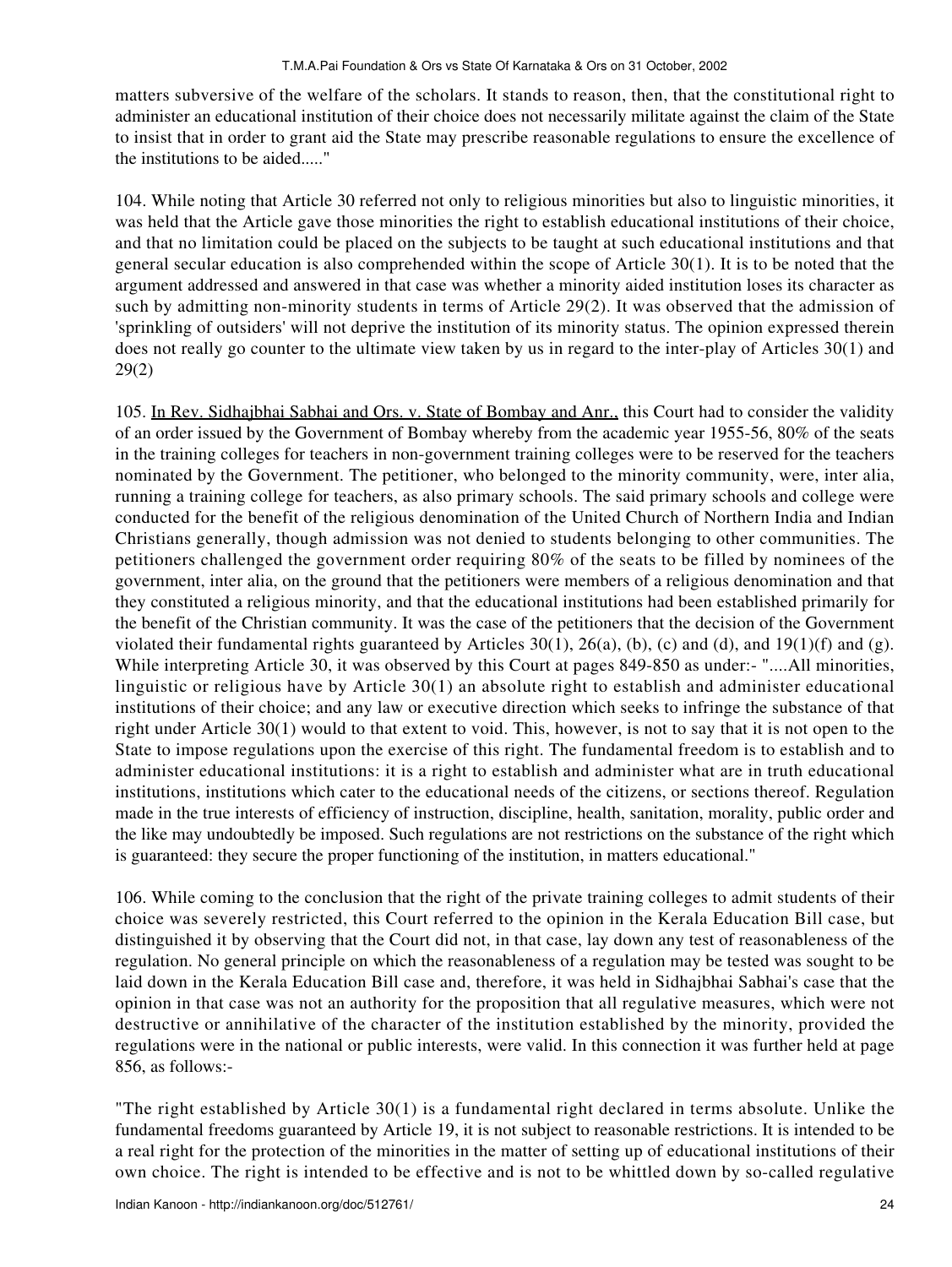matters subversive of the welfare of the scholars. It stands to reason, then, that the constitutional right to administer an educational institution of their choice does not necessarily militate against the claim of the State to insist that in order to grant aid the State may prescribe reasonable regulations to ensure the excellence of the institutions to be aided....."

104. While noting that Article 30 referred not only to religious minorities but also to linguistic minorities, it was held that the Article gave those minorities the right to establish educational institutions of their choice, and that no limitation could be placed on the subjects to be taught at such educational institutions and that general secular education is also comprehended within the scope of Article 30(1). It is to be noted that the argument addressed and answered in that case was whether a minority aided institution loses its character as such by admitting non-minority students in terms of Article 29(2). It was observed that the admission of 'sprinkling of outsiders' will not deprive the institution of its minority status. The opinion expressed therein does not really go counter to the ultimate view taken by us in regard to the inter-play of Articles 30(1) and 29(2)

105. In Rev. Sidhajbhai Sabhai and Ors. v. State of Bombay and Anr., this Court had to consider the validity of an order issued by the Government of Bombay whereby from the academic year 1955-56, 80% of the seats in the training colleges for teachers in non-government training colleges were to be reserved for the teachers nominated by the Government. The petitioner, who belonged to the minority community, were, inter alia, running a training college for teachers, as also primary schools. The said primary schools and college were conducted for the benefit of the religious denomination of the United Church of Northern India and Indian Christians generally, though admission was not denied to students belonging to other communities. The petitioners challenged the government order requiring 80% of the seats to be filled by nominees of the government, inter alia, on the ground that the petitioners were members of a religious denomination and that they constituted a religious minority, and that the educational institutions had been established primarily for the benefit of the Christian community. It was the case of the petitioners that the decision of the Government violated their fundamental rights guaranteed by Articles 30(1), 26(a), (b), (c) and (d), and 19(1)(f) and (g). While interpreting Article 30, it was observed by this Court at pages 849-850 as under:- "....All minorities, linguistic or religious have by Article 30(1) an absolute right to establish and administer educational institutions of their choice; and any law or executive direction which seeks to infringe the substance of that right under Article 30(1) would to that extent to void. This, however, is not to say that it is not open to the State to impose regulations upon the exercise of this right. The fundamental freedom is to establish and to administer educational institutions: it is a right to establish and administer what are in truth educational institutions, institutions which cater to the educational needs of the citizens, or sections thereof. Regulation made in the true interests of efficiency of instruction, discipline, health, sanitation, morality, public order and the like may undoubtedly be imposed. Such regulations are not restrictions on the substance of the right which is guaranteed: they secure the proper functioning of the institution, in matters educational."

106. While coming to the conclusion that the right of the private training colleges to admit students of their choice was severely restricted, this Court referred to the opinion in the Kerala Education Bill case, but distinguished it by observing that the Court did not, in that case, lay down any test of reasonableness of the regulation. No general principle on which the reasonableness of a regulation may be tested was sought to be laid down in the Kerala Education Bill case and, therefore, it was held in Sidhajbhai Sabhai's case that the opinion in that case was not an authority for the proposition that all regulative measures, which were not destructive or annihilative of the character of the institution established by the minority, provided the regulations were in the national or public interests, were valid. In this connection it was further held at page 856, as follows:-

"The right established by Article 30(1) is a fundamental right declared in terms absolute. Unlike the fundamental freedoms guaranteed by Article 19, it is not subject to reasonable restrictions. It is intended to be a real right for the protection of the minorities in the matter of setting up of educational institutions of their own choice. The right is intended to be effective and is not to be whittled down by so-called regulative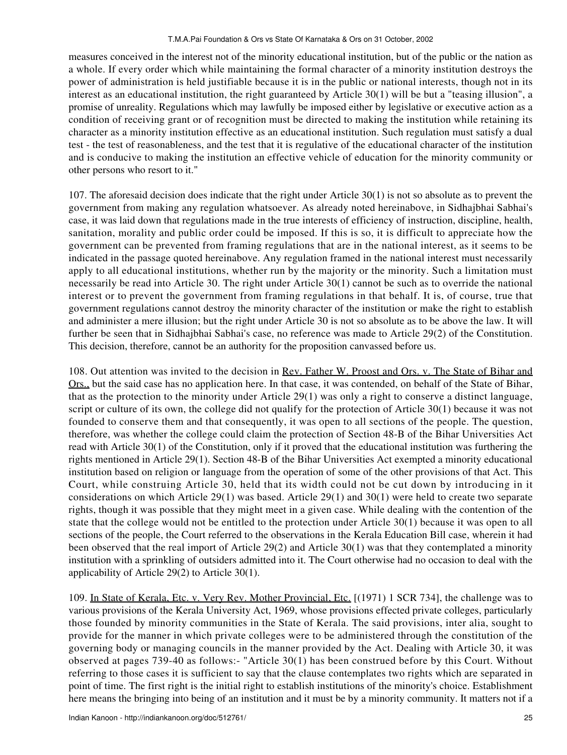measures conceived in the interest not of the minority educational institution, but of the public or the nation as a whole. If every order which while maintaining the formal character of a minority institution destroys the power of administration is held justifiable because it is in the public or national interests, though not in its interest as an educational institution, the right guaranteed by Article 30(1) will be but a "teasing illusion", a promise of unreality. Regulations which may lawfully be imposed either by legislative or executive action as a condition of receiving grant or of recognition must be directed to making the institution while retaining its character as a minority institution effective as an educational institution. Such regulation must satisfy a dual test - the test of reasonableness, and the test that it is regulative of the educational character of the institution and is conducive to making the institution an effective vehicle of education for the minority community or other persons who resort to it."

107. The aforesaid decision does indicate that the right under Article 30(1) is not so absolute as to prevent the government from making any regulation whatsoever. As already noted hereinabove, in Sidhajbhai Sabhai's case, it was laid down that regulations made in the true interests of efficiency of instruction, discipline, health, sanitation, morality and public order could be imposed. If this is so, it is difficult to appreciate how the government can be prevented from framing regulations that are in the national interest, as it seems to be indicated in the passage quoted hereinabove. Any regulation framed in the national interest must necessarily apply to all educational institutions, whether run by the majority or the minority. Such a limitation must necessarily be read into Article 30. The right under Article 30(1) cannot be such as to override the national interest or to prevent the government from framing regulations in that behalf. It is, of course, true that government regulations cannot destroy the minority character of the institution or make the right to establish and administer a mere illusion; but the right under Article 30 is not so absolute as to be above the law. It will further be seen that in Sidhajbhai Sabhai's case, no reference was made to Article 29(2) of the Constitution. This decision, therefore, cannot be an authority for the proposition canvassed before us.

108. Out attention was invited to the decision in Rev. Father W. Proost and Ors. v. The State of Bihar and Ors., but the said case has no application here. In that case, it was contended, on behalf of the State of Bihar, that as the protection to the minority under Article 29(1) was only a right to conserve a distinct language, script or culture of its own, the college did not qualify for the protection of Article 30(1) because it was not founded to conserve them and that consequently, it was open to all sections of the people. The question, therefore, was whether the college could claim the protection of Section 48-B of the Bihar Universities Act read with Article 30(1) of the Constitution, only if it proved that the educational institution was furthering the rights mentioned in Article 29(1). Section 48-B of the Bihar Universities Act exempted a minority educational institution based on religion or language from the operation of some of the other provisions of that Act. This Court, while construing Article 30, held that its width could not be cut down by introducing in it considerations on which Article 29(1) was based. Article 29(1) and 30(1) were held to create two separate rights, though it was possible that they might meet in a given case. While dealing with the contention of the state that the college would not be entitled to the protection under Article 30(1) because it was open to all sections of the people, the Court referred to the observations in the Kerala Education Bill case, wherein it had been observed that the real import of Article 29(2) and Article 30(1) was that they contemplated a minority institution with a sprinkling of outsiders admitted into it. The Court otherwise had no occasion to deal with the applicability of Article 29(2) to Article 30(1).

109. In State of Kerala, Etc. v. Very Rev. Mother Provincial, Etc. [(1971) 1 SCR 734], the challenge was to various provisions of the Kerala University Act, 1969, whose provisions effected private colleges, particularly those founded by minority communities in the State of Kerala. The said provisions, inter alia, sought to provide for the manner in which private colleges were to be administered through the constitution of the governing body or managing councils in the manner provided by the Act. Dealing with Article 30, it was observed at pages 739-40 as follows:- "Article 30(1) has been construed before by this Court. Without referring to those cases it is sufficient to say that the clause contemplates two rights which are separated in point of time. The first right is the initial right to establish institutions of the minority's choice. Establishment here means the bringing into being of an institution and it must be by a minority community. It matters not if a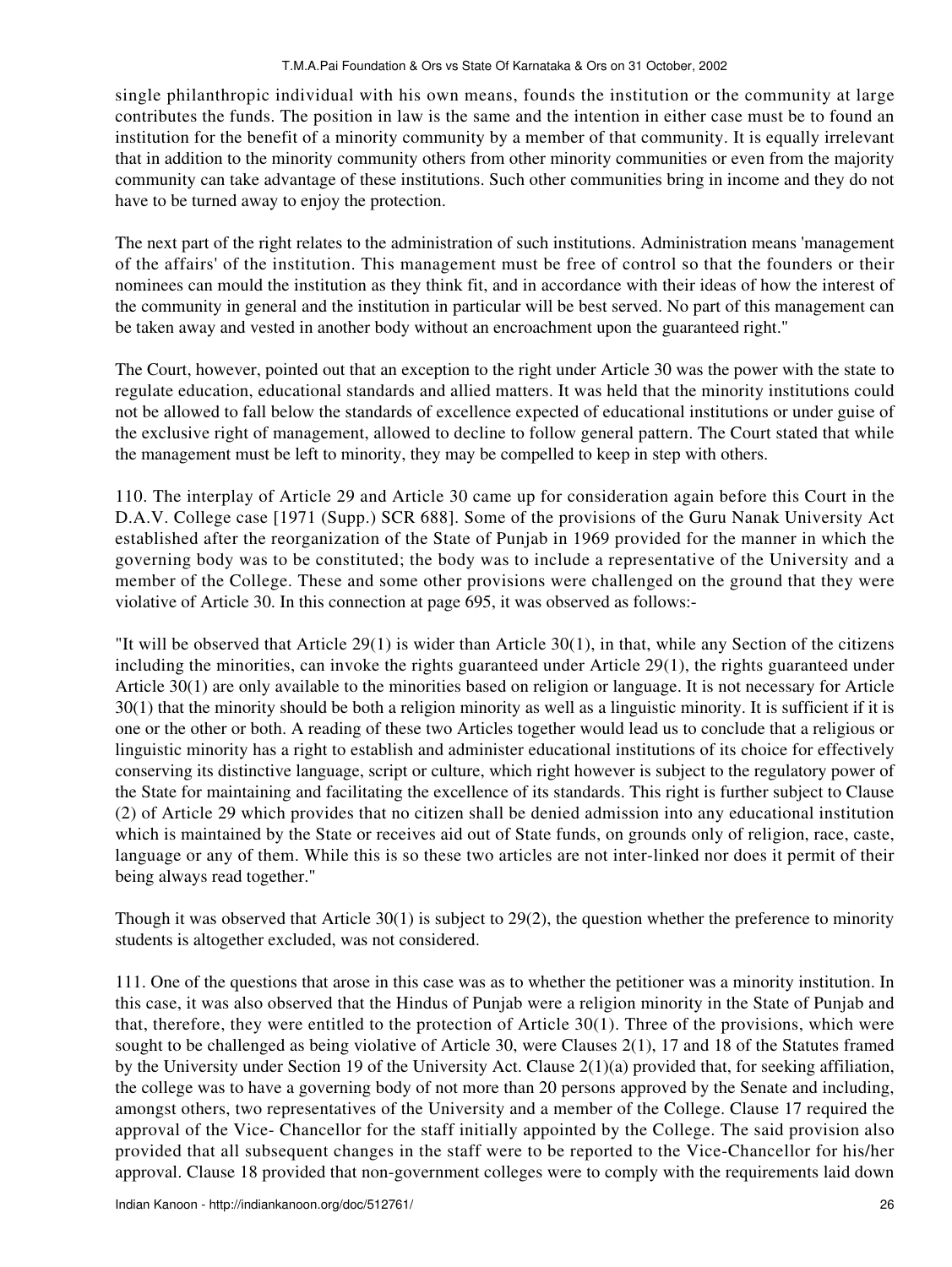single philanthropic individual with his own means, founds the institution or the community at large contributes the funds. The position in law is the same and the intention in either case must be to found an institution for the benefit of a minority community by a member of that community. It is equally irrelevant that in addition to the minority community others from other minority communities or even from the majority community can take advantage of these institutions. Such other communities bring in income and they do not have to be turned away to enjoy the protection.

The next part of the right relates to the administration of such institutions. Administration means 'management of the affairs' of the institution. This management must be free of control so that the founders or their nominees can mould the institution as they think fit, and in accordance with their ideas of how the interest of the community in general and the institution in particular will be best served. No part of this management can be taken away and vested in another body without an encroachment upon the guaranteed right."

The Court, however, pointed out that an exception to the right under Article 30 was the power with the state to regulate education, educational standards and allied matters. It was held that the minority institutions could not be allowed to fall below the standards of excellence expected of educational institutions or under guise of the exclusive right of management, allowed to decline to follow general pattern. The Court stated that while the management must be left to minority, they may be compelled to keep in step with others.

110. The interplay of Article 29 and Article 30 came up for consideration again before this Court in the D.A.V. College case [1971 (Supp.) SCR 688]. Some of the provisions of the Guru Nanak University Act established after the reorganization of the State of Punjab in 1969 provided for the manner in which the governing body was to be constituted; the body was to include a representative of the University and a member of the College. These and some other provisions were challenged on the ground that they were violative of Article 30. In this connection at page 695, it was observed as follows:-

"It will be observed that Article 29(1) is wider than Article 30(1), in that, while any Section of the citizens including the minorities, can invoke the rights guaranteed under Article 29(1), the rights guaranteed under Article 30(1) are only available to the minorities based on religion or language. It is not necessary for Article 30(1) that the minority should be both a religion minority as well as a linguistic minority. It is sufficient if it is one or the other or both. A reading of these two Articles together would lead us to conclude that a religious or linguistic minority has a right to establish and administer educational institutions of its choice for effectively conserving its distinctive language, script or culture, which right however is subject to the regulatory power of the State for maintaining and facilitating the excellence of its standards. This right is further subject to Clause (2) of Article 29 which provides that no citizen shall be denied admission into any educational institution which is maintained by the State or receives aid out of State funds, on grounds only of religion, race, caste, language or any of them. While this is so these two articles are not inter-linked nor does it permit of their being always read together."

Though it was observed that Article 30(1) is subject to 29(2), the question whether the preference to minority students is altogether excluded, was not considered.

111. One of the questions that arose in this case was as to whether the petitioner was a minority institution. In this case, it was also observed that the Hindus of Punjab were a religion minority in the State of Punjab and that, therefore, they were entitled to the protection of Article 30(1). Three of the provisions, which were sought to be challenged as being violative of Article 30, were Clauses 2(1), 17 and 18 of the Statutes framed by the University under Section 19 of the University Act. Clause 2(1)(a) provided that, for seeking affiliation, the college was to have a governing body of not more than 20 persons approved by the Senate and including, amongst others, two representatives of the University and a member of the College. Clause 17 required the approval of the Vice- Chancellor for the staff initially appointed by the College. The said provision also provided that all subsequent changes in the staff were to be reported to the Vice-Chancellor for his/her approval. Clause 18 provided that non-government colleges were to comply with the requirements laid down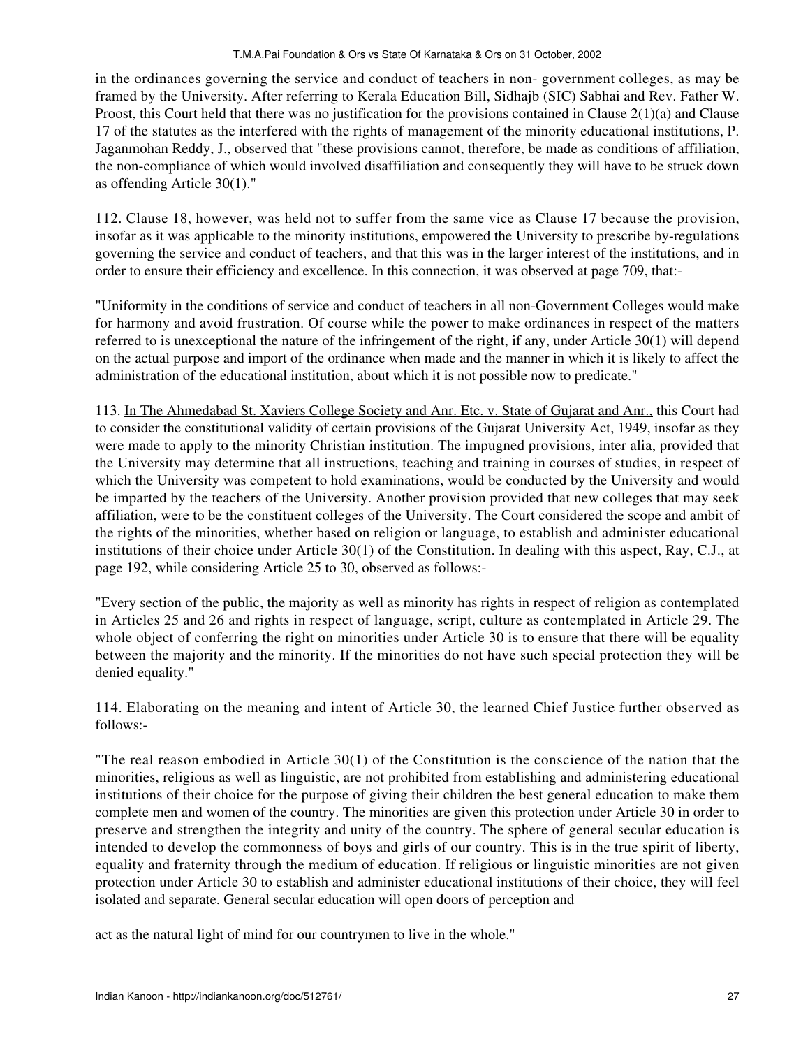in the ordinances governing the service and conduct of teachers in non- government colleges, as may be framed by the University. After referring to Kerala Education Bill, Sidhajb (SIC) Sabhai and Rev. Father W. Proost, this Court held that there was no justification for the provisions contained in Clause 2(1)(a) and Clause 17 of the statutes as the interfered with the rights of management of the minority educational institutions, P. Jaganmohan Reddy, J., observed that "these provisions cannot, therefore, be made as conditions of affiliation, the non-compliance of which would involved disaffiliation and consequently they will have to be struck down as offending Article 30(1)."

112. Clause 18, however, was held not to suffer from the same vice as Clause 17 because the provision, insofar as it was applicable to the minority institutions, empowered the University to prescribe by-regulations governing the service and conduct of teachers, and that this was in the larger interest of the institutions, and in order to ensure their efficiency and excellence. In this connection, it was observed at page 709, that:-

"Uniformity in the conditions of service and conduct of teachers in all non-Government Colleges would make for harmony and avoid frustration. Of course while the power to make ordinances in respect of the matters referred to is unexceptional the nature of the infringement of the right, if any, under Article 30(1) will depend on the actual purpose and import of the ordinance when made and the manner in which it is likely to affect the administration of the educational institution, about which it is not possible now to predicate."

113. In The Ahmedabad St. Xaviers College Society and Anr. Etc. v. State of Gujarat and Anr., this Court had to consider the constitutional validity of certain provisions of the Gujarat University Act, 1949, insofar as they were made to apply to the minority Christian institution. The impugned provisions, inter alia, provided that the University may determine that all instructions, teaching and training in courses of studies, in respect of which the University was competent to hold examinations, would be conducted by the University and would be imparted by the teachers of the University. Another provision provided that new colleges that may seek affiliation, were to be the constituent colleges of the University. The Court considered the scope and ambit of the rights of the minorities, whether based on religion or language, to establish and administer educational institutions of their choice under Article 30(1) of the Constitution. In dealing with this aspect, Ray, C.J., at page 192, while considering Article 25 to 30, observed as follows:-

"Every section of the public, the majority as well as minority has rights in respect of religion as contemplated in Articles 25 and 26 and rights in respect of language, script, culture as contemplated in Article 29. The whole object of conferring the right on minorities under Article 30 is to ensure that there will be equality between the majority and the minority. If the minorities do not have such special protection they will be denied equality."

114. Elaborating on the meaning and intent of Article 30, the learned Chief Justice further observed as follows:-

"The real reason embodied in Article 30(1) of the Constitution is the conscience of the nation that the minorities, religious as well as linguistic, are not prohibited from establishing and administering educational institutions of their choice for the purpose of giving their children the best general education to make them complete men and women of the country. The minorities are given this protection under Article 30 in order to preserve and strengthen the integrity and unity of the country. The sphere of general secular education is intended to develop the commonness of boys and girls of our country. This is in the true spirit of liberty, equality and fraternity through the medium of education. If religious or linguistic minorities are not given protection under Article 30 to establish and administer educational institutions of their choice, they will feel isolated and separate. General secular education will open doors of perception and

act as the natural light of mind for our countrymen to live in the whole."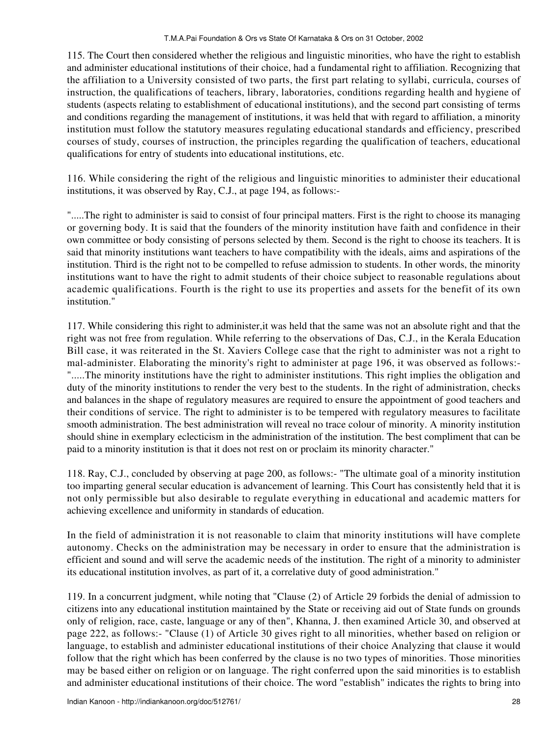115. The Court then considered whether the religious and linguistic minorities, who have the right to establish and administer educational institutions of their choice, had a fundamental right to affiliation. Recognizing that the affiliation to a University consisted of two parts, the first part relating to syllabi, curricula, courses of instruction, the qualifications of teachers, library, laboratories, conditions regarding health and hygiene of students (aspects relating to establishment of educational institutions), and the second part consisting of terms and conditions regarding the management of institutions, it was held that with regard to affiliation, a minority institution must follow the statutory measures regulating educational standards and efficiency, prescribed courses of study, courses of instruction, the principles regarding the qualification of teachers, educational qualifications for entry of students into educational institutions, etc.

116. While considering the right of the religious and linguistic minorities to administer their educational institutions, it was observed by Ray, C.J., at page 194, as follows:-

".....The right to administer is said to consist of four principal matters. First is the right to choose its managing or governing body. It is said that the founders of the minority institution have faith and confidence in their own committee or body consisting of persons selected by them. Second is the right to choose its teachers. It is said that minority institutions want teachers to have compatibility with the ideals, aims and aspirations of the institution. Third is the right not to be compelled to refuse admission to students. In other words, the minority institutions want to have the right to admit students of their choice subject to reasonable regulations about academic qualifications. Fourth is the right to use its properties and assets for the benefit of its own institution."

117. While considering this right to administer,it was held that the same was not an absolute right and that the right was not free from regulation. While referring to the observations of Das, C.J., in the Kerala Education Bill case, it was reiterated in the St. Xaviers College case that the right to administer was not a right to mal-administer. Elaborating the minority's right to administer at page 196, it was observed as follows:- ".....The minority institutions have the right to administer institutions. This right implies the obligation and duty of the minority institutions to render the very best to the students. In the right of administration, checks and balances in the shape of regulatory measures are required to ensure the appointment of good teachers and their conditions of service. The right to administer is to be tempered with regulatory measures to facilitate smooth administration. The best administration will reveal no trace colour of minority. A minority institution should shine in exemplary eclecticism in the administration of the institution. The best compliment that can be paid to a minority institution is that it does not rest on or proclaim its minority character."

118. Ray, C.J., concluded by observing at page 200, as follows:- "The ultimate goal of a minority institution too imparting general secular education is advancement of learning. This Court has consistently held that it is not only permissible but also desirable to regulate everything in educational and academic matters for achieving excellence and uniformity in standards of education.

In the field of administration it is not reasonable to claim that minority institutions will have complete autonomy. Checks on the administration may be necessary in order to ensure that the administration is efficient and sound and will serve the academic needs of the institution. The right of a minority to administer its educational institution involves, as part of it, a correlative duty of good administration."

119. In a concurrent judgment, while noting that "Clause (2) of Article 29 forbids the denial of admission to citizens into any educational institution maintained by the State or receiving aid out of State funds on grounds only of religion, race, caste, language or any of then", Khanna, J. then examined Article 30, and observed at page 222, as follows:- "Clause (1) of Article 30 gives right to all minorities, whether based on religion or language, to establish and administer educational institutions of their choice Analyzing that clause it would follow that the right which has been conferred by the clause is no two types of minorities. Those minorities may be based either on religion or on language. The right conferred upon the said minorities is to establish and administer educational institutions of their choice. The word "establish" indicates the rights to bring into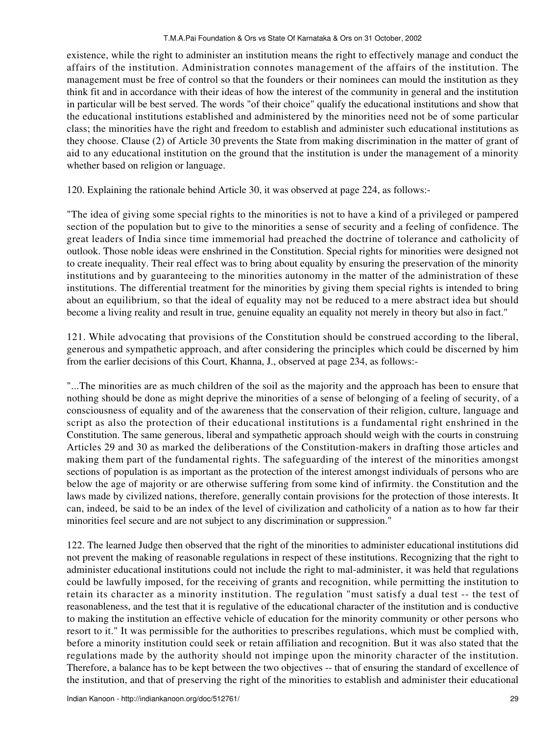existence, while the right to administer an institution means the right to effectively manage and conduct the affairs of the institution. Administration connotes management of the affairs of the institution. The management must be free of control so that the founders or their nominees can mould the institution as they think fit and in accordance with their ideas of how the interest of the community in general and the institution in particular will be best served. The words "of their choice" qualify the educational institutions and show that the educational institutions established and administered by the minorities need not be of some particular class; the minorities have the right and freedom to establish and administer such educational institutions as they choose. Clause (2) of Article 30 prevents the State from making discrimination in the matter of grant of aid to any educational institution on the ground that the institution is under the management of a minority whether based on religion or language.

120. Explaining the rationale behind Article 30, it was observed at page 224, as follows:-

"The idea of giving some special rights to the minorities is not to have a kind of a privileged or pampered section of the population but to give to the minorities a sense of security and a feeling of confidence. The great leaders of India since time immemorial had preached the doctrine of tolerance and catholicity of outlook. Those noble ideas were enshrined in the Constitution. Special rights for minorities were designed not to create inequality. Their real effect was to bring about equality by ensuring the preservation of the minority institutions and by guaranteeing to the minorities autonomy in the matter of the administration of these institutions. The differential treatment for the minorities by giving them special rights is intended to bring about an equilibrium, so that the ideal of equality may not be reduced to a mere abstract idea but should become a living reality and result in true, genuine equality an equality not merely in theory but also in fact."

121. While advocating that provisions of the Constitution should be construed according to the liberal, generous and sympathetic approach, and after considering the principles which could be discerned by him from the earlier decisions of this Court, Khanna, J., observed at page 234, as follows:-

"...The minorities are as much children of the soil as the majority and the approach has been to ensure that nothing should be done as might deprive the minorities of a sense of belonging of a feeling of security, of a consciousness of equality and of the awareness that the conservation of their religion, culture, language and script as also the protection of their educational institutions is a fundamental right enshrined in the Constitution. The same generous, liberal and sympathetic approach should weigh with the courts in construing Articles 29 and 30 as marked the deliberations of the Constitution-makers in drafting those articles and making them part of the fundamental rights. The safeguarding of the interest of the minorities amongst sections of population is as important as the protection of the interest amongst individuals of persons who are below the age of majority or are otherwise suffering from some kind of infirmity. the Constitution and the laws made by civilized nations, therefore, generally contain provisions for the protection of those interests. It can, indeed, be said to be an index of the level of civilization and catholicity of a nation as to how far their minorities feel secure and are not subject to any discrimination or suppression."

122. The learned Judge then observed that the right of the minorities to administer educational institutions did not prevent the making of reasonable regulations in respect of these institutions. Recognizing that the right to administer educational institutions could not include the right to mal-administer, it was held that regulations could be lawfully imposed, for the receiving of grants and recognition, while permitting the institution to retain its character as a minority institution. The regulation "must satisfy a dual test -- the test of reasonableness, and the test that it is regulative of the educational character of the institution and is conductive to making the institution an effective vehicle of education for the minority community or other persons who resort to it." It was permissible for the authorities to prescribes regulations, which must be complied with, before a minority institution could seek or retain affiliation and recognition. But it was also stated that the regulations made by the authority should not impinge upon the minority character of the institution. Therefore, a balance has to be kept between the two objectives -- that of ensuring the standard of excellence of the institution, and that of preserving the right of the minorities to establish and administer their educational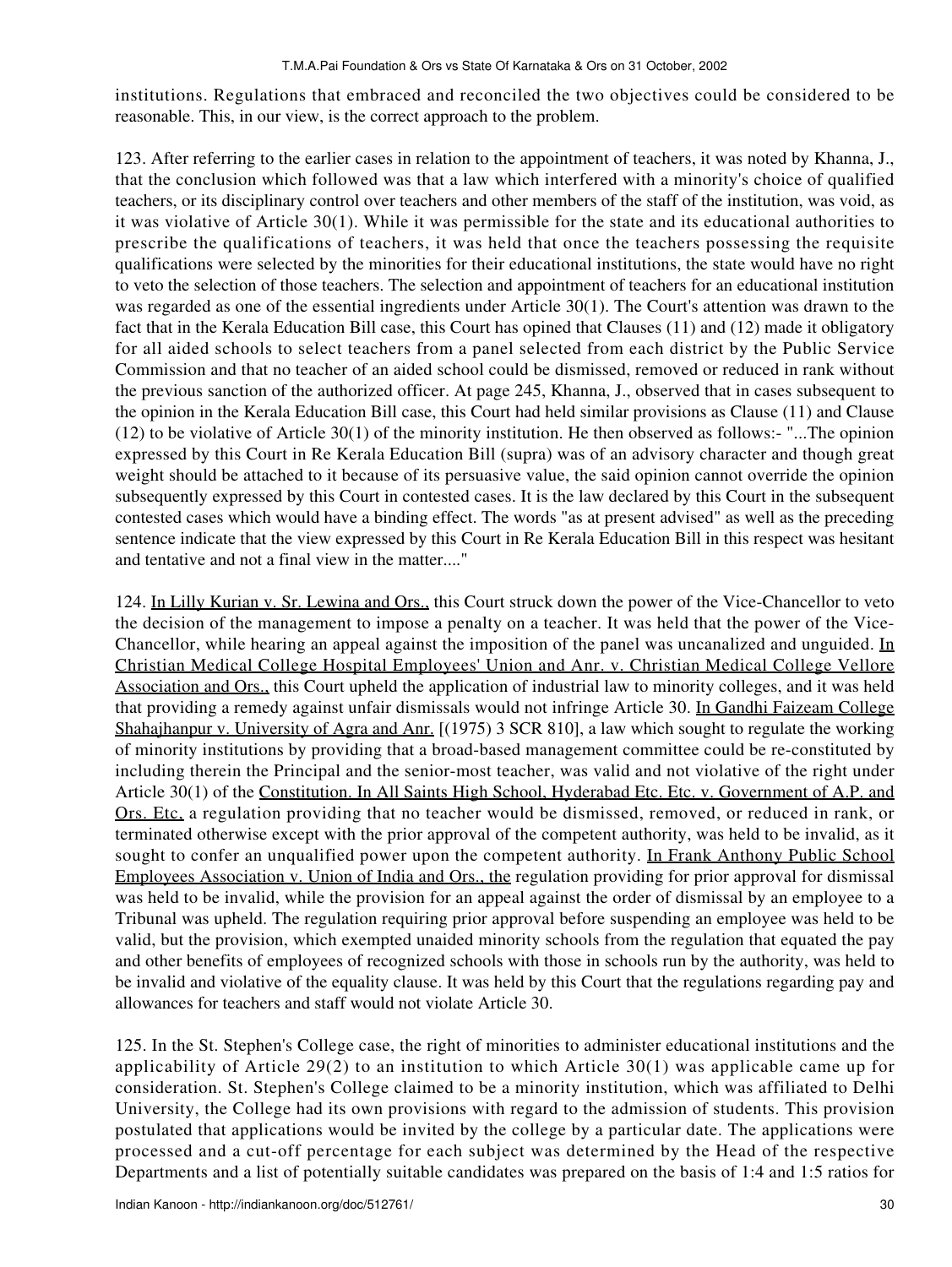institutions. Regulations that embraced and reconciled the two objectives could be considered to be reasonable. This, in our view, is the correct approach to the problem.

123. After referring to the earlier cases in relation to the appointment of teachers, it was noted by Khanna, J., that the conclusion which followed was that a law which interfered with a minority's choice of qualified teachers, or its disciplinary control over teachers and other members of the staff of the institution, was void, as it was violative of Article 30(1). While it was permissible for the state and its educational authorities to prescribe the qualifications of teachers, it was held that once the teachers possessing the requisite qualifications were selected by the minorities for their educational institutions, the state would have no right to veto the selection of those teachers. The selection and appointment of teachers for an educational institution was regarded as one of the essential ingredients under Article 30(1). The Court's attention was drawn to the fact that in the Kerala Education Bill case, this Court has opined that Clauses (11) and (12) made it obligatory for all aided schools to select teachers from a panel selected from each district by the Public Service Commission and that no teacher of an aided school could be dismissed, removed or reduced in rank without the previous sanction of the authorized officer. At page 245, Khanna, J., observed that in cases subsequent to the opinion in the Kerala Education Bill case, this Court had held similar provisions as Clause (11) and Clause (12) to be violative of Article 30(1) of the minority institution. He then observed as follows:- "...The opinion expressed by this Court in Re Kerala Education Bill (supra) was of an advisory character and though great weight should be attached to it because of its persuasive value, the said opinion cannot override the opinion subsequently expressed by this Court in contested cases. It is the law declared by this Court in the subsequent contested cases which would have a binding effect. The words "as at present advised" as well as the preceding sentence indicate that the view expressed by this Court in Re Kerala Education Bill in this respect was hesitant and tentative and not a final view in the matter...."

124. In Lilly Kurian v. Sr. Lewina and Ors., this Court struck down the power of the Vice-Chancellor to veto the decision of the management to impose a penalty on a teacher. It was held that the power of the Vice-Chancellor, while hearing an appeal against the imposition of the panel was uncanalized and unguided. In Christian Medical College Hospital Employees' Union and Anr. v. Christian Medical College Vellore Association and Ors., this Court upheld the application of industrial law to minority colleges, and it was held that providing a remedy against unfair dismissals would not infringe Article 30. In Gandhi Faizeam College Shahajhanpur v. University of Agra and Anr. [(1975) 3 SCR 810], a law which sought to regulate the working of minority institutions by providing that a broad-based management committee could be re-constituted by including therein the Principal and the senior-most teacher, was valid and not violative of the right under Article 30(1) of the Constitution. In All Saints High School, Hyderabad Etc. Etc. v. Government of A.P. and Ors. Etc. a regulation providing that no teacher would be dismissed, removed, or reduced in rank, or terminated otherwise except with the prior approval of the competent authority, was held to be invalid, as it sought to confer an unqualified power upon the competent authority. In Frank Anthony Public School Employees Association v. Union of India and Ors., the regulation providing for prior approval for dismissal was held to be invalid, while the provision for an appeal against the order of dismissal by an employee to a Tribunal was upheld. The regulation requiring prior approval before suspending an employee was held to be valid, but the provision, which exempted unaided minority schools from the regulation that equated the pay and other benefits of employees of recognized schools with those in schools run by the authority, was held to be invalid and violative of the equality clause. It was held by this Court that the regulations regarding pay and allowances for teachers and staff would not violate Article 30.

125. In the St. Stephen's College case, the right of minorities to administer educational institutions and the applicability of Article 29(2) to an institution to which Article 30(1) was applicable came up for consideration. St. Stephen's College claimed to be a minority institution, which was affiliated to Delhi University, the College had its own provisions with regard to the admission of students. This provision postulated that applications would be invited by the college by a particular date. The applications were processed and a cut-off percentage for each subject was determined by the Head of the respective Departments and a list of potentially suitable candidates was prepared on the basis of 1:4 and 1:5 ratios for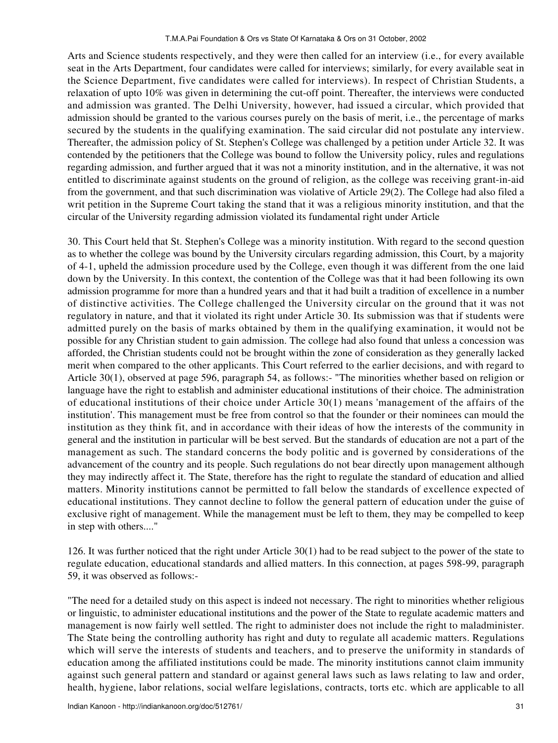Arts and Science students respectively, and they were then called for an interview (i.e., for every available seat in the Arts Department, four candidates were called for interviews; similarly, for every available seat in the Science Department, five candidates were called for interviews). In respect of Christian Students, a relaxation of upto 10% was given in determining the cut-off point. Thereafter, the interviews were conducted and admission was granted. The Delhi University, however, had issued a circular, which provided that admission should be granted to the various courses purely on the basis of merit, i.e., the percentage of marks secured by the students in the qualifying examination. The said circular did not postulate any interview. Thereafter, the admission policy of St. Stephen's College was challenged by a petition under Article 32. It was contended by the petitioners that the College was bound to follow the University policy, rules and regulations regarding admission, and further argued that it was not a minority institution, and in the alternative, it was not entitled to discriminate against students on the ground of religion, as the college was receiving grant-in-aid from the government, and that such discrimination was violative of Article 29(2). The College had also filed a writ petition in the Supreme Court taking the stand that it was a religious minority institution, and that the circular of the University regarding admission violated its fundamental right under Article

30. This Court held that St. Stephen's College was a minority institution. With regard to the second question as to whether the college was bound by the University circulars regarding admission, this Court, by a majority of 4-1, upheld the admission procedure used by the College, even though it was different from the one laid down by the University. In this context, the contention of the College was that it had been following its own admission programme for more than a hundred years and that it had built a tradition of excellence in a number of distinctive activities. The College challenged the University circular on the ground that it was not regulatory in nature, and that it violated its right under Article 30. Its submission was that if students were admitted purely on the basis of marks obtained by them in the qualifying examination, it would not be possible for any Christian student to gain admission. The college had also found that unless a concession was afforded, the Christian students could not be brought within the zone of consideration as they generally lacked merit when compared to the other applicants. This Court referred to the earlier decisions, and with regard to Article 30(1), observed at page 596, paragraph 54, as follows:- "The minorities whether based on religion or language have the right to establish and administer educational institutions of their choice. The administration of educational institutions of their choice under Article 30(1) means 'management of the affairs of the institution'. This management must be free from control so that the founder or their nominees can mould the institution as they think fit, and in accordance with their ideas of how the interests of the community in general and the institution in particular will be best served. But the standards of education are not a part of the management as such. The standard concerns the body politic and is governed by considerations of the advancement of the country and its people. Such regulations do not bear directly upon management although they may indirectly affect it. The State, therefore has the right to regulate the standard of education and allied matters. Minority institutions cannot be permitted to fall below the standards of excellence expected of educational institutions. They cannot decline to follow the general pattern of education under the guise of exclusive right of management. While the management must be left to them, they may be compelled to keep in step with others...."

126. It was further noticed that the right under Article 30(1) had to be read subject to the power of the state to regulate education, educational standards and allied matters. In this connection, at pages 598-99, paragraph 59, it was observed as follows:-

"The need for a detailed study on this aspect is indeed not necessary. The right to minorities whether religious or linguistic, to administer educational institutions and the power of the State to regulate academic matters and management is now fairly well settled. The right to administer does not include the right to maladminister. The State being the controlling authority has right and duty to regulate all academic matters. Regulations which will serve the interests of students and teachers, and to preserve the uniformity in standards of education among the affiliated institutions could be made. The minority institutions cannot claim immunity against such general pattern and standard or against general laws such as laws relating to law and order, health, hygiene, labor relations, social welfare legislations, contracts, torts etc. which are applicable to all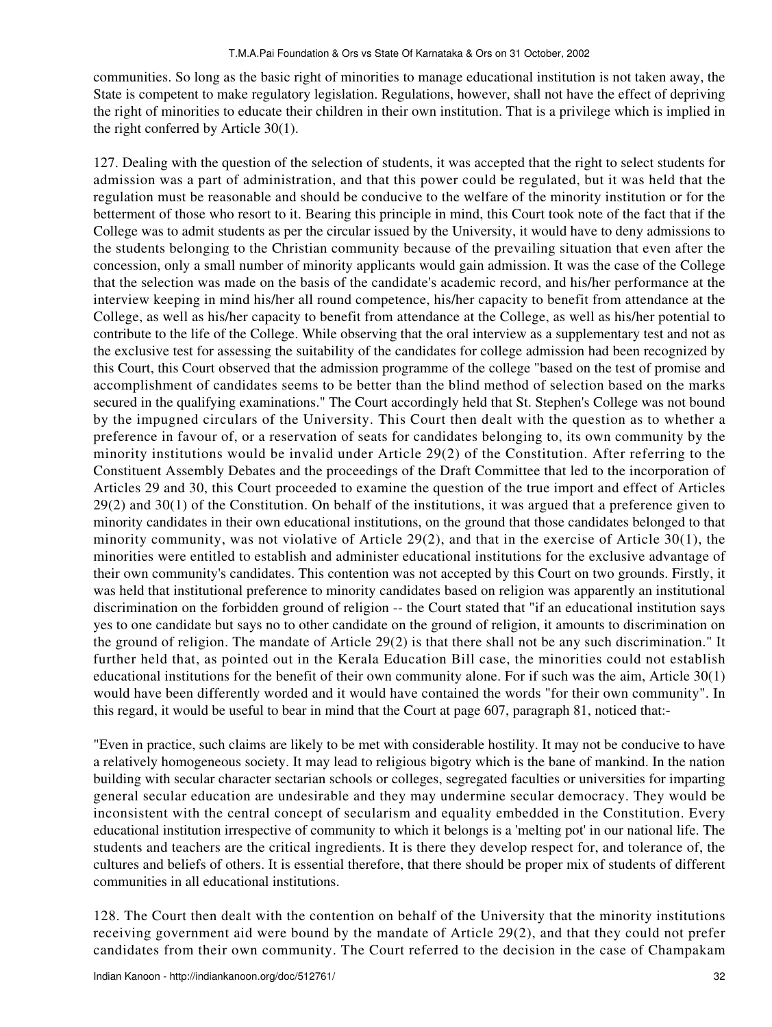communities. So long as the basic right of minorities to manage educational institution is not taken away, the State is competent to make regulatory legislation. Regulations, however, shall not have the effect of depriving the right of minorities to educate their children in their own institution. That is a privilege which is implied in the right conferred by Article 30(1).

127. Dealing with the question of the selection of students, it was accepted that the right to select students for admission was a part of administration, and that this power could be regulated, but it was held that the regulation must be reasonable and should be conducive to the welfare of the minority institution or for the betterment of those who resort to it. Bearing this principle in mind, this Court took note of the fact that if the College was to admit students as per the circular issued by the University, it would have to deny admissions to the students belonging to the Christian community because of the prevailing situation that even after the concession, only a small number of minority applicants would gain admission. It was the case of the College that the selection was made on the basis of the candidate's academic record, and his/her performance at the interview keeping in mind his/her all round competence, his/her capacity to benefit from attendance at the College, as well as his/her capacity to benefit from attendance at the College, as well as his/her potential to contribute to the life of the College. While observing that the oral interview as a supplementary test and not as the exclusive test for assessing the suitability of the candidates for college admission had been recognized by this Court, this Court observed that the admission programme of the college "based on the test of promise and accomplishment of candidates seems to be better than the blind method of selection based on the marks secured in the qualifying examinations." The Court accordingly held that St. Stephen's College was not bound by the impugned circulars of the University. This Court then dealt with the question as to whether a preference in favour of, or a reservation of seats for candidates belonging to, its own community by the minority institutions would be invalid under Article 29(2) of the Constitution. After referring to the Constituent Assembly Debates and the proceedings of the Draft Committee that led to the incorporation of Articles 29 and 30, this Court proceeded to examine the question of the true import and effect of Articles 29(2) and 30(1) of the Constitution. On behalf of the institutions, it was argued that a preference given to minority candidates in their own educational institutions, on the ground that those candidates belonged to that minority community, was not violative of Article 29(2), and that in the exercise of Article 30(1), the minorities were entitled to establish and administer educational institutions for the exclusive advantage of their own community's candidates. This contention was not accepted by this Court on two grounds. Firstly, it was held that institutional preference to minority candidates based on religion was apparently an institutional discrimination on the forbidden ground of religion -- the Court stated that "if an educational institution says yes to one candidate but says no to other candidate on the ground of religion, it amounts to discrimination on the ground of religion. The mandate of Article 29(2) is that there shall not be any such discrimination." It further held that, as pointed out in the Kerala Education Bill case, the minorities could not establish educational institutions for the benefit of their own community alone. For if such was the aim, Article 30(1) would have been differently worded and it would have contained the words "for their own community". In this regard, it would be useful to bear in mind that the Court at page 607, paragraph 81, noticed that:-

"Even in practice, such claims are likely to be met with considerable hostility. It may not be conducive to have a relatively homogeneous society. It may lead to religious bigotry which is the bane of mankind. In the nation building with secular character sectarian schools or colleges, segregated faculties or universities for imparting general secular education are undesirable and they may undermine secular democracy. They would be inconsistent with the central concept of secularism and equality embedded in the Constitution. Every educational institution irrespective of community to which it belongs is a 'melting pot' in our national life. The students and teachers are the critical ingredients. It is there they develop respect for, and tolerance of, the cultures and beliefs of others. It is essential therefore, that there should be proper mix of students of different communities in all educational institutions.

128. The Court then dealt with the contention on behalf of the University that the minority institutions receiving government aid were bound by the mandate of Article 29(2), and that they could not prefer candidates from their own community. The Court referred to the decision in the case of Champakam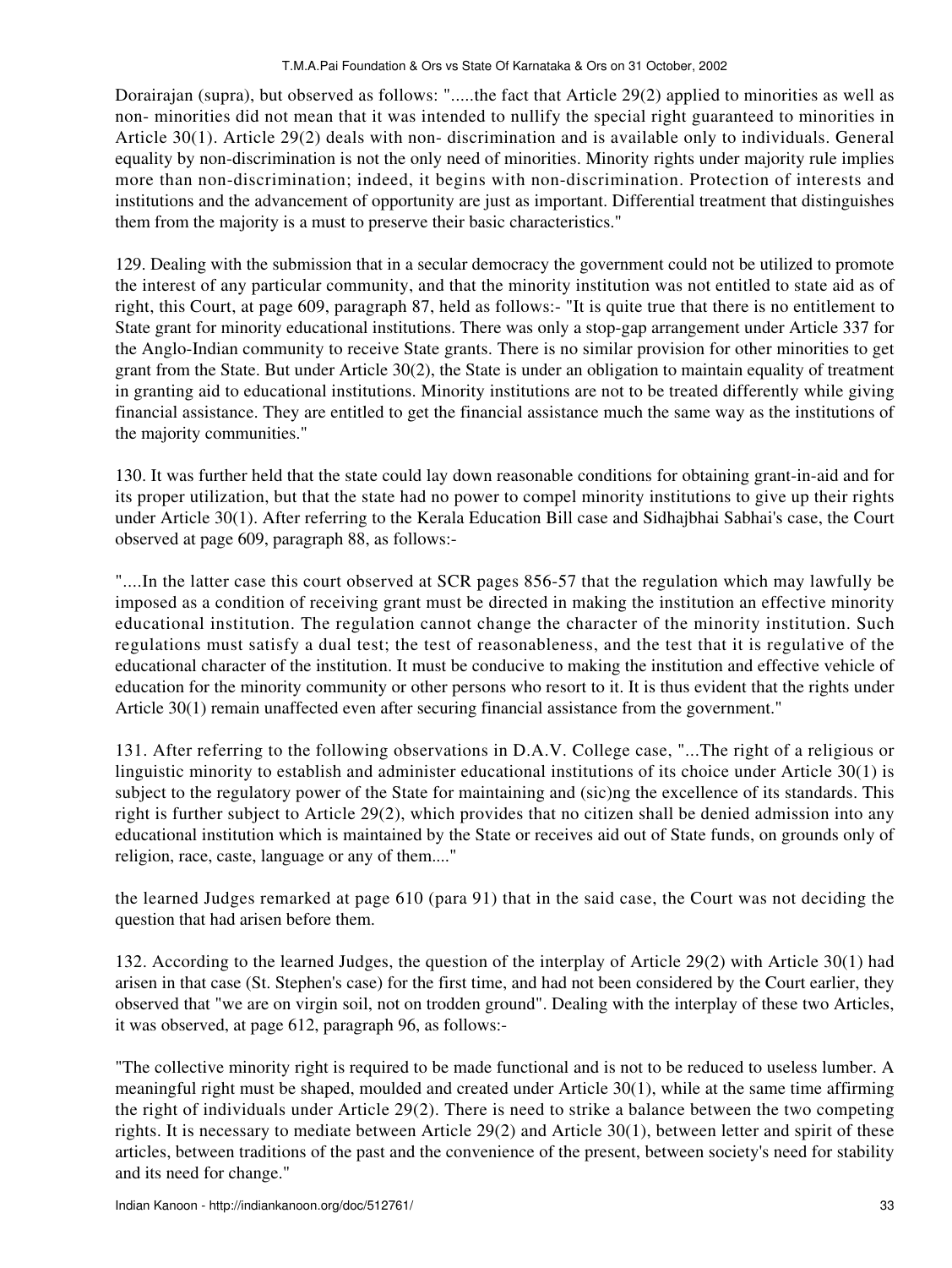Dorairajan (supra), but observed as follows: ".....the fact that Article 29(2) applied to minorities as well as non- minorities did not mean that it was intended to nullify the special right guaranteed to minorities in Article 30(1). Article 29(2) deals with non- discrimination and is available only to individuals. General equality by non-discrimination is not the only need of minorities. Minority rights under majority rule implies more than non-discrimination; indeed, it begins with non-discrimination. Protection of interests and institutions and the advancement of opportunity are just as important. Differential treatment that distinguishes them from the majority is a must to preserve their basic characteristics."

129. Dealing with the submission that in a secular democracy the government could not be utilized to promote the interest of any particular community, and that the minority institution was not entitled to state aid as of right, this Court, at page 609, paragraph 87, held as follows:- "It is quite true that there is no entitlement to State grant for minority educational institutions. There was only a stop-gap arrangement under Article 337 for the Anglo-Indian community to receive State grants. There is no similar provision for other minorities to get grant from the State. But under Article 30(2), the State is under an obligation to maintain equality of treatment in granting aid to educational institutions. Minority institutions are not to be treated differently while giving financial assistance. They are entitled to get the financial assistance much the same way as the institutions of the majority communities."

130. It was further held that the state could lay down reasonable conditions for obtaining grant-in-aid and for its proper utilization, but that the state had no power to compel minority institutions to give up their rights under Article 30(1). After referring to the Kerala Education Bill case and Sidhajbhai Sabhai's case, the Court observed at page 609, paragraph 88, as follows:-

"....In the latter case this court observed at SCR pages 856-57 that the regulation which may lawfully be imposed as a condition of receiving grant must be directed in making the institution an effective minority educational institution. The regulation cannot change the character of the minority institution. Such regulations must satisfy a dual test; the test of reasonableness, and the test that it is regulative of the educational character of the institution. It must be conducive to making the institution and effective vehicle of education for the minority community or other persons who resort to it. It is thus evident that the rights under Article 30(1) remain unaffected even after securing financial assistance from the government."

131. After referring to the following observations in D.A.V. College case, "...The right of a religious or linguistic minority to establish and administer educational institutions of its choice under Article 30(1) is subject to the regulatory power of the State for maintaining and (sic)ng the excellence of its standards. This right is further subject to Article 29(2), which provides that no citizen shall be denied admission into any educational institution which is maintained by the State or receives aid out of State funds, on grounds only of religion, race, caste, language or any of them...."

the learned Judges remarked at page 610 (para 91) that in the said case, the Court was not deciding the question that had arisen before them.

132. According to the learned Judges, the question of the interplay of Article 29(2) with Article 30(1) had arisen in that case (St. Stephen's case) for the first time, and had not been considered by the Court earlier, they observed that "we are on virgin soil, not on trodden ground". Dealing with the interplay of these two Articles, it was observed, at page 612, paragraph 96, as follows:-

"The collective minority right is required to be made functional and is not to be reduced to useless lumber. A meaningful right must be shaped, moulded and created under Article 30(1), while at the same time affirming the right of individuals under Article 29(2). There is need to strike a balance between the two competing rights. It is necessary to mediate between Article 29(2) and Article 30(1), between letter and spirit of these articles, between traditions of the past and the convenience of the present, between society's need for stability and its need for change."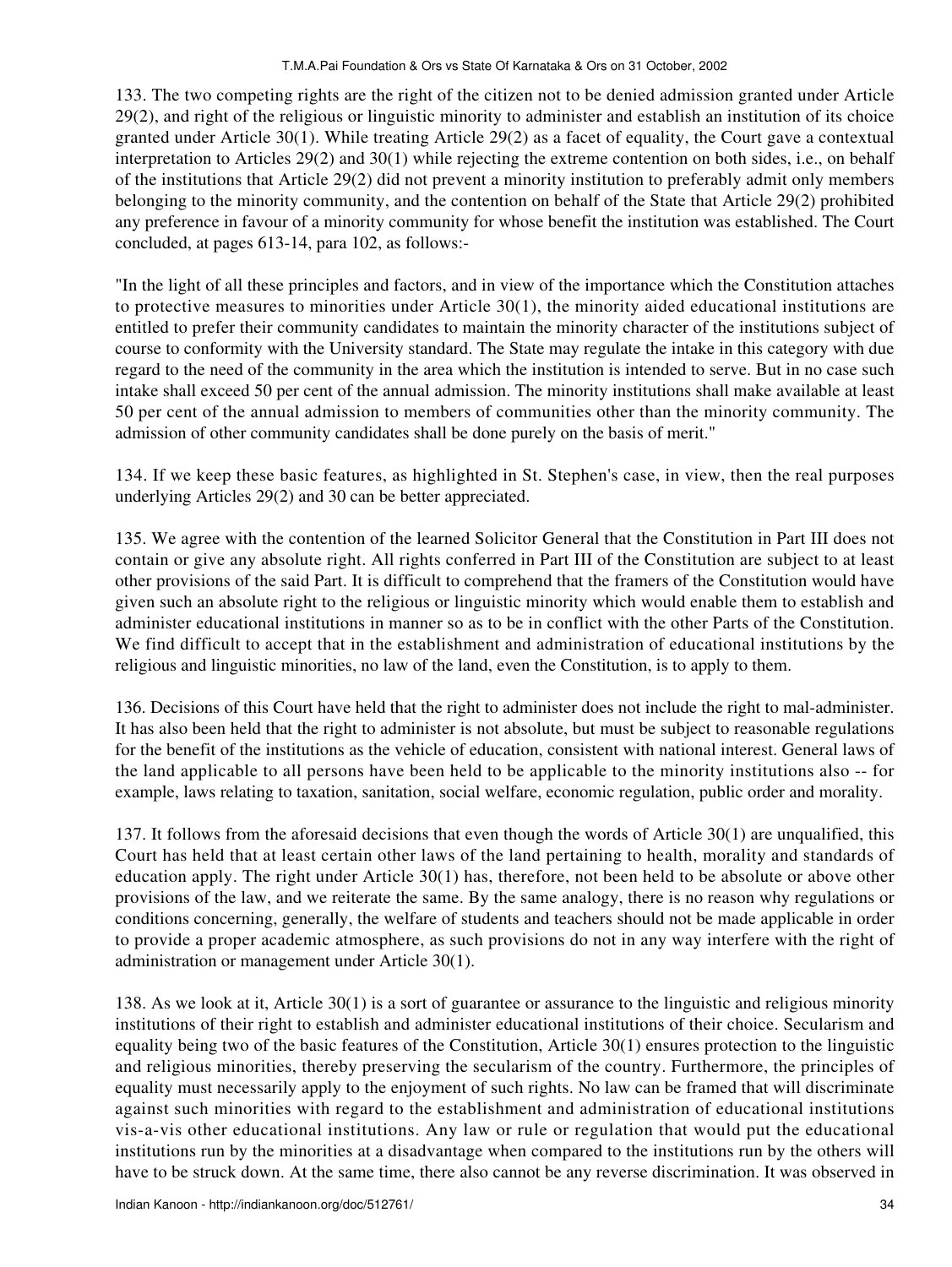133. The two competing rights are the right of the citizen not to be denied admission granted under Article 29(2), and right of the religious or linguistic minority to administer and establish an institution of its choice granted under Article 30(1). While treating Article 29(2) as a facet of equality, the Court gave a contextual interpretation to Articles 29(2) and 30(1) while rejecting the extreme contention on both sides, i.e., on behalf of the institutions that Article 29(2) did not prevent a minority institution to preferably admit only members belonging to the minority community, and the contention on behalf of the State that Article 29(2) prohibited any preference in favour of a minority community for whose benefit the institution was established. The Court concluded, at pages 613-14, para 102, as follows:-

"In the light of all these principles and factors, and in view of the importance which the Constitution attaches to protective measures to minorities under Article 30(1), the minority aided educational institutions are entitled to prefer their community candidates to maintain the minority character of the institutions subject of course to conformity with the University standard. The State may regulate the intake in this category with due regard to the need of the community in the area which the institution is intended to serve. But in no case such intake shall exceed 50 per cent of the annual admission. The minority institutions shall make available at least 50 per cent of the annual admission to members of communities other than the minority community. The admission of other community candidates shall be done purely on the basis of merit."

134. If we keep these basic features, as highlighted in St. Stephen's case, in view, then the real purposes underlying Articles 29(2) and 30 can be better appreciated.

135. We agree with the contention of the learned Solicitor General that the Constitution in Part III does not contain or give any absolute right. All rights conferred in Part III of the Constitution are subject to at least other provisions of the said Part. It is difficult to comprehend that the framers of the Constitution would have given such an absolute right to the religious or linguistic minority which would enable them to establish and administer educational institutions in manner so as to be in conflict with the other Parts of the Constitution. We find difficult to accept that in the establishment and administration of educational institutions by the religious and linguistic minorities, no law of the land, even the Constitution, is to apply to them.

136. Decisions of this Court have held that the right to administer does not include the right to mal-administer. It has also been held that the right to administer is not absolute, but must be subject to reasonable regulations for the benefit of the institutions as the vehicle of education, consistent with national interest. General laws of the land applicable to all persons have been held to be applicable to the minority institutions also -- for example, laws relating to taxation, sanitation, social welfare, economic regulation, public order and morality.

137. It follows from the aforesaid decisions that even though the words of Article 30(1) are unqualified, this Court has held that at least certain other laws of the land pertaining to health, morality and standards of education apply. The right under Article 30(1) has, therefore, not been held to be absolute or above other provisions of the law, and we reiterate the same. By the same analogy, there is no reason why regulations or conditions concerning, generally, the welfare of students and teachers should not be made applicable in order to provide a proper academic atmosphere, as such provisions do not in any way interfere with the right of administration or management under Article 30(1).

138. As we look at it, Article 30(1) is a sort of guarantee or assurance to the linguistic and religious minority institutions of their right to establish and administer educational institutions of their choice. Secularism and equality being two of the basic features of the Constitution, Article 30(1) ensures protection to the linguistic and religious minorities, thereby preserving the secularism of the country. Furthermore, the principles of equality must necessarily apply to the enjoyment of such rights. No law can be framed that will discriminate against such minorities with regard to the establishment and administration of educational institutions vis-a-vis other educational institutions. Any law or rule or regulation that would put the educational institutions run by the minorities at a disadvantage when compared to the institutions run by the others will have to be struck down. At the same time, there also cannot be any reverse discrimination. It was observed in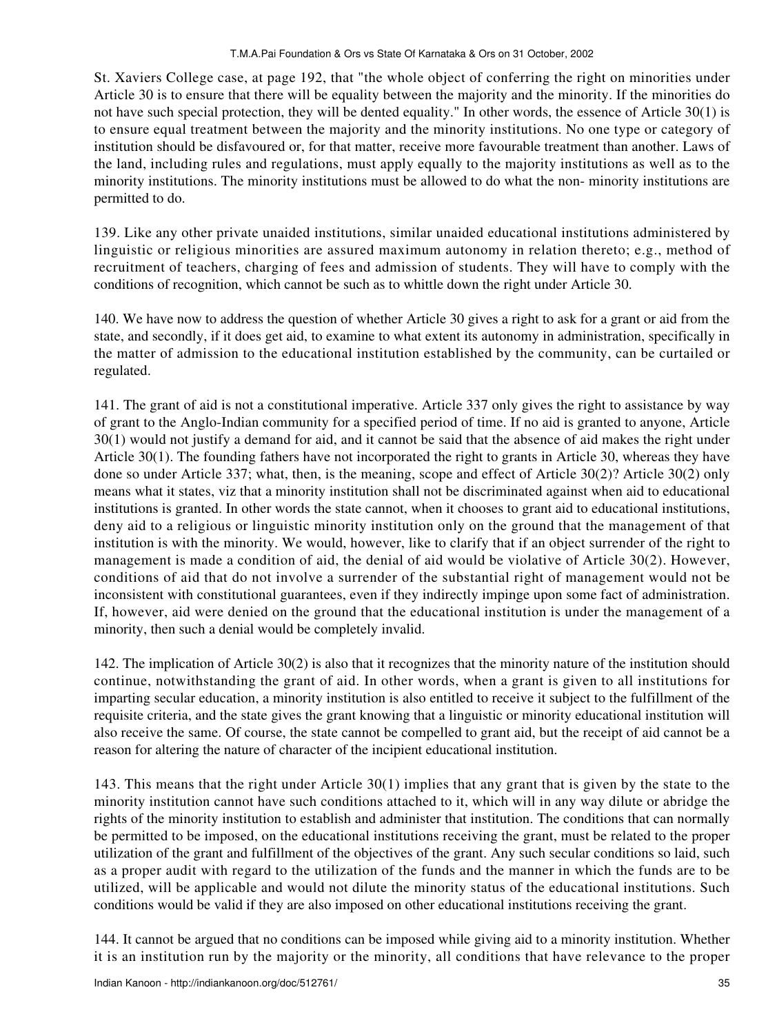St. Xaviers College case, at page 192, that "the whole object of conferring the right on minorities under Article 30 is to ensure that there will be equality between the majority and the minority. If the minorities do not have such special protection, they will be dented equality." In other words, the essence of Article 30(1) is to ensure equal treatment between the majority and the minority institutions. No one type or category of institution should be disfavoured or, for that matter, receive more favourable treatment than another. Laws of the land, including rules and regulations, must apply equally to the majority institutions as well as to the minority institutions. The minority institutions must be allowed to do what the non- minority institutions are permitted to do.

139. Like any other private unaided institutions, similar unaided educational institutions administered by linguistic or religious minorities are assured maximum autonomy in relation thereto; e.g., method of recruitment of teachers, charging of fees and admission of students. They will have to comply with the conditions of recognition, which cannot be such as to whittle down the right under Article 30.

140. We have now to address the question of whether Article 30 gives a right to ask for a grant or aid from the state, and secondly, if it does get aid, to examine to what extent its autonomy in administration, specifically in the matter of admission to the educational institution established by the community, can be curtailed or regulated.

141. The grant of aid is not a constitutional imperative. Article 337 only gives the right to assistance by way of grant to the Anglo-Indian community for a specified period of time. If no aid is granted to anyone, Article 30(1) would not justify a demand for aid, and it cannot be said that the absence of aid makes the right under Article 30(1). The founding fathers have not incorporated the right to grants in Article 30, whereas they have done so under Article 337; what, then, is the meaning, scope and effect of Article 30(2)? Article 30(2) only means what it states, viz that a minority institution shall not be discriminated against when aid to educational institutions is granted. In other words the state cannot, when it chooses to grant aid to educational institutions, deny aid to a religious or linguistic minority institution only on the ground that the management of that institution is with the minority. We would, however, like to clarify that if an object surrender of the right to management is made a condition of aid, the denial of aid would be violative of Article 30(2). However, conditions of aid that do not involve a surrender of the substantial right of management would not be inconsistent with constitutional guarantees, even if they indirectly impinge upon some fact of administration. If, however, aid were denied on the ground that the educational institution is under the management of a minority, then such a denial would be completely invalid.

142. The implication of Article 30(2) is also that it recognizes that the minority nature of the institution should continue, notwithstanding the grant of aid. In other words, when a grant is given to all institutions for imparting secular education, a minority institution is also entitled to receive it subject to the fulfillment of the requisite criteria, and the state gives the grant knowing that a linguistic or minority educational institution will also receive the same. Of course, the state cannot be compelled to grant aid, but the receipt of aid cannot be a reason for altering the nature of character of the incipient educational institution.

143. This means that the right under Article 30(1) implies that any grant that is given by the state to the minority institution cannot have such conditions attached to it, which will in any way dilute or abridge the rights of the minority institution to establish and administer that institution. The conditions that can normally be permitted to be imposed, on the educational institutions receiving the grant, must be related to the proper utilization of the grant and fulfillment of the objectives of the grant. Any such secular conditions so laid, such as a proper audit with regard to the utilization of the funds and the manner in which the funds are to be utilized, will be applicable and would not dilute the minority status of the educational institutions. Such conditions would be valid if they are also imposed on other educational institutions receiving the grant.

144. It cannot be argued that no conditions can be imposed while giving aid to a minority institution. Whether it is an institution run by the majority or the minority, all conditions that have relevance to the proper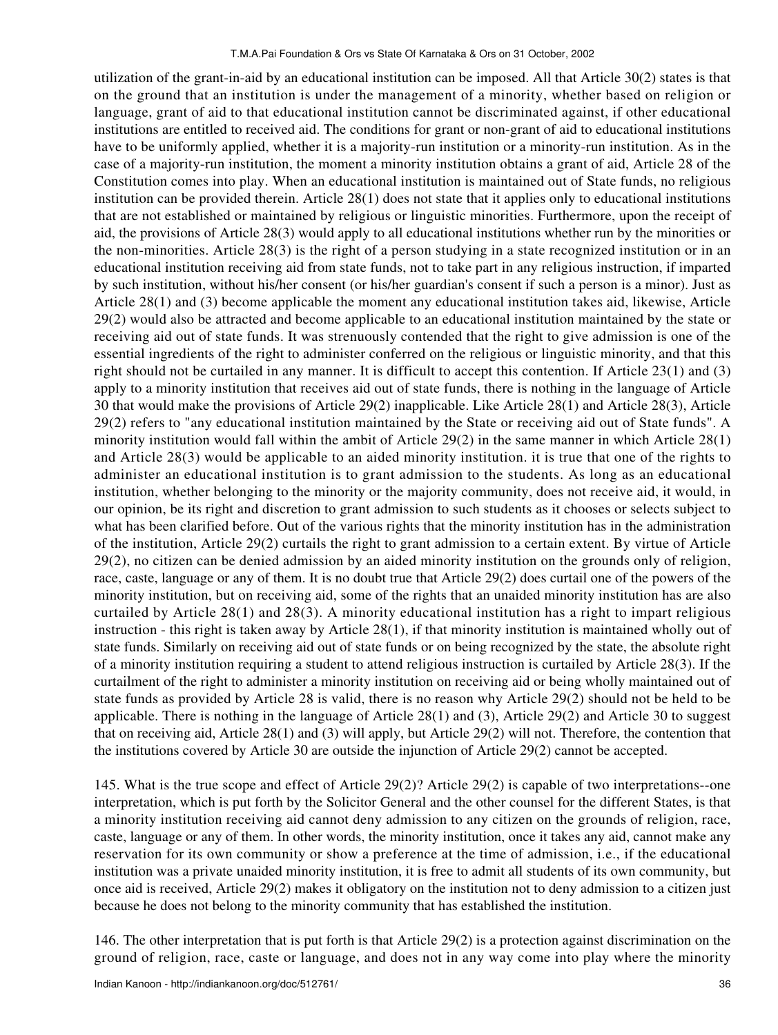utilization of the grant-in-aid by an educational institution can be imposed. All that Article 30(2) states is that on the ground that an institution is under the management of a minority, whether based on religion or language, grant of aid to that educational institution cannot be discriminated against, if other educational institutions are entitled to received aid. The conditions for grant or non-grant of aid to educational institutions have to be uniformly applied, whether it is a majority-run institution or a minority-run institution. As in the case of a majority-run institution, the moment a minority institution obtains a grant of aid, Article 28 of the Constitution comes into play. When an educational institution is maintained out of State funds, no religious institution can be provided therein. Article 28(1) does not state that it applies only to educational institutions that are not established or maintained by religious or linguistic minorities. Furthermore, upon the receipt of aid, the provisions of Article 28(3) would apply to all educational institutions whether run by the minorities or the non-minorities. Article 28(3) is the right of a person studying in a state recognized institution or in an educational institution receiving aid from state funds, not to take part in any religious instruction, if imparted by such institution, without his/her consent (or his/her guardian's consent if such a person is a minor). Just as Article 28(1) and (3) become applicable the moment any educational institution takes aid, likewise, Article 29(2) would also be attracted and become applicable to an educational institution maintained by the state or receiving aid out of state funds. It was strenuously contended that the right to give admission is one of the essential ingredients of the right to administer conferred on the religious or linguistic minority, and that this right should not be curtailed in any manner. It is difficult to accept this contention. If Article 23(1) and (3) apply to a minority institution that receives aid out of state funds, there is nothing in the language of Article 30 that would make the provisions of Article 29(2) inapplicable. Like Article 28(1) and Article 28(3), Article 29(2) refers to "any educational institution maintained by the State or receiving aid out of State funds". A minority institution would fall within the ambit of Article 29(2) in the same manner in which Article 28(1) and Article 28(3) would be applicable to an aided minority institution. it is true that one of the rights to administer an educational institution is to grant admission to the students. As long as an educational institution, whether belonging to the minority or the majority community, does not receive aid, it would, in our opinion, be its right and discretion to grant admission to such students as it chooses or selects subject to what has been clarified before. Out of the various rights that the minority institution has in the administration of the institution, Article 29(2) curtails the right to grant admission to a certain extent. By virtue of Article 29(2), no citizen can be denied admission by an aided minority institution on the grounds only of religion, race, caste, language or any of them. It is no doubt true that Article 29(2) does curtail one of the powers of the minority institution, but on receiving aid, some of the rights that an unaided minority institution has are also curtailed by Article 28(1) and 28(3). A minority educational institution has a right to impart religious instruction - this right is taken away by Article 28(1), if that minority institution is maintained wholly out of state funds. Similarly on receiving aid out of state funds or on being recognized by the state, the absolute right of a minority institution requiring a student to attend religious instruction is curtailed by Article 28(3). If the curtailment of the right to administer a minority institution on receiving aid or being wholly maintained out of state funds as provided by Article 28 is valid, there is no reason why Article 29(2) should not be held to be applicable. There is nothing in the language of Article 28(1) and (3), Article 29(2) and Article 30 to suggest that on receiving aid, Article 28(1) and (3) will apply, but Article 29(2) will not. Therefore, the contention that the institutions covered by Article 30 are outside the injunction of Article 29(2) cannot be accepted.

145. What is the true scope and effect of Article 29(2)? Article 29(2) is capable of two interpretations--one interpretation, which is put forth by the Solicitor General and the other counsel for the different States, is that a minority institution receiving aid cannot deny admission to any citizen on the grounds of religion, race, caste, language or any of them. In other words, the minority institution, once it takes any aid, cannot make any reservation for its own community or show a preference at the time of admission, i.e., if the educational institution was a private unaided minority institution, it is free to admit all students of its own community, but once aid is received, Article 29(2) makes it obligatory on the institution not to deny admission to a citizen just because he does not belong to the minority community that has established the institution.

146. The other interpretation that is put forth is that Article 29(2) is a protection against discrimination on the ground of religion, race, caste or language, and does not in any way come into play where the minority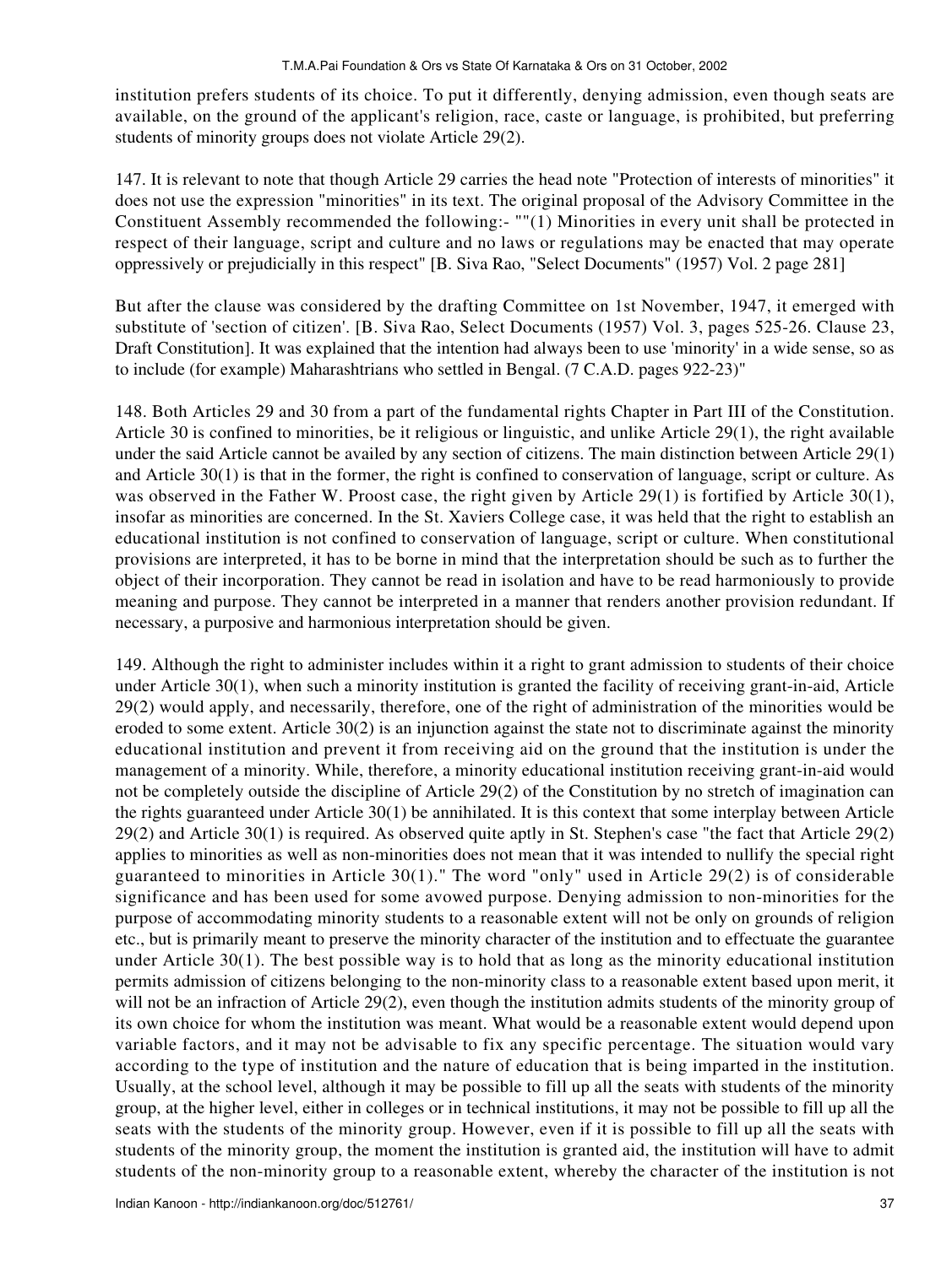institution prefers students of its choice. To put it differently, denying admission, even though seats are available, on the ground of the applicant's religion, race, caste or language, is prohibited, but preferring students of minority groups does not violate Article 29(2).

147. It is relevant to note that though Article 29 carries the head note "Protection of interests of minorities" it does not use the expression "minorities" in its text. The original proposal of the Advisory Committee in the Constituent Assembly recommended the following:- ""(1) Minorities in every unit shall be protected in respect of their language, script and culture and no laws or regulations may be enacted that may operate oppressively or prejudicially in this respect" [B. Siva Rao, "Select Documents" (1957) Vol. 2 page 281]

But after the clause was considered by the drafting Committee on 1st November, 1947, it emerged with substitute of 'section of citizen'. [B. Siva Rao, Select Documents (1957) Vol. 3, pages 525-26. Clause 23, Draft Constitution]. It was explained that the intention had always been to use 'minority' in a wide sense, so as to include (for example) Maharashtrians who settled in Bengal. (7 C.A.D. pages 922-23)"

148. Both Articles 29 and 30 from a part of the fundamental rights Chapter in Part III of the Constitution. Article 30 is confined to minorities, be it religious or linguistic, and unlike Article 29(1), the right available under the said Article cannot be availed by any section of citizens. The main distinction between Article 29(1) and Article 30(1) is that in the former, the right is confined to conservation of language, script or culture. As was observed in the Father W. Proost case, the right given by Article 29(1) is fortified by Article 30(1), insofar as minorities are concerned. In the St. Xaviers College case, it was held that the right to establish an educational institution is not confined to conservation of language, script or culture. When constitutional provisions are interpreted, it has to be borne in mind that the interpretation should be such as to further the object of their incorporation. They cannot be read in isolation and have to be read harmoniously to provide meaning and purpose. They cannot be interpreted in a manner that renders another provision redundant. If necessary, a purposive and harmonious interpretation should be given.

149. Although the right to administer includes within it a right to grant admission to students of their choice under Article 30(1), when such a minority institution is granted the facility of receiving grant-in-aid, Article 29(2) would apply, and necessarily, therefore, one of the right of administration of the minorities would be eroded to some extent. Article 30(2) is an injunction against the state not to discriminate against the minority educational institution and prevent it from receiving aid on the ground that the institution is under the management of a minority. While, therefore, a minority educational institution receiving grant-in-aid would not be completely outside the discipline of Article 29(2) of the Constitution by no stretch of imagination can the rights guaranteed under Article 30(1) be annihilated. It is this context that some interplay between Article 29(2) and Article 30(1) is required. As observed quite aptly in St. Stephen's case "the fact that Article 29(2) applies to minorities as well as non-minorities does not mean that it was intended to nullify the special right guaranteed to minorities in Article 30(1)." The word "only" used in Article 29(2) is of considerable significance and has been used for some avowed purpose. Denying admission to non-minorities for the purpose of accommodating minority students to a reasonable extent will not be only on grounds of religion etc., but is primarily meant to preserve the minority character of the institution and to effectuate the guarantee under Article 30(1). The best possible way is to hold that as long as the minority educational institution permits admission of citizens belonging to the non-minority class to a reasonable extent based upon merit, it will not be an infraction of Article 29(2), even though the institution admits students of the minority group of its own choice for whom the institution was meant. What would be a reasonable extent would depend upon variable factors, and it may not be advisable to fix any specific percentage. The situation would vary according to the type of institution and the nature of education that is being imparted in the institution. Usually, at the school level, although it may be possible to fill up all the seats with students of the minority group, at the higher level, either in colleges or in technical institutions, it may not be possible to fill up all the seats with the students of the minority group. However, even if it is possible to fill up all the seats with students of the minority group, the moment the institution is granted aid, the institution will have to admit students of the non-minority group to a reasonable extent, whereby the character of the institution is not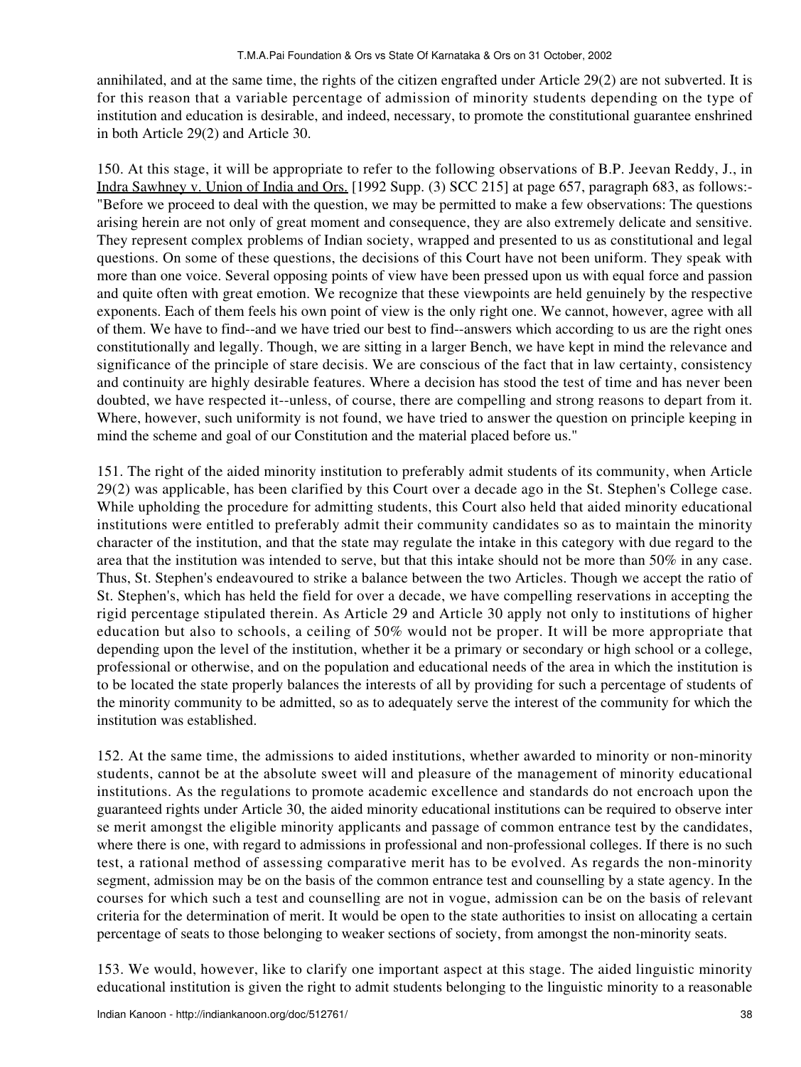annihilated, and at the same time, the rights of the citizen engrafted under Article 29(2) are not subverted. It is for this reason that a variable percentage of admission of minority students depending on the type of institution and education is desirable, and indeed, necessary, to promote the constitutional guarantee enshrined in both Article 29(2) and Article 30.

150. At this stage, it will be appropriate to refer to the following observations of B.P. Jeevan Reddy, J., in Indra Sawhney v. Union of India and Ors. [1992 Supp. (3) SCC 215] at page 657, paragraph 683, as follows:- "Before we proceed to deal with the question, we may be permitted to make a few observations: The questions arising herein are not only of great moment and consequence, they are also extremely delicate and sensitive. They represent complex problems of Indian society, wrapped and presented to us as constitutional and legal questions. On some of these questions, the decisions of this Court have not been uniform. They speak with more than one voice. Several opposing points of view have been pressed upon us with equal force and passion and quite often with great emotion. We recognize that these viewpoints are held genuinely by the respective exponents. Each of them feels his own point of view is the only right one. We cannot, however, agree with all of them. We have to find--and we have tried our best to find--answers which according to us are the right ones constitutionally and legally. Though, we are sitting in a larger Bench, we have kept in mind the relevance and significance of the principle of stare decisis. We are conscious of the fact that in law certainty, consistency and continuity are highly desirable features. Where a decision has stood the test of time and has never been doubted, we have respected it--unless, of course, there are compelling and strong reasons to depart from it. Where, however, such uniformity is not found, we have tried to answer the question on principle keeping in mind the scheme and goal of our Constitution and the material placed before us."

151. The right of the aided minority institution to preferably admit students of its community, when Article 29(2) was applicable, has been clarified by this Court over a decade ago in the St. Stephen's College case. While upholding the procedure for admitting students, this Court also held that aided minority educational institutions were entitled to preferably admit their community candidates so as to maintain the minority character of the institution, and that the state may regulate the intake in this category with due regard to the area that the institution was intended to serve, but that this intake should not be more than 50% in any case. Thus, St. Stephen's endeavoured to strike a balance between the two Articles. Though we accept the ratio of St. Stephen's, which has held the field for over a decade, we have compelling reservations in accepting the rigid percentage stipulated therein. As Article 29 and Article 30 apply not only to institutions of higher education but also to schools, a ceiling of 50% would not be proper. It will be more appropriate that depending upon the level of the institution, whether it be a primary or secondary or high school or a college, professional or otherwise, and on the population and educational needs of the area in which the institution is to be located the state properly balances the interests of all by providing for such a percentage of students of the minority community to be admitted, so as to adequately serve the interest of the community for which the institution was established.

152. At the same time, the admissions to aided institutions, whether awarded to minority or non-minority students, cannot be at the absolute sweet will and pleasure of the management of minority educational institutions. As the regulations to promote academic excellence and standards do not encroach upon the guaranteed rights under Article 30, the aided minority educational institutions can be required to observe inter se merit amongst the eligible minority applicants and passage of common entrance test by the candidates, where there is one, with regard to admissions in professional and non-professional colleges. If there is no such test, a rational method of assessing comparative merit has to be evolved. As regards the non-minority segment, admission may be on the basis of the common entrance test and counselling by a state agency. In the courses for which such a test and counselling are not in vogue, admission can be on the basis of relevant criteria for the determination of merit. It would be open to the state authorities to insist on allocating a certain percentage of seats to those belonging to weaker sections of society, from amongst the non-minority seats.

153. We would, however, like to clarify one important aspect at this stage. The aided linguistic minority educational institution is given the right to admit students belonging to the linguistic minority to a reasonable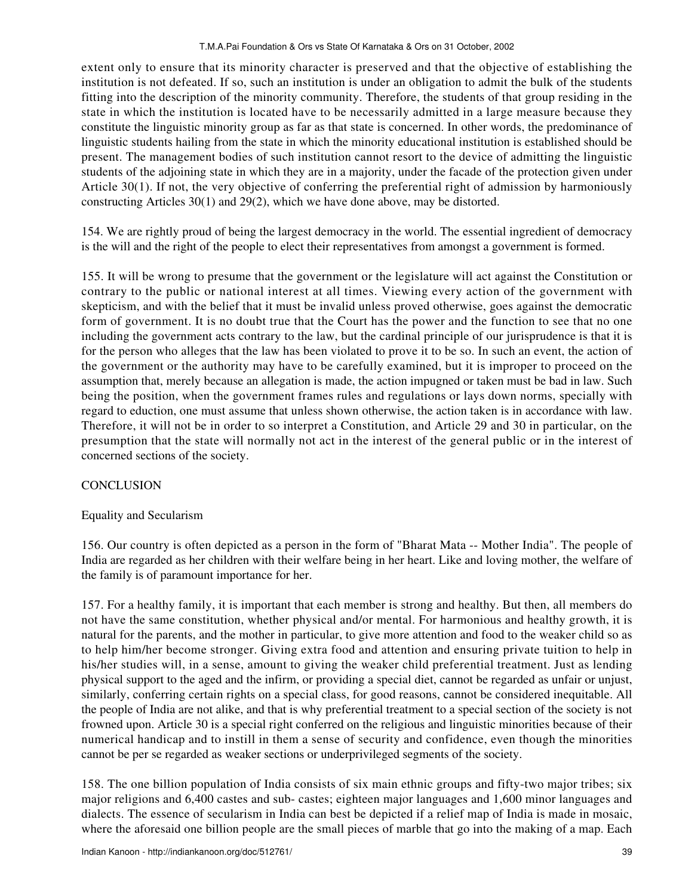extent only to ensure that its minority character is preserved and that the objective of establishing the institution is not defeated. If so, such an institution is under an obligation to admit the bulk of the students fitting into the description of the minority community. Therefore, the students of that group residing in the state in which the institution is located have to be necessarily admitted in a large measure because they constitute the linguistic minority group as far as that state is concerned. In other words, the predominance of linguistic students hailing from the state in which the minority educational institution is established should be present. The management bodies of such institution cannot resort to the device of admitting the linguistic students of the adjoining state in which they are in a majority, under the facade of the protection given under Article 30(1). If not, the very objective of conferring the preferential right of admission by harmoniously constructing Articles 30(1) and 29(2), which we have done above, may be distorted.

154. We are rightly proud of being the largest democracy in the world. The essential ingredient of democracy is the will and the right of the people to elect their representatives from amongst a government is formed.

155. It will be wrong to presume that the government or the legislature will act against the Constitution or contrary to the public or national interest at all times. Viewing every action of the government with skepticism, and with the belief that it must be invalid unless proved otherwise, goes against the democratic form of government. It is no doubt true that the Court has the power and the function to see that no one including the government acts contrary to the law, but the cardinal principle of our jurisprudence is that it is for the person who alleges that the law has been violated to prove it to be so. In such an event, the action of the government or the authority may have to be carefully examined, but it is improper to proceed on the assumption that, merely because an allegation is made, the action impugned or taken must be bad in law. Such being the position, when the government frames rules and regulations or lays down norms, specially with regard to eduction, one must assume that unless shown otherwise, the action taken is in accordance with law. Therefore, it will not be in order to so interpret a Constitution, and Article 29 and 30 in particular, on the presumption that the state will normally not act in the interest of the general public or in the interest of concerned sections of the society.

CONCLUSION

Equality and Secularism

156. Our country is often depicted as a person in the form of "Bharat Mata -- Mother India". The people of India are regarded as her children with their welfare being in her heart. Like and loving mother, the welfare of the family is of paramount importance for her.

157. For a healthy family, it is important that each member is strong and healthy. But then, all members do not have the same constitution, whether physical and/or mental. For harmonious and healthy growth, it is natural for the parents, and the mother in particular, to give more attention and food to the weaker child so as to help him/her become stronger. Giving extra food and attention and ensuring private tuition to help in his/her studies will, in a sense, amount to giving the weaker child preferential treatment. Just as lending physical support to the aged and the infirm, or providing a special diet, cannot be regarded as unfair or unjust, similarly, conferring certain rights on a special class, for good reasons, cannot be considered inequitable. All the people of India are not alike, and that is why preferential treatment to a special section of the society is not frowned upon. Article 30 is a special right conferred on the religious and linguistic minorities because of their numerical handicap and to instill in them a sense of security and confidence, even though the minorities cannot be per se regarded as weaker sections or underprivileged segments of the society.

158. The one billion population of India consists of six main ethnic groups and fifty-two major tribes; six major religions and 6,400 castes and sub- castes; eighteen major languages and 1,600 minor languages and dialects. The essence of secularism in India can best be depicted if a relief map of India is made in mosaic, where the aforesaid one billion people are the small pieces of marble that go into the making of a map. Each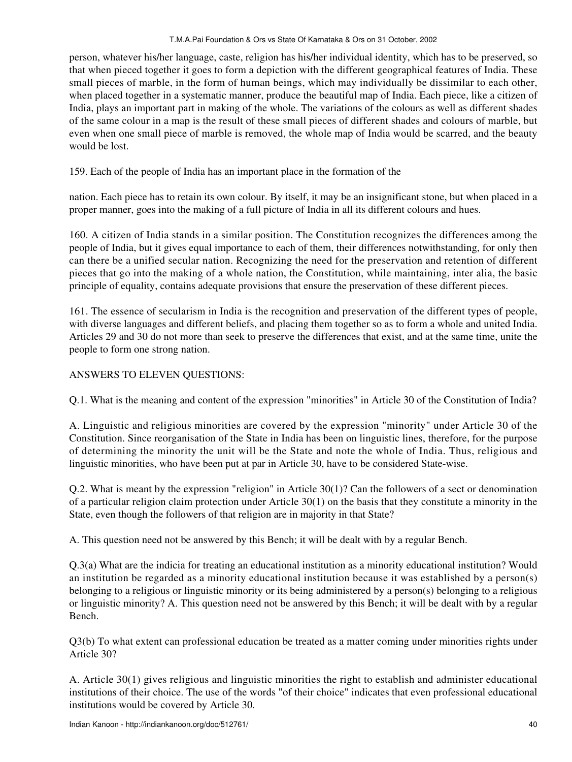person, whatever his/her language, caste, religion has his/her individual identity, which has to be preserved, so that when pieced together it goes to form a depiction with the different geographical features of India. These small pieces of marble, in the form of human beings, which may individually be dissimilar to each other, when placed together in a systematic manner, produce the beautiful map of India. Each piece, like a citizen of India, plays an important part in making of the whole. The variations of the colours as well as different shades of the same colour in a map is the result of these small pieces of different shades and colours of marble, but even when one small piece of marble is removed, the whole map of India would be scarred, and the beauty would be lost.

159. Each of the people of India has an important place in the formation of the

nation. Each piece has to retain its own colour. By itself, it may be an insignificant stone, but when placed in a proper manner, goes into the making of a full picture of India in all its different colours and hues.

160. A citizen of India stands in a similar position. The Constitution recognizes the differences among the people of India, but it gives equal importance to each of them, their differences notwithstanding, for only then can there be a unified secular nation. Recognizing the need for the preservation and retention of different pieces that go into the making of a whole nation, the Constitution, while maintaining, inter alia, the basic principle of equality, contains adequate provisions that ensure the preservation of these different pieces.

161. The essence of secularism in India is the recognition and preservation of the different types of people, with diverse languages and different beliefs, and placing them together so as to form a whole and united India. Articles 29 and 30 do not more than seek to preserve the differences that exist, and at the same time, unite the people to form one strong nation.

ANSWERS TO ELEVEN QUESTIONS:

Q.1. What is the meaning and content of the expression "minorities" in Article 30 of the Constitution of India?

A. Linguistic and religious minorities are covered by the expression "minority" under Article 30 of the Constitution. Since reorganisation of the State in India has been on linguistic lines, therefore, for the purpose of determining the minority the unit will be the State and note the whole of India. Thus, religious and linguistic minorities, who have been put at par in Article 30, have to be considered State-wise.

Q.2. What is meant by the expression "religion" in Article 30(1)? Can the followers of a sect or denomination of a particular religion claim protection under Article 30(1) on the basis that they constitute a minority in the State, even though the followers of that religion are in majority in that State?

A. This question need not be answered by this Bench; it will be dealt with by a regular Bench.

Q.3(a) What are the indicia for treating an educational institution as a minority educational institution? Would an institution be regarded as a minority educational institution because it was established by a person(s) belonging to a religious or linguistic minority or its being administered by a person(s) belonging to a religious or linguistic minority? A. This question need not be answered by this Bench; it will be dealt with by a regular Bench.

Q3(b) To what extent can professional education be treated as a matter coming under minorities rights under Article 30?

A. Article 30(1) gives religious and linguistic minorities the right to establish and administer educational institutions of their choice. The use of the words "of their choice" indicates that even professional educational institutions would be covered by Article 30.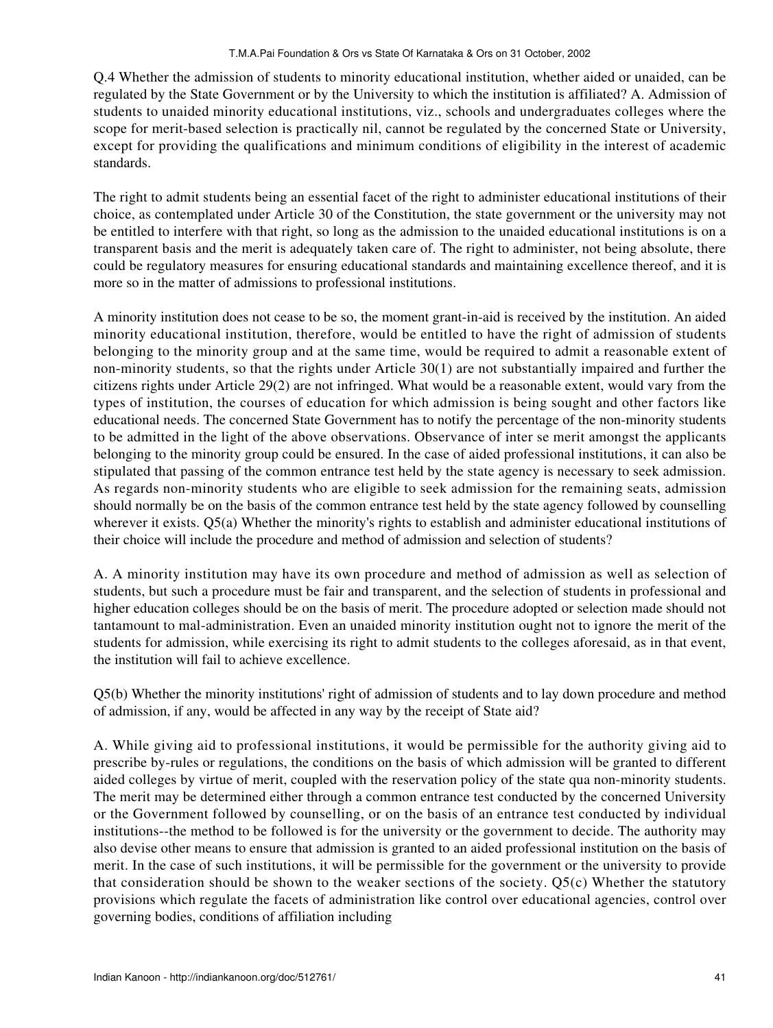Q.4 Whether the admission of students to minority educational institution, whether aided or unaided, can be regulated by the State Government or by the University to which the institution is affiliated? A. Admission of students to unaided minority educational institutions, viz., schools and undergraduates colleges where the scope for merit-based selection is practically nil, cannot be regulated by the concerned State or University, except for providing the qualifications and minimum conditions of eligibility in the interest of academic standards.

The right to admit students being an essential facet of the right to administer educational institutions of their choice, as contemplated under Article 30 of the Constitution, the state government or the university may not be entitled to interfere with that right, so long as the admission to the unaided educational institutions is on a transparent basis and the merit is adequately taken care of. The right to administer, not being absolute, there could be regulatory measures for ensuring educational standards and maintaining excellence thereof, and it is more so in the matter of admissions to professional institutions.

A minority institution does not cease to be so, the moment grant-in-aid is received by the institution. An aided minority educational institution, therefore, would be entitled to have the right of admission of students belonging to the minority group and at the same time, would be required to admit a reasonable extent of non-minority students, so that the rights under Article 30(1) are not substantially impaired and further the citizens rights under Article 29(2) are not infringed. What would be a reasonable extent, would vary from the types of institution, the courses of education for which admission is being sought and other factors like educational needs. The concerned State Government has to notify the percentage of the non-minority students to be admitted in the light of the above observations. Observance of inter se merit amongst the applicants belonging to the minority group could be ensured. In the case of aided professional institutions, it can also be stipulated that passing of the common entrance test held by the state agency is necessary to seek admission. As regards non-minority students who are eligible to seek admission for the remaining seats, admission should normally be on the basis of the common entrance test held by the state agency followed by counselling wherever it exists. Q5(a) Whether the minority's rights to establish and administer educational institutions of their choice will include the procedure and method of admission and selection of students?

A. A minority institution may have its own procedure and method of admission as well as selection of students, but such a procedure must be fair and transparent, and the selection of students in professional and higher education colleges should be on the basis of merit. The procedure adopted or selection made should not tantamount to mal-administration. Even an unaided minority institution ought not to ignore the merit of the students for admission, while exercising its right to admit students to the colleges aforesaid, as in that event, the institution will fail to achieve excellence.

Q5(b) Whether the minority institutions' right of admission of students and to lay down procedure and method of admission, if any, would be affected in any way by the receipt of State aid?

A. While giving aid to professional institutions, it would be permissible for the authority giving aid to prescribe by-rules or regulations, the conditions on the basis of which admission will be granted to different aided colleges by virtue of merit, coupled with the reservation policy of the state qua non-minority students. The merit may be determined either through a common entrance test conducted by the concerned University or the Government followed by counselling, or on the basis of an entrance test conducted by individual institutions--the method to be followed is for the university or the government to decide. The authority may also devise other means to ensure that admission is granted to an aided professional institution on the basis of merit. In the case of such institutions, it will be permissible for the government or the university to provide that consideration should be shown to the weaker sections of the society. Q5(c) Whether the statutory provisions which regulate the facets of administration like control over educational agencies, control over governing bodies, conditions of affiliation including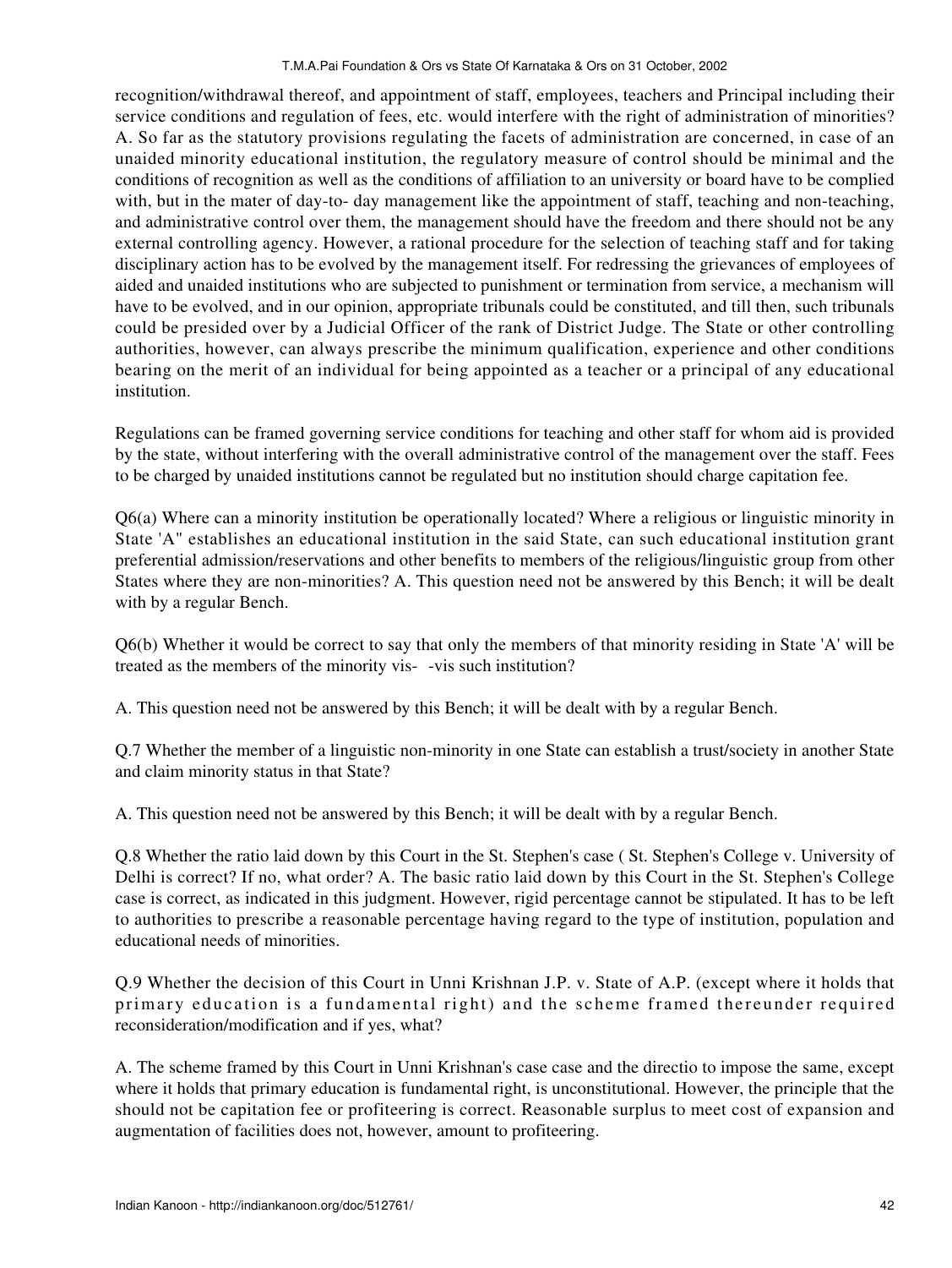recognition/withdrawal thereof, and appointment of staff, employees, teachers and Principal including their service conditions and regulation of fees, etc. would interfere with the right of administration of minorities? A. So far as the statutory provisions regulating the facets of administration are concerned, in case of an unaided minority educational institution, the regulatory measure of control should be minimal and the conditions of recognition as well as the conditions of affiliation to an university or board have to be complied with, but in the mater of day-to- day management like the appointment of staff, teaching and non-teaching, and administrative control over them, the management should have the freedom and there should not be any external controlling agency. However, a rational procedure for the selection of teaching staff and for taking disciplinary action has to be evolved by the management itself. For redressing the grievances of employees of aided and unaided institutions who are subjected to punishment or termination from service, a mechanism will have to be evolved, and in our opinion, appropriate tribunals could be constituted, and till then, such tribunals could be presided over by a Judicial Officer of the rank of District Judge. The State or other controlling authorities, however, can always prescribe the minimum qualification, experience and other conditions bearing on the merit of an individual for being appointed as a teacher or a principal of any educational institution.

Regulations can be framed governing service conditions for teaching and other staff for whom aid is provided by the state, without interfering with the overall administrative control of the management over the staff. Fees to be charged by unaided institutions cannot be regulated but no institution should charge capitation fee.

Q6(a) Where can a minority institution be operationally located? Where a religious or linguistic minority in State 'A" establishes an educational institution in the said State, can such educational institution grant preferential admission/reservations and other benefits to members of the religious/linguistic group from other States where they are non-minorities? A. This question need not be answered by this Bench; it will be dealt with by a regular Bench.

Q6(b) Whether it would be correct to say that only the members of that minority residing in State 'A' will be treated as the members of the minority vis- -vis such institution?

A. This question need not be answered by this Bench; it will be dealt with by a regular Bench.

Q.7 Whether the member of a linguistic non-minority in one State can establish a trust/society in another State and claim minority status in that State?

A. This question need not be answered by this Bench; it will be dealt with by a regular Bench.

Q.8 Whether the ratio laid down by this Court in the St. Stephen's case ( St. Stephen's College v. University of Delhi is correct? If no, what order? A. The basic ratio laid down by this Court in the St. Stephen's College case is correct, as indicated in this judgment. However, rigid percentage cannot be stipulated. It has to be left to authorities to prescribe a reasonable percentage having regard to the type of institution, population and educational needs of minorities.

Q.9 Whether the decision of this Court in Unni Krishnan J.P. v. State of A.P. (except where it holds that primary education is a fundamental right) and the scheme framed thereunder required reconsideration/modification and if yes, what?

A. The scheme framed by this Court in Unni Krishnan's case case and the directio to impose the same, except where it holds that primary education is fundamental right, is unconstitutional. However, the principle that the should not be capitation fee or profiteering is correct. Reasonable surplus to meet cost of expansion and augmentation of facilities does not, however, amount to profiteering.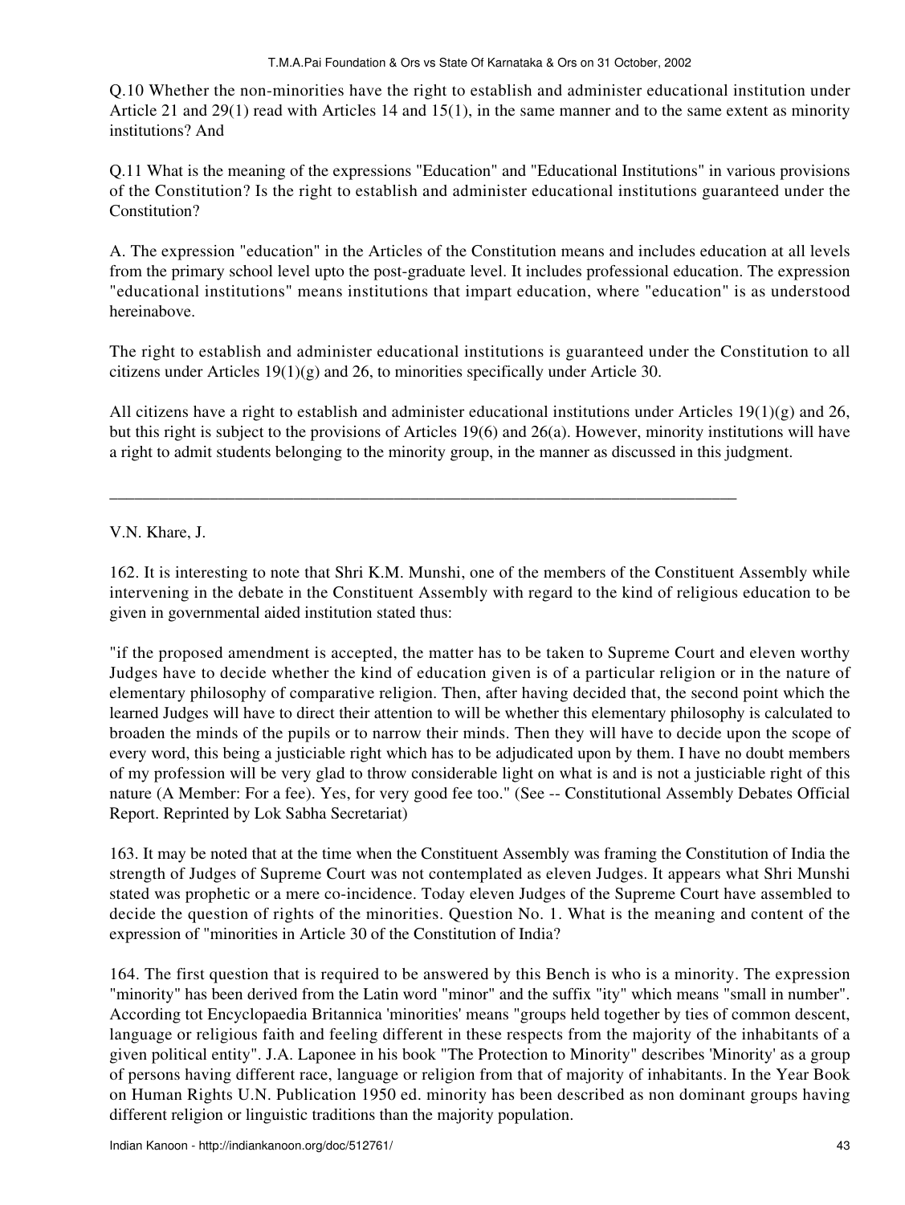Q.10 Whether the non-minorities have the right to establish and administer educational institution under Article 21 and 29(1) read with Articles 14 and 15(1), in the same manner and to the same extent as minority institutions? And

Q.11 What is the meaning of the expressions "Education" and "Educational Institutions" in various provisions of the Constitution? Is the right to establish and administer educational institutions guaranteed under the Constitution?

A. The expression "education" in the Articles of the Constitution means and includes education at all levels from the primary school level upto the post-graduate level. It includes professional education. The expression "educational institutions" means institutions that impart education, where "education" is as understood hereinabove.

The right to establish and administer educational institutions is guaranteed under the Constitution to all citizens under Articles 19(1)(g) and 26, to minorities specifically under Article 30.

All citizens have a right to establish and administer educational institutions under Articles 19(1)(g) and 26, but this right is subject to the provisions of Articles 19(6) and 26(a). However, minority institutions will have a right to admit students belonging to the minority group, in the manner as discussed in this judgment.

---

V.N. Khare, J.

162. It is interesting to note that Shri K.M. Munshi, one of the members of the Constituent Assembly while intervening in the debate in the Constituent Assembly with regard to the kind of religious education to be given in governmental aided institution stated thus:

"if the proposed amendment is accepted, the matter has to be taken to Supreme Court and eleven worthy Judges have to decide whether the kind of education given is of a particular religion or in the nature of elementary philosophy of comparative religion. Then, after having decided that, the second point which the learned Judges will have to direct their attention to will be whether this elementary philosophy is calculated to broaden the minds of the pupils or to narrow their minds. Then they will have to decide upon the scope of every word, this being a justiciable right which has to be adjudicated upon by them. I have no doubt members of my profession will be very glad to throw considerable light on what is and is not a justiciable right of this nature (A Member: For a fee). Yes, for very good fee too." (See -- Constitutional Assembly Debates Official Report. Reprinted by Lok Sabha Secretariat)

163. It may be noted that at the time when the Constituent Assembly was framing the Constitution of India the strength of Judges of Supreme Court was not contemplated as eleven Judges. It appears what Shri Munshi stated was prophetic or a mere co-incidence. Today eleven Judges of the Supreme Court have assembled to decide the question of rights of the minorities. Question No. 1. What is the meaning and content of the expression of "minorities in Article 30 of the Constitution of India?

164. The first question that is required to be answered by this Bench is who is a minority. The expression "minority" has been derived from the Latin word "minor" and the suffix "ity" which means "small in number". According tot Encyclopaedia Britannica 'minorities' means "groups held together by ties of common descent, language or religious faith and feeling different in these respects from the majority of the inhabitants of a given political entity". J.A. Laponee in his book "The Protection to Minority" describes 'Minority' as a group of persons having different race, language or religion from that of majority of inhabitants. In the Year Book on Human Rights U.N. Publication 1950 ed. minority has been described as non dominant groups having different religion or linguistic traditions than the majority population.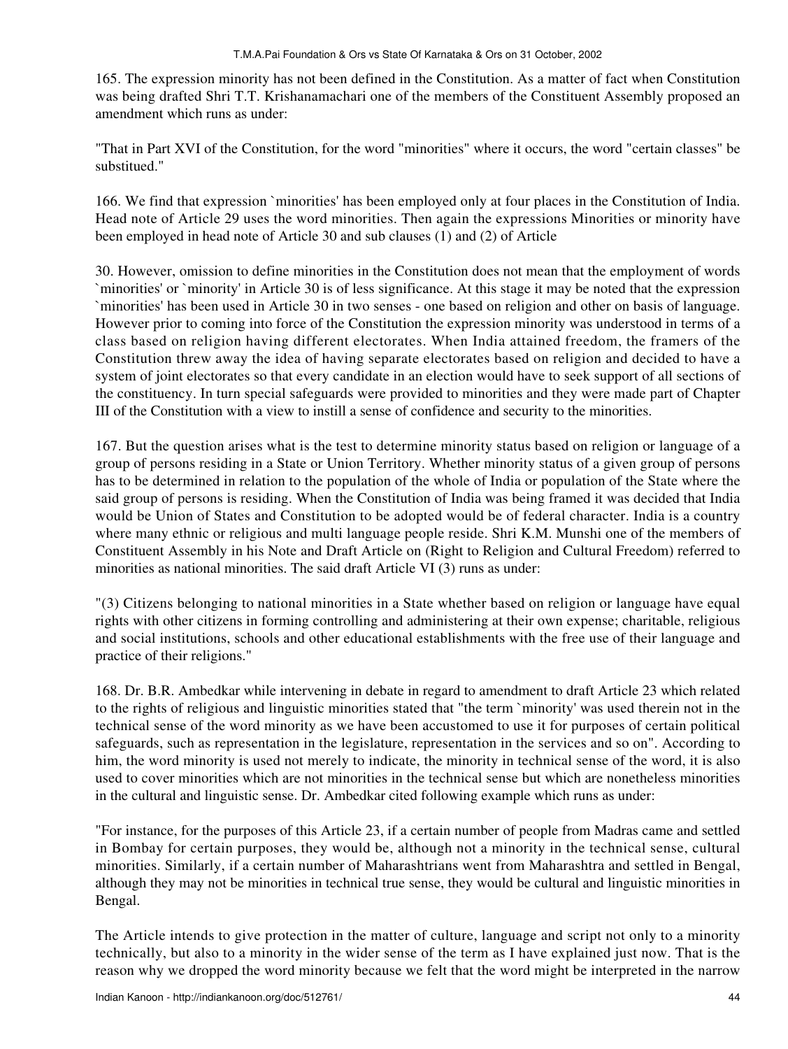165. The expression minority has not been defined in the Constitution. As a matter of fact when Constitution was being drafted Shri T.T. Krishanamachari one of the members of the Constituent Assembly proposed an amendment which runs as under:

"That in Part XVI of the Constitution, for the word "minorities" where it occurs, the word "certain classes" be substitued."

166. We find that expression `minorities' has been employed only at four places in the Constitution of India. Head note of Article 29 uses the word minorities. Then again the expressions Minorities or minority have been employed in head note of Article 30 and sub clauses (1) and (2) of Article

30. However, omission to define minorities in the Constitution does not mean that the employment of words `minorities' or `minority' in Article 30 is of less significance. At this stage it may be noted that the expression `minorities' has been used in Article 30 in two senses - one based on religion and other on basis of language. However prior to coming into force of the Constitution the expression minority was understood in terms of a class based on religion having different electorates. When India attained freedom, the framers of the Constitution threw away the idea of having separate electorates based on religion and decided to have a system of joint electorates so that every candidate in an election would have to seek support of all sections of the constituency. In turn special safeguards were provided to minorities and they were made part of Chapter III of the Constitution with a view to instill a sense of confidence and security to the minorities.

167. But the question arises what is the test to determine minority status based on religion or language of a group of persons residing in a State or Union Territory. Whether minority status of a given group of persons has to be determined in relation to the population of the whole of India or population of the State where the said group of persons is residing. When the Constitution of India was being framed it was decided that India would be Union of States and Constitution to be adopted would be of federal character. India is a country where many ethnic or religious and multi language people reside. Shri K.M. Munshi one of the members of Constituent Assembly in his Note and Draft Article on (Right to Religion and Cultural Freedom) referred to minorities as national minorities. The said draft Article VI (3) runs as under:

"(3) Citizens belonging to national minorities in a State whether based on religion or language have equal rights with other citizens in forming controlling and administering at their own expense; charitable, religious and social institutions, schools and other educational establishments with the free use of their language and practice of their religions."

168. Dr. B.R. Ambedkar while intervening in debate in regard to amendment to draft Article 23 which related to the rights of religious and linguistic minorities stated that "the term `minority' was used therein not in the technical sense of the word minority as we have been accustomed to use it for purposes of certain political safeguards, such as representation in the legislature, representation in the services and so on". According to him, the word minority is used not merely to indicate, the minority in technical sense of the word, it is also used to cover minorities which are not minorities in the technical sense but which are nonetheless minorities in the cultural and linguistic sense. Dr. Ambedkar cited following example which runs as under:

"For instance, for the purposes of this Article 23, if a certain number of people from Madras came and settled in Bombay for certain purposes, they would be, although not a minority in the technical sense, cultural minorities. Similarly, if a certain number of Maharashtrians went from Maharashtra and settled in Bengal, although they may not be minorities in technical true sense, they would be cultural and linguistic minorities in Bengal.

The Article intends to give protection in the matter of culture, language and script not only to a minority technically, but also to a minority in the wider sense of the term as I have explained just now. That is the reason why we dropped the word minority because we felt that the word might be interpreted in the narrow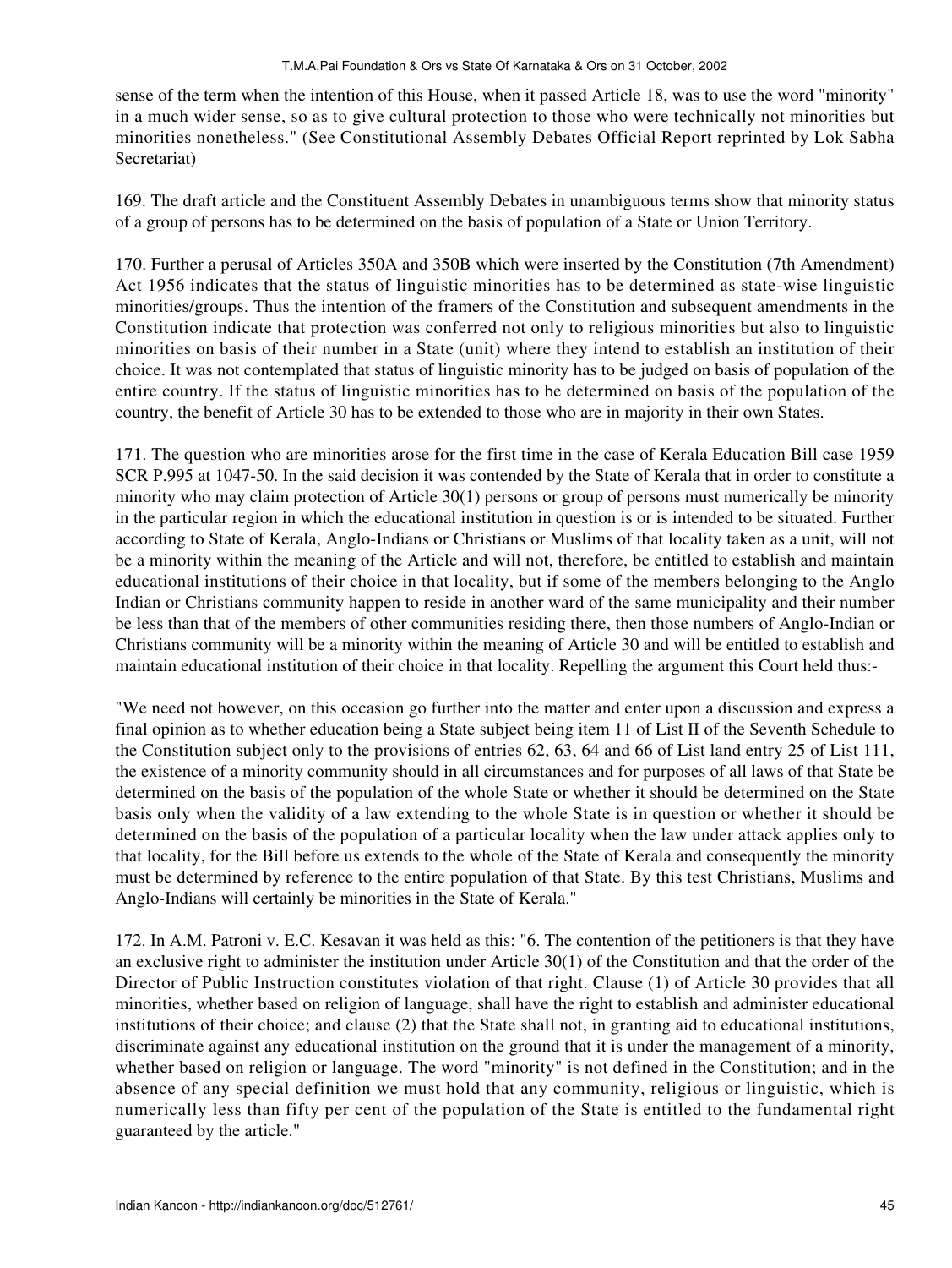sense of the term when the intention of this House, when it passed Article 18, was to use the word "minority" in a much wider sense, so as to give cultural protection to those who were technically not minorities but minorities nonetheless." (See Constitutional Assembly Debates Official Report reprinted by Lok Sabha Secretariat)

169. The draft article and the Constituent Assembly Debates in unambiguous terms show that minority status of a group of persons has to be determined on the basis of population of a State or Union Territory.

170. Further a perusal of Articles 350A and 350B which were inserted by the Constitution (7th Amendment) Act 1956 indicates that the status of linguistic minorities has to be determined as state-wise linguistic minorities/groups. Thus the intention of the framers of the Constitution and subsequent amendments in the Constitution indicate that protection was conferred not only to religious minorities but also to linguistic minorities on basis of their number in a State (unit) where they intend to establish an institution of their choice. It was not contemplated that status of linguistic minority has to be judged on basis of population of the entire country. If the status of linguistic minorities has to be determined on basis of the population of the country, the benefit of Article 30 has to be extended to those who are in majority in their own States.

171. The question who are minorities arose for the first time in the case of Kerala Education Bill case 1959 SCR P.995 at 1047-50. In the said decision it was contended by the State of Kerala that in order to constitute a minority who may claim protection of Article 30(1) persons or group of persons must numerically be minority in the particular region in which the educational institution in question is or is intended to be situated. Further according to State of Kerala, Anglo-Indians or Christians or Muslims of that locality taken as a unit, will not be a minority within the meaning of the Article and will not, therefore, be entitled to establish and maintain educational institutions of their choice in that locality, but if some of the members belonging to the Anglo Indian or Christians community happen to reside in another ward of the same municipality and their number be less than that of the members of other communities residing there, then those numbers of Anglo-Indian or Christians community will be a minority within the meaning of Article 30 and will be entitled to establish and maintain educational institution of their choice in that locality. Repelling the argument this Court held thus:-

"We need not however, on this occasion go further into the matter and enter upon a discussion and express a final opinion as to whether education being a State subject being item 11 of List II of the Seventh Schedule to the Constitution subject only to the provisions of entries 62, 63, 64 and 66 of List land entry 25 of List 111, the existence of a minority community should in all circumstances and for purposes of all laws of that State be determined on the basis of the population of the whole State or whether it should be determined on the State basis only when the validity of a law extending to the whole State is in question or whether it should be determined on the basis of the population of a particular locality when the law under attack applies only to that locality, for the Bill before us extends to the whole of the State of Kerala and consequently the minority must be determined by reference to the entire population of that State. By this test Christians, Muslims and Anglo-Indians will certainly be minorities in the State of Kerala."

172. In A.M. Patroni v. E.C. Kesavan it was held as this: "6. The contention of the petitioners is that they have an exclusive right to administer the institution under Article 30(1) of the Constitution and that the order of the Director of Public Instruction constitutes violation of that right. Clause (1) of Article 30 provides that all minorities, whether based on religion of language, shall have the right to establish and administer educational institutions of their choice; and clause (2) that the State shall not, in granting aid to educational institutions, discriminate against any educational institution on the ground that it is under the management of a minority, whether based on religion or language. The word "minority" is not defined in the Constitution; and in the absence of any special definition we must hold that any community, religious or linguistic, which is numerically less than fifty per cent of the population of the State is entitled to the fundamental right guaranteed by the article."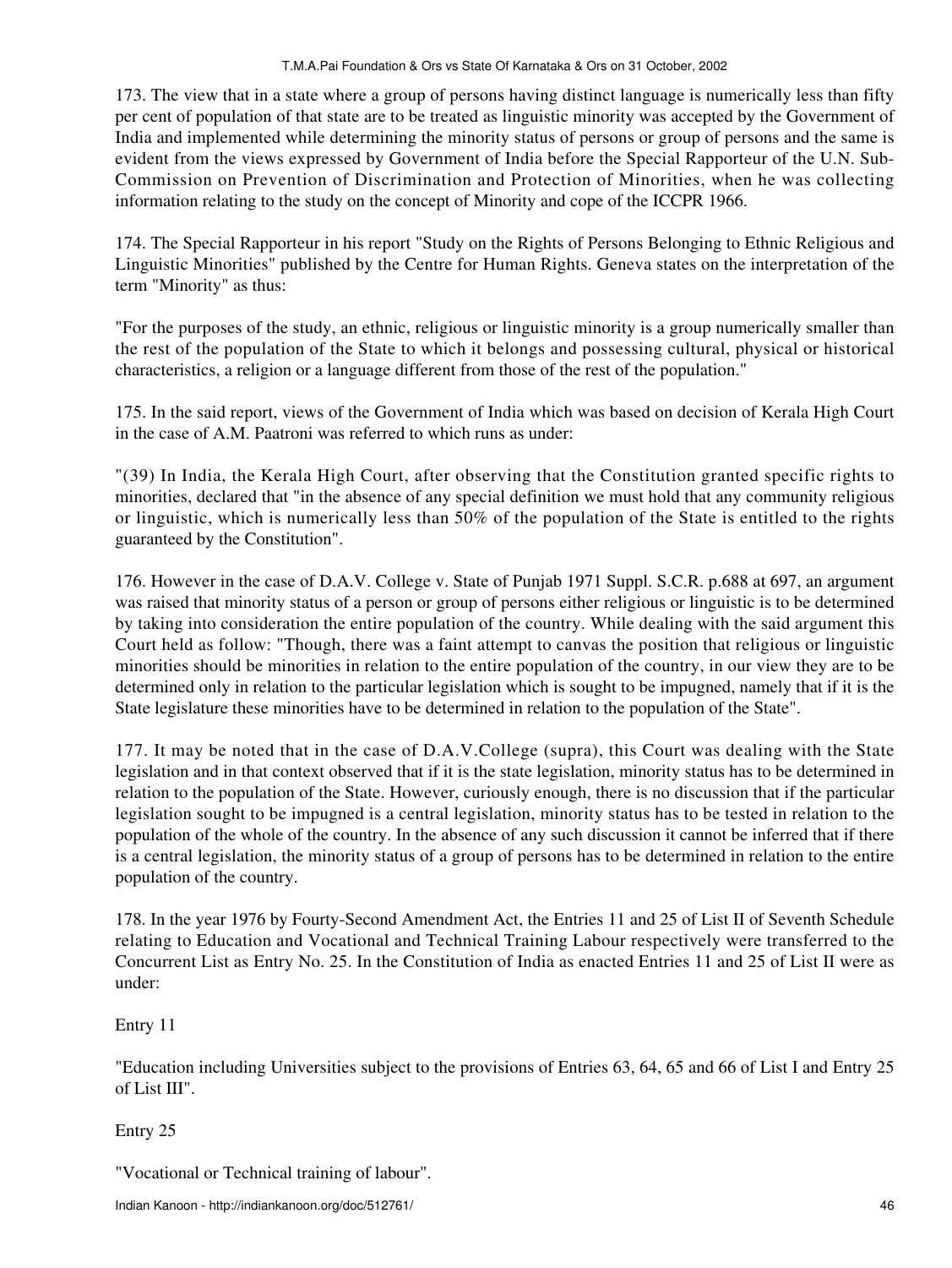173. The view that in a state where a group of persons having distinct language is numerically less than fifty per cent of population of that state are to be treated as linguistic minority was accepted by the Government of India and implemented while determining the minority status of persons or group of persons and the same is evident from the views expressed by Government of India before the Special Rapporteur of the U.N. Sub-Commission on Prevention of Discrimination and Protection of Minorities, when he was collecting information relating to the study on the concept of Minority and cope of the ICCPR 1966.

174. The Special Rapporteur in his report "Study on the Rights of Persons Belonging to Ethnic Religious and Linguistic Minorities" published by the Centre for Human Rights. Geneva states on the interpretation of the term "Minority" as thus:

"For the purposes of the study, an ethnic, religious or linguistic minority is a group numerically smaller than the rest of the population of the State to which it belongs and possessing cultural, physical or historical characteristics, a religion or a language different from those of the rest of the population."

175. In the said report, views of the Government of India which was based on decision of Kerala High Court in the case of A.M. Paatroni was referred to which runs as under:

"(39) In India, the Kerala High Court, after observing that the Constitution granted specific rights to minorities, declared that "in the absence of any special definition we must hold that any community religious or linguistic, which is numerically less than 50% of the population of the State is entitled to the rights guaranteed by the Constitution".

176. However in the case of D.A.V. College v. State of Punjab 1971 Suppl. S.C.R. p.688 at 697, an argument was raised that minority status of a person or group of persons either religious or linguistic is to be determined by taking into consideration the entire population of the country. While dealing with the said argument this Court held as follow: "Though, there was a faint attempt to canvas the position that religious or linguistic minorities should be minorities in relation to the entire population of the country, in our view they are to be determined only in relation to the particular legislation which is sought to be impugned, namely that if it is the State legislature these minorities have to be determined in relation to the population of the State".

177. It may be noted that in the case of D.A.V.College (supra), this Court was dealing with the State legislation and in that context observed that if it is the state legislation, minority status has to be determined in relation to the population of the State. However, curiously enough, there is no discussion that if the particular legislation sought to be impugned is a central legislation, minority status has to be tested in relation to the population of the whole of the country. In the absence of any such discussion it cannot be inferred that if there is a central legislation, the minority status of a group of persons has to be determined in relation to the entire population of the country.

178. In the year 1976 by Fourty-Second Amendment Act, the Entries 11 and 25 of List II of Seventh Schedule relating to Education and Vocational and Technical Training Labour respectively were transferred to the Concurrent List as Entry No. 25. In the Constitution of India as enacted Entries 11 and 25 of List II were as under:

Entry 11

"Education including Universities subject to the provisions of Entries 63, 64, 65 and 66 of List I and Entry 25 of List III".

Entry 25

"Vocational or Technical training of labour".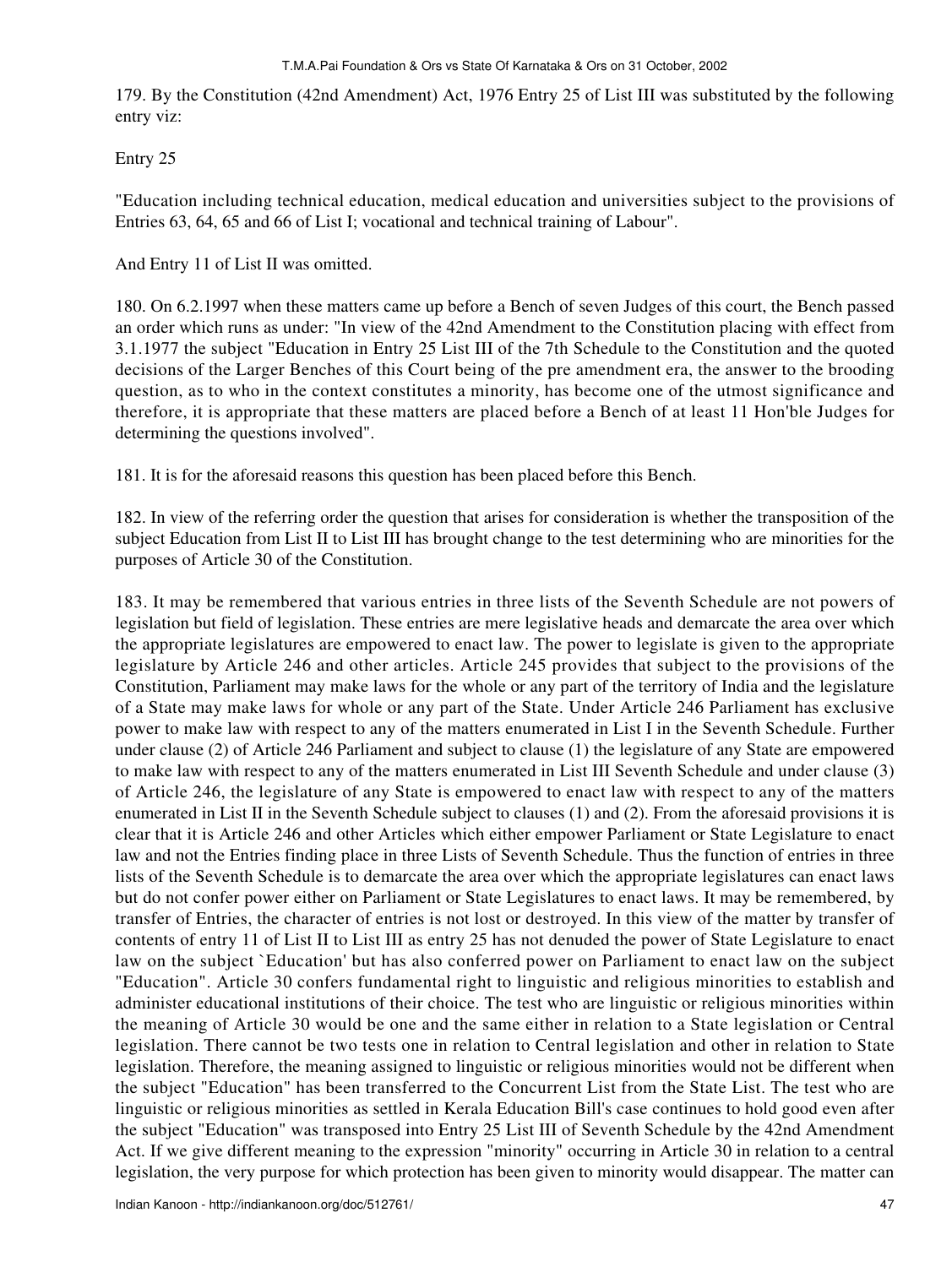179. By the Constitution (42nd Amendment) Act, 1976 Entry 25 of List III was substituted by the following entry viz:

Entry 25

"Education including technical education, medical education and universities subject to the provisions of Entries 63, 64, 65 and 66 of List I; vocational and technical training of Labour".

And Entry 11 of List II was omitted.

180. On 6.2.1997 when these matters came up before a Bench of seven Judges of this court, the Bench passed an order which runs as under: "In view of the 42nd Amendment to the Constitution placing with effect from 3.1.1977 the subject "Education in Entry 25 List III of the 7th Schedule to the Constitution and the quoted decisions of the Larger Benches of this Court being of the pre amendment era, the answer to the brooding question, as to who in the context constitutes a minority, has become one of the utmost significance and therefore, it is appropriate that these matters are placed before a Bench of at least 11 Hon'ble Judges for determining the questions involved".

181. It is for the aforesaid reasons this question has been placed before this Bench.

182. In view of the referring order the question that arises for consideration is whether the transposition of the subject Education from List II to List III has brought change to the test determining who are minorities for the purposes of Article 30 of the Constitution.

183. It may be remembered that various entries in three lists of the Seventh Schedule are not powers of legislation but field of legislation. These entries are mere legislative heads and demarcate the area over which the appropriate legislatures are empowered to enact law. The power to legislate is given to the appropriate legislature by Article 246 and other articles. Article 245 provides that subject to the provisions of the Constitution, Parliament may make laws for the whole or any part of the territory of India and the legislature of a State may make laws for whole or any part of the State. Under Article 246 Parliament has exclusive power to make law with respect to any of the matters enumerated in List I in the Seventh Schedule. Further under clause (2) of Article 246 Parliament and subject to clause (1) the legislature of any State are empowered to make law with respect to any of the matters enumerated in List III Seventh Schedule and under clause (3) of Article 246, the legislature of any State is empowered to enact law with respect to any of the matters enumerated in List II in the Seventh Schedule subject to clauses (1) and (2). From the aforesaid provisions it is clear that it is Article 246 and other Articles which either empower Parliament or State Legislature to enact law and not the Entries finding place in three Lists of Seventh Schedule. Thus the function of entries in three lists of the Seventh Schedule is to demarcate the area over which the appropriate legislatures can enact laws but do not confer power either on Parliament or State Legislatures to enact laws. It may be remembered, by transfer of Entries, the character of entries is not lost or destroyed. In this view of the matter by transfer of contents of entry 11 of List II to List III as entry 25 has not denuded the power of State Legislature to enact law on the subject `Education' but has also conferred power on Parliament to enact law on the subject "Education". Article 30 confers fundamental right to linguistic and religious minorities to establish and administer educational institutions of their choice. The test who are linguistic or religious minorities within the meaning of Article 30 would be one and the same either in relation to a State legislation or Central legislation. There cannot be two tests one in relation to Central legislation and other in relation to State legislation. Therefore, the meaning assigned to linguistic or religious minorities would not be different when the subject "Education" has been transferred to the Concurrent List from the State List. The test who are linguistic or religious minorities as settled in Kerala Education Bill's case continues to hold good even after the subject "Education" was transposed into Entry 25 List III of Seventh Schedule by the 42nd Amendment Act. If we give different meaning to the expression "minority" occurring in Article 30 in relation to a central legislation, the very purpose for which protection has been given to minority would disappear. The matter can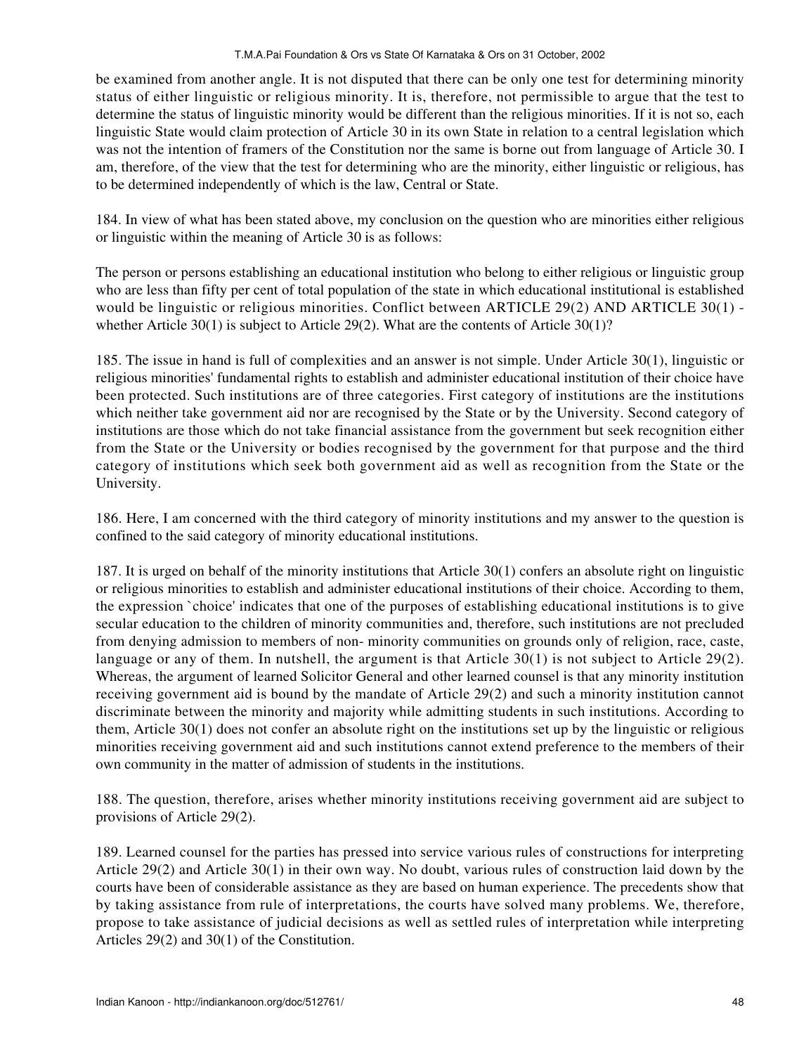be examined from another angle. It is not disputed that there can be only one test for determining minority status of either linguistic or religious minority. It is, therefore, not permissible to argue that the test to determine the status of linguistic minority would be different than the religious minorities. If it is not so, each linguistic State would claim protection of Article 30 in its own State in relation to a central legislation which was not the intention of framers of the Constitution nor the same is borne out from language of Article 30. I am, therefore, of the view that the test for determining who are the minority, either linguistic or religious, has to be determined independently of which is the law, Central or State.

184. In view of what has been stated above, my conclusion on the question who are minorities either religious or linguistic within the meaning of Article 30 is as follows:

The person or persons establishing an educational institution who belong to either religious or linguistic group who are less than fifty per cent of total population of the state in which educational institutional is established would be linguistic or religious minorities. Conflict between ARTICLE 29(2) AND ARTICLE 30(1) - whether Article 30(1) is subject to Article 29(2). What are the contents of Article 30(1)?

185. The issue in hand is full of complexities and an answer is not simple. Under Article 30(1), linguistic or religious minorities' fundamental rights to establish and administer educational institution of their choice have been protected. Such institutions are of three categories. First category of institutions are the institutions which neither take government aid nor are recognised by the State or by the University. Second category of institutions are those which do not take financial assistance from the government but seek recognition either from the State or the University or bodies recognised by the government for that purpose and the third category of institutions which seek both government aid as well as recognition from the State or the University.

186. Here, I am concerned with the third category of minority institutions and my answer to the question is confined to the said category of minority educational institutions.

187. It is urged on behalf of the minority institutions that Article 30(1) confers an absolute right on linguistic or religious minorities to establish and administer educational institutions of their choice. According to them, the expression `choice' indicates that one of the purposes of establishing educational institutions is to give secular education to the children of minority communities and, therefore, such institutions are not precluded from denying admission to members of non- minority communities on grounds only of religion, race, caste, language or any of them. In nutshell, the argument is that Article 30(1) is not subject to Article 29(2). Whereas, the argument of learned Solicitor General and other learned counsel is that any minority institution receiving government aid is bound by the mandate of Article 29(2) and such a minority institution cannot discriminate between the minority and majority while admitting students in such institutions. According to them, Article 30(1) does not confer an absolute right on the institutions set up by the linguistic or religious minorities receiving government aid and such institutions cannot extend preference to the members of their own community in the matter of admission of students in the institutions.

188. The question, therefore, arises whether minority institutions receiving government aid are subject to provisions of Article 29(2).

189. Learned counsel for the parties has pressed into service various rules of constructions for interpreting Article 29(2) and Article 30(1) in their own way. No doubt, various rules of construction laid down by the courts have been of considerable assistance as they are based on human experience. The precedents show that by taking assistance from rule of interpretations, the courts have solved many problems. We, therefore, propose to take assistance of judicial decisions as well as settled rules of interpretation while interpreting Articles 29(2) and 30(1) of the Constitution.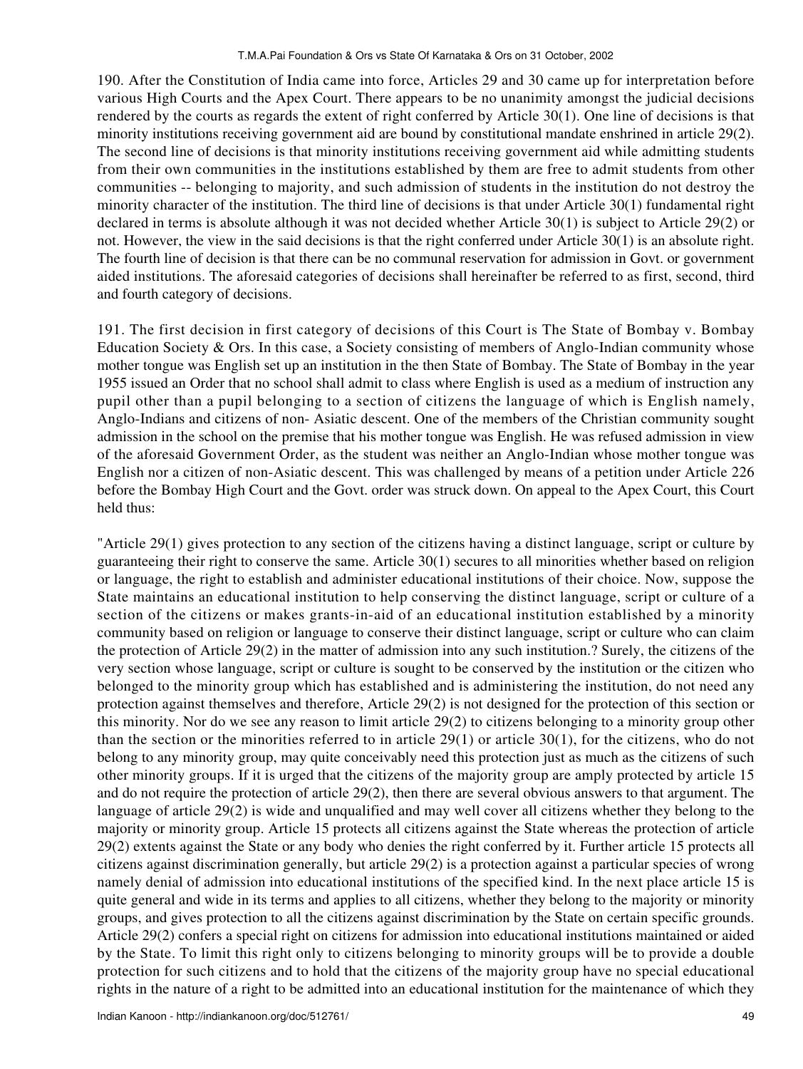190. After the Constitution of India came into force, Articles 29 and 30 came up for interpretation before various High Courts and the Apex Court. There appears to be no unanimity amongst the judicial decisions rendered by the courts as regards the extent of right conferred by Article 30(1). One line of decisions is that minority institutions receiving government aid are bound by constitutional mandate enshrined in article 29(2). The second line of decisions is that minority institutions receiving government aid while admitting students from their own communities in the institutions established by them are free to admit students from other communities -- belonging to majority, and such admission of students in the institution do not destroy the minority character of the institution. The third line of decisions is that under Article 30(1) fundamental right declared in terms is absolute although it was not decided whether Article 30(1) is subject to Article 29(2) or not. However, the view in the said decisions is that the right conferred under Article 30(1) is an absolute right. The fourth line of decision is that there can be no communal reservation for admission in Govt. or government aided institutions. The aforesaid categories of decisions shall hereinafter be referred to as first, second, third and fourth category of decisions.

191. The first decision in first category of decisions of this Court is The State of Bombay v. Bombay Education Society & Ors. In this case, a Society consisting of members of Anglo-Indian community whose mother tongue was English set up an institution in the then State of Bombay. The State of Bombay in the year 1955 issued an Order that no school shall admit to class where English is used as a medium of instruction any pupil other than a pupil belonging to a section of citizens the language of which is English namely, Anglo-Indians and citizens of non- Asiatic descent. One of the members of the Christian community sought admission in the school on the premise that his mother tongue was English. He was refused admission in view of the aforesaid Government Order, as the student was neither an Anglo-Indian whose mother tongue was English nor a citizen of non-Asiatic descent. This was challenged by means of a petition under Article 226 before the Bombay High Court and the Govt. order was struck down. On appeal to the Apex Court, this Court held thus:

"Article 29(1) gives protection to any section of the citizens having a distinct language, script or culture by guaranteeing their right to conserve the same. Article 30(1) secures to all minorities whether based on religion or language, the right to establish and administer educational institutions of their choice. Now, suppose the State maintains an educational institution to help conserving the distinct language, script or culture of a section of the citizens or makes grants-in-aid of an educational institution established by a minority community based on religion or language to conserve their distinct language, script or culture who can claim the protection of Article 29(2) in the matter of admission into any such institution.? Surely, the citizens of the very section whose language, script or culture is sought to be conserved by the institution or the citizen who belonged to the minority group which has established and is administering the institution, do not need any protection against themselves and therefore, Article 29(2) is not designed for the protection of this section or this minority. Nor do we see any reason to limit article 29(2) to citizens belonging to a minority group other than the section or the minorities referred to in article 29(1) or article 30(1), for the citizens, who do not belong to any minority group, may quite conceivably need this protection just as much as the citizens of such other minority groups. If it is urged that the citizens of the majority group are amply protected by article 15 and do not require the protection of article 29(2), then there are several obvious answers to that argument. The language of article 29(2) is wide and unqualified and may well cover all citizens whether they belong to the majority or minority group. Article 15 protects all citizens against the State whereas the protection of article 29(2) extents against the State or any body who denies the right conferred by it. Further article 15 protects all citizens against discrimination generally, but article 29(2) is a protection against a particular species of wrong namely denial of admission into educational institutions of the specified kind. In the next place article 15 is quite general and wide in its terms and applies to all citizens, whether they belong to the majority or minority groups, and gives protection to all the citizens against discrimination by the State on certain specific grounds. Article 29(2) confers a special right on citizens for admission into educational institutions maintained or aided by the State. To limit this right only to citizens belonging to minority groups will be to provide a double protection for such citizens and to hold that the citizens of the majority group have no special educational rights in the nature of a right to be admitted into an educational institution for the maintenance of which they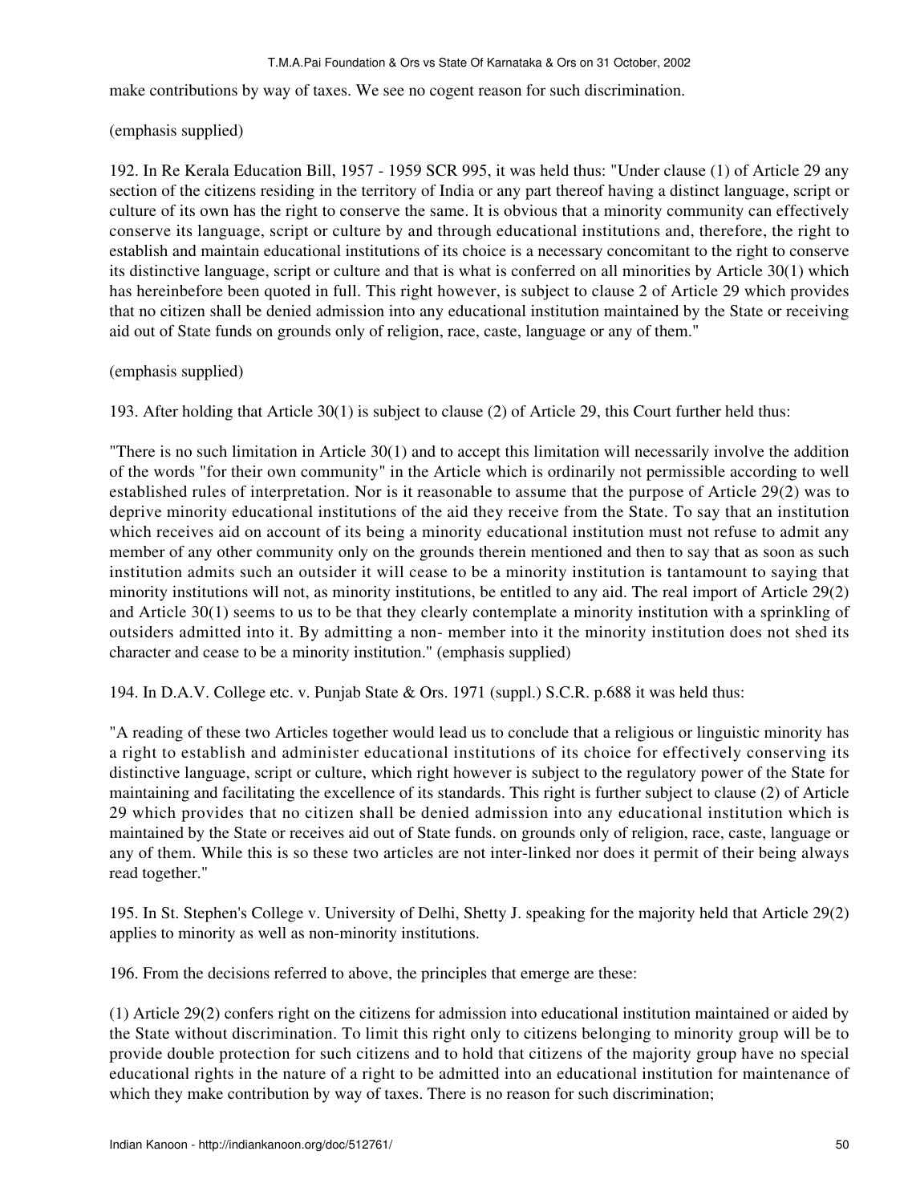make contributions by way of taxes. We see no cogent reason for such discrimination.

(emphasis supplied)

192. In Re Kerala Education Bill, 1957 - 1959 SCR 995, it was held thus: "Under clause (1) of Article 29 any section of the citizens residing in the territory of India or any part thereof having a distinct language, script or culture of its own has the right to conserve the same. It is obvious that a minority community can effectively conserve its language, script or culture by and through educational institutions and, therefore, the right to establish and maintain educational institutions of its choice is a necessary concomitant to the right to conserve its distinctive language, script or culture and that is what is conferred on all minorities by Article 30(1) which has hereinbefore been quoted in full. This right however, is subject to clause 2 of Article 29 which provides that no citizen shall be denied admission into any educational institution maintained by the State or receiving aid out of State funds on grounds only of religion, race, caste, language or any of them."

(emphasis supplied)

193. After holding that Article 30(1) is subject to clause (2) of Article 29, this Court further held thus:

"There is no such limitation in Article 30(1) and to accept this limitation will necessarily involve the addition of the words "for their own community" in the Article which is ordinarily not permissible according to well established rules of interpretation. Nor is it reasonable to assume that the purpose of Article 29(2) was to deprive minority educational institutions of the aid they receive from the State. To say that an institution which receives aid on account of its being a minority educational institution must not refuse to admit any member of any other community only on the grounds therein mentioned and then to say that as soon as such institution admits such an outsider it will cease to be a minority institution is tantamount to saying that minority institutions will not, as minority institutions, be entitled to any aid. The real import of Article 29(2) and Article 30(1) seems to us to be that they clearly contemplate a minority institution with a sprinkling of outsiders admitted into it. By admitting a non- member into it the minority institution does not shed its character and cease to be a minority institution." (emphasis supplied)

194. In D.A.V. College etc. v. Punjab State & Ors. 1971 (suppl.) S.C.R. p.688 it was held thus:

"A reading of these two Articles together would lead us to conclude that a religious or linguistic minority has a right to establish and administer educational institutions of its choice for effectively conserving its distinctive language, script or culture, which right however is subject to the regulatory power of the State for maintaining and facilitating the excellence of its standards. This right is further subject to clause (2) of Article 29 which provides that no citizen shall be denied admission into any educational institution which is maintained by the State or receives aid out of State funds. on grounds only of religion, race, caste, language or any of them. While this is so these two articles are not inter-linked nor does it permit of their being always read together."

195. In St. Stephen's College v. University of Delhi, Shetty J. speaking for the majority held that Article 29(2) applies to minority as well as non-minority institutions.

196. From the decisions referred to above, the principles that emerge are these:

(1) Article 29(2) confers right on the citizens for admission into educational institution maintained or aided by the State without discrimination. To limit this right only to citizens belonging to minority group will be to provide double protection for such citizens and to hold that citizens of the majority group have no special educational rights in the nature of a right to be admitted into an educational institution for maintenance of which they make contribution by way of taxes. There is no reason for such discrimination;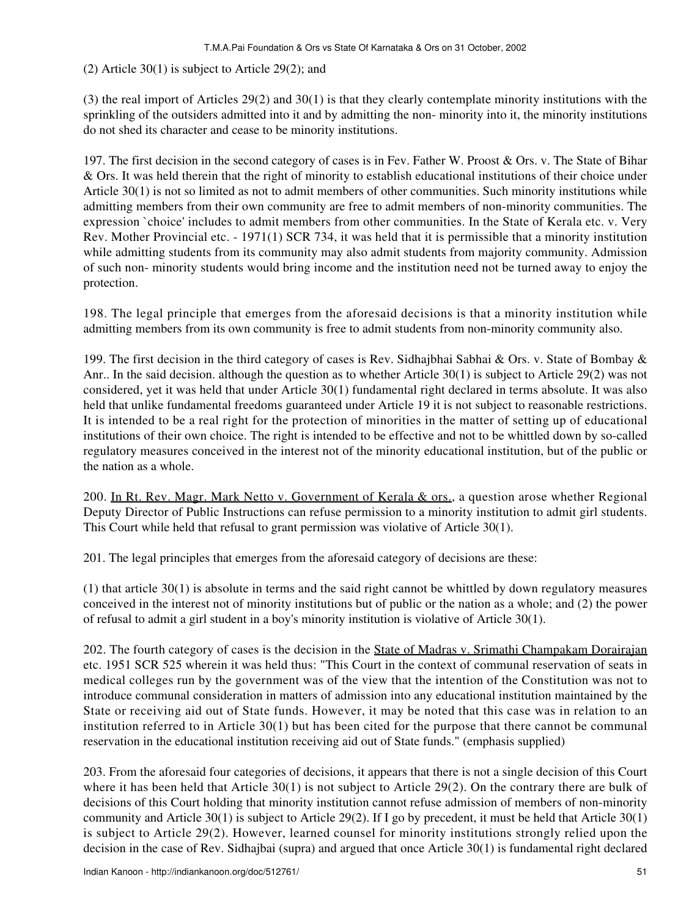(2) Article 30(1) is subject to Article 29(2); and

(3) the real import of Articles 29(2) and 30(1) is that they clearly contemplate minority institutions with the sprinkling of the outsiders admitted into it and by admitting the non- minority into it, the minority institutions do not shed its character and cease to be minority institutions.

197. The first decision in the second category of cases is in Fev. Father W. Proost & Ors. v. The State of Bihar & Ors. It was held therein that the right of minority to establish educational institutions of their choice under Article 30(1) is not so limited as not to admit members of other communities. Such minority institutions while admitting members from their own community are free to admit members of non-minority communities. The expression `choice' includes to admit members from other communities. In the State of Kerala etc. v. Very Rev. Mother Provincial etc. - 1971(1) SCR 734, it was held that it is permissible that a minority institution while admitting students from its community may also admit students from majority community. Admission of such non- minority students would bring income and the institution need not be turned away to enjoy the protection.

198. The legal principle that emerges from the aforesaid decisions is that a minority institution while admitting members from its own community is free to admit students from non-minority community also.

199. The first decision in the third category of cases is Rev. Sidhajbhai Sabhai & Ors. v. State of Bombay & Anr.. In the said decision. although the question as to whether Article 30(1) is subject to Article 29(2) was not considered, yet it was held that under Article 30(1) fundamental right declared in terms absolute. It was also held that unlike fundamental freedoms guaranteed under Article 19 it is not subject to reasonable restrictions. It is intended to be a real right for the protection of minorities in the matter of setting up of educational institutions of their own choice. The right is intended to be effective and not to be whittled down by so-called regulatory measures conceived in the interest not of the minority educational institution, but of the public or the nation as a whole.

200. In Rt. Rev. Magr. Mark Netto v. Government of Kerala & ors., a question arose whether Regional Deputy Director of Public Instructions can refuse permission to a minority institution to admit girl students. This Court while held that refusal to grant permission was violative of Article 30(1).

201. The legal principles that emerges from the aforesaid category of decisions are these:

(1) that article 30(1) is absolute in terms and the said right cannot be whittled by down regulatory measures conceived in the interest not of minority institutions but of public or the nation as a whole; and (2) the power of refusal to admit a girl student in a boy's minority institution is violative of Article 30(1).

202. The fourth category of cases is the decision in the State of Madras v. Srimathi Champakam Dorairajan etc. 1951 SCR 525 wherein it was held thus: "This Court in the context of communal reservation of seats in medical colleges run by the government was of the view that the intention of the Constitution was not to introduce communal consideration in matters of admission into any educational institution maintained by the State or receiving aid out of State funds. However, it may be noted that this case was in relation to an institution referred to in Article 30(1) but has been cited for the purpose that there cannot be communal reservation in the educational institution receiving aid out of State funds." (emphasis supplied)

203. From the aforesaid four categories of decisions, it appears that there is not a single decision of this Court where it has been held that Article 30(1) is not subject to Article 29(2). On the contrary there are bulk of decisions of this Court holding that minority institution cannot refuse admission of members of non-minority community and Article 30(1) is subject to Article 29(2). If I go by precedent, it must be held that Article 30(1) is subject to Article 29(2). However, learned counsel for minority institutions strongly relied upon the decision in the case of Rev. Sidhajbai (supra) and argued that once Article 30(1) is fundamental right declared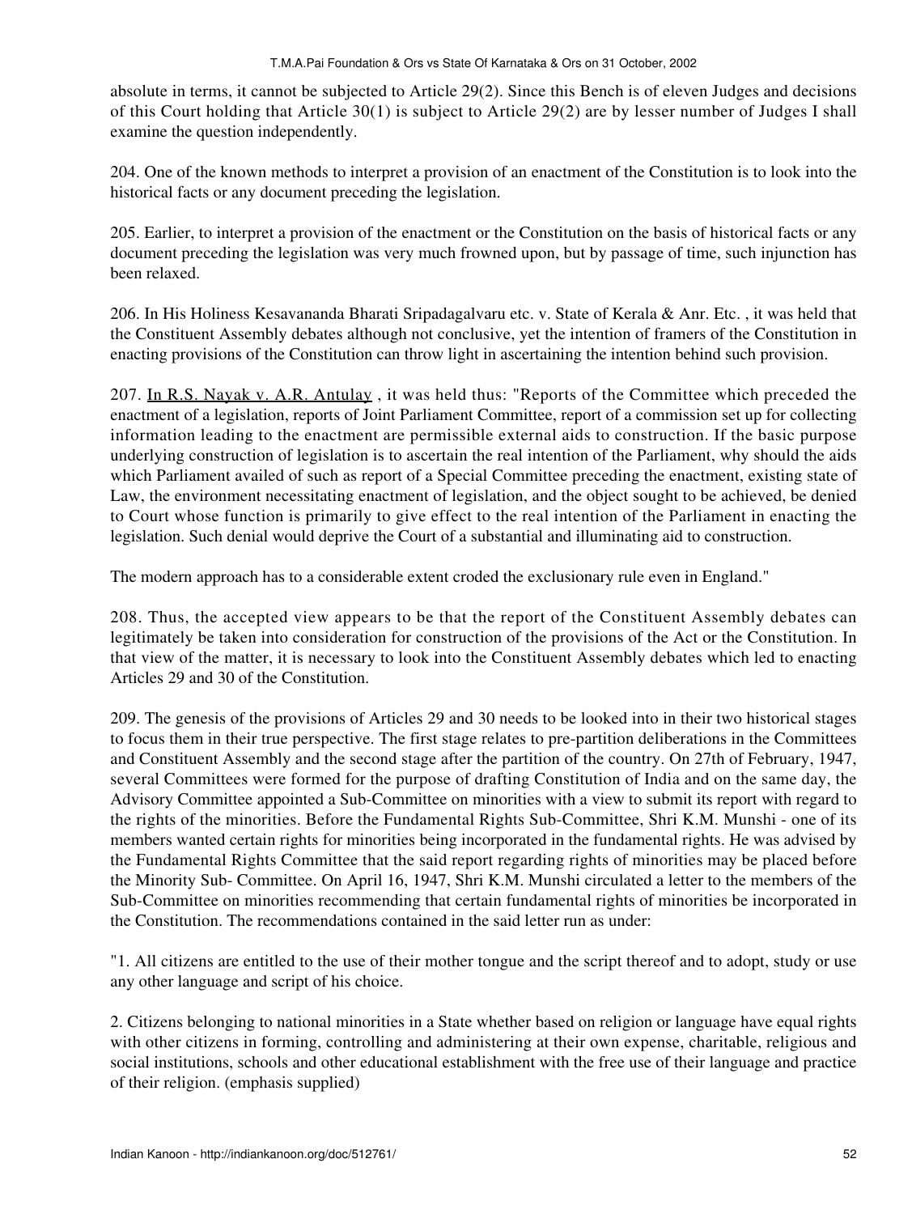absolute in terms, it cannot be subjected to Article 29(2). Since this Bench is of eleven Judges and decisions of this Court holding that Article 30(1) is subject to Article 29(2) are by lesser number of Judges I shall examine the question independently.

204. One of the known methods to interpret a provision of an enactment of the Constitution is to look into the historical facts or any document preceding the legislation.

205. Earlier, to interpret a provision of the enactment or the Constitution on the basis of historical facts or any document preceding the legislation was very much frowned upon, but by passage of time, such injunction has been relaxed.

206. In His Holiness Kesavananda Bharati Sripadagalvaru etc. v. State of Kerala & Anr. Etc. , it was held that the Constituent Assembly debates although not conclusive, yet the intention of framers of the Constitution in enacting provisions of the Constitution can throw light in ascertaining the intention behind such provision.

207. In R.S. Nayak v. A.R. Antulay , it was held thus: "Reports of the Committee which preceded the enactment of a legislation, reports of Joint Parliament Committee, report of a commission set up for collecting information leading to the enactment are permissible external aids to construction. If the basic purpose underlying construction of legislation is to ascertain the real intention of the Parliament, why should the aids which Parliament availed of such as report of a Special Committee preceding the enactment, existing state of Law, the environment necessitating enactment of legislation, and the object sought to be achieved, be denied to Court whose function is primarily to give effect to the real intention of the Parliament in enacting the legislation. Such denial would deprive the Court of a substantial and illuminating aid to construction.

The modern approach has to a considerable extent croded the exclusionary rule even in England."

208. Thus, the accepted view appears to be that the report of the Constituent Assembly debates can legitimately be taken into consideration for construction of the provisions of the Act or the Constitution. In that view of the matter, it is necessary to look into the Constituent Assembly debates which led to enacting Articles 29 and 30 of the Constitution.

209. The genesis of the provisions of Articles 29 and 30 needs to be looked into in their two historical stages to focus them in their true perspective. The first stage relates to pre-partition deliberations in the Committees and Constituent Assembly and the second stage after the partition of the country. On 27th of February, 1947, several Committees were formed for the purpose of drafting Constitution of India and on the same day, the Advisory Committee appointed a Sub-Committee on minorities with a view to submit its report with regard to the rights of the minorities. Before the Fundamental Rights Sub-Committee, Shri K.M. Munshi - one of its members wanted certain rights for minorities being incorporated in the fundamental rights. He was advised by the Fundamental Rights Committee that the said report regarding rights of minorities may be placed before the Minority Sub- Committee. On April 16, 1947, Shri K.M. Munshi circulated a letter to the members of the Sub-Committee on minorities recommending that certain fundamental rights of minorities be incorporated in the Constitution. The recommendations contained in the said letter run as under:

"1. All citizens are entitled to the use of their mother tongue and the script thereof and to adopt, study or use any other language and script of his choice.

2. Citizens belonging to national minorities in a State whether based on religion or language have equal rights with other citizens in forming, controlling and administering at their own expense, charitable, religious and social institutions, schools and other educational establishment with the free use of their language and practice of their religion. (emphasis supplied)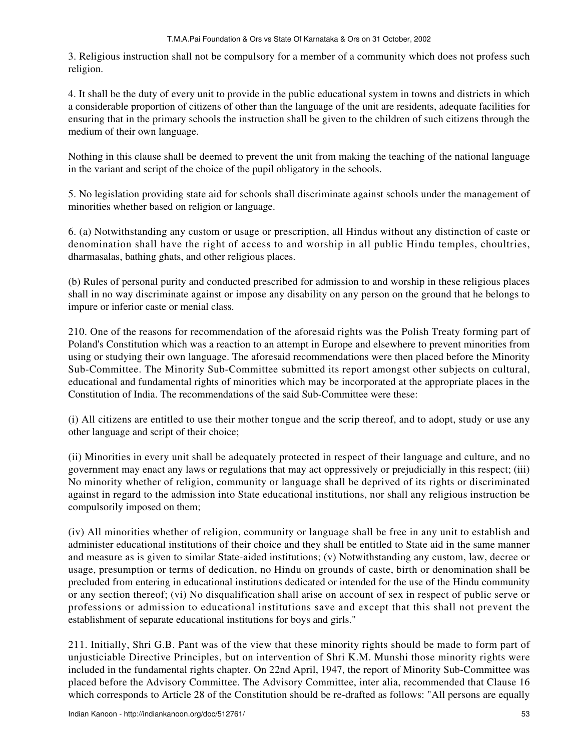3. Religious instruction shall not be compulsory for a member of a community which does not profess such religion.

4. It shall be the duty of every unit to provide in the public educational system in towns and districts in which a considerable proportion of citizens of other than the language of the unit are residents, adequate facilities for ensuring that in the primary schools the instruction shall be given to the children of such citizens through the medium of their own language.

Nothing in this clause shall be deemed to prevent the unit from making the teaching of the national language in the variant and script of the choice of the pupil obligatory in the schools.

5. No legislation providing state aid for schools shall discriminate against schools under the management of minorities whether based on religion or language.

6. (a) Notwithstanding any custom or usage or prescription, all Hindus without any distinction of caste or denomination shall have the right of access to and worship in all public Hindu temples, choultries, dharmasalas, bathing ghats, and other religious places.

(b) Rules of personal purity and conducted prescribed for admission to and worship in these religious places shall in no way discriminate against or impose any disability on any person on the ground that he belongs to impure or inferior caste or menial class.

210. One of the reasons for recommendation of the aforesaid rights was the Polish Treaty forming part of Poland's Constitution which was a reaction to an attempt in Europe and elsewhere to prevent minorities from using or studying their own language. The aforesaid recommendations were then placed before the Minority Sub-Committee. The Minority Sub-Committee submitted its report amongst other subjects on cultural, educational and fundamental rights of minorities which may be incorporated at the appropriate places in the Constitution of India. The recommendations of the said Sub-Committee were these:

(i) All citizens are entitled to use their mother tongue and the scrip thereof, and to adopt, study or use any other language and script of their choice;

(ii) Minorities in every unit shall be adequately protected in respect of their language and culture, and no government may enact any laws or regulations that may act oppressively or prejudicially in this respect; (iii) No minority whether of religion, community or language shall be deprived of its rights or discriminated against in regard to the admission into State educational institutions, nor shall any religious instruction be compulsorily imposed on them;

(iv) All minorities whether of religion, community or language shall be free in any unit to establish and administer educational institutions of their choice and they shall be entitled to State aid in the same manner and measure as is given to similar State-aided institutions; (v) Notwithstanding any custom, law, decree or usage, presumption or terms of dedication, no Hindu on grounds of caste, birth or denomination shall be precluded from entering in educational institutions dedicated or intended for the use of the Hindu community or any section thereof; (vi) No disqualification shall arise on account of sex in respect of public serve or professions or admission to educational institutions save and except that this shall not prevent the establishment of separate educational institutions for boys and girls."

211. Initially, Shri G.B. Pant was of the view that these minority rights should be made to form part of unjusticiable Directive Principles, but on intervention of Shri K.M. Munshi those minority rights were included in the fundamental rights chapter. On 22nd April, 1947, the report of Minority Sub-Committee was placed before the Advisory Committee. The Advisory Committee, inter alia, recommended that Clause 16 which corresponds to Article 28 of the Constitution should be re-drafted as follows: "All persons are equally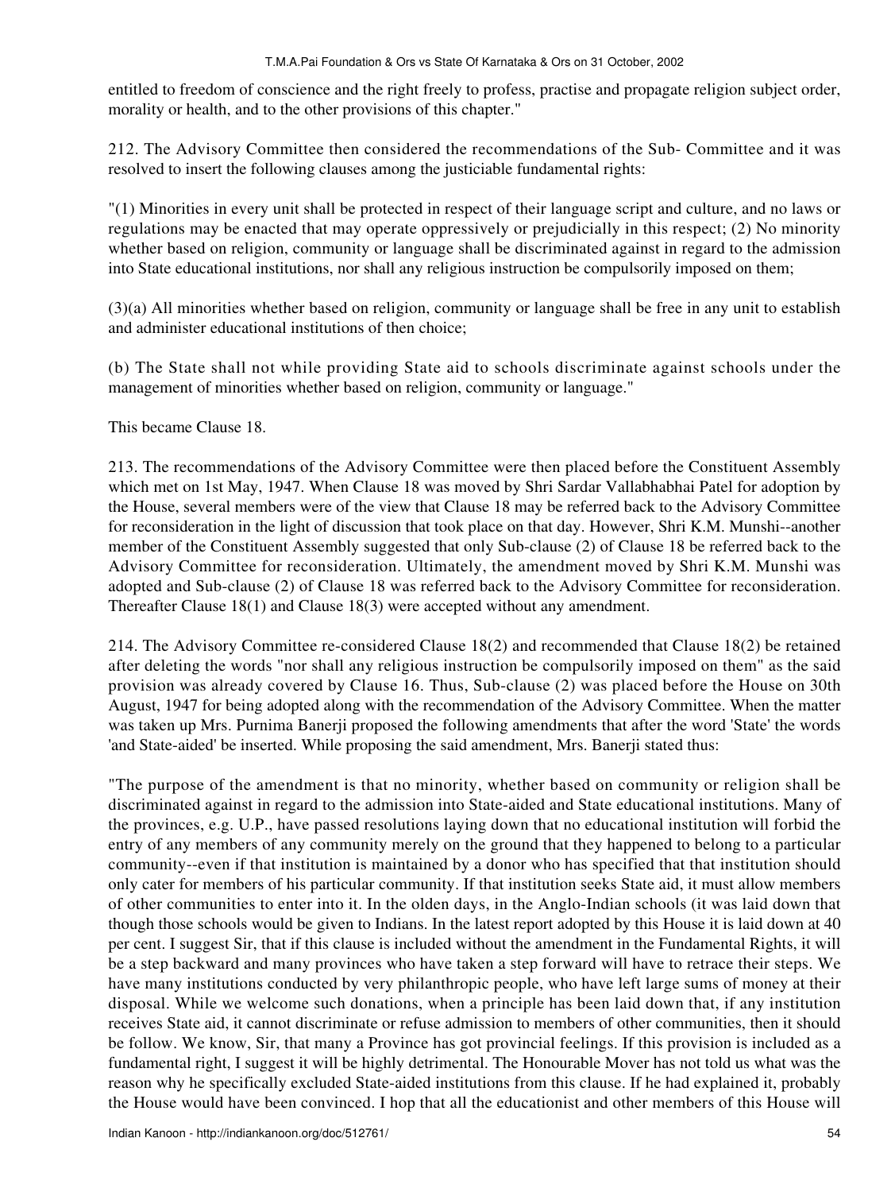entitled to freedom of conscience and the right freely to profess, practise and propagate religion subject order, morality or health, and to the other provisions of this chapter."

212. The Advisory Committee then considered the recommendations of the Sub- Committee and it was resolved to insert the following clauses among the justiciable fundamental rights:

"(1) Minorities in every unit shall be protected in respect of their language script and culture, and no laws or regulations may be enacted that may operate oppressively or prejudicially in this respect; (2) No minority whether based on religion, community or language shall be discriminated against in regard to the admission into State educational institutions, nor shall any religious instruction be compulsorily imposed on them;

(3)(a) All minorities whether based on religion, community or language shall be free in any unit to establish and administer educational institutions of then choice;

(b) The State shall not while providing State aid to schools discriminate against schools under the management of minorities whether based on religion, community or language."

This became Clause 18.

213. The recommendations of the Advisory Committee were then placed before the Constituent Assembly which met on 1st May, 1947. When Clause 18 was moved by Shri Sardar Vallabhbhai Patel for adoption by the House, several members were of the view that Clause 18 may be referred back to the Advisory Committee for reconsideration in the light of discussion that took place on that day. However, Shri K.M. Munshi--another member of the Constituent Assembly suggested that only Sub-clause (2) of Clause 18 be referred back to the Advisory Committee for reconsideration. Ultimately, the amendment moved by Shri K.M. Munshi was adopted and Sub-clause (2) of Clause 18 was referred back to the Advisory Committee for reconsideration. Thereafter Clause 18(1) and Clause 18(3) were accepted without any amendment.

214. The Advisory Committee re-considered Clause 18(2) and recommended that Clause 18(2) be retained after deleting the words "nor shall any religious instruction be compulsorily imposed on them" as the said provision was already covered by Clause 16. Thus, Sub-clause (2) was placed before the House on 30th August, 1947 for being adopted along with the recommendation of the Advisory Committee. When the matter was taken up Mrs. Purnima Banerji proposed the following amendments that after the word 'State' the words 'and State-aided' be inserted. While proposing the said amendment, Mrs. Banerji stated thus:

"The purpose of the amendment is that no minority, whether based on community or religion shall be discriminated against in regard to the admission into State-aided and State educational institutions. Many of the provinces, e.g. U.P., have passed resolutions laying down that no educational institution will forbid the entry of any members of any community merely on the ground that they happened to belong to a particular community--even if that institution is maintained by a donor who has specified that that institution should only cater for members of his particular community. If that institution seeks State aid, it must allow members of other communities to enter into it. In the olden days, in the Anglo-Indian schools (it was laid down that though those schools would be given to Indians. In the latest report adopted by this House it is laid down at 40 per cent. I suggest Sir, that if this clause is included without the amendment in the Fundamental Rights, it will be a step backward and many provinces who have taken a step forward will have to retrace their steps. We have many institutions conducted by very philanthropic people, who have left large sums of money at their disposal. While we welcome such donations, when a principle has been laid down that, if any institution receives State aid, it cannot discriminate or refuse admission to members of other communities, then it should be follow. We know, Sir, that many a Province has got provincial feelings. If this provision is included as a fundamental right, I suggest it will be highly detrimental. The Honourable Mover has not told us what was the reason why he specifically excluded State-aided institutions from this clause. If he had explained it, probably the House would have been convinced. I hop that all the educationist and other members of this House will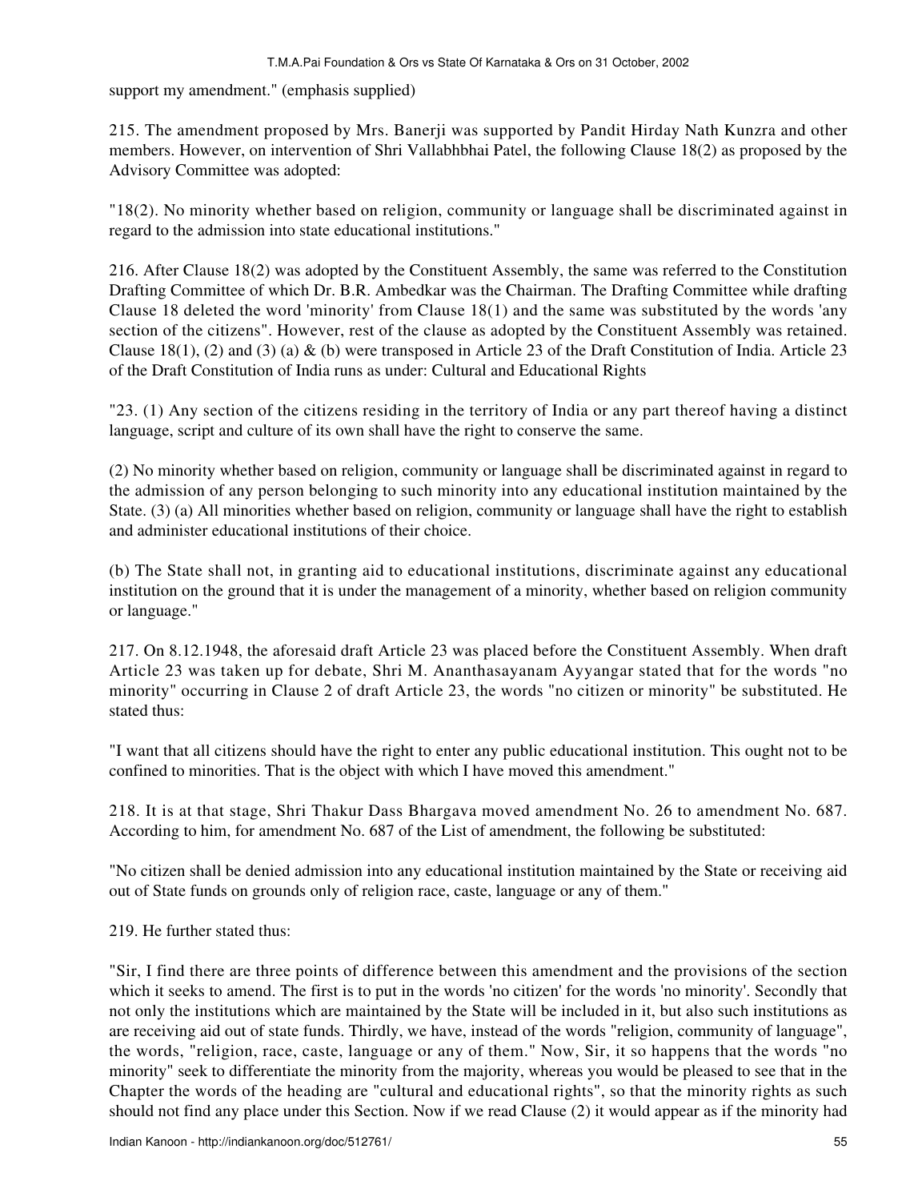support my amendment." (emphasis supplied)

215. The amendment proposed by Mrs. Banerji was supported by Pandit Hirday Nath Kunzra and other members. However, on intervention of Shri Vallabhbhai Patel, the following Clause 18(2) as proposed by the Advisory Committee was adopted:

"18(2). No minority whether based on religion, community or language shall be discriminated against in regard to the admission into state educational institutions."

216. After Clause 18(2) was adopted by the Constituent Assembly, the same was referred to the Constitution Drafting Committee of which Dr. B.R. Ambedkar was the Chairman. The Drafting Committee while drafting Clause 18 deleted the word 'minority' from Clause 18(1) and the same was substituted by the words 'any section of the citizens". However, rest of the clause as adopted by the Constituent Assembly was retained. Clause 18(1), (2) and (3) (a) & (b) were transposed in Article 23 of the Draft Constitution of India. Article 23 of the Draft Constitution of India runs as under: Cultural and Educational Rights

"23. (1) Any section of the citizens residing in the territory of India or any part thereof having a distinct language, script and culture of its own shall have the right to conserve the same.

(2) No minority whether based on religion, community or language shall be discriminated against in regard to the admission of any person belonging to such minority into any educational institution maintained by the State. (3) (a) All minorities whether based on religion, community or language shall have the right to establish and administer educational institutions of their choice.

(b) The State shall not, in granting aid to educational institutions, discriminate against any educational institution on the ground that it is under the management of a minority, whether based on religion community or language."

217. On 8.12.1948, the aforesaid draft Article 23 was placed before the Constituent Assembly. When draft Article 23 was taken up for debate, Shri M. Ananthasayanam Ayyangar stated that for the words "no minority" occurring in Clause 2 of draft Article 23, the words "no citizen or minority" be substituted. He stated thus:

"I want that all citizens should have the right to enter any public educational institution. This ought not to be confined to minorities. That is the object with which I have moved this amendment."

218. It is at that stage, Shri Thakur Dass Bhargava moved amendment No. 26 to amendment No. 687. According to him, for amendment No. 687 of the List of amendment, the following be substituted:

"No citizen shall be denied admission into any educational institution maintained by the State or receiving aid out of State funds on grounds only of religion race, caste, language or any of them."

219. He further stated thus:

"Sir, I find there are three points of difference between this amendment and the provisions of the section which it seeks to amend. The first is to put in the words 'no citizen' for the words 'no minority'. Secondly that not only the institutions which are maintained by the State will be included in it, but also such institutions as are receiving aid out of state funds. Thirdly, we have, instead of the words "religion, community of language", the words, "religion, race, caste, language or any of them." Now, Sir, it so happens that the words "no minority" seek to differentiate the minority from the majority, whereas you would be pleased to see that in the Chapter the words of the heading are "cultural and educational rights", so that the minority rights as such should not find any place under this Section. Now if we read Clause (2) it would appear as if the minority had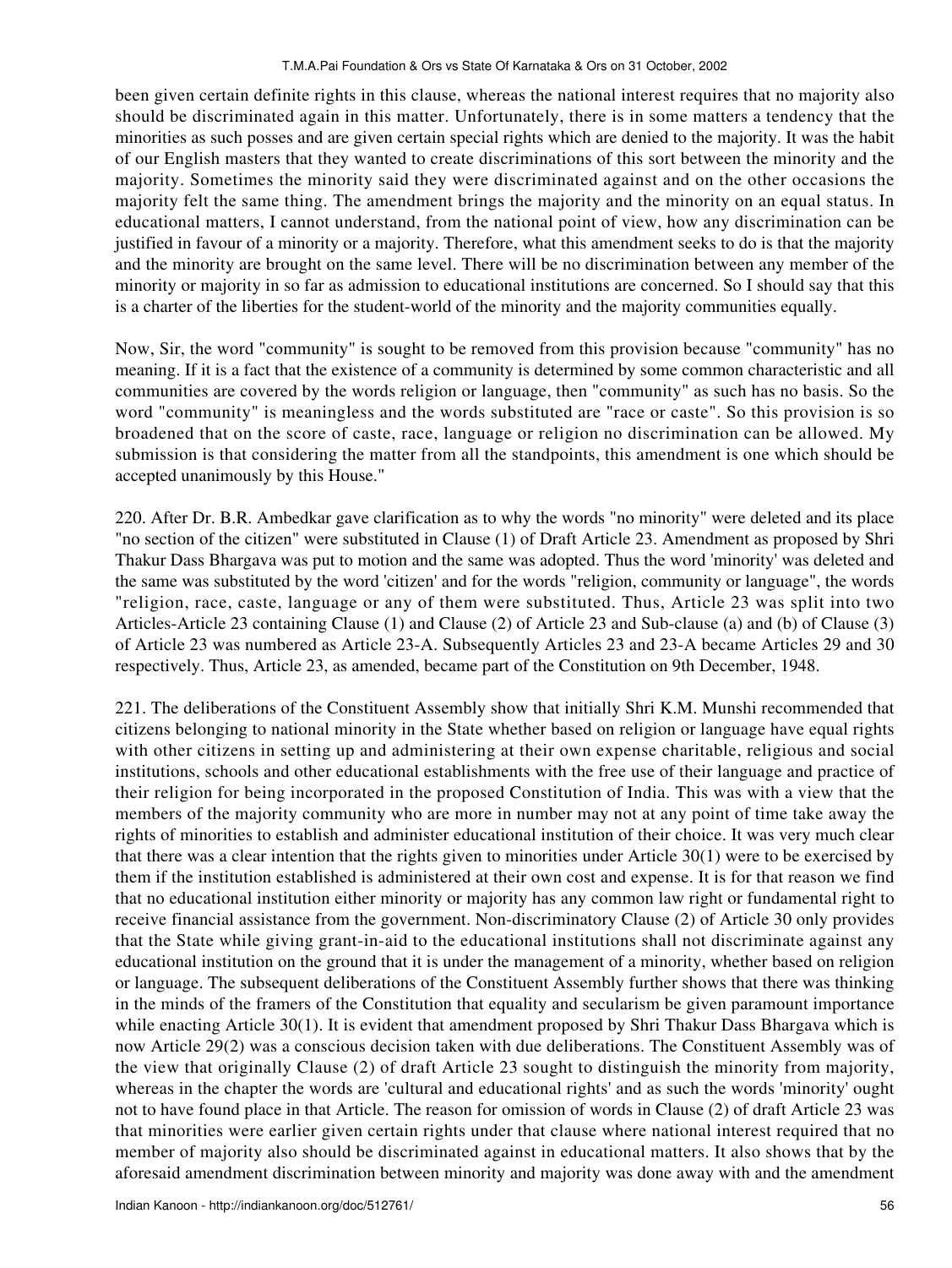been given certain definite rights in this clause, whereas the national interest requires that no majority also should be discriminated again in this matter. Unfortunately, there is in some matters a tendency that the minorities as such posses and are given certain special rights which are denied to the majority. It was the habit of our English masters that they wanted to create discriminations of this sort between the minority and the majority. Sometimes the minority said they were discriminated against and on the other occasions the majority felt the same thing. The amendment brings the majority and the minority on an equal status. In educational matters, I cannot understand, from the national point of view, how any discrimination can be justified in favour of a minority or a majority. Therefore, what this amendment seeks to do is that the majority and the minority are brought on the same level. There will be no discrimination between any member of the minority or majority in so far as admission to educational institutions are concerned. So I should say that this is a charter of the liberties for the student-world of the minority and the majority communities equally.

Now, Sir, the word "community" is sought to be removed from this provision because "community" has no meaning. If it is a fact that the existence of a community is determined by some common characteristic and all communities are covered by the words religion or language, then "community" as such has no basis. So the word "community" is meaningless and the words substituted are "race or caste". So this provision is so broadened that on the score of caste, race, language or religion no discrimination can be allowed. My submission is that considering the matter from all the standpoints, this amendment is one which should be accepted unanimously by this House."

220. After Dr. B.R. Ambedkar gave clarification as to why the words "no minority" were deleted and its place "no section of the citizen" were substituted in Clause (1) of Draft Article 23. Amendment as proposed by Shri Thakur Dass Bhargava was put to motion and the same was adopted. Thus the word 'minority' was deleted and the same was substituted by the word 'citizen' and for the words "religion, community or language", the words "religion, race, caste, language or any of them were substituted. Thus, Article 23 was split into two Articles-Article 23 containing Clause (1) and Clause (2) of Article 23 and Sub-clause (a) and (b) of Clause (3) of Article 23 was numbered as Article 23-A. Subsequently Articles 23 and 23-A became Articles 29 and 30 respectively. Thus, Article 23, as amended, became part of the Constitution on 9th December, 1948.

221. The deliberations of the Constituent Assembly show that initially Shri K.M. Munshi recommended that citizens belonging to national minority in the State whether based on religion or language have equal rights with other citizens in setting up and administering at their own expense charitable, religious and social institutions, schools and other educational establishments with the free use of their language and practice of their religion for being incorporated in the proposed Constitution of India. This was with a view that the members of the majority community who are more in number may not at any point of time take away the rights of minorities to establish and administer educational institution of their choice. It was very much clear that there was a clear intention that the rights given to minorities under Article 30(1) were to be exercised by them if the institution established is administered at their own cost and expense. It is for that reason we find that no educational institution either minority or majority has any common law right or fundamental right to receive financial assistance from the government. Non-discriminatory Clause (2) of Article 30 only provides that the State while giving grant-in-aid to the educational institutions shall not discriminate against any educational institution on the ground that it is under the management of a minority, whether based on religion or language. The subsequent deliberations of the Constituent Assembly further shows that there was thinking in the minds of the framers of the Constitution that equality and secularism be given paramount importance while enacting Article 30(1). It is evident that amendment proposed by Shri Thakur Dass Bhargava which is now Article 29(2) was a conscious decision taken with due deliberations. The Constituent Assembly was of the view that originally Clause (2) of draft Article 23 sought to distinguish the minority from majority, whereas in the chapter the words are 'cultural and educational rights' and as such the words 'minority' ought not to have found place in that Article. The reason for omission of words in Clause (2) of draft Article 23 was that minorities were earlier given certain rights under that clause where national interest required that no member of majority also should be discriminated against in educational matters. It also shows that by the aforesaid amendment discrimination between minority and majority was done away with and the amendment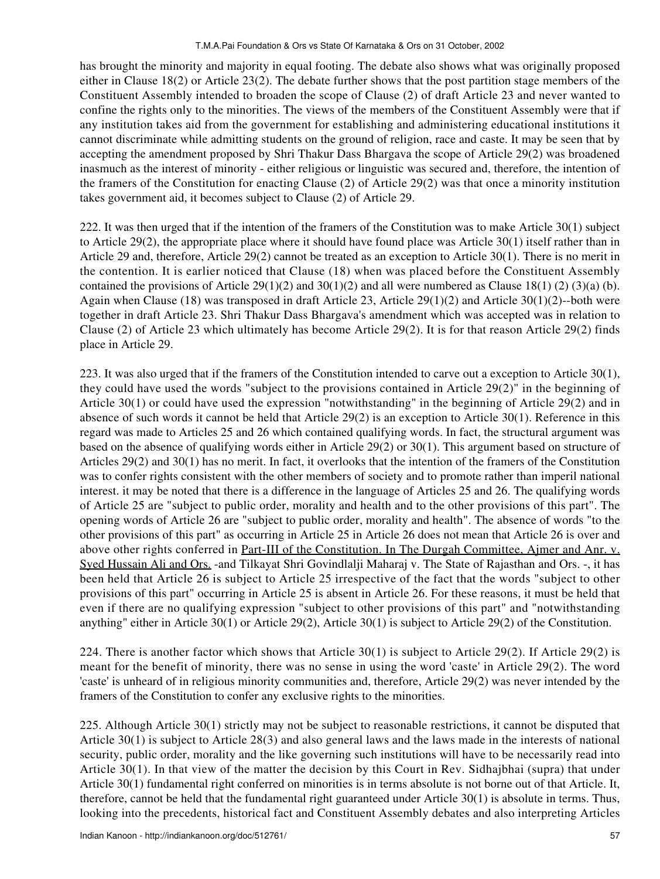has brought the minority and majority in equal footing. The debate also shows what was originally proposed either in Clause 18(2) or Article 23(2). The debate further shows that the post partition stage members of the Constituent Assembly intended to broaden the scope of Clause (2) of draft Article 23 and never wanted to confine the rights only to the minorities. The views of the members of the Constituent Assembly were that if any institution takes aid from the government for establishing and administering educational institutions it cannot discriminate while admitting students on the ground of religion, race and caste. It may be seen that by accepting the amendment proposed by Shri Thakur Dass Bhargava the scope of Article 29(2) was broadened inasmuch as the interest of minority - either religious or linguistic was secured and, therefore, the intention of the framers of the Constitution for enacting Clause (2) of Article 29(2) was that once a minority institution takes government aid, it becomes subject to Clause (2) of Article 29.

222. It was then urged that if the intention of the framers of the Constitution was to make Article 30(1) subject to Article 29(2), the appropriate place where it should have found place was Article 30(1) itself rather than in Article 29 and, therefore, Article 29(2) cannot be treated as an exception to Article 30(1). There is no merit in the contention. It is earlier noticed that Clause (18) when was placed before the Constituent Assembly contained the provisions of Article 29(1)(2) and 30(1)(2) and all were numbered as Clause 18(1) (2) (3)(a) (b). Again when Clause (18) was transposed in draft Article 23, Article 29(1)(2) and Article 30(1)(2)--both were together in draft Article 23. Shri Thakur Dass Bhargava's amendment which was accepted was in relation to Clause (2) of Article 23 which ultimately has become Article 29(2). It is for that reason Article 29(2) finds place in Article 29.

223. It was also urged that if the framers of the Constitution intended to carve out a exception to Article 30(1), they could have used the words "subject to the provisions contained in Article 29(2)" in the beginning of Article 30(1) or could have used the expression "notwithstanding" in the beginning of Article 29(2) and in absence of such words it cannot be held that Article 29(2) is an exception to Article 30(1). Reference in this regard was made to Articles 25 and 26 which contained qualifying words. In fact, the structural argument was based on the absence of qualifying words either in Article 29(2) or 30(1). This argument based on structure of Articles 29(2) and 30(1) has no merit. In fact, it overlooks that the intention of the framers of the Constitution was to confer rights consistent with the other members of society and to promote rather than imperil national interest. it may be noted that there is a difference in the language of Articles 25 and 26. The qualifying words of Article 25 are "subject to public order, morality and health and to the other provisions of this part". The opening words of Article 26 are "subject to public order, morality and health". The absence of words "to the other provisions of this part" as occurring in Article 25 in Article 26 does not mean that Article 26 is over and above other rights conferred in Part-III of the Constitution. In The Durgah Committee, Ajmer and Anr. v. Syed Hussain Ali and Ors. -and Tilkayat Shri Govindlalji Maharaj v. The State of Rajasthan and Ors. -, it has been held that Article 26 is subject to Article 25 irrespective of the fact that the words "subject to other provisions of this part" occurring in Article 25 is absent in Article 26. For these reasons, it must be held that even if there are no qualifying expression "subject to other provisions of this part" and "notwithstanding anything" either in Article 30(1) or Article 29(2), Article 30(1) is subject to Article 29(2) of the Constitution.

224. There is another factor which shows that Article 30(1) is subject to Article 29(2). If Article 29(2) is meant for the benefit of minority, there was no sense in using the word 'caste' in Article 29(2). The word 'caste' is unheard of in religious minority communities and, therefore, Article 29(2) was never intended by the framers of the Constitution to confer any exclusive rights to the minorities.

225. Although Article 30(1) strictly may not be subject to reasonable restrictions, it cannot be disputed that Article 30(1) is subject to Article 28(3) and also general laws and the laws made in the interests of national security, public order, morality and the like governing such institutions will have to be necessarily read into Article 30(1). In that view of the matter the decision by this Court in Rev. Sidhajbhai (supra) that under Article 30(1) fundamental right conferred on minorities is in terms absolute is not borne out of that Article. It, therefore, cannot be held that the fundamental right guaranteed under Article 30(1) is absolute in terms. Thus, looking into the precedents, historical fact and Constituent Assembly debates and also interpreting Articles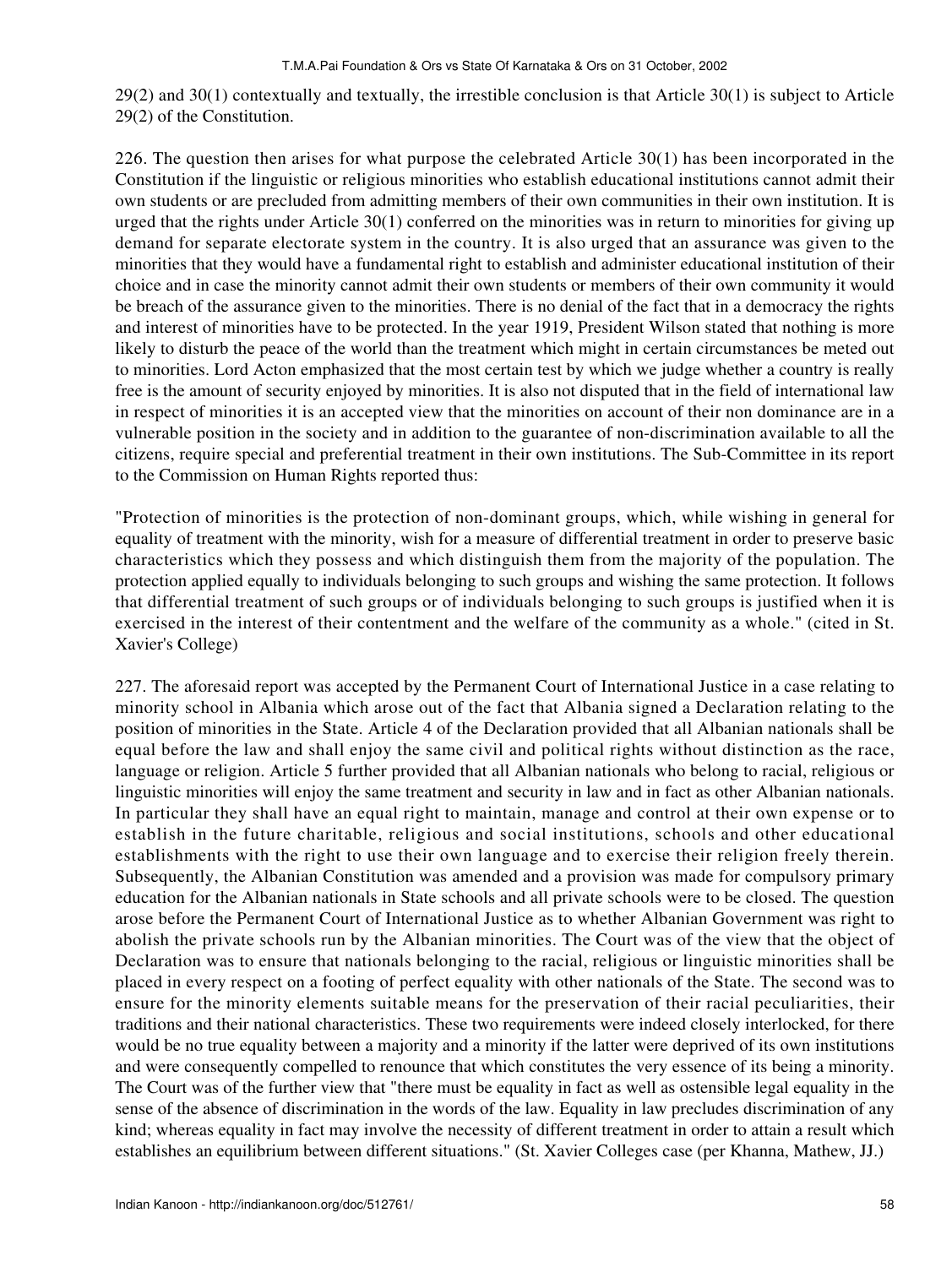29(2) and 30(1) contextually and textually, the irrestible conclusion is that Article 30(1) is subject to Article 29(2) of the Constitution.

226. The question then arises for what purpose the celebrated Article 30(1) has been incorporated in the Constitution if the linguistic or religious minorities who establish educational institutions cannot admit their own students or are precluded from admitting members of their own communities in their own institution. It is urged that the rights under Article 30(1) conferred on the minorities was in return to minorities for giving up demand for separate electorate system in the country. It is also urged that an assurance was given to the minorities that they would have a fundamental right to establish and administer educational institution of their choice and in case the minority cannot admit their own students or members of their own community it would be breach of the assurance given to the minorities. There is no denial of the fact that in a democracy the rights and interest of minorities have to be protected. In the year 1919, President Wilson stated that nothing is more likely to disturb the peace of the world than the treatment which might in certain circumstances be meted out to minorities. Lord Acton emphasized that the most certain test by which we judge whether a country is really free is the amount of security enjoyed by minorities. It is also not disputed that in the field of international law in respect of minorities it is an accepted view that the minorities on account of their non dominance are in a vulnerable position in the society and in addition to the guarantee of non-discrimination available to all the citizens, require special and preferential treatment in their own institutions. The Sub-Committee in its report to the Commission on Human Rights reported thus:

"Protection of minorities is the protection of non-dominant groups, which, while wishing in general for equality of treatment with the minority, wish for a measure of differential treatment in order to preserve basic characteristics which they possess and which distinguish them from the majority of the population. The protection applied equally to individuals belonging to such groups and wishing the same protection. It follows that differential treatment of such groups or of individuals belonging to such groups is justified when it is exercised in the interest of their contentment and the welfare of the community as a whole." (cited in St. Xavier's College)

227. The aforesaid report was accepted by the Permanent Court of International Justice in a case relating to minority school in Albania which arose out of the fact that Albania signed a Declaration relating to the position of minorities in the State. Article 4 of the Declaration provided that all Albanian nationals shall be equal before the law and shall enjoy the same civil and political rights without distinction as the race, language or religion. Article 5 further provided that all Albanian nationals who belong to racial, religious or linguistic minorities will enjoy the same treatment and security in law and in fact as other Albanian nationals. In particular they shall have an equal right to maintain, manage and control at their own expense or to establish in the future charitable, religious and social institutions, schools and other educational establishments with the right to use their own language and to exercise their religion freely therein. Subsequently, the Albanian Constitution was amended and a provision was made for compulsory primary education for the Albanian nationals in State schools and all private schools were to be closed. The question arose before the Permanent Court of International Justice as to whether Albanian Government was right to abolish the private schools run by the Albanian minorities. The Court was of the view that the object of Declaration was to ensure that nationals belonging to the racial, religious or linguistic minorities shall be placed in every respect on a footing of perfect equality with other nationals of the State. The second was to ensure for the minority elements suitable means for the preservation of their racial peculiarities, their traditions and their national characteristics. These two requirements were indeed closely interlocked, for there would be no true equality between a majority and a minority if the latter were deprived of its own institutions and were consequently compelled to renounce that which constitutes the very essence of its being a minority. The Court was of the further view that "there must be equality in fact as well as ostensible legal equality in the sense of the absence of discrimination in the words of the law. Equality in law precludes discrimination of any kind; whereas equality in fact may involve the necessity of different treatment in order to attain a result which establishes an equilibrium between different situations." (St. Xavier Colleges case (per Khanna, Mathew, JJ.)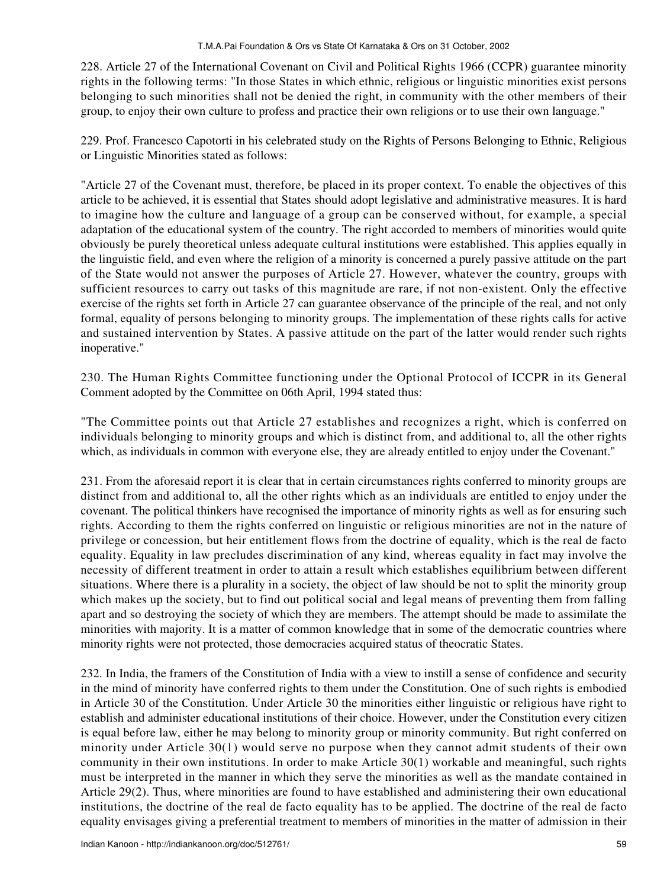228. Article 27 of the International Covenant on Civil and Political Rights 1966 (CCPR) guarantee minority rights in the following terms: "In those States in which ethnic, religious or linguistic minorities exist persons belonging to such minorities shall not be denied the right, in community with the other members of their group, to enjoy their own culture to profess and practice their own religions or to use their own language."

229. Prof. Francesco Capotorti in his celebrated study on the Rights of Persons Belonging to Ethnic, Religious or Linguistic Minorities stated as follows:

"Article 27 of the Covenant must, therefore, be placed in its proper context. To enable the objectives of this article to be achieved, it is essential that States should adopt legislative and administrative measures. It is hard to imagine how the culture and language of a group can be conserved without, for example, a special adaptation of the educational system of the country. The right accorded to members of minorities would quite obviously be purely theoretical unless adequate cultural institutions were established. This applies equally in the linguistic field, and even where the religion of a minority is concerned a purely passive attitude on the part of the State would not answer the purposes of Article 27. However, whatever the country, groups with sufficient resources to carry out tasks of this magnitude are rare, if not non-existent. Only the effective exercise of the rights set forth in Article 27 can guarantee observance of the principle of the real, and not only formal, equality of persons belonging to minority groups. The implementation of these rights calls for active and sustained intervention by States. A passive attitude on the part of the latter would render such rights inoperative."

230. The Human Rights Committee functioning under the Optional Protocol of ICCPR in its General Comment adopted by the Committee on 06th April, 1994 stated thus:

"The Committee points out that Article 27 establishes and recognizes a right, which is conferred on individuals belonging to minority groups and which is distinct from, and additional to, all the other rights which, as individuals in common with everyone else, they are already entitled to enjoy under the Covenant."

231. From the aforesaid report it is clear that in certain circumstances rights conferred to minority groups are distinct from and additional to, all the other rights which as an individuals are entitled to enjoy under the covenant. The political thinkers have recognised the importance of minority rights as well as for ensuring such rights. According to them the rights conferred on linguistic or religious minorities are not in the nature of privilege or concession, but heir entitlement flows from the doctrine of equality, which is the real de facto equality. Equality in law precludes discrimination of any kind, whereas equality in fact may involve the necessity of different treatment in order to attain a result which establishes equilibrium between different situations. Where there is a plurality in a society, the object of law should be not to split the minority group which makes up the society, but to find out political social and legal means of preventing them from falling apart and so destroying the society of which they are members. The attempt should be made to assimilate the minorities with majority. It is a matter of common knowledge that in some of the democratic countries where minority rights were not protected, those democracies acquired status of theocratic States.

232. In India, the framers of the Constitution of India with a view to instill a sense of confidence and security in the mind of minority have conferred rights to them under the Constitution. One of such rights is embodied in Article 30 of the Constitution. Under Article 30 the minorities either linguistic or religious have right to establish and administer educational institutions of their choice. However, under the Constitution every citizen is equal before law, either he may belong to minority group or minority community. But right conferred on minority under Article 30(1) would serve no purpose when they cannot admit students of their own community in their own institutions. In order to make Article 30(1) workable and meaningful, such rights must be interpreted in the manner in which they serve the minorities as well as the mandate contained in Article 29(2). Thus, where minorities are found to have established and administering their own educational institutions, the doctrine of the real de facto equality has to be applied. The doctrine of the real de facto equality envisages giving a preferential treatment to members of minorities in the matter of admission in their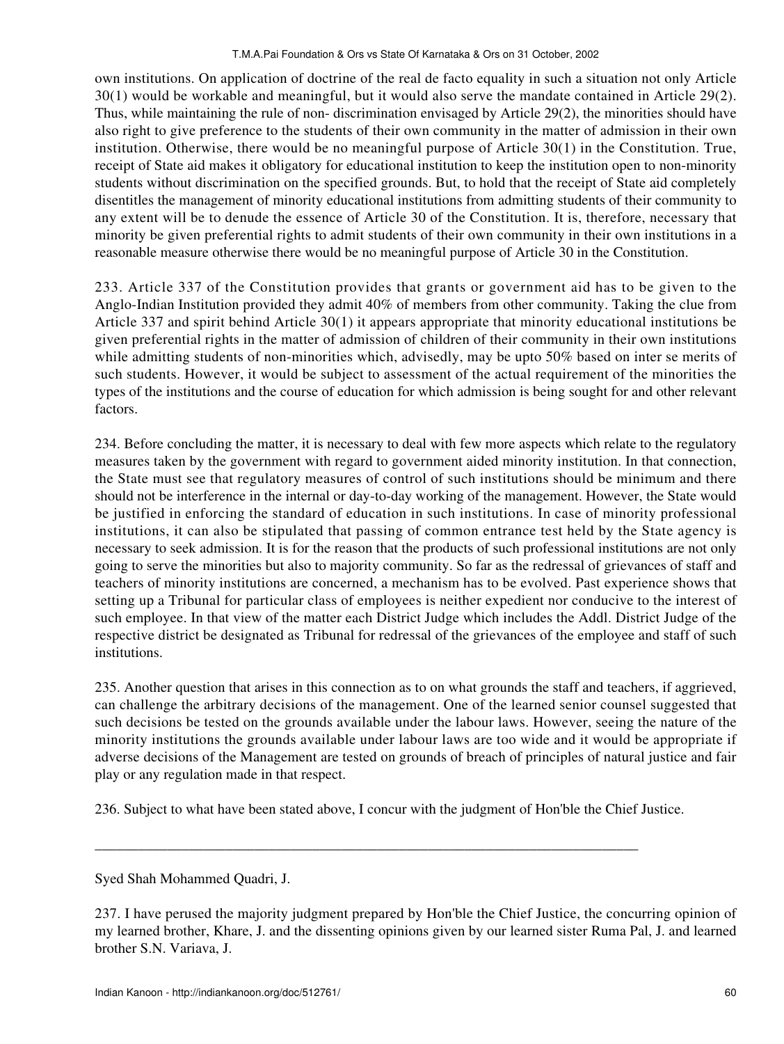own institutions. On application of doctrine of the real de facto equality in such a situation not only Article 30(1) would be workable and meaningful, but it would also serve the mandate contained in Article 29(2). Thus, while maintaining the rule of non- discrimination envisaged by Article 29(2), the minorities should have also right to give preference to the students of their own community in the matter of admission in their own institution. Otherwise, there would be no meaningful purpose of Article 30(1) in the Constitution. True, receipt of State aid makes it obligatory for educational institution to keep the institution open to non-minority students without discrimination on the specified grounds. But, to hold that the receipt of State aid completely disentitles the management of minority educational institutions from admitting students of their community to any extent will be to denude the essence of Article 30 of the Constitution. It is, therefore, necessary that minority be given preferential rights to admit students of their own community in their own institutions in a reasonable measure otherwise there would be no meaningful purpose of Article 30 in the Constitution.

233. Article 337 of the Constitution provides that grants or government aid has to be given to the Anglo-Indian Institution provided they admit 40% of members from other community. Taking the clue from Article 337 and spirit behind Article 30(1) it appears appropriate that minority educational institutions be given preferential rights in the matter of admission of children of their community in their own institutions while admitting students of non-minorities which, advisedly, may be upto 50% based on inter se merits of such students. However, it would be subject to assessment of the actual requirement of the minorities the types of the institutions and the course of education for which admission is being sought for and other relevant factors.

234. Before concluding the matter, it is necessary to deal with few more aspects which relate to the regulatory measures taken by the government with regard to government aided minority institution. In that connection, the State must see that regulatory measures of control of such institutions should be minimum and there should not be interference in the internal or day-to-day working of the management. However, the State would be justified in enforcing the standard of education in such institutions. In case of minority professional institutions, it can also be stipulated that passing of common entrance test held by the State agency is necessary to seek admission. It is for the reason that the products of such professional institutions are not only going to serve the minorities but also to majority community. So far as the redressal of grievances of staff and teachers of minority institutions are concerned, a mechanism has to be evolved. Past experience shows that setting up a Tribunal for particular class of employees is neither expedient nor conducive to the interest of such employee. In that view of the matter each District Judge which includes the Addl. District Judge of the respective district be designated as Tribunal for redressal of the grievances of the employee and staff of such institutions.

235. Another question that arises in this connection as to on what grounds the staff and teachers, if aggrieved, can challenge the arbitrary decisions of the management. One of the learned senior counsel suggested that such decisions be tested on the grounds available under the labour laws. However, seeing the nature of the minority institutions the grounds available under labour laws are too wide and it would be appropriate if adverse decisions of the Management are tested on grounds of breach of principles of natural justice and fair play or any regulation made in that respect.

236. Subject to what have been stated above, I concur with the judgment of Hon'ble the Chief Justice.

---

Syed Shah Mohammed Quadri, J.

237. I have perused the majority judgment prepared by Hon'ble the Chief Justice, the concurring opinion of my learned brother, Khare, J. and the dissenting opinions given by our learned sister Ruma Pal, J. and learned brother S.N. Variava, J.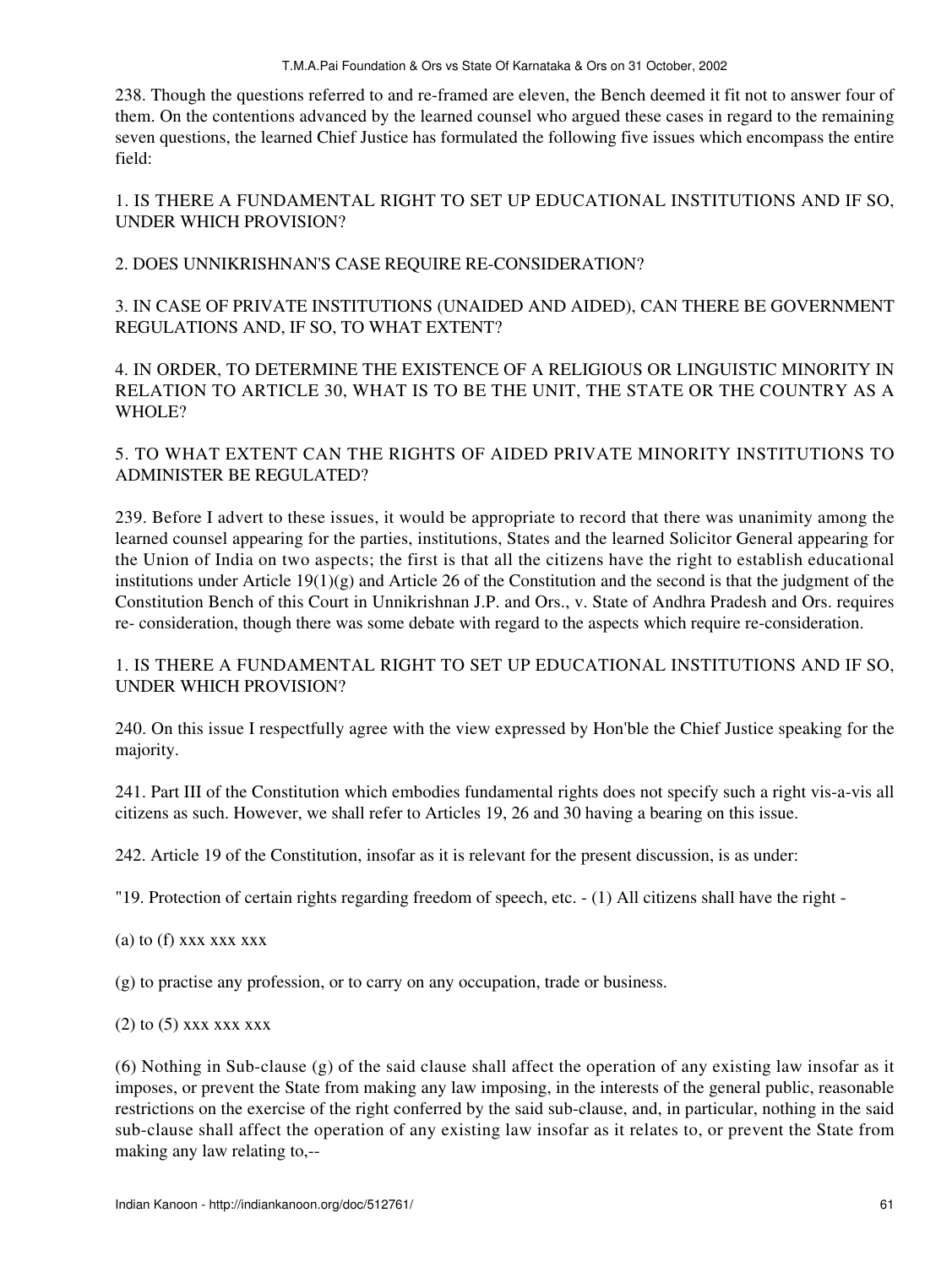238. Though the questions referred to and re-framed are eleven, the Bench deemed it fit not to answer four of them. On the contentions advanced by the learned counsel who argued these cases in regard to the remaining seven questions, the learned Chief Justice has formulated the following five issues which encompass the entire field:

1. IS THERE A FUNDAMENTAL RIGHT TO SET UP EDUCATIONAL INSTITUTIONS AND IF SO, UNDER WHICH PROVISION?

2. DOES UNNIKRISHNAN'S CASE REQUIRE RE-CONSIDERATION?

3. IN CASE OF PRIVATE INSTITUTIONS (UNAIDED AND AIDED), CAN THERE BE GOVERNMENT REGULATIONS AND, IF SO, TO WHAT EXTENT?

4. IN ORDER, TO DETERMINE THE EXISTENCE OF A RELIGIOUS OR LINGUISTIC MINORITY IN RELATION TO ARTICLE 30, WHAT IS TO BE THE UNIT, THE STATE OR THE COUNTRY AS A WHOLE?

5. TO WHAT EXTENT CAN THE RIGHTS OF AIDED PRIVATE MINORITY INSTITUTIONS TO ADMINISTER BE REGULATED?

239. Before I advert to these issues, it would be appropriate to record that there was unanimity among the learned counsel appearing for the parties, institutions, States and the learned Solicitor General appearing for the Union of India on two aspects; the first is that all the citizens have the right to establish educational institutions under Article 19(1)(g) and Article 26 of the Constitution and the second is that the judgment of the Constitution Bench of this Court in Unnikrishnan J.P. and Ors., v. State of Andhra Pradesh and Ors. requires re- consideration, though there was some debate with regard to the aspects which require re-consideration.

1. IS THERE A FUNDAMENTAL RIGHT TO SET UP EDUCATIONAL INSTITUTIONS AND IF SO, UNDER WHICH PROVISION?

240. On this issue I respectfully agree with the view expressed by Hon'ble the Chief Justice speaking for the majority.

241. Part III of the Constitution which embodies fundamental rights does not specify such a right vis-a-vis all citizens as such. However, we shall refer to Articles 19, 26 and 30 having a bearing on this issue.

242. Article 19 of the Constitution, insofar as it is relevant for the present discussion, is as under:

"19. Protection of certain rights regarding freedom of speech, etc. - (1) All citizens shall have the right -

(a) to (f) xxx xxx xxx

(g) to practise any profession, or to carry on any occupation, trade or business.

(2) to (5) xxx xxx xxx

(6) Nothing in Sub-clause (g) of the said clause shall affect the operation of any existing law insofar as it imposes, or prevent the State from making any law imposing, in the interests of the general public, reasonable restrictions on the exercise of the right conferred by the said sub-clause, and, in particular, nothing in the said sub-clause shall affect the operation of any existing law insofar as it relates to, or prevent the State from making any law relating to,--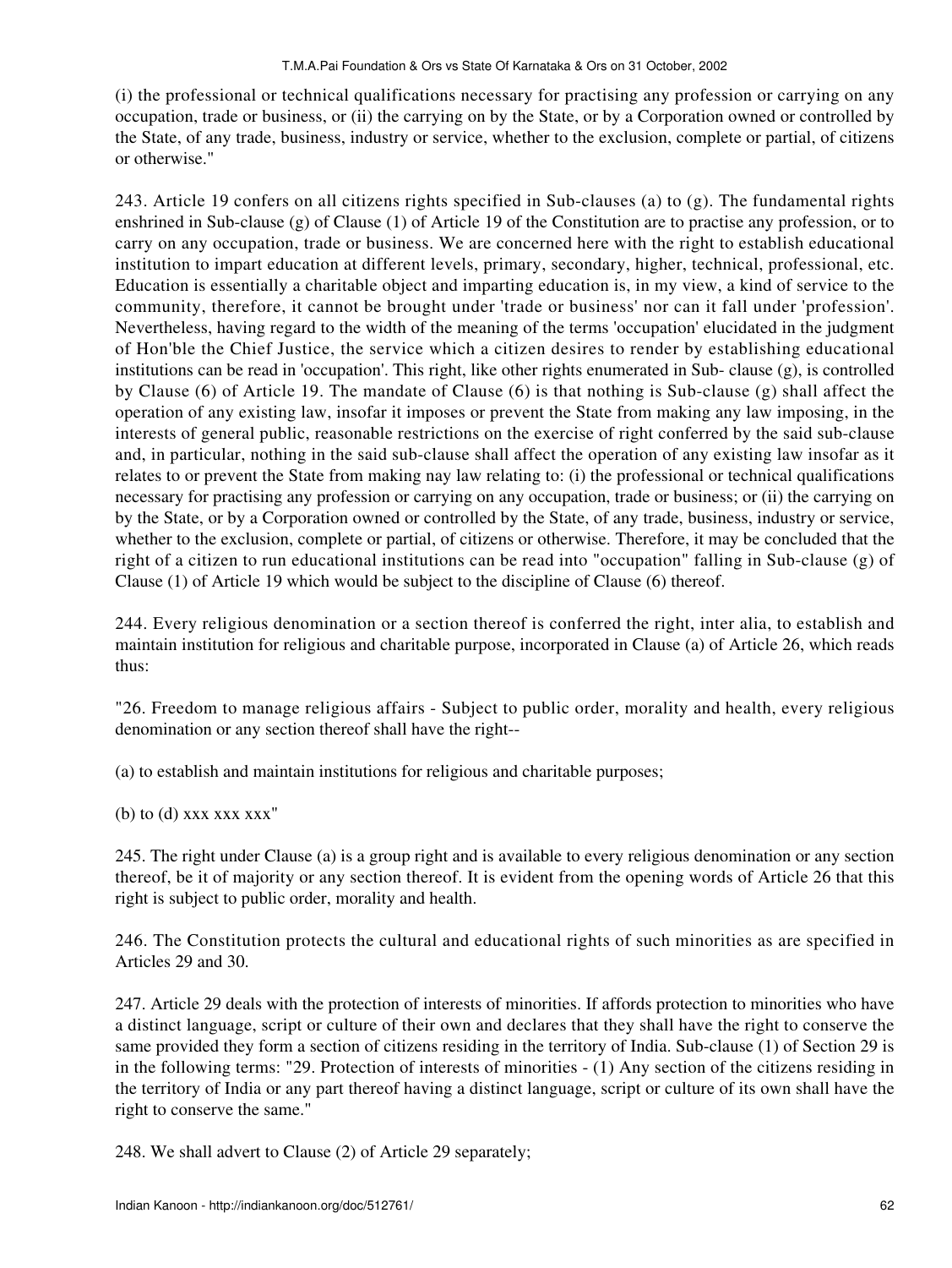(i) the professional or technical qualifications necessary for practising any profession or carrying on any occupation, trade or business, or (ii) the carrying on by the State, or by a Corporation owned or controlled by the State, of any trade, business, industry or service, whether to the exclusion, complete or partial, of citizens or otherwise."

243. Article 19 confers on all citizens rights specified in Sub-clauses (a) to (g). The fundamental rights enshrined in Sub-clause (g) of Clause (1) of Article 19 of the Constitution are to practise any profession, or to carry on any occupation, trade or business. We are concerned here with the right to establish educational institution to impart education at different levels, primary, secondary, higher, technical, professional, etc. Education is essentially a charitable object and imparting education is, in my view, a kind of service to the community, therefore, it cannot be brought under 'trade or business' nor can it fall under 'profession'. Nevertheless, having regard to the width of the meaning of the terms 'occupation' elucidated in the judgment of Hon'ble the Chief Justice, the service which a citizen desires to render by establishing educational institutions can be read in 'occupation'. This right, like other rights enumerated in Sub- clause (g), is controlled by Clause (6) of Article 19. The mandate of Clause (6) is that nothing is Sub-clause (g) shall affect the operation of any existing law, insofar it imposes or prevent the State from making any law imposing, in the interests of general public, reasonable restrictions on the exercise of right conferred by the said sub-clause and, in particular, nothing in the said sub-clause shall affect the operation of any existing law insofar as it relates to or prevent the State from making nay law relating to: (i) the professional or technical qualifications necessary for practising any profession or carrying on any occupation, trade or business; or (ii) the carrying on by the State, or by a Corporation owned or controlled by the State, of any trade, business, industry or service, whether to the exclusion, complete or partial, of citizens or otherwise. Therefore, it may be concluded that the right of a citizen to run educational institutions can be read into "occupation" falling in Sub-clause (g) of Clause (1) of Article 19 which would be subject to the discipline of Clause (6) thereof.

244. Every religious denomination or a section thereof is conferred the right, inter alia, to establish and maintain institution for religious and charitable purpose, incorporated in Clause (a) of Article 26, which reads thus:

"26. Freedom to manage religious affairs - Subject to public order, morality and health, every religious denomination or any section thereof shall have the right--

(a) to establish and maintain institutions for religious and charitable purposes;

(b) to (d) xxx xxx xxx"

245. The right under Clause (a) is a group right and is available to every religious denomination or any section thereof, be it of majority or any section thereof. It is evident from the opening words of Article 26 that this right is subject to public order, morality and health.

246. The Constitution protects the cultural and educational rights of such minorities as are specified in Articles 29 and 30.

247. Article 29 deals with the protection of interests of minorities. If affords protection to minorities who have a distinct language, script or culture of their own and declares that they shall have the right to conserve the same provided they form a section of citizens residing in the territory of India. Sub-clause (1) of Section 29 is in the following terms: "29. Protection of interests of minorities - (1) Any section of the citizens residing in the territory of India or any part thereof having a distinct language, script or culture of its own shall have the right to conserve the same."

248. We shall advert to Clause (2) of Article 29 separately;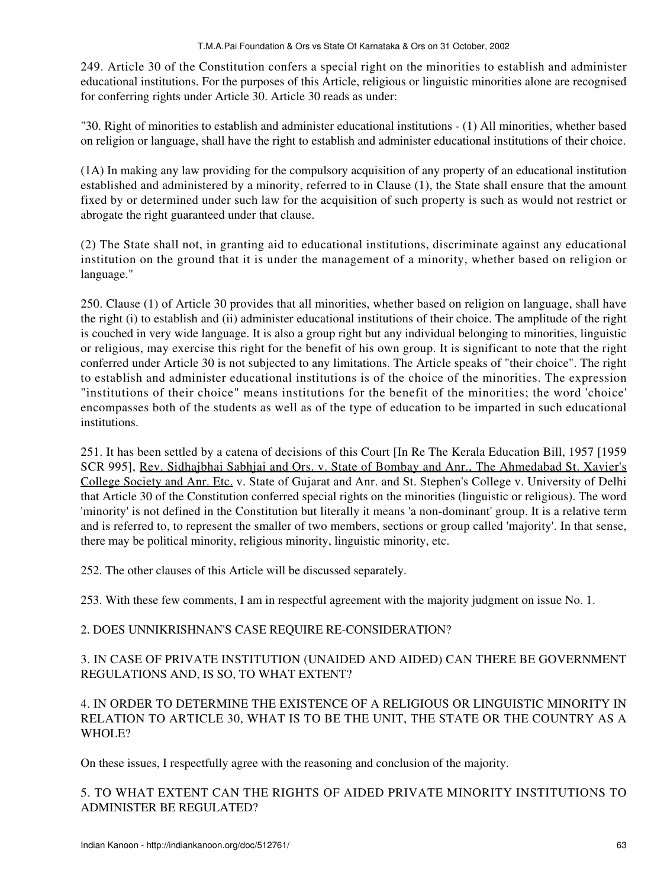249. Article 30 of the Constitution confers a special right on the minorities to establish and administer educational institutions. For the purposes of this Article, religious or linguistic minorities alone are recognised for conferring rights under Article 30. Article 30 reads as under:

"30. Right of minorities to establish and administer educational institutions - (1) All minorities, whether based on religion or language, shall have the right to establish and administer educational institutions of their choice.

(1A) In making any law providing for the compulsory acquisition of any property of an educational institution established and administered by a minority, referred to in Clause (1), the State shall ensure that the amount fixed by or determined under such law for the acquisition of such property is such as would not restrict or abrogate the right guaranteed under that clause.

(2) The State shall not, in granting aid to educational institutions, discriminate against any educational institution on the ground that it is under the management of a minority, whether based on religion or language."

250. Clause (1) of Article 30 provides that all minorities, whether based on religion on language, shall have the right (i) to establish and (ii) administer educational institutions of their choice. The amplitude of the right is couched in very wide language. It is also a group right but any individual belonging to minorities, linguistic or religious, may exercise this right for the benefit of his own group. It is significant to note that the right conferred under Article 30 is not subjected to any limitations. The Article speaks of "their choice". The right to establish and administer educational institutions is of the choice of the minorities. The expression "institutions of their choice" means institutions for the benefit of the minorities; the word 'choice' encompasses both of the students as well as of the type of education to be imparted in such educational institutions.

251. It has been settled by a catena of decisions of this Court [In Re The Kerala Education Bill, 1957 [1959 SCR 995], Rev. Sidhajbhai Sabhjai and Ors. v. State of Bombay and Anr., The Ahmedabad St. Xavier's College Society and Anr. Etc. v. State of Gujarat and Anr. and St. Stephen's College v. University of Delhi that Article 30 of the Constitution conferred special rights on the minorities (linguistic or religious). The word 'minority' is not defined in the Constitution but literally it means 'a non-dominant' group. It is a relative term and is referred to, to represent the smaller of two members, sections or group called 'majority'. In that sense, there may be political minority, religious minority, linguistic minority, etc.

252. The other clauses of this Article will be discussed separately.

253. With these few comments, I am in respectful agreement with the majority judgment on issue No. 1.

2. DOES UNNIKRISHNAN'S CASE REQUIRE RE-CONSIDERATION?

3. IN CASE OF PRIVATE INSTITUTION (UNAIDED AND AIDED) CAN THERE BE GOVERNMENT REGULATIONS AND, IS SO, TO WHAT EXTENT?

4. IN ORDER TO DETERMINE THE EXISTENCE OF A RELIGIOUS OR LINGUISTIC MINORITY IN RELATION TO ARTICLE 30, WHAT IS TO BE THE UNIT, THE STATE OR THE COUNTRY AS A WHOLE?

On these issues, I respectfully agree with the reasoning and conclusion of the majority.

5. TO WHAT EXTENT CAN THE RIGHTS OF AIDED PRIVATE MINORITY INSTITUTIONS TO ADMINISTER BE REGULATED?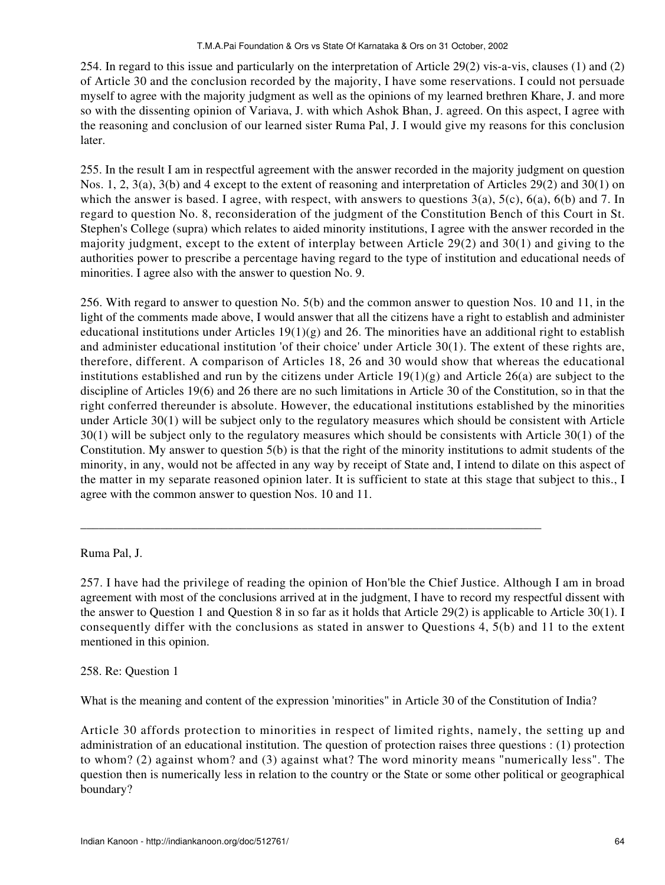254. In regard to this issue and particularly on the interpretation of Article 29(2) vis-a-vis, clauses (1) and (2) of Article 30 and the conclusion recorded by the majority, I have some reservations. I could not persuade myself to agree with the majority judgment as well as the opinions of my learned brethren Khare, J. and more so with the dissenting opinion of Variava, J. with which Ashok Bhan, J. agreed. On this aspect, I agree with the reasoning and conclusion of our learned sister Ruma Pal, J. I would give my reasons for this conclusion later.

255. In the result I am in respectful agreement with the answer recorded in the majority judgment on question Nos. 1, 2, 3(a), 3(b) and 4 except to the extent of reasoning and interpretation of Articles 29(2) and 30(1) on which the answer is based. I agree, with respect, with answers to questions 3(a), 5(c), 6(a), 6(b) and 7. In regard to question No. 8, reconsideration of the judgment of the Constitution Bench of this Court in St. Stephen's College (supra) which relates to aided minority institutions, I agree with the answer recorded in the majority judgment, except to the extent of interplay between Article 29(2) and 30(1) and giving to the authorities power to prescribe a percentage having regard to the type of institution and educational needs of minorities. I agree also with the answer to question No. 9.

256. With regard to answer to question No. 5(b) and the common answer to question Nos. 10 and 11, in the light of the comments made above, I would answer that all the citizens have a right to establish and administer educational institutions under Articles 19(1)(g) and 26. The minorities have an additional right to establish and administer educational institution 'of their choice' under Article 30(1). The extent of these rights are, therefore, different. A comparison of Articles 18, 26 and 30 would show that whereas the educational institutions established and run by the citizens under Article 19(1)(g) and Article 26(a) are subject to the discipline of Articles 19(6) and 26 there are no such limitations in Article 30 of the Constitution, so in that the right conferred thereunder is absolute. However, the educational institutions established by the minorities under Article 30(1) will be subject only to the regulatory measures which should be consistent with Article 30(1) will be subject only to the regulatory measures which should be consistents with Article 30(1) of the Constitution. My answer to question 5(b) is that the right of the minority institutions to admit students of the minority, in any, would not be affected in any way by receipt of State and, I intend to dilate on this aspect of the matter in my separate reasoned opinion later. It is sufficient to state at this stage that subject to this., I agree with the common answer to question Nos. 10 and 11.

---

Ruma Pal, J.

257. I have had the privilege of reading the opinion of Hon'ble the Chief Justice. Although I am in broad agreement with most of the conclusions arrived at in the judgment, I have to record my respectful dissent with the answer to Question 1 and Question 8 in so far as it holds that Article 29(2) is applicable to Article 30(1). I consequently differ with the conclusions as stated in answer to Questions 4, 5(b) and 11 to the extent mentioned in this opinion.

258. Re: Question 1

What is the meaning and content of the expression 'minorities" in Article 30 of the Constitution of India?

Article 30 affords protection to minorities in respect of limited rights, namely, the setting up and administration of an educational institution. The question of protection raises three questions : (1) protection to whom? (2) against whom? and (3) against what? The word minority means "numerically less". The question then is numerically less in relation to the country or the State or some other political or geographical boundary?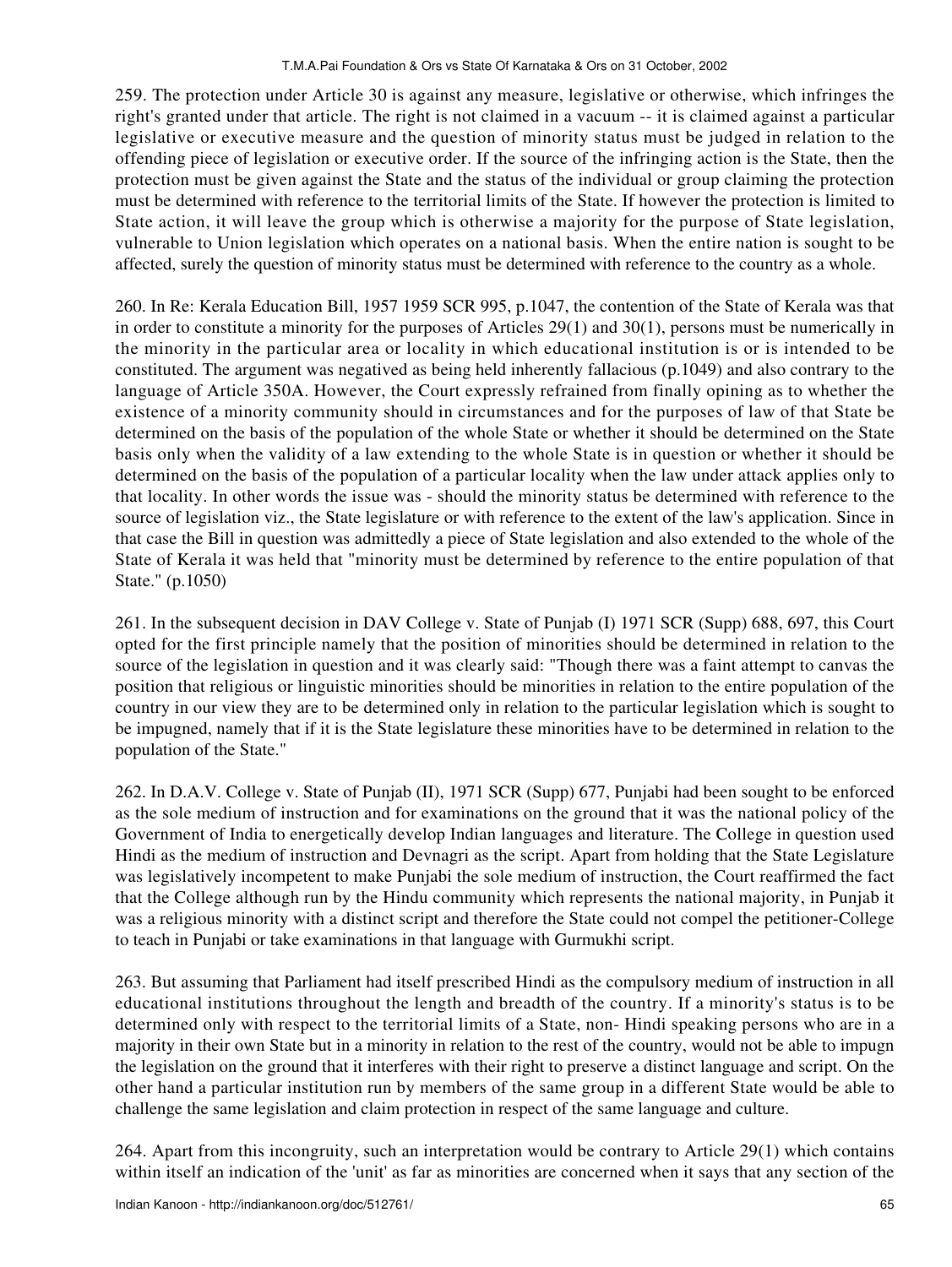259. The protection under Article 30 is against any measure, legislative or otherwise, which infringes the right's granted under that article. The right is not claimed in a vacuum -- it is claimed against a particular legislative or executive measure and the question of minority status must be judged in relation to the offending piece of legislation or executive order. If the source of the infringing action is the State, then the protection must be given against the State and the status of the individual or group claiming the protection must be determined with reference to the territorial limits of the State. If however the protection is limited to State action, it will leave the group which is otherwise a majority for the purpose of State legislation, vulnerable to Union legislation which operates on a national basis. When the entire nation is sought to be affected, surely the question of minority status must be determined with reference to the country as a whole.

260. In Re: Kerala Education Bill, 1957 1959 SCR 995, p.1047, the contention of the State of Kerala was that in order to constitute a minority for the purposes of Articles 29(1) and 30(1), persons must be numerically in the minority in the particular area or locality in which educational institution is or is intended to be constituted. The argument was negatived as being held inherently fallacious (p.1049) and also contrary to the language of Article 350A. However, the Court expressly refrained from finally opining as to whether the existence of a minority community should in circumstances and for the purposes of law of that State be determined on the basis of the population of the whole State or whether it should be determined on the State basis only when the validity of a law extending to the whole State is in question or whether it should be determined on the basis of the population of a particular locality when the law under attack applies only to that locality. In other words the issue was - should the minority status be determined with reference to the source of legislation viz., the State legislature or with reference to the extent of the law's application. Since in that case the Bill in question was admittedly a piece of State legislation and also extended to the whole of the State of Kerala it was held that "minority must be determined by reference to the entire population of that State." (p.1050)

261. In the subsequent decision in DAV College v. State of Punjab (I) 1971 SCR (Supp) 688, 697, this Court opted for the first principle namely that the position of minorities should be determined in relation to the source of the legislation in question and it was clearly said: "Though there was a faint attempt to canvas the position that religious or linguistic minorities should be minorities in relation to the entire population of the country in our view they are to be determined only in relation to the particular legislation which is sought to be impugned, namely that if it is the State legislature these minorities have to be determined in relation to the population of the State."

262. In D.A.V. College v. State of Punjab (II), 1971 SCR (Supp) 677, Punjabi had been sought to be enforced as the sole medium of instruction and for examinations on the ground that it was the national policy of the Government of India to energetically develop Indian languages and literature. The College in question used Hindi as the medium of instruction and Devnagri as the script. Apart from holding that the State Legislature was legislatively incompetent to make Punjabi the sole medium of instruction, the Court reaffirmed the fact that the College although run by the Hindu community which represents the national majority, in Punjab it was a religious minority with a distinct script and therefore the State could not compel the petitioner-College to teach in Punjabi or take examinations in that language with Gurmukhi script.

263. But assuming that Parliament had itself prescribed Hindi as the compulsory medium of instruction in all educational institutions throughout the length and breadth of the country. If a minority's status is to be determined only with respect to the territorial limits of a State, non- Hindi speaking persons who are in a majority in their own State but in a minority in relation to the rest of the country, would not be able to impugn the legislation on the ground that it interferes with their right to preserve a distinct language and script. On the other hand a particular institution run by members of the same group in a different State would be able to challenge the same legislation and claim protection in respect of the same language and culture.

264. Apart from this incongruity, such an interpretation would be contrary to Article 29(1) which contains within itself an indication of the 'unit' as far as minorities are concerned when it says that any section of the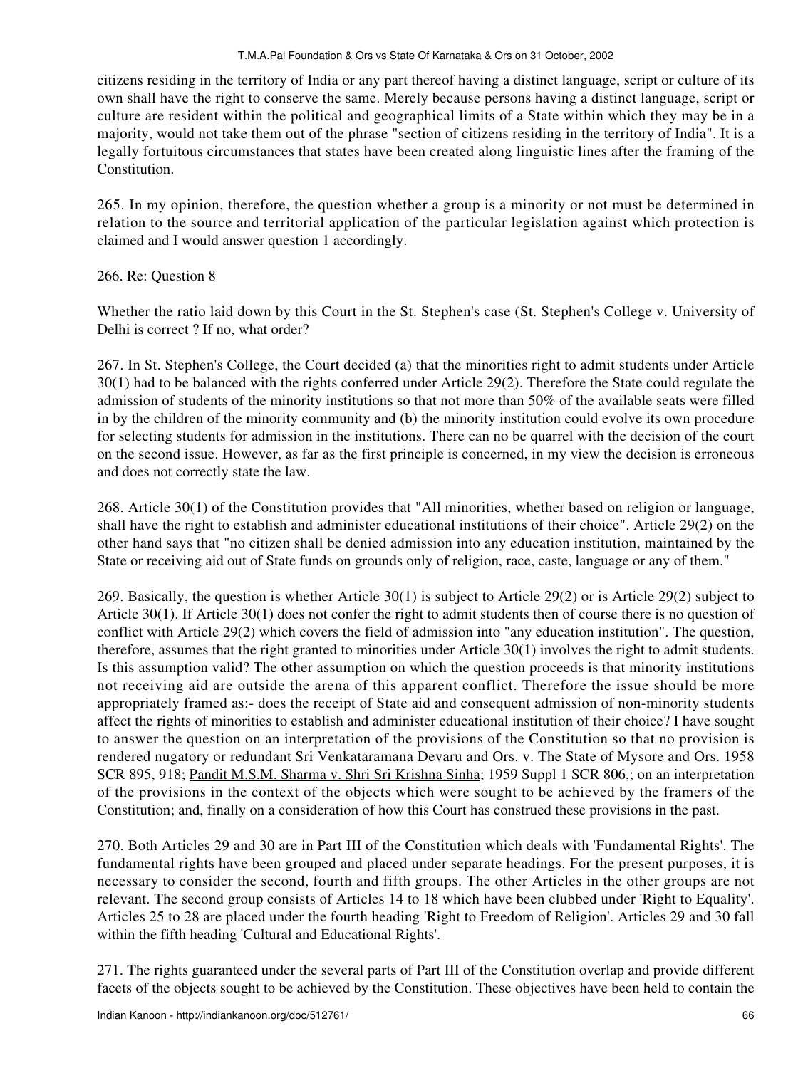citizens residing in the territory of India or any part thereof having a distinct language, script or culture of its own shall have the right to conserve the same. Merely because persons having a distinct language, script or culture are resident within the political and geographical limits of a State within which they may be in a majority, would not take them out of the phrase "section of citizens residing in the territory of India". It is a legally fortuitous circumstances that states have been created along linguistic lines after the framing of the Constitution.

265. In my opinion, therefore, the question whether a group is a minority or not must be determined in relation to the source and territorial application of the particular legislation against which protection is claimed and I would answer question 1 accordingly.

266. Re: Question 8

Whether the ratio laid down by this Court in the St. Stephen's case (St. Stephen's College v. University of Delhi is correct ? If no, what order?

267. In St. Stephen's College, the Court decided (a) that the minorities right to admit students under Article 30(1) had to be balanced with the rights conferred under Article 29(2). Therefore the State could regulate the admission of students of the minority institutions so that not more than 50% of the available seats were filled in by the children of the minority community and (b) the minority institution could evolve its own procedure for selecting students for admission in the institutions. There can no be quarrel with the decision of the court on the second issue. However, as far as the first principle is concerned, in my view the decision is erroneous and does not correctly state the law.

268. Article 30(1) of the Constitution provides that "All minorities, whether based on religion or language, shall have the right to establish and administer educational institutions of their choice". Article 29(2) on the other hand says that "no citizen shall be denied admission into any education institution, maintained by the State or receiving aid out of State funds on grounds only of religion, race, caste, language or any of them."

269. Basically, the question is whether Article 30(1) is subject to Article 29(2) or is Article 29(2) subject to Article 30(1). If Article 30(1) does not confer the right to admit students then of course there is no question of conflict with Article 29(2) which covers the field of admission into "any education institution". The question, therefore, assumes that the right granted to minorities under Article 30(1) involves the right to admit students. Is this assumption valid? The other assumption on which the question proceeds is that minority institutions not receiving aid are outside the arena of this apparent conflict. Therefore the issue should be more appropriately framed as:- does the receipt of State aid and consequent admission of non-minority students affect the rights of minorities to establish and administer educational institution of their choice? I have sought to answer the question on an interpretation of the provisions of the Constitution so that no provision is rendered nugatory or redundant Sri Venkataramana Devaru and Ors. v. The State of Mysore and Ors. 1958 SCR 895, 918; Pandit M.S.M. Sharma v. Shri Sri Krishna Sinha; 1959 Suppl 1 SCR 806,; on an interpretation of the provisions in the context of the objects which were sought to be achieved by the framers of the Constitution; and, finally on a consideration of how this Court has construed these provisions in the past.

270. Both Articles 29 and 30 are in Part III of the Constitution which deals with 'Fundamental Rights'. The fundamental rights have been grouped and placed under separate headings. For the present purposes, it is necessary to consider the second, fourth and fifth groups. The other Articles in the other groups are not relevant. The second group consists of Articles 14 to 18 which have been clubbed under 'Right to Equality'. Articles 25 to 28 are placed under the fourth heading 'Right to Freedom of Religion'. Articles 29 and 30 fall within the fifth heading 'Cultural and Educational Rights'.

271. The rights guaranteed under the several parts of Part III of the Constitution overlap and provide different facets of the objects sought to be achieved by the Constitution. These objectives have been held to contain the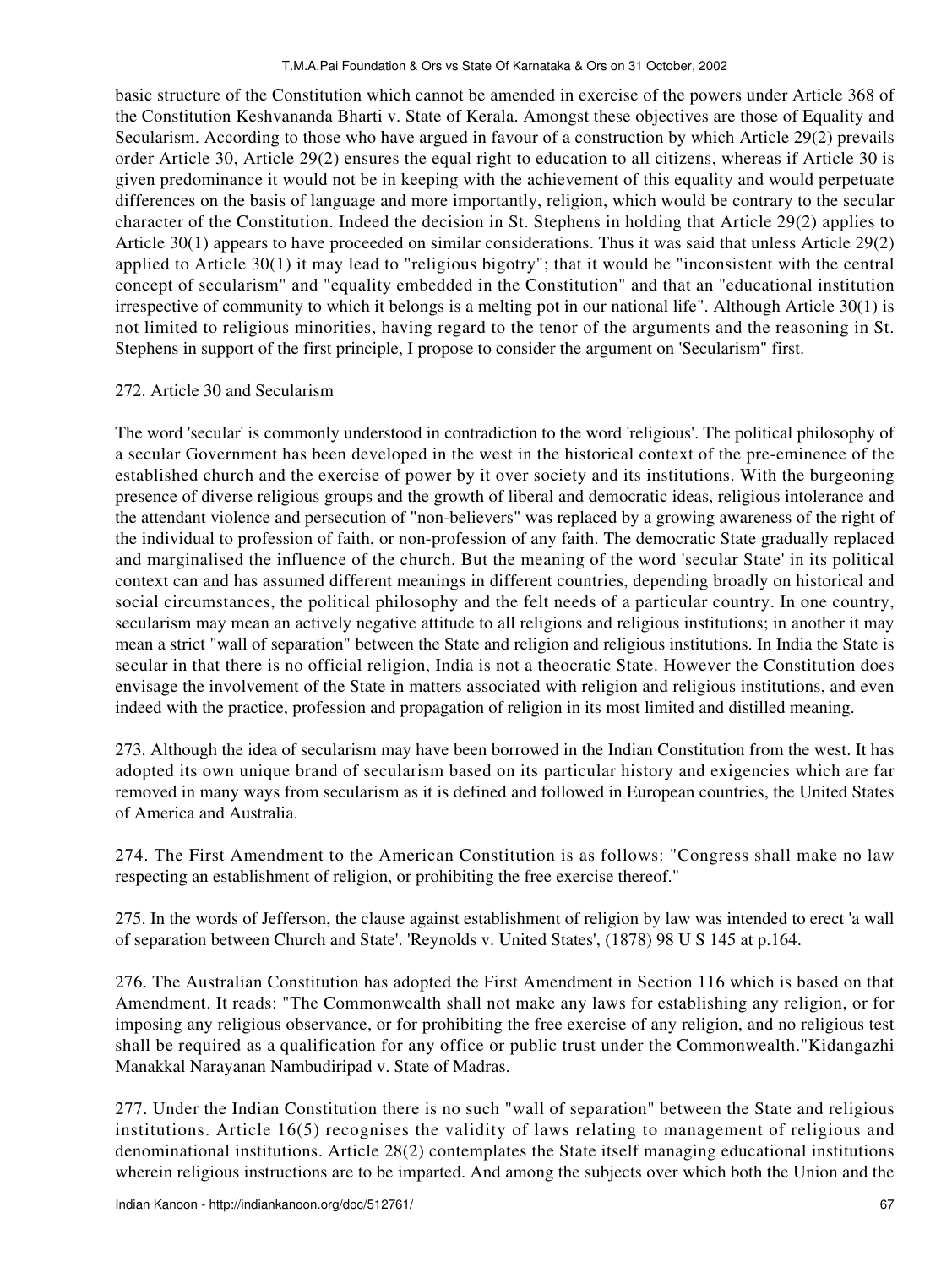basic structure of the Constitution which cannot be amended in exercise of the powers under Article 368 of the Constitution Keshvananda Bharti v. State of Kerala. Amongst these objectives are those of Equality and Secularism. According to those who have argued in favour of a construction by which Article 29(2) prevails order Article 30, Article 29(2) ensures the equal right to education to all citizens, whereas if Article 30 is given predominance it would not be in keeping with the achievement of this equality and would perpetuate differences on the basis of language and more importantly, religion, which would be contrary to the secular character of the Constitution. Indeed the decision in St. Stephens in holding that Article 29(2) applies to Article 30(1) appears to have proceeded on similar considerations. Thus it was said that unless Article 29(2) applied to Article 30(1) it may lead to "religious bigotry"; that it would be "inconsistent with the central concept of secularism" and "equality embedded in the Constitution" and that an "educational institution irrespective of community to which it belongs is a melting pot in our national life". Although Article 30(1) is not limited to religious minorities, having regard to the tenor of the arguments and the reasoning in St. Stephens in support of the first principle, I propose to consider the argument on 'Secularism" first.

272. Article 30 and Secularism

The word 'secular' is commonly understood in contradiction to the word 'religious'. The political philosophy of a secular Government has been developed in the west in the historical context of the pre-eminence of the established church and the exercise of power by it over society and its institutions. With the burgeoning presence of diverse religious groups and the growth of liberal and democratic ideas, religious intolerance and the attendant violence and persecution of "non-believers" was replaced by a growing awareness of the right of the individual to profession of faith, or non-profession of any faith. The democratic State gradually replaced and marginalised the influence of the church. But the meaning of the word 'secular State' in its political context can and has assumed different meanings in different countries, depending broadly on historical and social circumstances, the political philosophy and the felt needs of a particular country. In one country, secularism may mean an actively negative attitude to all religions and religious institutions; in another it may mean a strict "wall of separation" between the State and religion and religious institutions. In India the State is secular in that there is no official religion, India is not a theocratic State. However the Constitution does envisage the involvement of the State in matters associated with religion and religious institutions, and even indeed with the practice, profession and propagation of religion in its most limited and distilled meaning.

273. Although the idea of secularism may have been borrowed in the Indian Constitution from the west. It has adopted its own unique brand of secularism based on its particular history and exigencies which are far removed in many ways from secularism as it is defined and followed in European countries, the United States of America and Australia.

274. The First Amendment to the American Constitution is as follows: "Congress shall make no law respecting an establishment of religion, or prohibiting the free exercise thereof."

275. In the words of Jefferson, the clause against establishment of religion by law was intended to erect 'a wall of separation between Church and State'. 'Reynolds v. United States', (1878) 98 U S 145 at p.164.

276. The Australian Constitution has adopted the First Amendment in Section 116 which is based on that Amendment. It reads: "The Commonwealth shall not make any laws for establishing any religion, or for imposing any religious observance, or for prohibiting the free exercise of any religion, and no religious test shall be required as a qualification for any office or public trust under the Commonwealth."Kidangazhi Manakkal Narayanan Nambudiripad v. State of Madras.

277. Under the Indian Constitution there is no such "wall of separation" between the State and religious institutions. Article 16(5) recognises the validity of laws relating to management of religious and denominational institutions. Article 28(2) contemplates the State itself managing educational institutions wherein religious instructions are to be imparted. And among the subjects over which both the Union and the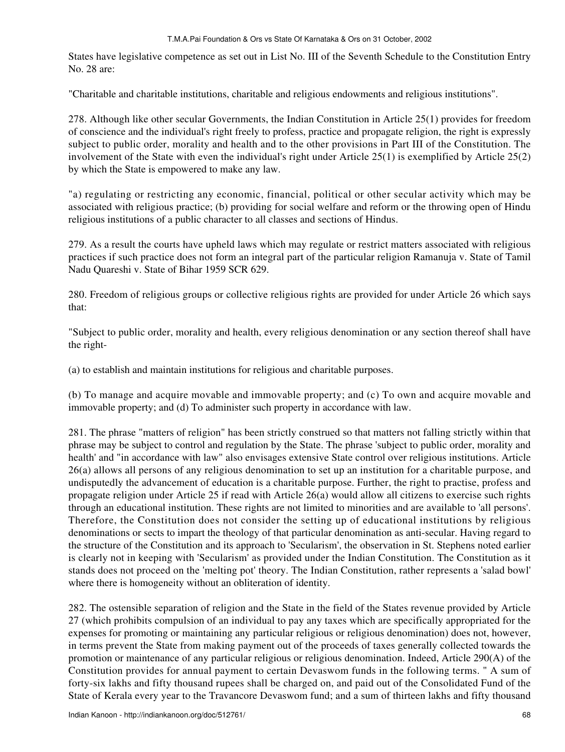States have legislative competence as set out in List No. III of the Seventh Schedule to the Constitution Entry No. 28 are:

"Charitable and charitable institutions, charitable and religious endowments and religious institutions".

278. Although like other secular Governments, the Indian Constitution in Article 25(1) provides for freedom of conscience and the individual's right freely to profess, practice and propagate religion, the right is expressly subject to public order, morality and health and to the other provisions in Part III of the Constitution. The involvement of the State with even the individual's right under Article 25(1) is exemplified by Article 25(2) by which the State is empowered to make any law.

"a) regulating or restricting any economic, financial, political or other secular activity which may be associated with religious practice; (b) providing for social welfare and reform or the throwing open of Hindu religious institutions of a public character to all classes and sections of Hindus.

279. As a result the courts have upheld laws which may regulate or restrict matters associated with religious practices if such practice does not form an integral part of the particular religion Ramanuja v. State of Tamil Nadu Quareshi v. State of Bihar 1959 SCR 629.

280. Freedom of religious groups or collective religious rights are provided for under Article 26 which says that:

"Subject to public order, morality and health, every religious denomination or any section thereof shall have the right-

(a) to establish and maintain institutions for religious and charitable purposes.

(b) To manage and acquire movable and immovable property; and (c) To own and acquire movable and immovable property; and (d) To administer such property in accordance with law.

281. The phrase "matters of religion" has been strictly construed so that matters not falling strictly within that phrase may be subject to control and regulation by the State. The phrase 'subject to public order, morality and health' and "in accordance with law" also envisages extensive State control over religious institutions. Article 26(a) allows all persons of any religious denomination to set up an institution for a charitable purpose, and undisputedly the advancement of education is a charitable purpose. Further, the right to practise, profess and propagate religion under Article 25 if read with Article 26(a) would allow all citizens to exercise such rights through an educational institution. These rights are not limited to minorities and are available to 'all persons'. Therefore, the Constitution does not consider the setting up of educational institutions by religious denominations or sects to impart the theology of that particular denomination as anti-secular. Having regard to the structure of the Constitution and its approach to 'Secularism', the observation in St. Stephens noted earlier is clearly not in keeping with 'Secularism' as provided under the Indian Constitution. The Constitution as it stands does not proceed on the 'melting pot' theory. The Indian Constitution, rather represents a 'salad bowl' where there is homogeneity without an obliteration of identity.

282. The ostensible separation of religion and the State in the field of the States revenue provided by Article 27 (which prohibits compulsion of an individual to pay any taxes which are specifically appropriated for the expenses for promoting or maintaining any particular religious or religious denomination) does not, however, in terms prevent the State from making payment out of the proceeds of taxes generally collected towards the promotion or maintenance of any particular religious or religious denomination. Indeed, Article 290(A) of the Constitution provides for annual payment to certain Devaswom funds in the following terms. " A sum of forty-six lakhs and fifty thousand rupees shall be charged on, and paid out of the Consolidated Fund of the State of Kerala every year to the Travancore Devaswom fund; and a sum of thirteen lakhs and fifty thousand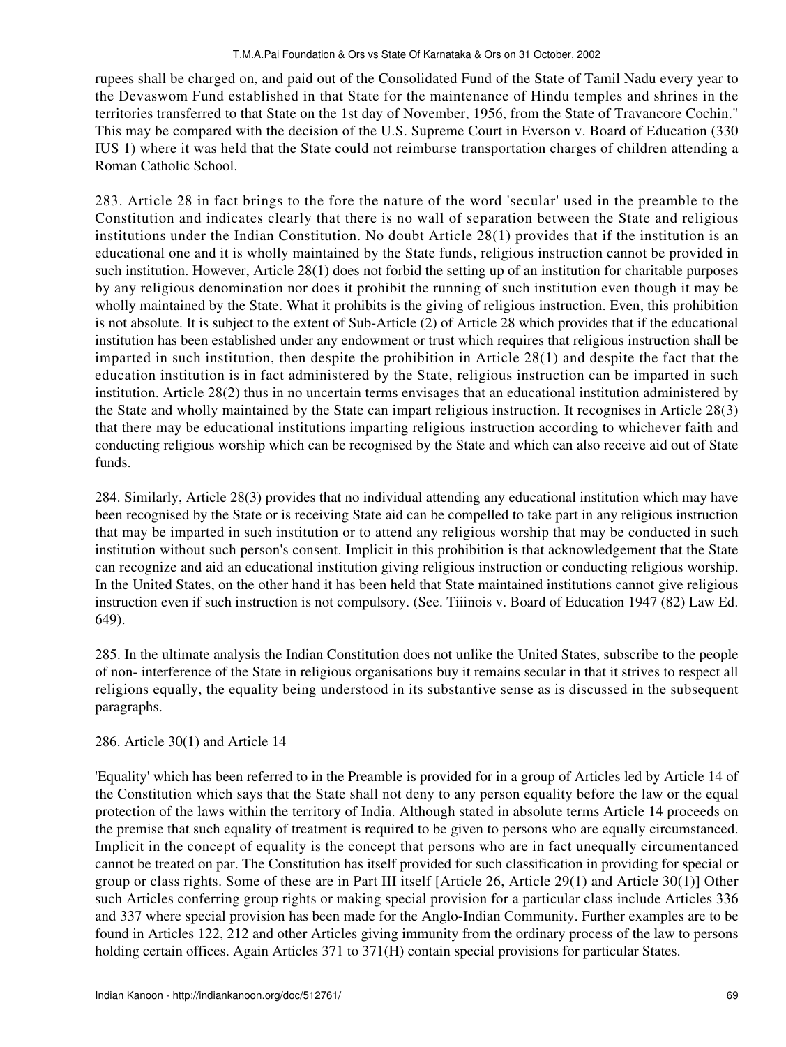rupees shall be charged on, and paid out of the Consolidated Fund of the State of Tamil Nadu every year to the Devaswom Fund established in that State for the maintenance of Hindu temples and shrines in the territories transferred to that State on the 1st day of November, 1956, from the State of Travancore Cochin." This may be compared with the decision of the U.S. Supreme Court in Everson v. Board of Education (330 IUS 1) where it was held that the State could not reimburse transportation charges of children attending a Roman Catholic School.

283. Article 28 in fact brings to the fore the nature of the word 'secular' used in the preamble to the Constitution and indicates clearly that there is no wall of separation between the State and religious institutions under the Indian Constitution. No doubt Article 28(1) provides that if the institution is an educational one and it is wholly maintained by the State funds, religious instruction cannot be provided in such institution. However, Article 28(1) does not forbid the setting up of an institution for charitable purposes by any religious denomination nor does it prohibit the running of such institution even though it may be wholly maintained by the State. What it prohibits is the giving of religious instruction. Even, this prohibition is not absolute. It is subject to the extent of Sub-Article (2) of Article 28 which provides that if the educational institution has been established under any endowment or trust which requires that religious instruction shall be imparted in such institution, then despite the prohibition in Article 28(1) and despite the fact that the education institution is in fact administered by the State, religious instruction can be imparted in such institution. Article 28(2) thus in no uncertain terms envisages that an educational institution administered by the State and wholly maintained by the State can impart religious instruction. It recognises in Article 28(3) that there may be educational institutions imparting religious instruction according to whichever faith and conducting religious worship which can be recognised by the State and which can also receive aid out of State funds.

284. Similarly, Article 28(3) provides that no individual attending any educational institution which may have been recognised by the State or is receiving State aid can be compelled to take part in any religious instruction that may be imparted in such institution or to attend any religious worship that may be conducted in such institution without such person's consent. Implicit in this prohibition is that acknowledgement that the State can recognize and aid an educational institution giving religious instruction or conducting religious worship. In the United States, on the other hand it has been held that State maintained institutions cannot give religious instruction even if such instruction is not compulsory. (See. Tiiinois v. Board of Education 1947 (82) Law Ed. 649).

285. In the ultimate analysis the Indian Constitution does not unlike the United States, subscribe to the people of non- interference of the State in religious organisations buy it remains secular in that it strives to respect all religions equally, the equality being understood in its substantive sense as is discussed in the subsequent paragraphs.

286. Article 30(1) and Article 14

'Equality' which has been referred to in the Preamble is provided for in a group of Articles led by Article 14 of the Constitution which says that the State shall not deny to any person equality before the law or the equal protection of the laws within the territory of India. Although stated in absolute terms Article 14 proceeds on the premise that such equality of treatment is required to be given to persons who are equally circumstanced. Implicit in the concept of equality is the concept that persons who are in fact unequally circumentanced cannot be treated on par. The Constitution has itself provided for such classification in providing for special or group or class rights. Some of these are in Part III itself [Article 26, Article 29(1) and Article 30(1)] Other such Articles conferring group rights or making special provision for a particular class include Articles 336 and 337 where special provision has been made for the Anglo-Indian Community. Further examples are to be found in Articles 122, 212 and other Articles giving immunity from the ordinary process of the law to persons holding certain offices. Again Articles 371 to 371(H) contain special provisions for particular States.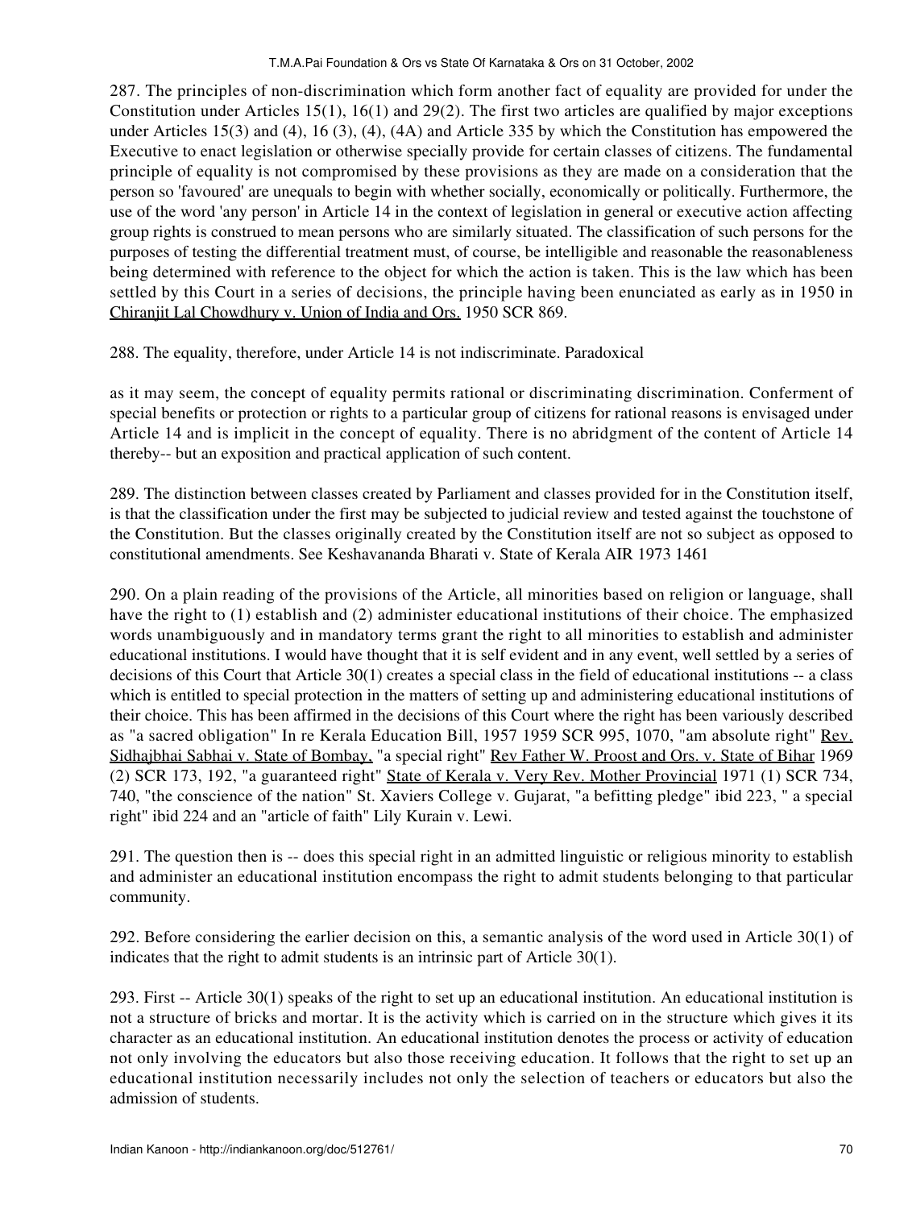287. The principles of non-discrimination which form another fact of equality are provided for under the Constitution under Articles 15(1), 16(1) and 29(2). The first two articles are qualified by major exceptions under Articles 15(3) and (4), 16 (3), (4), (4A) and Article 335 by which the Constitution has empowered the Executive to enact legislation or otherwise specially provide for certain classes of citizens. The fundamental principle of equality is not compromised by these provisions as they are made on a consideration that the person so 'favoured' are unequals to begin with whether socially, economically or politically. Furthermore, the use of the word 'any person' in Article 14 in the context of legislation in general or executive action affecting group rights is construed to mean persons who are similarly situated. The classification of such persons for the purposes of testing the differential treatment must, of course, be intelligible and reasonable the reasonableness being determined with reference to the object for which the action is taken. This is the law which has been settled by this Court in a series of decisions, the principle having been enunciated as early as in 1950 in Chiranjit Lal Chowdhury v. Union of India and Ors. 1950 SCR 869.

288. The equality, therefore, under Article 14 is not indiscriminate. Paradoxical

as it may seem, the concept of equality permits rational or discriminating discrimination. Conferment of special benefits or protection or rights to a particular group of citizens for rational reasons is envisaged under Article 14 and is implicit in the concept of equality. There is no abridgment of the content of Article 14 thereby-- but an exposition and practical application of such content.

289. The distinction between classes created by Parliament and classes provided for in the Constitution itself, is that the classification under the first may be subjected to judicial review and tested against the touchstone of the Constitution. But the classes originally created by the Constitution itself are not so subject as opposed to constitutional amendments. See Keshavananda Bharati v. State of Kerala AIR 1973 1461

290. On a plain reading of the provisions of the Article, all minorities based on religion or language, shall have the right to (1) establish and (2) administer educational institutions of their choice. The emphasized words unambiguously and in mandatory terms grant the right to all minorities to establish and administer educational institutions. I would have thought that it is self evident and in any event, well settled by a series of decisions of this Court that Article 30(1) creates a special class in the field of educational institutions -- a class which is entitled to special protection in the matters of setting up and administering educational institutions of their choice. This has been affirmed in the decisions of this Court where the right has been variously described as "a sacred obligation" In re Kerala Education Bill, 1957 1959 SCR 995, 1070, "am absolute right" Rev. Sidhajbhai Sabhai v. State of Bombay, "a special right" Rev Father W. Proost and Ors. v. State of Bihar 1969 (2) SCR 173, 192, "a guaranteed right" State of Kerala v. Very Rev. Mother Provincial 1971 (1) SCR 734, 740, "the conscience of the nation" St. Xaviers College v. Gujarat, "a befitting pledge" ibid 223, " a special right" ibid 224 and an "article of faith" Lily Kurain v. Lewi.

291. The question then is -- does this special right in an admitted linguistic or religious minority to establish and administer an educational institution encompass the right to admit students belonging to that particular community.

292. Before considering the earlier decision on this, a semantic analysis of the word used in Article 30(1) of indicates that the right to admit students is an intrinsic part of Article 30(1).

293. First -- Article 30(1) speaks of the right to set up an educational institution. An educational institution is not a structure of bricks and mortar. It is the activity which is carried on in the structure which gives it its character as an educational institution. An educational institution denotes the process or activity of education not only involving the educators but also those receiving education. It follows that the right to set up an educational institution necessarily includes not only the selection of teachers or educators but also the admission of students.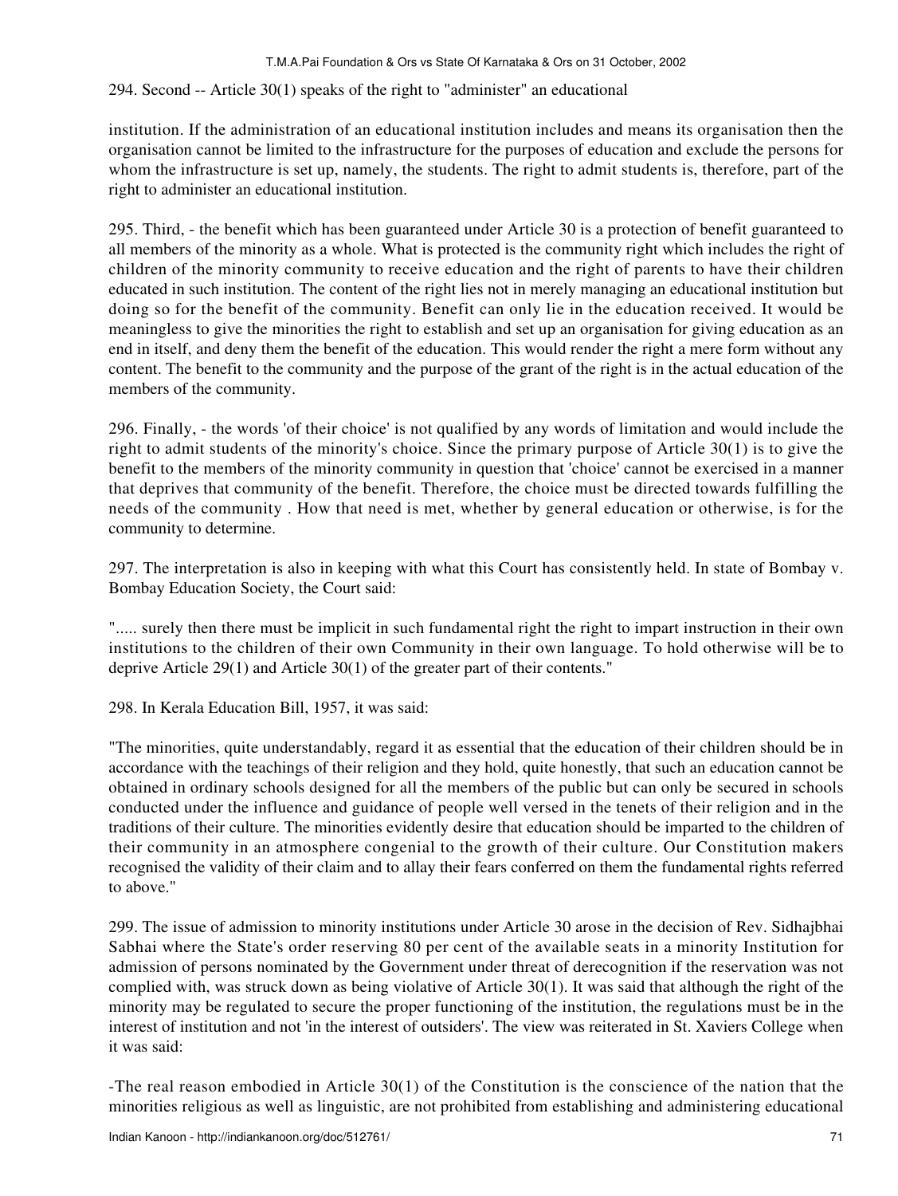294. Second -- Article 30(1) speaks of the right to "administer" an educational

institution. If the administration of an educational institution includes and means its organisation then the organisation cannot be limited to the infrastructure for the purposes of education and exclude the persons for whom the infrastructure is set up, namely, the students. The right to admit students is, therefore, part of the right to administer an educational institution.

295. Third, - the benefit which has been guaranteed under Article 30 is a protection of benefit guaranteed to all members of the minority as a whole. What is protected is the community right which includes the right of children of the minority community to receive education and the right of parents to have their children educated in such institution. The content of the right lies not in merely managing an educational institution but doing so for the benefit of the community. Benefit can only lie in the education received. It would be meaningless to give the minorities the right to establish and set up an organisation for giving education as an end in itself, and deny them the benefit of the education. This would render the right a mere form without any content. The benefit to the community and the purpose of the grant of the right is in the actual education of the members of the community.

296. Finally, - the words 'of their choice' is not qualified by any words of limitation and would include the right to admit students of the minority's choice. Since the primary purpose of Article 30(1) is to give the benefit to the members of the minority community in question that 'choice' cannot be exercised in a manner that deprives that community of the benefit. Therefore, the choice must be directed towards fulfilling the needs of the community . How that need is met, whether by general education or otherwise, is for the community to determine.

297. The interpretation is also in keeping with what this Court has consistently held. In state of Bombay v. Bombay Education Society, the Court said:

"..... surely then there must be implicit in such fundamental right the right to impart instruction in their own institutions to the children of their own Community in their own language. To hold otherwise will be to deprive Article 29(1) and Article 30(1) of the greater part of their contents."

298. In Kerala Education Bill, 1957, it was said:

"The minorities, quite understandably, regard it as essential that the education of their children should be in accordance with the teachings of their religion and they hold, quite honestly, that such an education cannot be obtained in ordinary schools designed for all the members of the public but can only be secured in schools conducted under the influence and guidance of people well versed in the tenets of their religion and in the traditions of their culture. The minorities evidently desire that education should be imparted to the children of their community in an atmosphere congenial to the growth of their culture. Our Constitution makers recognised the validity of their claim and to allay their fears conferred on them the fundamental rights referred to above."

299. The issue of admission to minority institutions under Article 30 arose in the decision of Rev. Sidhajbhai Sabhai where the State's order reserving 80 per cent of the available seats in a minority Institution for admission of persons nominated by the Government under threat of derecognition if the reservation was not complied with, was struck down as being violative of Article 30(1). It was said that although the right of the minority may be regulated to secure the proper functioning of the institution, the regulations must be in the interest of institution and not 'in the interest of outsiders'. The view was reiterated in St. Xaviers College when it was said:

-The real reason embodied in Article 30(1) of the Constitution is the conscience of the nation that the minorities religious as well as linguistic, are not prohibited from establishing and administering educational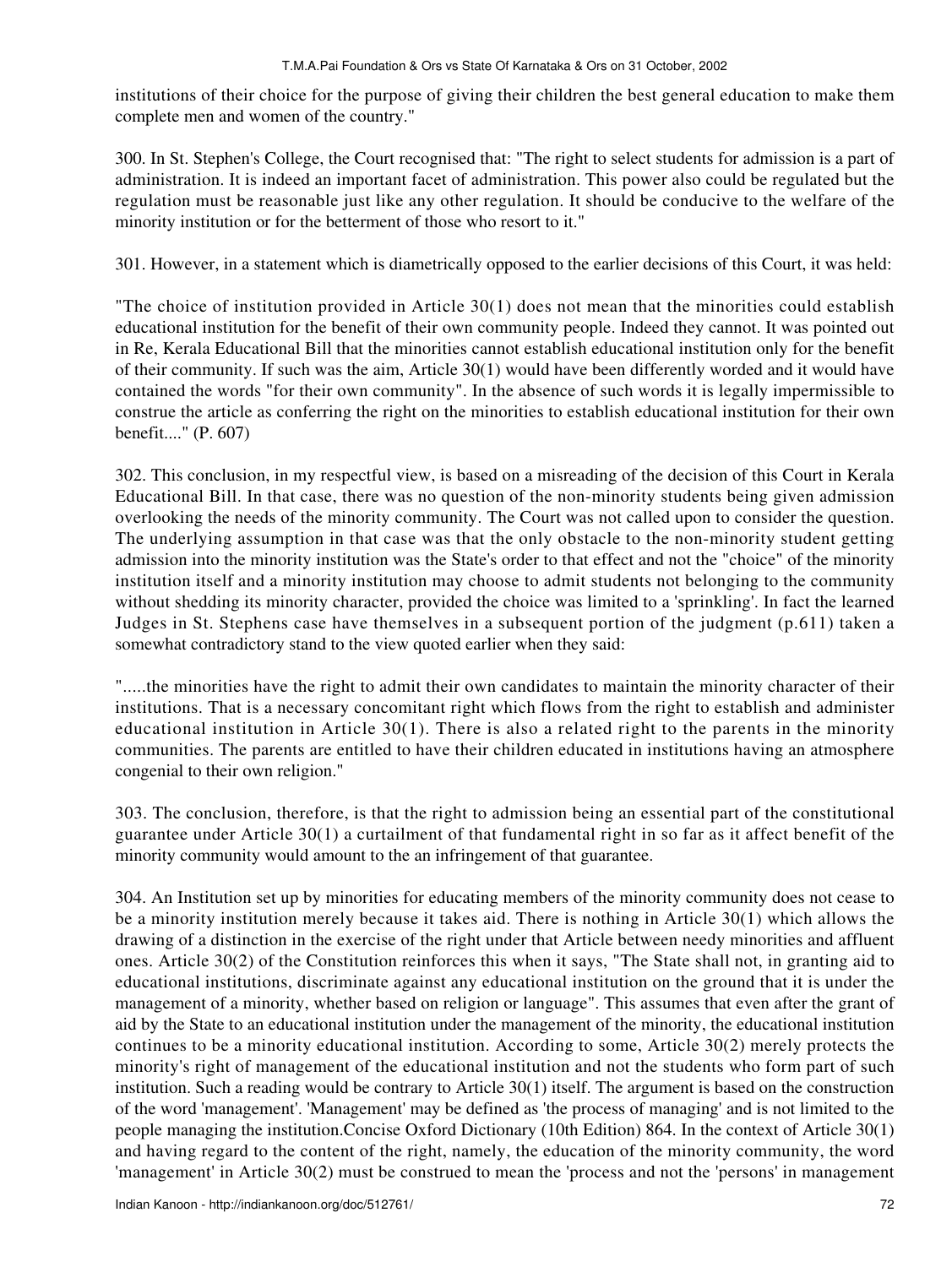institutions of their choice for the purpose of giving their children the best general education to make them complete men and women of the country."

300. In St. Stephen's College, the Court recognised that: "The right to select students for admission is a part of administration. It is indeed an important facet of administration. This power also could be regulated but the regulation must be reasonable just like any other regulation. It should be conducive to the welfare of the minority institution or for the betterment of those who resort to it."

301. However, in a statement which is diametrically opposed to the earlier decisions of this Court, it was held:

"The choice of institution provided in Article 30(1) does not mean that the minorities could establish educational institution for the benefit of their own community people. Indeed they cannot. It was pointed out in Re, Kerala Educational Bill that the minorities cannot establish educational institution only for the benefit of their community. If such was the aim, Article 30(1) would have been differently worded and it would have contained the words "for their own community". In the absence of such words it is legally impermissible to construe the article as conferring the right on the minorities to establish educational institution for their own benefit...." (P. 607)

302. This conclusion, in my respectful view, is based on a misreading of the decision of this Court in Kerala Educational Bill. In that case, there was no question of the non-minority students being given admission overlooking the needs of the minority community. The Court was not called upon to consider the question. The underlying assumption in that case was that the only obstacle to the non-minority student getting admission into the minority institution was the State's order to that effect and not the "choice" of the minority institution itself and a minority institution may choose to admit students not belonging to the community without shedding its minority character, provided the choice was limited to a 'sprinkling'. In fact the learned Judges in St. Stephens case have themselves in a subsequent portion of the judgment (p.611) taken a somewhat contradictory stand to the view quoted earlier when they said:

".....the minorities have the right to admit their own candidates to maintain the minority character of their institutions. That is a necessary concomitant right which flows from the right to establish and administer educational institution in Article 30(1). There is also a related right to the parents in the minority communities. The parents are entitled to have their children educated in institutions having an atmosphere congenial to their own religion."

303. The conclusion, therefore, is that the right to admission being an essential part of the constitutional guarantee under Article 30(1) a curtailment of that fundamental right in so far as it affect benefit of the minority community would amount to the an infringement of that guarantee.

304. An Institution set up by minorities for educating members of the minority community does not cease to be a minority institution merely because it takes aid. There is nothing in Article 30(1) which allows the drawing of a distinction in the exercise of the right under that Article between needy minorities and affluent ones. Article 30(2) of the Constitution reinforces this when it says, "The State shall not, in granting aid to educational institutions, discriminate against any educational institution on the ground that it is under the management of a minority, whether based on religion or language". This assumes that even after the grant of aid by the State to an educational institution under the management of the minority, the educational institution continues to be a minority educational institution. According to some, Article 30(2) merely protects the minority's right of management of the educational institution and not the students who form part of such institution. Such a reading would be contrary to Article 30(1) itself. The argument is based on the construction of the word 'management'. 'Management' may be defined as 'the process of managing' and is not limited to the people managing the institution.Concise Oxford Dictionary (10th Edition) 864. In the context of Article 30(1) and having regard to the content of the right, namely, the education of the minority community, the word 'management' in Article 30(2) must be construed to mean the 'process and not the 'persons' in management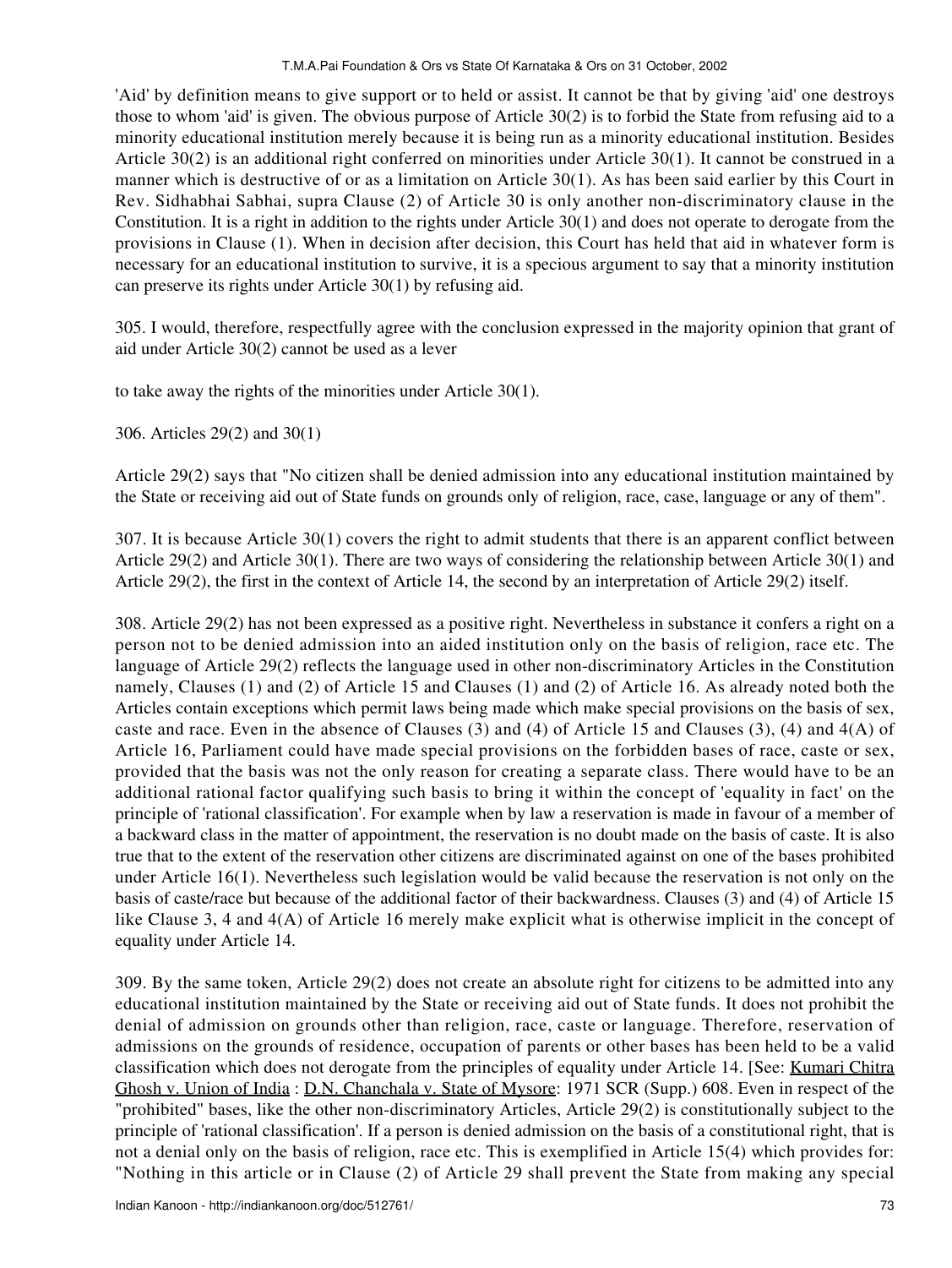'Aid' by definition means to give support or to held or assist. It cannot be that by giving 'aid' one destroys those to whom 'aid' is given. The obvious purpose of Article 30(2) is to forbid the State from refusing aid to a minority educational institution merely because it is being run as a minority educational institution. Besides Article 30(2) is an additional right conferred on minorities under Article 30(1). It cannot be construed in a manner which is destructive of or as a limitation on Article 30(1). As has been said earlier by this Court in Rev. Sidhabhai Sabhai, supra Clause (2) of Article 30 is only another non-discriminatory clause in the Constitution. It is a right in addition to the rights under Article 30(1) and does not operate to derogate from the provisions in Clause (1). When in decision after decision, this Court has held that aid in whatever form is necessary for an educational institution to survive, it is a specious argument to say that a minority institution can preserve its rights under Article 30(1) by refusing aid.

305. I would, therefore, respectfully agree with the conclusion expressed in the majority opinion that grant of aid under Article 30(2) cannot be used as a lever

to take away the rights of the minorities under Article 30(1).

306. Articles 29(2) and 30(1)

Article 29(2) says that "No citizen shall be denied admission into any educational institution maintained by the State or receiving aid out of State funds on grounds only of religion, race, case, language or any of them".

307. It is because Article 30(1) covers the right to admit students that there is an apparent conflict between Article 29(2) and Article 30(1). There are two ways of considering the relationship between Article 30(1) and Article 29(2), the first in the context of Article 14, the second by an interpretation of Article 29(2) itself.

308. Article 29(2) has not been expressed as a positive right. Nevertheless in substance it confers a right on a person not to be denied admission into an aided institution only on the basis of religion, race etc. The language of Article 29(2) reflects the language used in other non-discriminatory Articles in the Constitution namely, Clauses (1) and (2) of Article 15 and Clauses (1) and (2) of Article 16. As already noted both the Articles contain exceptions which permit laws being made which make special provisions on the basis of sex, caste and race. Even in the absence of Clauses (3) and (4) of Article 15 and Clauses (3), (4) and 4(A) of Article 16, Parliament could have made special provisions on the forbidden bases of race, caste or sex, provided that the basis was not the only reason for creating a separate class. There would have to be an additional rational factor qualifying such basis to bring it within the concept of 'equality in fact' on the principle of 'rational classification'. For example when by law a reservation is made in favour of a member of a backward class in the matter of appointment, the reservation is no doubt made on the basis of caste. It is also true that to the extent of the reservation other citizens are discriminated against on one of the bases prohibited under Article 16(1). Nevertheless such legislation would be valid because the reservation is not only on the basis of caste/race but because of the additional factor of their backwardness. Clauses (3) and (4) of Article 15 like Clause 3, 4 and 4(A) of Article 16 merely make explicit what is otherwise implicit in the concept of equality under Article 14.

309. By the same token, Article 29(2) does not create an absolute right for citizens to be admitted into any educational institution maintained by the State or receiving aid out of State funds. It does not prohibit the denial of admission on grounds other than religion, race, caste or language. Therefore, reservation of admissions on the grounds of residence, occupation of parents or other bases has been held to be a valid classification which does not derogate from the principles of equality under Article 14. [See: Kumari Chitra Ghosh v. Union of India : D.N. Chanchala v. State of Mysore: 1971 SCR (Supp.) 608. Even in respect of the "prohibited" bases, like the other non-discriminatory Articles, Article 29(2) is constitutionally subject to the principle of 'rational classification'. If a person is denied admission on the basis of a constitutional right, that is not a denial only on the basis of religion, race etc. This is exemplified in Article 15(4) which provides for: "Nothing in this article or in Clause (2) of Article 29 shall prevent the State from making any special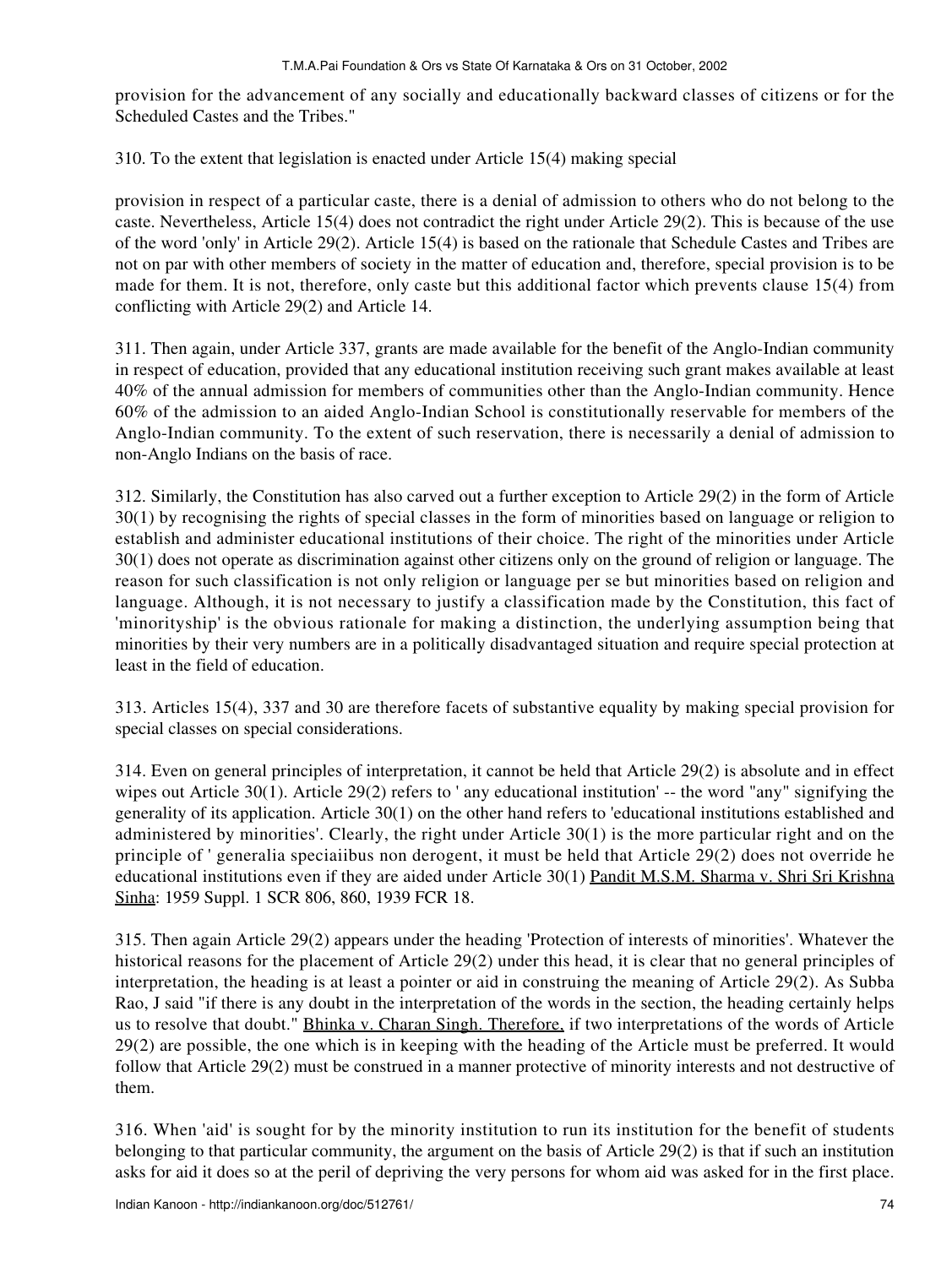provision for the advancement of any socially and educationally backward classes of citizens or for the Scheduled Castes and the Tribes."

310. To the extent that legislation is enacted under Article 15(4) making special

provision in respect of a particular caste, there is a denial of admission to others who do not belong to the caste. Nevertheless, Article 15(4) does not contradict the right under Article 29(2). This is because of the use of the word 'only' in Article 29(2). Article 15(4) is based on the rationale that Schedule Castes and Tribes are not on par with other members of society in the matter of education and, therefore, special provision is to be made for them. It is not, therefore, only caste but this additional factor which prevents clause 15(4) from conflicting with Article 29(2) and Article 14.

311. Then again, under Article 337, grants are made available for the benefit of the Anglo-Indian community in respect of education, provided that any educational institution receiving such grant makes available at least 40% of the annual admission for members of communities other than the Anglo-Indian community. Hence 60% of the admission to an aided Anglo-Indian School is constitutionally reservable for members of the Anglo-Indian community. To the extent of such reservation, there is necessarily a denial of admission to non-Anglo Indians on the basis of race.

312. Similarly, the Constitution has also carved out a further exception to Article 29(2) in the form of Article 30(1) by recognising the rights of special classes in the form of minorities based on language or religion to establish and administer educational institutions of their choice. The right of the minorities under Article 30(1) does not operate as discrimination against other citizens only on the ground of religion or language. The reason for such classification is not only religion or language per se but minorities based on religion and language. Although, it is not necessary to justify a classification made by the Constitution, this fact of 'minorityship' is the obvious rationale for making a distinction, the underlying assumption being that minorities by their very numbers are in a politically disadvantaged situation and require special protection at least in the field of education.

313. Articles 15(4), 337 and 30 are therefore facets of substantive equality by making special provision for special classes on special considerations.

314. Even on general principles of interpretation, it cannot be held that Article 29(2) is absolute and in effect wipes out Article 30(1). Article 29(2) refers to ' any educational institution' -- the word "any" signifying the generality of its application. Article 30(1) on the other hand refers to 'educational institutions established and administered by minorities'. Clearly, the right under Article 30(1) is the more particular right and on the principle of ' generalia speciaiibus non derogent, it must be held that Article 29(2) does not override he educational institutions even if they are aided under Article 30(1) Pandit M.S.M. Sharma v. Shri Sri Krishna Sinha: 1959 Suppl. 1 SCR 806, 860, 1939 FCR 18.

315. Then again Article 29(2) appears under the heading 'Protection of interests of minorities'. Whatever the historical reasons for the placement of Article 29(2) under this head, it is clear that no general principles of interpretation, the heading is at least a pointer or aid in construing the meaning of Article 29(2). As Subba Rao, J said "if there is any doubt in the interpretation of the words in the section, the heading certainly helps us to resolve that doubt." Bhinka v. Charan Singh. Therefore, if two interpretations of the words of Article 29(2) are possible, the one which is in keeping with the heading of the Article must be preferred. It would follow that Article 29(2) must be construed in a manner protective of minority interests and not destructive of them.

316. When 'aid' is sought for by the minority institution to run its institution for the benefit of students belonging to that particular community, the argument on the basis of Article 29(2) is that if such an institution asks for aid it does so at the peril of depriving the very persons for whom aid was asked for in the first place.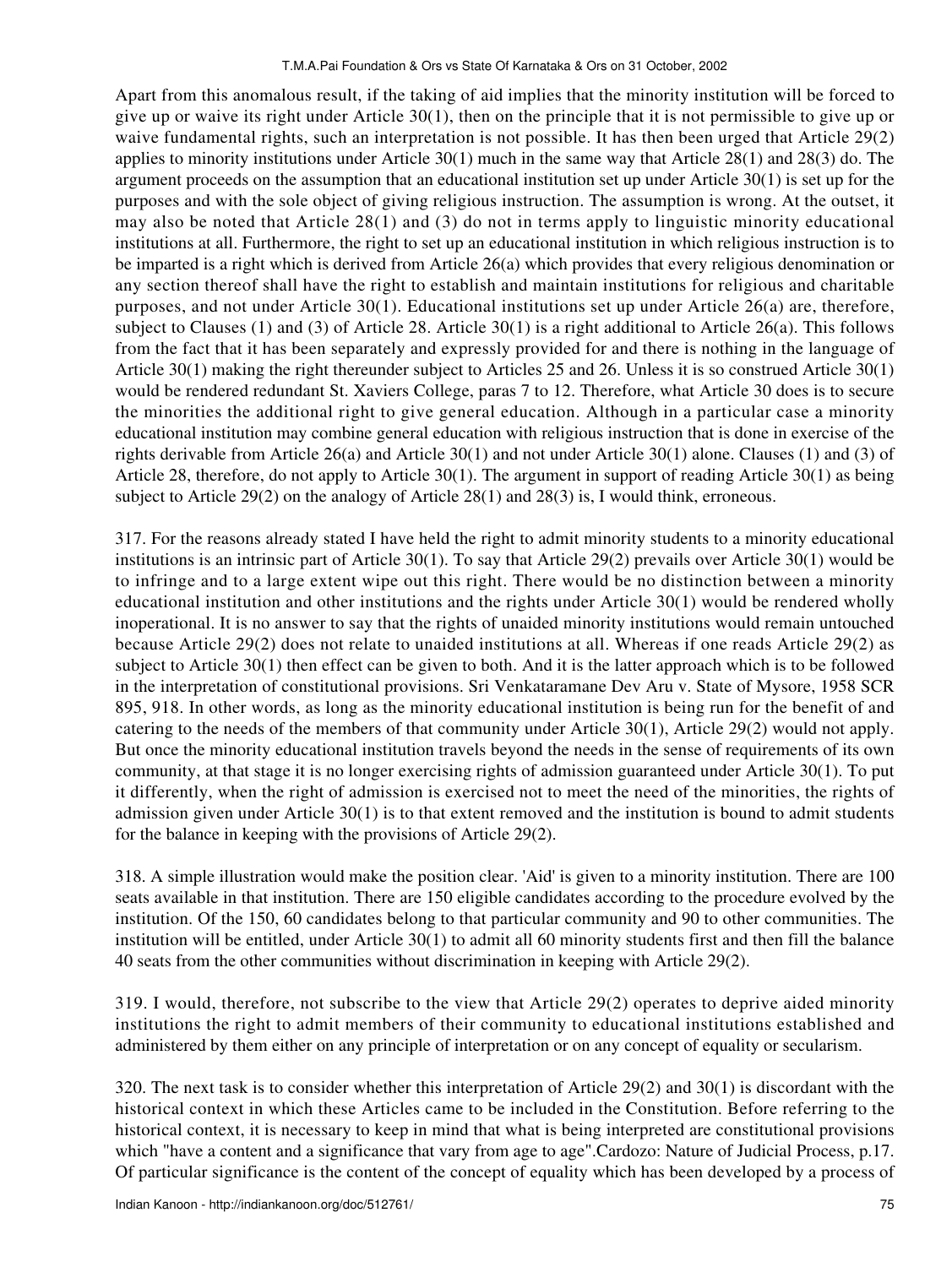Apart from this anomalous result, if the taking of aid implies that the minority institution will be forced to give up or waive its right under Article 30(1), then on the principle that it is not permissible to give up or waive fundamental rights, such an interpretation is not possible. It has then been urged that Article 29(2) applies to minority institutions under Article 30(1) much in the same way that Article 28(1) and 28(3) do. The argument proceeds on the assumption that an educational institution set up under Article 30(1) is set up for the purposes and with the sole object of giving religious instruction. The assumption is wrong. At the outset, it may also be noted that Article 28(1) and (3) do not in terms apply to linguistic minority educational institutions at all. Furthermore, the right to set up an educational institution in which religious instruction is to be imparted is a right which is derived from Article 26(a) which provides that every religious denomination or any section thereof shall have the right to establish and maintain institutions for religious and charitable purposes, and not under Article 30(1). Educational institutions set up under Article 26(a) are, therefore, subject to Clauses (1) and (3) of Article 28. Article 30(1) is a right additional to Article 26(a). This follows from the fact that it has been separately and expressly provided for and there is nothing in the language of Article 30(1) making the right thereunder subject to Articles 25 and 26. Unless it is so construed Article 30(1) would be rendered redundant St. Xaviers College, paras 7 to 12. Therefore, what Article 30 does is to secure the minorities the additional right to give general education. Although in a particular case a minority educational institution may combine general education with religious instruction that is done in exercise of the rights derivable from Article 26(a) and Article 30(1) and not under Article 30(1) alone. Clauses (1) and (3) of Article 28, therefore, do not apply to Article 30(1). The argument in support of reading Article 30(1) as being subject to Article 29(2) on the analogy of Article 28(1) and 28(3) is, I would think, erroneous.

317. For the reasons already stated I have held the right to admit minority students to a minority educational institutions is an intrinsic part of Article 30(1). To say that Article 29(2) prevails over Article 30(1) would be to infringe and to a large extent wipe out this right. There would be no distinction between a minority educational institution and other institutions and the rights under Article 30(1) would be rendered wholly inoperational. It is no answer to say that the rights of unaided minority institutions would remain untouched because Article 29(2) does not relate to unaided institutions at all. Whereas if one reads Article 29(2) as subject to Article 30(1) then effect can be given to both. And it is the latter approach which is to be followed in the interpretation of constitutional provisions. Sri Venkataramane Dev Aru v. State of Mysore, 1958 SCR 895, 918. In other words, as long as the minority educational institution is being run for the benefit of and catering to the needs of the members of that community under Article 30(1), Article 29(2) would not apply. But once the minority educational institution travels beyond the needs in the sense of requirements of its own community, at that stage it is no longer exercising rights of admission guaranteed under Article 30(1). To put it differently, when the right of admission is exercised not to meet the need of the minorities, the rights of admission given under Article 30(1) is to that extent removed and the institution is bound to admit students for the balance in keeping with the provisions of Article 29(2).

318. A simple illustration would make the position clear. 'Aid' is given to a minority institution. There are 100 seats available in that institution. There are 150 eligible candidates according to the procedure evolved by the institution. Of the 150, 60 candidates belong to that particular community and 90 to other communities. The institution will be entitled, under Article 30(1) to admit all 60 minority students first and then fill the balance 40 seats from the other communities without discrimination in keeping with Article 29(2).

319. I would, therefore, not subscribe to the view that Article 29(2) operates to deprive aided minority institutions the right to admit members of their community to educational institutions established and administered by them either on any principle of interpretation or on any concept of equality or secularism.

320. The next task is to consider whether this interpretation of Article 29(2) and 30(1) is discordant with the historical context in which these Articles came to be included in the Constitution. Before referring to the historical context, it is necessary to keep in mind that what is being interpreted are constitutional provisions which "have a content and a significance that vary from age to age".Cardozo: Nature of Judicial Process, p.17. Of particular significance is the content of the concept of equality which has been developed by a process of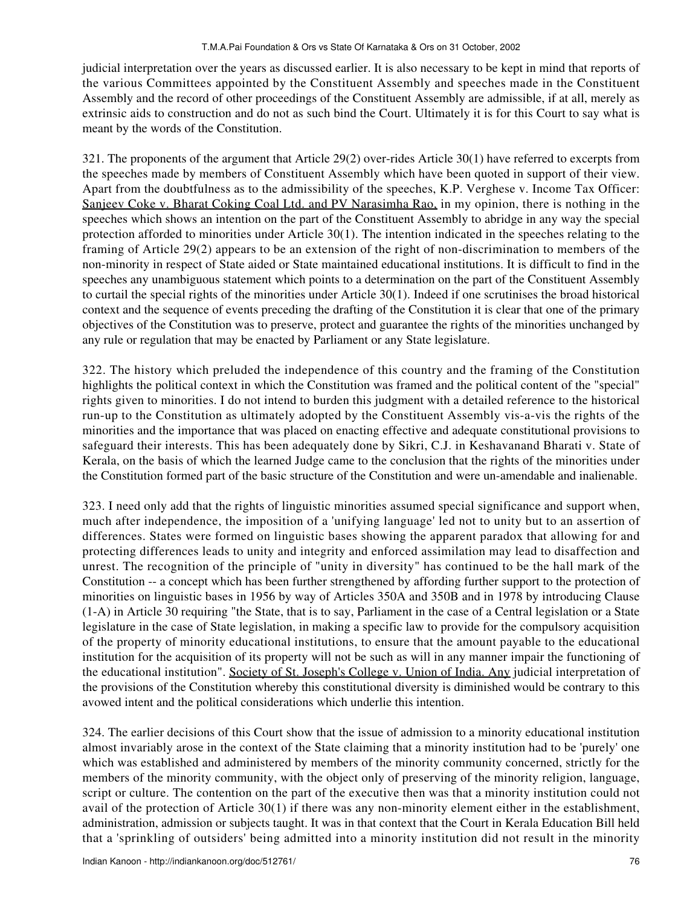judicial interpretation over the years as discussed earlier. It is also necessary to be kept in mind that reports of the various Committees appointed by the Constituent Assembly and speeches made in the Constituent Assembly and the record of other proceedings of the Constituent Assembly are admissible, if at all, merely as extrinsic aids to construction and do not as such bind the Court. Ultimately it is for this Court to say what is meant by the words of the Constitution.

321. The proponents of the argument that Article 29(2) over-rides Article 30(1) have referred to excerpts from the speeches made by members of Constituent Assembly which have been quoted in support of their view. Apart from the doubtfulness as to the admissibility of the speeches, K.P. Verghese v. Income Tax Officer: Sanjeev Coke v. Bharat Coking Coal Ltd. and PV Narasimha Rao, in my opinion, there is nothing in the speeches which shows an intention on the part of the Constituent Assembly to abridge in any way the special protection afforded to minorities under Article 30(1). The intention indicated in the speeches relating to the framing of Article 29(2) appears to be an extension of the right of non-discrimination to members of the non-minority in respect of State aided or State maintained educational institutions. It is difficult to find in the speeches any unambiguous statement which points to a determination on the part of the Constituent Assembly to curtail the special rights of the minorities under Article 30(1). Indeed if one scrutinises the broad historical context and the sequence of events preceding the drafting of the Constitution it is clear that one of the primary objectives of the Constitution was to preserve, protect and guarantee the rights of the minorities unchanged by any rule or regulation that may be enacted by Parliament or any State legislature.

322. The history which preluded the independence of this country and the framing of the Constitution highlights the political context in which the Constitution was framed and the political content of the "special" rights given to minorities. I do not intend to burden this judgment with a detailed reference to the historical run-up to the Constitution as ultimately adopted by the Constituent Assembly vis-a-vis the rights of the minorities and the importance that was placed on enacting effective and adequate constitutional provisions to safeguard their interests. This has been adequately done by Sikri, C.J. in Keshavanand Bharati v. State of Kerala, on the basis of which the learned Judge came to the conclusion that the rights of the minorities under the Constitution formed part of the basic structure of the Constitution and were un-amendable and inalienable.

323. I need only add that the rights of linguistic minorities assumed special significance and support when, much after independence, the imposition of a 'unifying language' led not to unity but to an assertion of differences. States were formed on linguistic bases showing the apparent paradox that allowing for and protecting differences leads to unity and integrity and enforced assimilation may lead to disaffection and unrest. The recognition of the principle of "unity in diversity" has continued to be the hall mark of the Constitution -- a concept which has been further strengthened by affording further support to the protection of minorities on linguistic bases in 1956 by way of Articles 350A and 350B and in 1978 by introducing Clause (1-A) in Article 30 requiring "the State, that is to say, Parliament in the case of a Central legislation or a State legislature in the case of State legislation, in making a specific law to provide for the compulsory acquisition of the property of minority educational institutions, to ensure that the amount payable to the educational institution for the acquisition of its property will not be such as will in any manner impair the functioning of the educational institution". Society of St. Joseph's College v. Union of India. Any judicial interpretation of the provisions of the Constitution whereby this constitutional diversity is diminished would be contrary to this avowed intent and the political considerations which underlie this intention.

324. The earlier decisions of this Court show that the issue of admission to a minority educational institution almost invariably arose in the context of the State claiming that a minority institution had to be 'purely' one which was established and administered by members of the minority community concerned, strictly for the members of the minority community, with the object only of preserving of the minority religion, language, script or culture. The contention on the part of the executive then was that a minority institution could not avail of the protection of Article 30(1) if there was any non-minority element either in the establishment, administration, admission or subjects taught. It was in that context that the Court in Kerala Education Bill held that a 'sprinkling of outsiders' being admitted into a minority institution did not result in the minority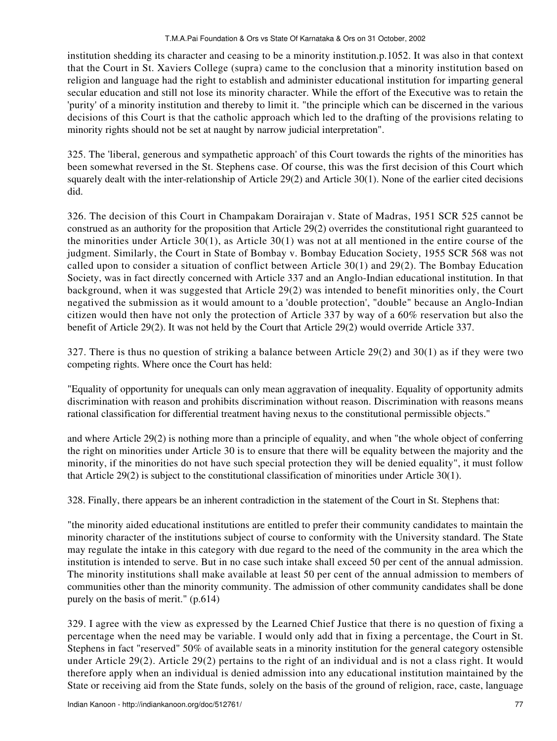institution shedding its character and ceasing to be a minority institution.p.1052. It was also in that context that the Court in St. Xaviers College (supra) came to the conclusion that a minority institution based on religion and language had the right to establish and administer educational institution for imparting general secular education and still not lose its minority character. While the effort of the Executive was to retain the 'purity' of a minority institution and thereby to limit it. "the principle which can be discerned in the various decisions of this Court is that the catholic approach which led to the drafting of the provisions relating to minority rights should not be set at naught by narrow judicial interpretation".

325. The 'liberal, generous and sympathetic approach' of this Court towards the rights of the minorities has been somewhat reversed in the St. Stephens case. Of course, this was the first decision of this Court which squarely dealt with the inter-relationship of Article 29(2) and Article 30(1). None of the earlier cited decisions did.

326. The decision of this Court in Champakam Dorairajan v. State of Madras, 1951 SCR 525 cannot be construed as an authority for the proposition that Article 29(2) overrides the constitutional right guaranteed to the minorities under Article 30(1), as Article 30(1) was not at all mentioned in the entire course of the judgment. Similarly, the Court in State of Bombay v. Bombay Education Society, 1955 SCR 568 was not called upon to consider a situation of conflict between Article 30(1) and 29(2). The Bombay Education Society, was in fact directly concerned with Article 337 and an Anglo-Indian educational institution. In that background, when it was suggested that Article 29(2) was intended to benefit minorities only, the Court negatived the submission as it would amount to a 'double protection', "double" because an Anglo-Indian citizen would then have not only the protection of Article 337 by way of a 60% reservation but also the benefit of Article 29(2). It was not held by the Court that Article 29(2) would override Article 337.

327. There is thus no question of striking a balance between Article 29(2) and 30(1) as if they were two competing rights. Where once the Court has held:

"Equality of opportunity for unequals can only mean aggravation of inequality. Equality of opportunity admits discrimination with reason and prohibits discrimination without reason. Discrimination with reasons means rational classification for differential treatment having nexus to the constitutional permissible objects."

and where Article 29(2) is nothing more than a principle of equality, and when "the whole object of conferring the right on minorities under Article 30 is to ensure that there will be equality between the majority and the minority, if the minorities do not have such special protection they will be denied equality", it must follow that Article 29(2) is subject to the constitutional classification of minorities under Article 30(1).

328. Finally, there appears be an inherent contradiction in the statement of the Court in St. Stephens that:

"the minority aided educational institutions are entitled to prefer their community candidates to maintain the minority character of the institutions subject of course to conformity with the University standard. The State may regulate the intake in this category with due regard to the need of the community in the area which the institution is intended to serve. But in no case such intake shall exceed 50 per cent of the annual admission. The minority institutions shall make available at least 50 per cent of the annual admission to members of communities other than the minority community. The admission of other community candidates shall be done purely on the basis of merit." (p.614)

329. I agree with the view as expressed by the Learned Chief Justice that there is no question of fixing a percentage when the need may be variable. I would only add that in fixing a percentage, the Court in St. Stephens in fact "reserved" 50% of available seats in a minority institution for the general category ostensible under Article 29(2). Article 29(2) pertains to the right of an individual and is not a class right. It would therefore apply when an individual is denied admission into any educational institution maintained by the State or receiving aid from the State funds, solely on the basis of the ground of religion, race, caste, language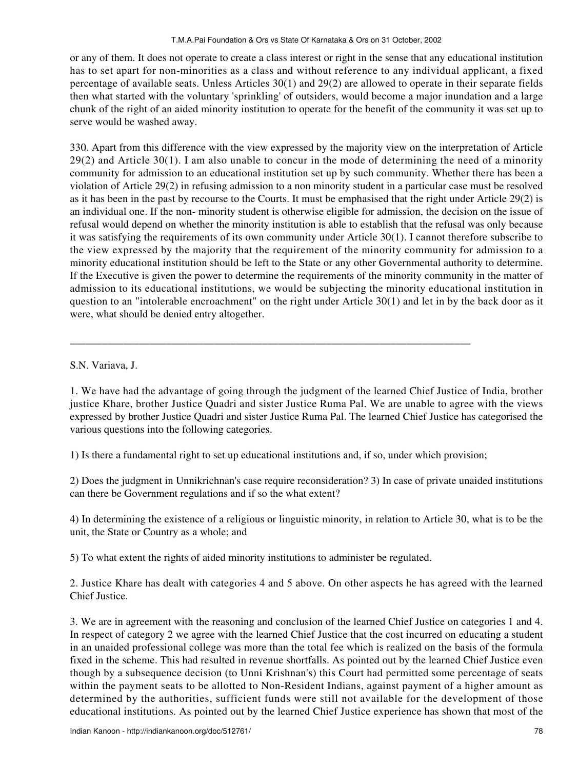or any of them. It does not operate to create a class interest or right in the sense that any educational institution has to set apart for non-minorities as a class and without reference to any individual applicant, a fixed percentage of available seats. Unless Articles 30(1) and 29(2) are allowed to operate in their separate fields then what started with the voluntary 'sprinkling' of outsiders, would become a major inundation and a large chunk of the right of an aided minority institution to operate for the benefit of the community it was set up to serve would be washed away.

330. Apart from this difference with the view expressed by the majority view on the interpretation of Article 29(2) and Article 30(1). I am also unable to concur in the mode of determining the need of a minority community for admission to an educational institution set up by such community. Whether there has been a violation of Article 29(2) in refusing admission to a non minority student in a particular case must be resolved as it has been in the past by recourse to the Courts. It must be emphasised that the right under Article 29(2) is an individual one. If the non- minority student is otherwise eligible for admission, the decision on the issue of refusal would depend on whether the minority institution is able to establish that the refusal was only because it was satisfying the requirements of its own community under Article 30(1). I cannot therefore subscribe to the view expressed by the majority that the requirement of the minority community for admission to a minority educational institution should be left to the State or any other Governmental authority to determine. If the Executive is given the power to determine the requirements of the minority community in the matter of admission to its educational institutions, we would be subjecting the minority educational institution in question to an "intolerable encroachment" on the right under Article 30(1) and let in by the back door as it were, what should be denied entry altogether.

---

S.N. Variava, J.

1. We have had the advantage of going through the judgment of the learned Chief Justice of India, brother justice Khare, brother Justice Quadri and sister Justice Ruma Pal. We are unable to agree with the views expressed by brother Justice Quadri and sister Justice Ruma Pal. The learned Chief Justice has categorised the various questions into the following categories.

1) Is there a fundamental right to set up educational institutions and, if so, under which provision;

2) Does the judgment in Unnikrichnan's case require reconsideration? 3) In case of private unaided institutions can there be Government regulations and if so the what extent?

4) In determining the existence of a religious or linguistic minority, in relation to Article 30, what is to be the unit, the State or Country as a whole; and

5) To what extent the rights of aided minority institutions to administer be regulated.

2. Justice Khare has dealt with categories 4 and 5 above. On other aspects he has agreed with the learned Chief Justice.

3. We are in agreement with the reasoning and conclusion of the learned Chief Justice on categories 1 and 4. In respect of category 2 we agree with the learned Chief Justice that the cost incurred on educating a student in an unaided professional college was more than the total fee which is realized on the basis of the formula fixed in the scheme. This had resulted in revenue shortfalls. As pointed out by the learned Chief Justice even though by a subsequence decision (to Unni Krishnan's) this Court had permitted some percentage of seats within the payment seats to be allotted to Non-Resident Indians, against payment of a higher amount as determined by the authorities, sufficient funds were still not available for the development of those educational institutions. As pointed out by the learned Chief Justice experience has shown that most of the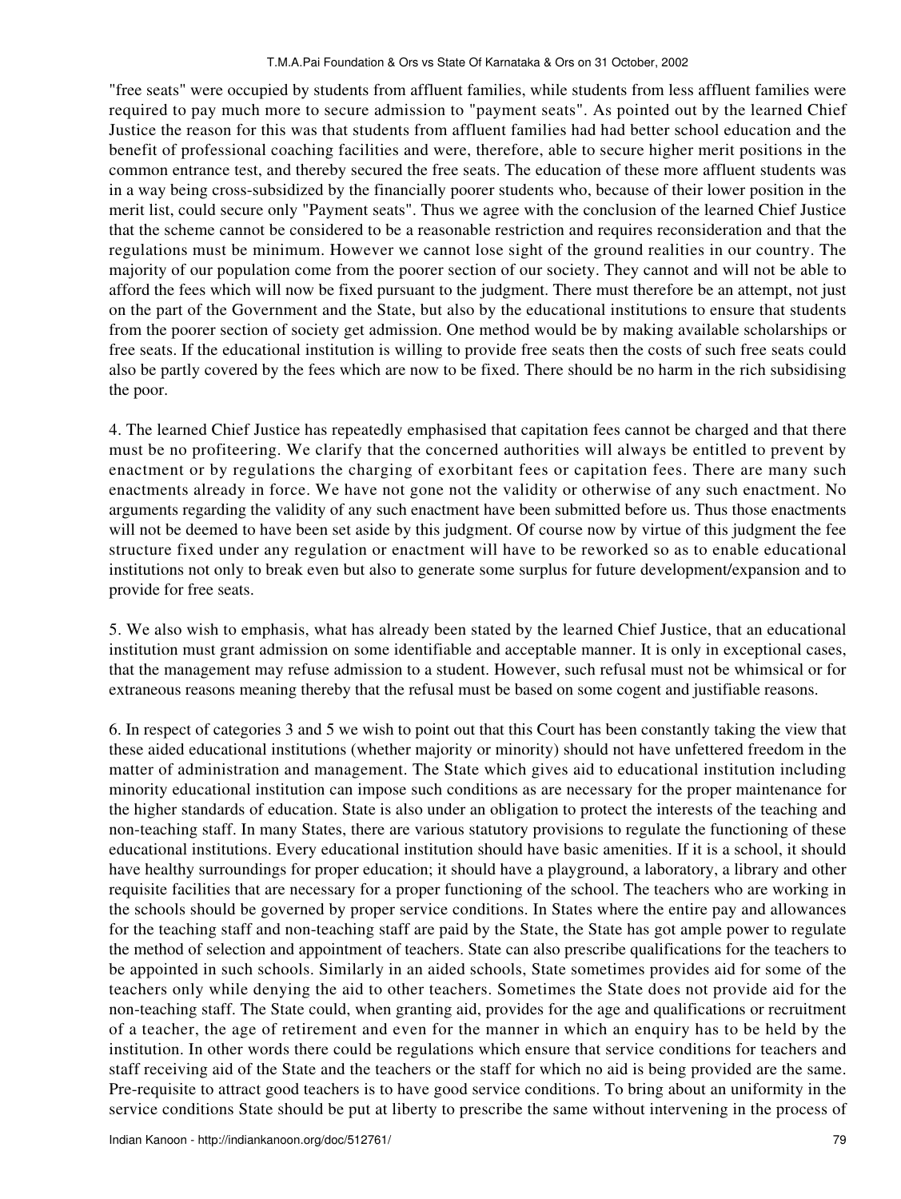"free seats" were occupied by students from affluent families, while students from less affluent families were required to pay much more to secure admission to "payment seats". As pointed out by the learned Chief Justice the reason for this was that students from affluent families had had better school education and the benefit of professional coaching facilities and were, therefore, able to secure higher merit positions in the common entrance test, and thereby secured the free seats. The education of these more affluent students was in a way being cross-subsidized by the financially poorer students who, because of their lower position in the merit list, could secure only "Payment seats". Thus we agree with the conclusion of the learned Chief Justice that the scheme cannot be considered to be a reasonable restriction and requires reconsideration and that the regulations must be minimum. However we cannot lose sight of the ground realities in our country. The majority of our population come from the poorer section of our society. They cannot and will not be able to afford the fees which will now be fixed pursuant to the judgment. There must therefore be an attempt, not just on the part of the Government and the State, but also by the educational institutions to ensure that students from the poorer section of society get admission. One method would be by making available scholarships or free seats. If the educational institution is willing to provide free seats then the costs of such free seats could also be partly covered by the fees which are now to be fixed. There should be no harm in the rich subsidising the poor.

4. The learned Chief Justice has repeatedly emphasised that capitation fees cannot be charged and that there must be no profiteering. We clarify that the concerned authorities will always be entitled to prevent by enactment or by regulations the charging of exorbitant fees or capitation fees. There are many such enactments already in force. We have not gone not the validity or otherwise of any such enactment. No arguments regarding the validity of any such enactment have been submitted before us. Thus those enactments will not be deemed to have been set aside by this judgment. Of course now by virtue of this judgment the fee structure fixed under any regulation or enactment will have to be reworked so as to enable educational institutions not only to break even but also to generate some surplus for future development/expansion and to provide for free seats.

5. We also wish to emphasis, what has already been stated by the learned Chief Justice, that an educational institution must grant admission on some identifiable and acceptable manner. It is only in exceptional cases, that the management may refuse admission to a student. However, such refusal must not be whimsical or for extraneous reasons meaning thereby that the refusal must be based on some cogent and justifiable reasons.

6. In respect of categories 3 and 5 we wish to point out that this Court has been constantly taking the view that these aided educational institutions (whether majority or minority) should not have unfettered freedom in the matter of administration and management. The State which gives aid to educational institution including minority educational institution can impose such conditions as are necessary for the proper maintenance for the higher standards of education. State is also under an obligation to protect the interests of the teaching and non-teaching staff. In many States, there are various statutory provisions to regulate the functioning of these educational institutions. Every educational institution should have basic amenities. If it is a school, it should have healthy surroundings for proper education; it should have a playground, a laboratory, a library and other requisite facilities that are necessary for a proper functioning of the school. The teachers who are working in the schools should be governed by proper service conditions. In States where the entire pay and allowances for the teaching staff and non-teaching staff are paid by the State, the State has got ample power to regulate the method of selection and appointment of teachers. State can also prescribe qualifications for the teachers to be appointed in such schools. Similarly in an aided schools, State sometimes provides aid for some of the teachers only while denying the aid to other teachers. Sometimes the State does not provide aid for the non-teaching staff. The State could, when granting aid, provides for the age and qualifications or recruitment of a teacher, the age of retirement and even for the manner in which an enquiry has to be held by the institution. In other words there could be regulations which ensure that service conditions for teachers and staff receiving aid of the State and the teachers or the staff for which no aid is being provided are the same. Pre-requisite to attract good teachers is to have good service conditions. To bring about an uniformity in the service conditions State should be put at liberty to prescribe the same without intervening in the process of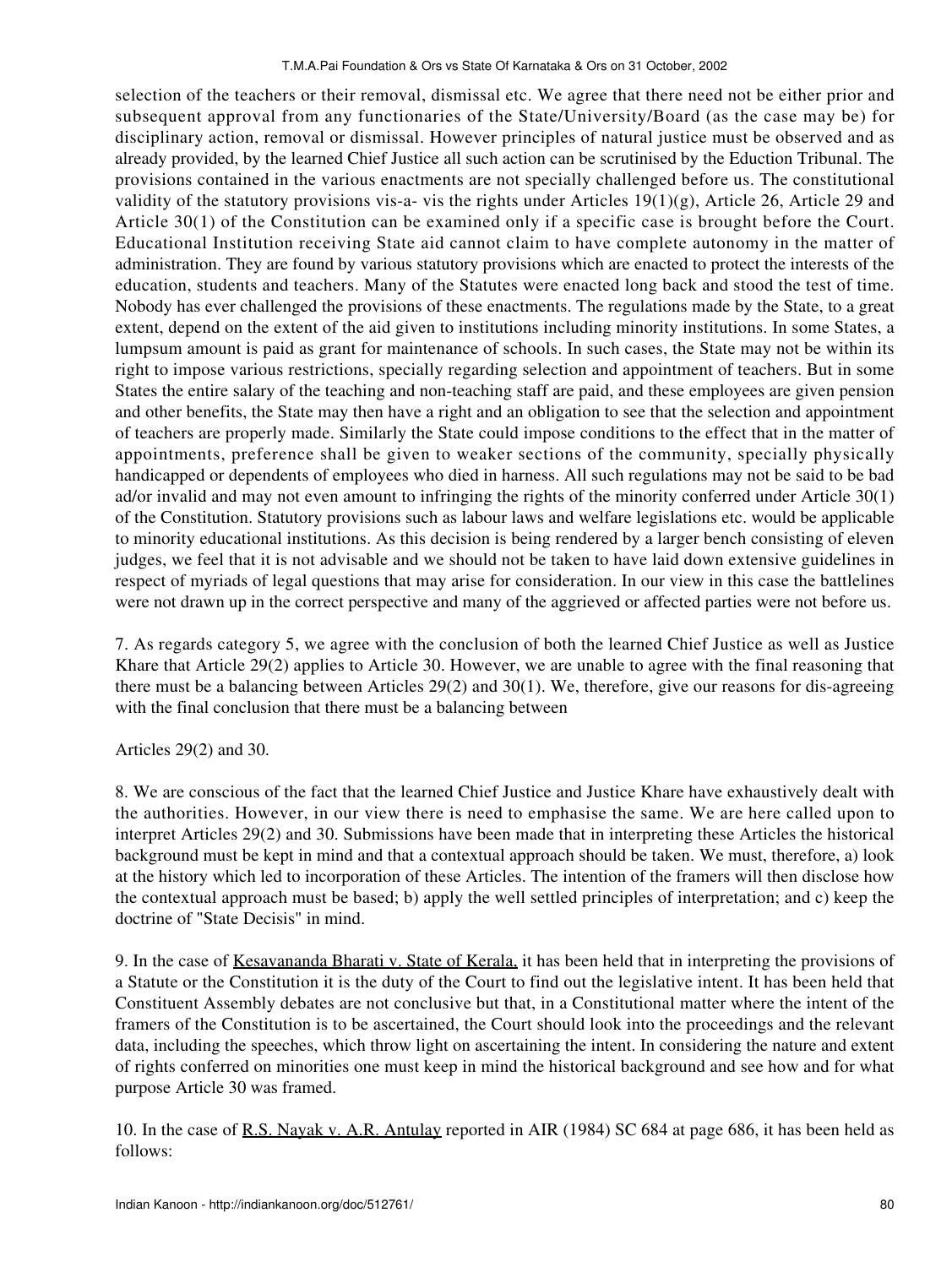selection of the teachers or their removal, dismissal etc. We agree that there need not be either prior and subsequent approval from any functionaries of the State/University/Board (as the case may be) for disciplinary action, removal or dismissal. However principles of natural justice must be observed and as already provided, by the learned Chief Justice all such action can be scrutinised by the Eduction Tribunal. The provisions contained in the various enactments are not specially challenged before us. The constitutional validity of the statutory provisions vis-a- vis the rights under Articles 19(1)(g), Article 26, Article 29 and Article 30(1) of the Constitution can be examined only if a specific case is brought before the Court. Educational Institution receiving State aid cannot claim to have complete autonomy in the matter of administration. They are found by various statutory provisions which are enacted to protect the interests of the education, students and teachers. Many of the Statutes were enacted long back and stood the test of time. Nobody has ever challenged the provisions of these enactments. The regulations made by the State, to a great extent, depend on the extent of the aid given to institutions including minority institutions. In some States, a lumpsum amount is paid as grant for maintenance of schools. In such cases, the State may not be within its right to impose various restrictions, specially regarding selection and appointment of teachers. But in some States the entire salary of the teaching and non-teaching staff are paid, and these employees are given pension and other benefits, the State may then have a right and an obligation to see that the selection and appointment of teachers are properly made. Similarly the State could impose conditions to the effect that in the matter of appointments, preference shall be given to weaker sections of the community, specially physically handicapped or dependents of employees who died in harness. All such regulations may not be said to be bad ad/or invalid and may not even amount to infringing the rights of the minority conferred under Article 30(1) of the Constitution. Statutory provisions such as labour laws and welfare legislations etc. would be applicable to minority educational institutions. As this decision is being rendered by a larger bench consisting of eleven judges, we feel that it is not advisable and we should not be taken to have laid down extensive guidelines in respect of myriads of legal questions that may arise for consideration. In our view in this case the battlelines were not drawn up in the correct perspective and many of the aggrieved or affected parties were not before us.

7. As regards category 5, we agree with the conclusion of both the learned Chief Justice as well as Justice Khare that Article 29(2) applies to Article 30. However, we are unable to agree with the final reasoning that there must be a balancing between Articles 29(2) and 30(1). We, therefore, give our reasons for dis-agreeing with the final conclusion that there must be a balancing between

Articles 29(2) and 30.

8. We are conscious of the fact that the learned Chief Justice and Justice Khare have exhaustively dealt with the authorities. However, in our view there is need to emphasise the same. We are here called upon to interpret Articles 29(2) and 30. Submissions have been made that in interpreting these Articles the historical background must be kept in mind and that a contextual approach should be taken. We must, therefore, a) look at the history which led to incorporation of these Articles. The intention of the framers will then disclose how the contextual approach must be based; b) apply the well settled principles of interpretation; and c) keep the doctrine of "State Decisis" in mind.

9. In the case of Kesavananda Bharati v. State of Kerala, it has been held that in interpreting the provisions of a Statute or the Constitution it is the duty of the Court to find out the legislative intent. It has been held that Constituent Assembly debates are not conclusive but that, in a Constitutional matter where the intent of the framers of the Constitution is to be ascertained, the Court should look into the proceedings and the relevant data, including the speeches, which throw light on ascertaining the intent. In considering the nature and extent of rights conferred on minorities one must keep in mind the historical background and see how and for what purpose Article 30 was framed.

10. In the case of R.S. Nayak v. A.R. Antulay reported in AIR (1984) SC 684 at page 686, it has been held as follows: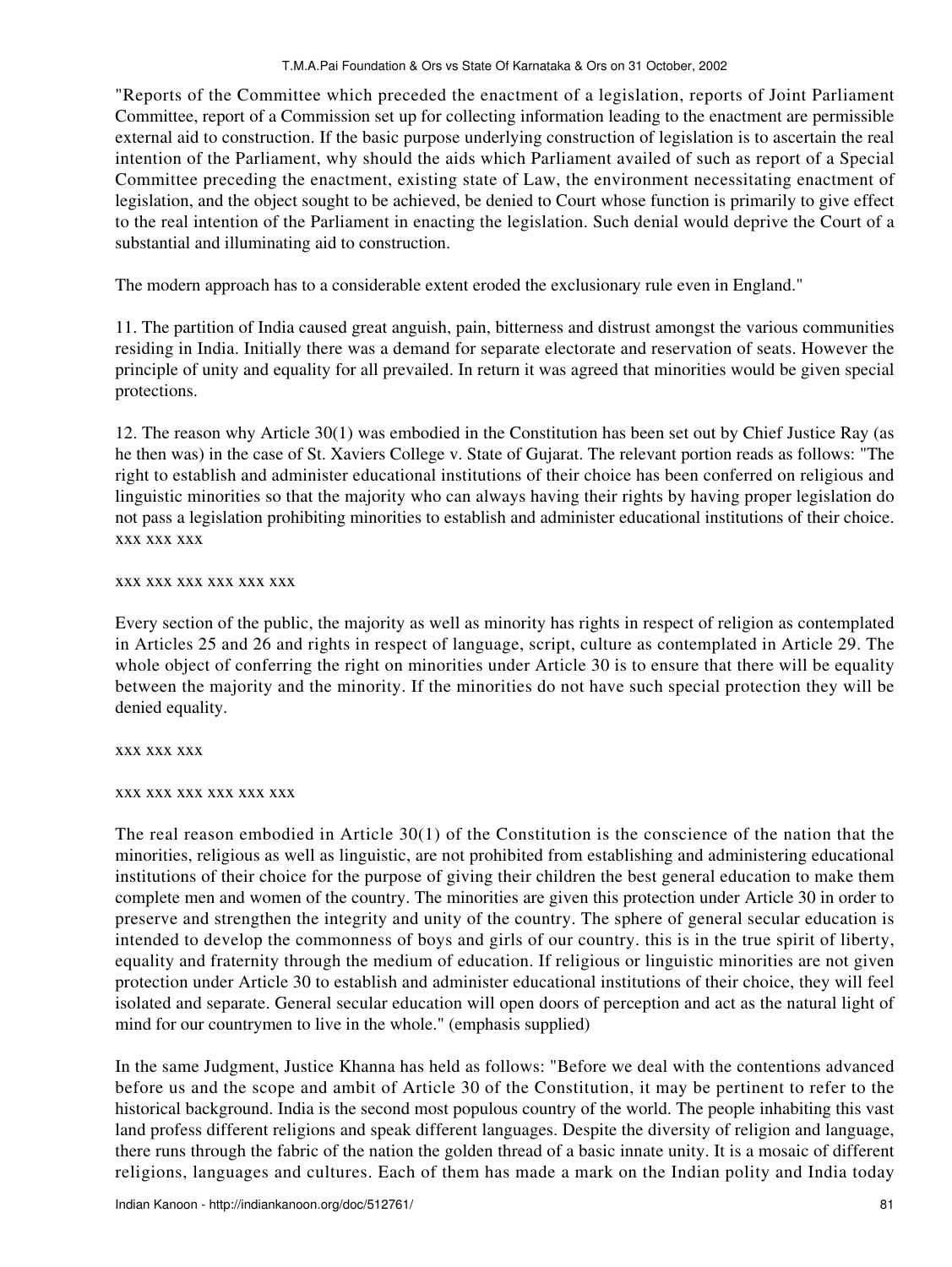"Reports of the Committee which preceded the enactment of a legislation, reports of Joint Parliament Committee, report of a Commission set up for collecting information leading to the enactment are permissible external aid to construction. If the basic purpose underlying construction of legislation is to ascertain the real intention of the Parliament, why should the aids which Parliament availed of such as report of a Special Committee preceding the enactment, existing state of Law, the environment necessitating enactment of legislation, and the object sought to be achieved, be denied to Court whose function is primarily to give effect to the real intention of the Parliament in enacting the legislation. Such denial would deprive the Court of a substantial and illuminating aid to construction.

The modern approach has to a considerable extent eroded the exclusionary rule even in England."

11. The partition of India caused great anguish, pain, bitterness and distrust amongst the various communities residing in India. Initially there was a demand for separate electorate and reservation of seats. However the principle of unity and equality for all prevailed. In return it was agreed that minorities would be given special protections.

12. The reason why Article 30(1) was embodied in the Constitution has been set out by Chief Justice Ray (as he then was) in the case of St. Xaviers College v. State of Gujarat. The relevant portion reads as follows: "The right to establish and administer educational institutions of their choice has been conferred on religious and linguistic minorities so that the majority who can always having their rights by having proper legislation do not pass a legislation prohibiting minorities to establish and administer educational institutions of their choice. xxx xxx xxx

xxx xxx xxx xxx xxx xxx

Every section of the public, the majority as well as minority has rights in respect of religion as contemplated in Articles 25 and 26 and rights in respect of language, script, culture as contemplated in Article 29. The whole object of conferring the right on minorities under Article 30 is to ensure that there will be equality between the majority and the minority. If the minorities do not have such special protection they will be denied equality.

xxx xxx xxx

xxx xxx xxx xxx xxx xxx

The real reason embodied in Article 30(1) of the Constitution is the conscience of the nation that the minorities, religious as well as linguistic, are not prohibited from establishing and administering educational institutions of their choice for the purpose of giving their children the best general education to make them complete men and women of the country. The minorities are given this protection under Article 30 in order to preserve and strengthen the integrity and unity of the country. The sphere of general secular education is intended to develop the commonness of boys and girls of our country. this is in the true spirit of liberty, equality and fraternity through the medium of education. If religious or linguistic minorities are not given protection under Article 30 to establish and administer educational institutions of their choice, they will feel isolated and separate. General secular education will open doors of perception and act as the natural light of mind for our countrymen to live in the whole." (emphasis supplied)

In the same Judgment, Justice Khanna has held as follows: "Before we deal with the contentions advanced before us and the scope and ambit of Article 30 of the Constitution, it may be pertinent to refer to the historical background. India is the second most populous country of the world. The people inhabiting this vast land profess different religions and speak different languages. Despite the diversity of religion and language, there runs through the fabric of the nation the golden thread of a basic innate unity. It is a mosaic of different religions, languages and cultures. Each of them has made a mark on the Indian polity and India today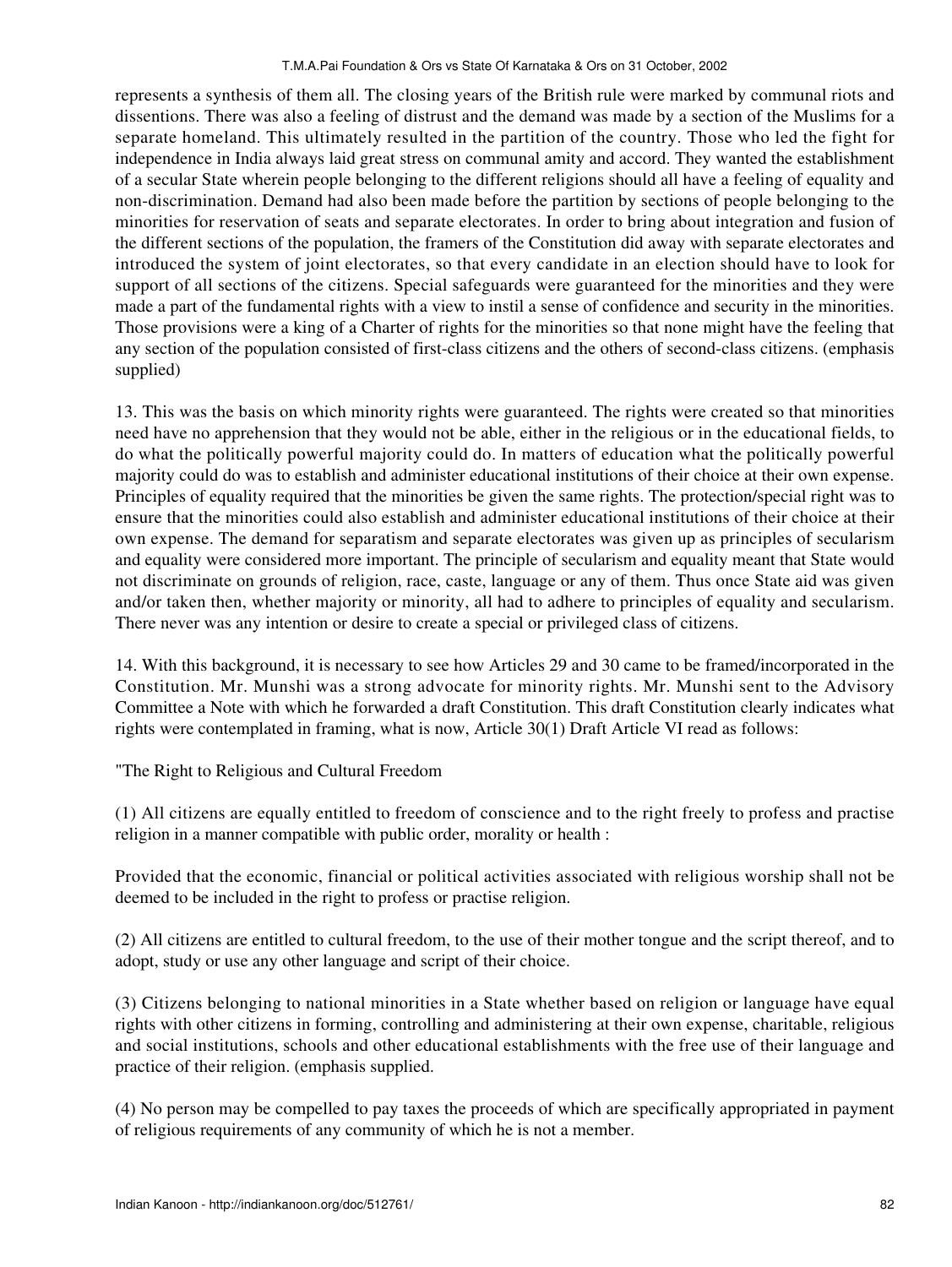represents a synthesis of them all. The closing years of the British rule were marked by communal riots and dissentions. There was also a feeling of distrust and the demand was made by a section of the Muslims for a separate homeland. This ultimately resulted in the partition of the country. Those who led the fight for independence in India always laid great stress on communal amity and accord. They wanted the establishment of a secular State wherein people belonging to the different religions should all have a feeling of equality and non-discrimination. Demand had also been made before the partition by sections of people belonging to the minorities for reservation of seats and separate electorates. In order to bring about integration and fusion of the different sections of the population, the framers of the Constitution did away with separate electorates and introduced the system of joint electorates, so that every candidate in an election should have to look for support of all sections of the citizens. Special safeguards were guaranteed for the minorities and they were made a part of the fundamental rights with a view to instil a sense of confidence and security in the minorities. Those provisions were a king of a Charter of rights for the minorities so that none might have the feeling that any section of the population consisted of first-class citizens and the others of second-class citizens. (emphasis supplied)

13. This was the basis on which minority rights were guaranteed. The rights were created so that minorities need have no apprehension that they would not be able, either in the religious or in the educational fields, to do what the politically powerful majority could do. In matters of education what the politically powerful majority could do was to establish and administer educational institutions of their choice at their own expense. Principles of equality required that the minorities be given the same rights. The protection/special right was to ensure that the minorities could also establish and administer educational institutions of their choice at their own expense. The demand for separatism and separate electorates was given up as principles of secularism and equality were considered more important. The principle of secularism and equality meant that State would not discriminate on grounds of religion, race, caste, language or any of them. Thus once State aid was given and/or taken then, whether majority or minority, all had to adhere to principles of equality and secularism. There never was any intention or desire to create a special or privileged class of citizens.

14. With this background, it is necessary to see how Articles 29 and 30 came to be framed/incorporated in the Constitution. Mr. Munshi was a strong advocate for minority rights. Mr. Munshi sent to the Advisory Committee a Note with which he forwarded a draft Constitution. This draft Constitution clearly indicates what rights were contemplated in framing, what is now, Article 30(1) Draft Article VI read as follows:

"The Right to Religious and Cultural Freedom

(1) All citizens are equally entitled to freedom of conscience and to the right freely to profess and practise religion in a manner compatible with public order, morality or health :

Provided that the economic, financial or political activities associated with religious worship shall not be deemed to be included in the right to profess or practise religion.

(2) All citizens are entitled to cultural freedom, to the use of their mother tongue and the script thereof, and to adopt, study or use any other language and script of their choice.

(3) Citizens belonging to national minorities in a State whether based on religion or language have equal rights with other citizens in forming, controlling and administering at their own expense, charitable, religious and social institutions, schools and other educational establishments with the free use of their language and practice of their religion. (emphasis supplied.

(4) No person may be compelled to pay taxes the proceeds of which are specifically appropriated in payment of religious requirements of any community of which he is not a member.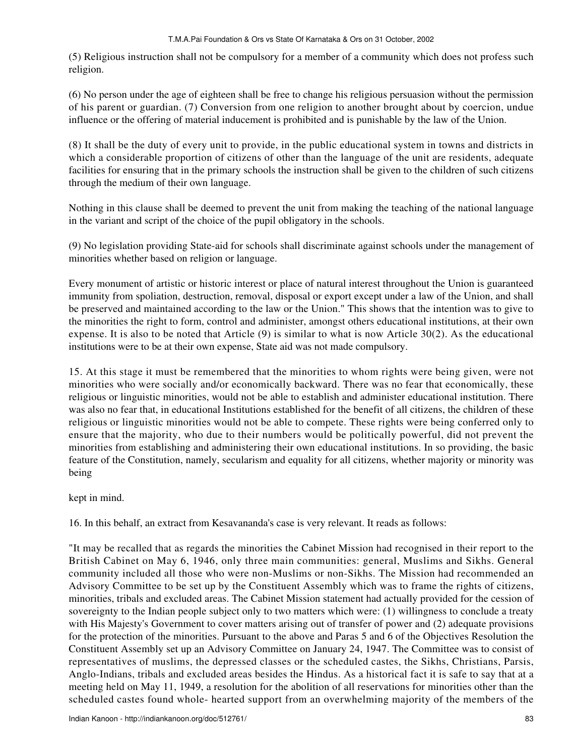(5) Religious instruction shall not be compulsory for a member of a community which does not profess such religion.

(6) No person under the age of eighteen shall be free to change his religious persuasion without the permission of his parent or guardian. (7) Conversion from one religion to another brought about by coercion, undue influence or the offering of material inducement is prohibited and is punishable by the law of the Union.

(8) It shall be the duty of every unit to provide, in the public educational system in towns and districts in which a considerable proportion of citizens of other than the language of the unit are residents, adequate facilities for ensuring that in the primary schools the instruction shall be given to the children of such citizens through the medium of their own language.

Nothing in this clause shall be deemed to prevent the unit from making the teaching of the national language in the variant and script of the choice of the pupil obligatory in the schools.

(9) No legislation providing State-aid for schools shall discriminate against schools under the management of minorities whether based on religion or language.

Every monument of artistic or historic interest or place of natural interest throughout the Union is guaranteed immunity from spoliation, destruction, removal, disposal or export except under a law of the Union, and shall be preserved and maintained according to the law or the Union." This shows that the intention was to give to the minorities the right to form, control and administer, amongst others educational institutions, at their own expense. It is also to be noted that Article (9) is similar to what is now Article 30(2). As the educational institutions were to be at their own expense, State aid was not made compulsory.

15. At this stage it must be remembered that the minorities to whom rights were being given, were not minorities who were socially and/or economically backward. There was no fear that economically, these religious or linguistic minorities, would not be able to establish and administer educational institution. There was also no fear that, in educational Institutions established for the benefit of all citizens, the children of these religious or linguistic minorities would not be able to compete. These rights were being conferred only to ensure that the majority, who due to their numbers would be politically powerful, did not prevent the minorities from establishing and administering their own educational institutions. In so providing, the basic feature of the Constitution, namely, secularism and equality for all citizens, whether majority or minority was being

kept in mind.

16. In this behalf, an extract from Kesavananda's case is very relevant. It reads as follows:

"It may be recalled that as regards the minorities the Cabinet Mission had recognised in their report to the British Cabinet on May 6, 1946, only three main communities: general, Muslims and Sikhs. General community included all those who were non-Muslims or non-Sikhs. The Mission had recommended an Advisory Committee to be set up by the Constituent Assembly which was to frame the rights of citizens, minorities, tribals and excluded areas. The Cabinet Mission statement had actually provided for the cession of sovereignty to the Indian people subject only to two matters which were: (1) willingness to conclude a treaty with His Majesty's Government to cover matters arising out of transfer of power and (2) adequate provisions for the protection of the minorities. Pursuant to the above and Paras 5 and 6 of the Objectives Resolution the Constituent Assembly set up an Advisory Committee on January 24, 1947. The Committee was to consist of representatives of muslims, the depressed classes or the scheduled castes, the Sikhs, Christians, Parsis, Anglo-Indians, tribals and excluded areas besides the Hindus. As a historical fact it is safe to say that at a meeting held on May 11, 1949, a resolution for the abolition of all reservations for minorities other than the scheduled castes found whole- hearted support from an overwhelming majority of the members of the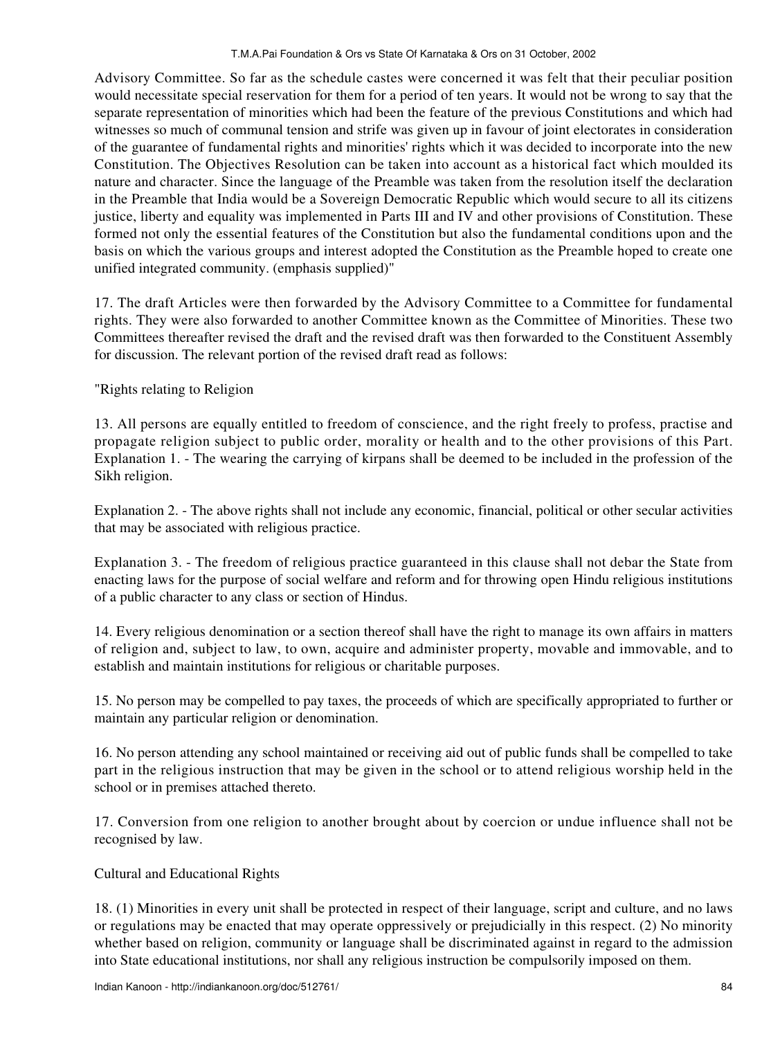Advisory Committee. So far as the schedule castes were concerned it was felt that their peculiar position would necessitate special reservation for them for a period of ten years. It would not be wrong to say that the separate representation of minorities which had been the feature of the previous Constitutions and which had witnesses so much of communal tension and strife was given up in favour of joint electorates in consideration of the guarantee of fundamental rights and minorities' rights which it was decided to incorporate into the new Constitution. The Objectives Resolution can be taken into account as a historical fact which moulded its nature and character. Since the language of the Preamble was taken from the resolution itself the declaration in the Preamble that India would be a Sovereign Democratic Republic which would secure to all its citizens justice, liberty and equality was implemented in Parts III and IV and other provisions of Constitution. These formed not only the essential features of the Constitution but also the fundamental conditions upon and the basis on which the various groups and interest adopted the Constitution as the Preamble hoped to create one unified integrated community. (emphasis supplied)"

17. The draft Articles were then forwarded by the Advisory Committee to a Committee for fundamental rights. They were also forwarded to another Committee known as the Committee of Minorities. These two Committees thereafter revised the draft and the revised draft was then forwarded to the Constituent Assembly for discussion. The relevant portion of the revised draft read as follows:

"Rights relating to Religion

13. All persons are equally entitled to freedom of conscience, and the right freely to profess, practise and propagate religion subject to public order, morality or health and to the other provisions of this Part. Explanation 1. - The wearing the carrying of kirpans shall be deemed to be included in the profession of the Sikh religion.

Explanation 2. - The above rights shall not include any economic, financial, political or other secular activities that may be associated with religious practice.

Explanation 3. - The freedom of religious practice guaranteed in this clause shall not debar the State from enacting laws for the purpose of social welfare and reform and for throwing open Hindu religious institutions of a public character to any class or section of Hindus.

14. Every religious denomination or a section thereof shall have the right to manage its own affairs in matters of religion and, subject to law, to own, acquire and administer property, movable and immovable, and to establish and maintain institutions for religious or charitable purposes.

15. No person may be compelled to pay taxes, the proceeds of which are specifically appropriated to further or maintain any particular religion or denomination.

16. No person attending any school maintained or receiving aid out of public funds shall be compelled to take part in the religious instruction that may be given in the school or to attend religious worship held in the school or in premises attached thereto.

17. Conversion from one religion to another brought about by coercion or undue influence shall not be recognised by law.

Cultural and Educational Rights

18. (1) Minorities in every unit shall be protected in respect of their language, script and culture, and no laws or regulations may be enacted that may operate oppressively or prejudicially in this respect. (2) No minority whether based on religion, community or language shall be discriminated against in regard to the admission into State educational institutions, nor shall any religious instruction be compulsorily imposed on them.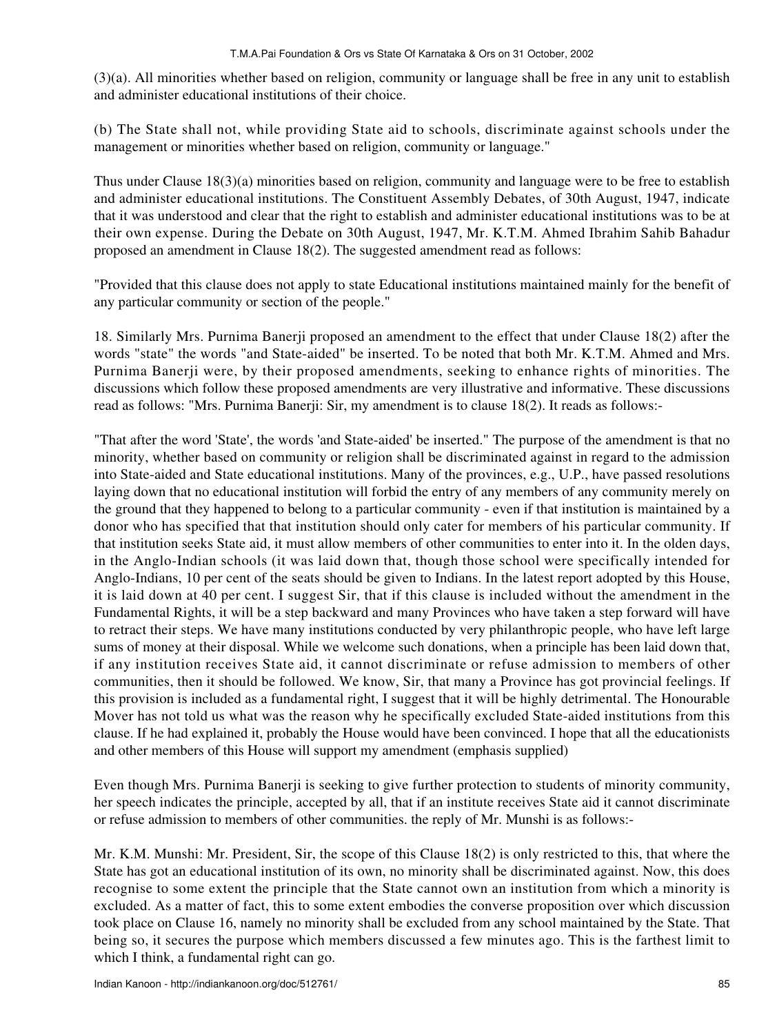(3)(a). All minorities whether based on religion, community or language shall be free in any unit to establish and administer educational institutions of their choice.

(b) The State shall not, while providing State aid to schools, discriminate against schools under the management or minorities whether based on religion, community or language."

Thus under Clause 18(3)(a) minorities based on religion, community and language were to be free to establish and administer educational institutions. The Constituent Assembly Debates, of 30th August, 1947, indicate that it was understood and clear that the right to establish and administer educational institutions was to be at their own expense. During the Debate on 30th August, 1947, Mr. K.T.M. Ahmed Ibrahim Sahib Bahadur proposed an amendment in Clause 18(2). The suggested amendment read as follows:

"Provided that this clause does not apply to state Educational institutions maintained mainly for the benefit of any particular community or section of the people."

18. Similarly Mrs. Purnima Banerji proposed an amendment to the effect that under Clause 18(2) after the words "state" the words "and State-aided" be inserted. To be noted that both Mr. K.T.M. Ahmed and Mrs. Purnima Banerji were, by their proposed amendments, seeking to enhance rights of minorities. The discussions which follow these proposed amendments are very illustrative and informative. These discussions read as follows: "Mrs. Purnima Banerji: Sir, my amendment is to clause 18(2). It reads as follows:-

"That after the word 'State', the words 'and State-aided' be inserted." The purpose of the amendment is that no minority, whether based on community or religion shall be discriminated against in regard to the admission into State-aided and State educational institutions. Many of the provinces, e.g., U.P., have passed resolutions laying down that no educational institution will forbid the entry of any members of any community merely on the ground that they happened to belong to a particular community - even if that institution is maintained by a donor who has specified that that institution should only cater for members of his particular community. If that institution seeks State aid, it must allow members of other communities to enter into it. In the olden days, in the Anglo-Indian schools (it was laid down that, though those school were specifically intended for Anglo-Indians, 10 per cent of the seats should be given to Indians. In the latest report adopted by this House, it is laid down at 40 per cent. I suggest Sir, that if this clause is included without the amendment in the Fundamental Rights, it will be a step backward and many Provinces who have taken a step forward will have to retract their steps. We have many institutions conducted by very philanthropic people, who have left large sums of money at their disposal. While we welcome such donations, when a principle has been laid down that, if any institution receives State aid, it cannot discriminate or refuse admission to members of other communities, then it should be followed. We know, Sir, that many a Province has got provincial feelings. If this provision is included as a fundamental right, I suggest that it will be highly detrimental. The Honourable Mover has not told us what was the reason why he specifically excluded State-aided institutions from this clause. If he had explained it, probably the House would have been convinced. I hope that all the educationists and other members of this House will support my amendment (emphasis supplied)

Even though Mrs. Purnima Banerji is seeking to give further protection to students of minority community, her speech indicates the principle, accepted by all, that if an institute receives State aid it cannot discriminate or refuse admission to members of other communities. the reply of Mr. Munshi is as follows:-

Mr. K.M. Munshi: Mr. President, Sir, the scope of this Clause 18(2) is only restricted to this, that where the State has got an educational institution of its own, no minority shall be discriminated against. Now, this does recognise to some extent the principle that the State cannot own an institution from which a minority is excluded. As a matter of fact, this to some extent embodies the converse proposition over which discussion took place on Clause 16, namely no minority shall be excluded from any school maintained by the State. That being so, it secures the purpose which members discussed a few minutes ago. This is the farthest limit to which I think, a fundamental right can go.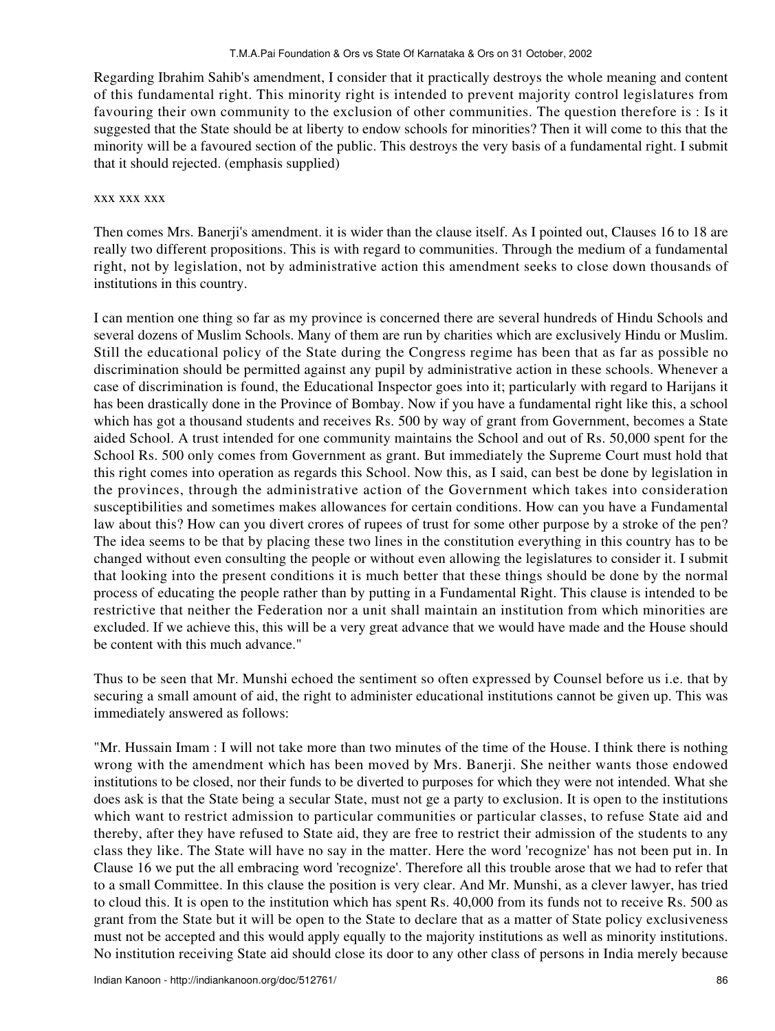Regarding Ibrahim Sahib's amendment, I consider that it practically destroys the whole meaning and content of this fundamental right. This minority right is intended to prevent majority control legislatures from favouring their own community to the exclusion of other communities. The question therefore is : Is it suggested that the State should be at liberty to endow schools for minorities? Then it will come to this that the minority will be a favoured section of the public. This destroys the very basis of a fundamental right. I submit that it should rejected. (emphasis supplied)

xxx xxx xxx

Then comes Mrs. Banerji's amendment. it is wider than the clause itself. As I pointed out, Clauses 16 to 18 are really two different propositions. This is with regard to communities. Through the medium of a fundamental right, not by legislation, not by administrative action this amendment seeks to close down thousands of institutions in this country.

I can mention one thing so far as my province is concerned there are several hundreds of Hindu Schools and several dozens of Muslim Schools. Many of them are run by charities which are exclusively Hindu or Muslim. Still the educational policy of the State during the Congress regime has been that as far as possible no discrimination should be permitted against any pupil by administrative action in these schools. Whenever a case of discrimination is found, the Educational Inspector goes into it; particularly with regard to Harijans it has been drastically done in the Province of Bombay. Now if you have a fundamental right like this, a school which has got a thousand students and receives Rs. 500 by way of grant from Government, becomes a State aided School. A trust intended for one community maintains the School and out of Rs. 50,000 spent for the School Rs. 500 only comes from Government as grant. But immediately the Supreme Court must hold that this right comes into operation as regards this School. Now this, as I said, can best be done by legislation in the provinces, through the administrative action of the Government which takes into consideration susceptibilities and sometimes makes allowances for certain conditions. How can you have a Fundamental law about this? How can you divert crores of rupees of trust for some other purpose by a stroke of the pen? The idea seems to be that by placing these two lines in the constitution everything in this country has to be changed without even consulting the people or without even allowing the legislatures to consider it. I submit that looking into the present conditions it is much better that these things should be done by the normal process of educating the people rather than by putting in a Fundamental Right. This clause is intended to be restrictive that neither the Federation nor a unit shall maintain an institution from which minorities are excluded. If we achieve this, this will be a very great advance that we would have made and the House should be content with this much advance."

Thus to be seen that Mr. Munshi echoed the sentiment so often expressed by Counsel before us i.e. that by securing a small amount of aid, the right to administer educational institutions cannot be given up. This was immediately answered as follows:

"Mr. Hussain Imam : I will not take more than two minutes of the time of the House. I think there is nothing wrong with the amendment which has been moved by Mrs. Banerji. She neither wants those endowed institutions to be closed, nor their funds to be diverted to purposes for which they were not intended. What she does ask is that the State being a secular State, must not ge a party to exclusion. It is open to the institutions which want to restrict admission to particular communities or particular classes, to refuse State aid and thereby, after they have refused to State aid, they are free to restrict their admission of the students to any class they like. The State will have no say in the matter. Here the word 'recognize' has not been put in. In Clause 16 we put the all embracing word 'recognize'. Therefore all this trouble arose that we had to refer that to a small Committee. In this clause the position is very clear. And Mr. Munshi, as a clever lawyer, has tried to cloud this. It is open to the institution which has spent Rs. 40,000 from its funds not to receive Rs. 500 as grant from the State but it will be open to the State to declare that as a matter of State policy exclusiveness must not be accepted and this would apply equally to the majority institutions as well as minority institutions. No institution receiving State aid should close its door to any other class of persons in India merely because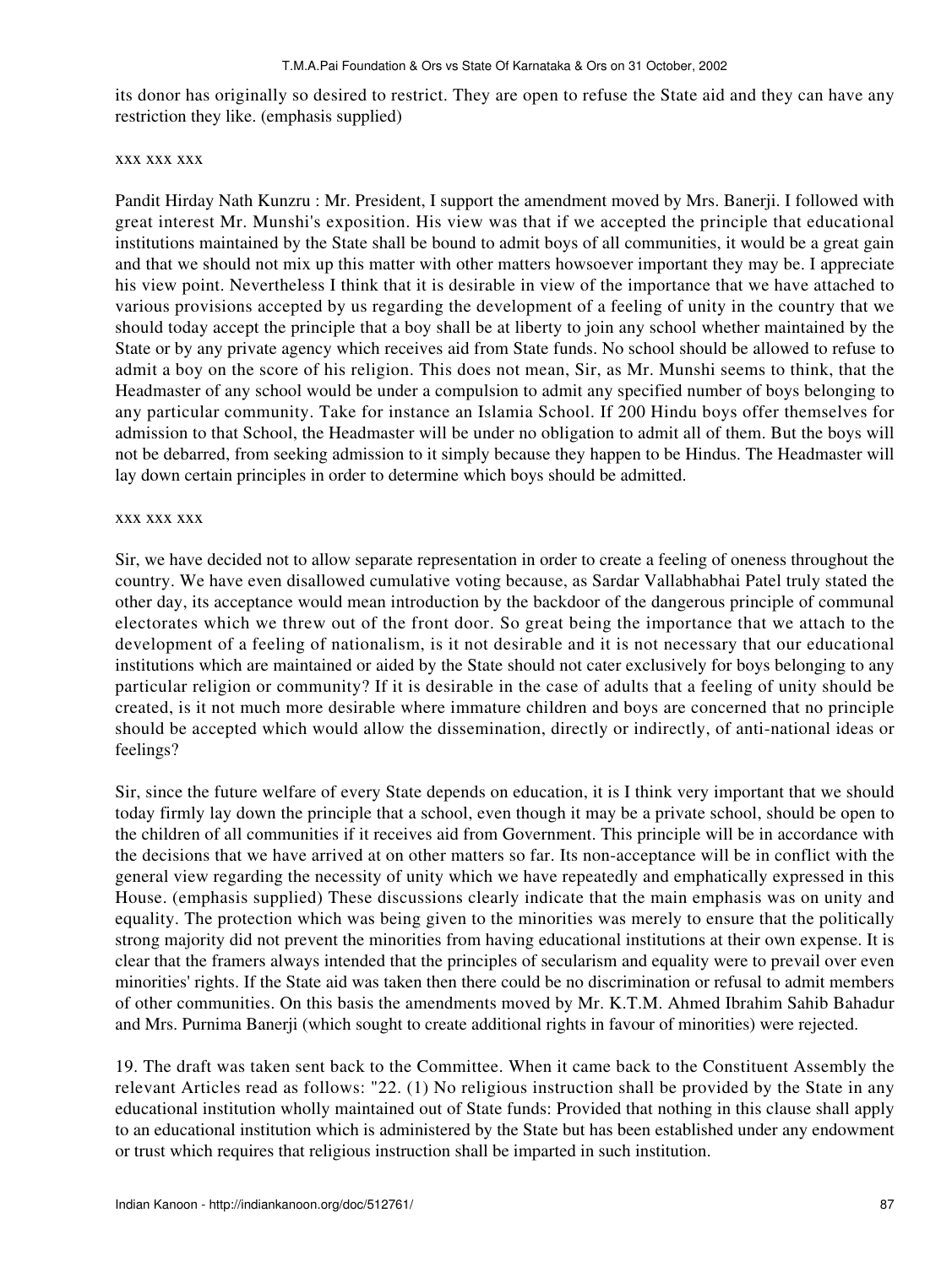its donor has originally so desired to restrict. They are open to refuse the State aid and they can have any restriction they like. (emphasis supplied)

xxx xxx xxx

Pandit Hirday Nath Kunzru : Mr. President, I support the amendment moved by Mrs. Banerji. I followed with great interest Mr. Munshi's exposition. His view was that if we accepted the principle that educational institutions maintained by the State shall be bound to admit boys of all communities, it would be a great gain and that we should not mix up this matter with other matters howsoever important they may be. I appreciate his view point. Nevertheless I think that it is desirable in view of the importance that we have attached to various provisions accepted by us regarding the development of a feeling of unity in the country that we should today accept the principle that a boy shall be at liberty to join any school whether maintained by the State or by any private agency which receives aid from State funds. No school should be allowed to refuse to admit a boy on the score of his religion. This does not mean, Sir, as Mr. Munshi seems to think, that the Headmaster of any school would be under a compulsion to admit any specified number of boys belonging to any particular community. Take for instance an Islamia School. If 200 Hindu boys offer themselves for admission to that School, the Headmaster will be under no obligation to admit all of them. But the boys will not be debarred, from seeking admission to it simply because they happen to be Hindus. The Headmaster will lay down certain principles in order to determine which boys should be admitted.

xxx xxx xxx

Sir, we have decided not to allow separate representation in order to create a feeling of oneness throughout the country. We have even disallowed cumulative voting because, as Sardar Vallabhabhai Patel truly stated the other day, its acceptance would mean introduction by the backdoor of the dangerous principle of communal electorates which we threw out of the front door. So great being the importance that we attach to the development of a feeling of nationalism, is it not desirable and it is not necessary that our educational institutions which are maintained or aided by the State should not cater exclusively for boys belonging to any particular religion or community? If it is desirable in the case of adults that a feeling of unity should be created, is it not much more desirable where immature children and boys are concerned that no principle should be accepted which would allow the dissemination, directly or indirectly, of anti-national ideas or feelings?

Sir, since the future welfare of every State depends on education, it is I think very important that we should today firmly lay down the principle that a school, even though it may be a private school, should be open to the children of all communities if it receives aid from Government. This principle will be in accordance with the decisions that we have arrived at on other matters so far. Its non-acceptance will be in conflict with the general view regarding the necessity of unity which we have repeatedly and emphatically expressed in this House. (emphasis supplied) These discussions clearly indicate that the main emphasis was on unity and equality. The protection which was being given to the minorities was merely to ensure that the politically strong majority did not prevent the minorities from having educational institutions at their own expense. It is clear that the framers always intended that the principles of secularism and equality were to prevail over even minorities' rights. If the State aid was taken then there could be no discrimination or refusal to admit members of other communities. On this basis the amendments moved by Mr. K.T.M. Ahmed Ibrahim Sahib Bahadur and Mrs. Purnima Banerji (which sought to create additional rights in favour of minorities) were rejected.

19. The draft was taken sent back to the Committee. When it came back to the Constituent Assembly the relevant Articles read as follows: "22. (1) No religious instruction shall be provided by the State in any educational institution wholly maintained out of State funds: Provided that nothing in this clause shall apply to an educational institution which is administered by the State but has been established under any endowment or trust which requires that religious instruction shall be imparted in such institution.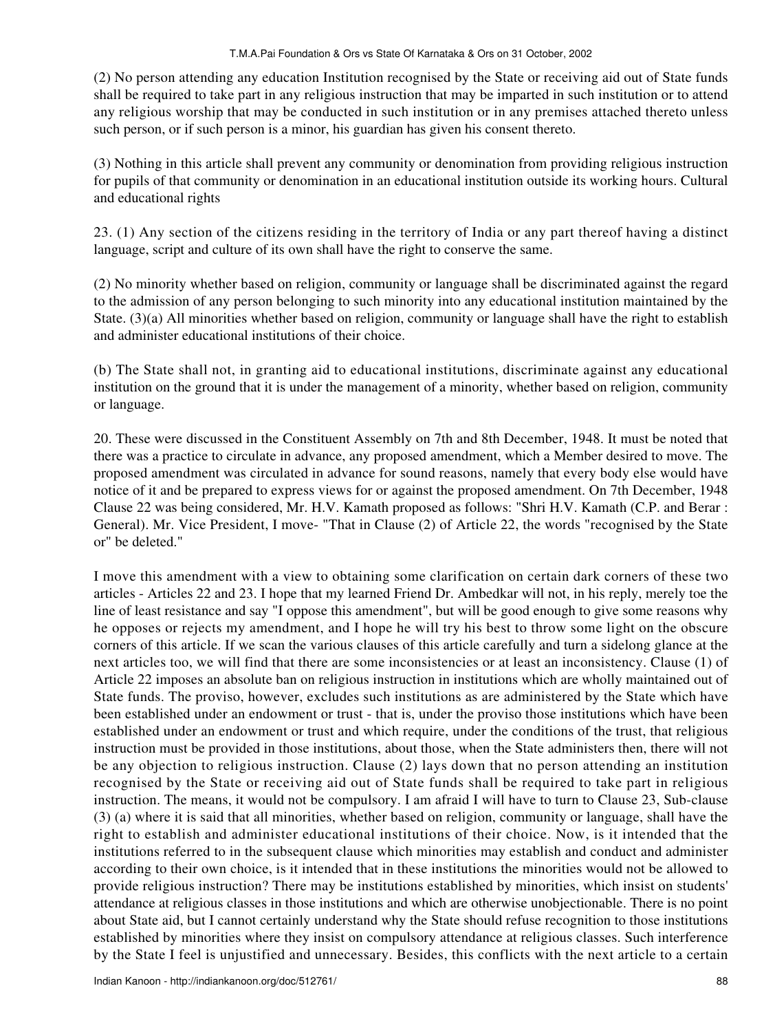(2) No person attending any education Institution recognised by the State or receiving aid out of State funds shall be required to take part in any religious instruction that may be imparted in such institution or to attend any religious worship that may be conducted in such institution or in any premises attached thereto unless such person, or if such person is a minor, his guardian has given his consent thereto.

(3) Nothing in this article shall prevent any community or denomination from providing religious instruction for pupils of that community or denomination in an educational institution outside its working hours. Cultural and educational rights

23. (1) Any section of the citizens residing in the territory of India or any part thereof having a distinct language, script and culture of its own shall have the right to conserve the same.

(2) No minority whether based on religion, community or language shall be discriminated against the regard to the admission of any person belonging to such minority into any educational institution maintained by the State. (3)(a) All minorities whether based on religion, community or language shall have the right to establish and administer educational institutions of their choice.

(b) The State shall not, in granting aid to educational institutions, discriminate against any educational institution on the ground that it is under the management of a minority, whether based on religion, community or language.

20. These were discussed in the Constituent Assembly on 7th and 8th December, 1948. It must be noted that there was a practice to circulate in advance, any proposed amendment, which a Member desired to move. The proposed amendment was circulated in advance for sound reasons, namely that every body else would have notice of it and be prepared to express views for or against the proposed amendment. On 7th December, 1948 Clause 22 was being considered, Mr. H.V. Kamath proposed as follows: "Shri H.V. Kamath (C.P. and Berar : General). Mr. Vice President, I move- "That in Clause (2) of Article 22, the words "recognised by the State or" be deleted."

I move this amendment with a view to obtaining some clarification on certain dark corners of these two articles - Articles 22 and 23. I hope that my learned Friend Dr. Ambedkar will not, in his reply, merely toe the line of least resistance and say "I oppose this amendment", but will be good enough to give some reasons why he opposes or rejects my amendment, and I hope he will try his best to throw some light on the obscure corners of this article. If we scan the various clauses of this article carefully and turn a sidelong glance at the next articles too, we will find that there are some inconsistencies or at least an inconsistency. Clause (1) of Article 22 imposes an absolute ban on religious instruction in institutions which are wholly maintained out of State funds. The proviso, however, excludes such institutions as are administered by the State which have been established under an endowment or trust - that is, under the proviso those institutions which have been established under an endowment or trust and which require, under the conditions of the trust, that religious instruction must be provided in those institutions, about those, when the State administers then, there will not be any objection to religious instruction. Clause (2) lays down that no person attending an institution recognised by the State or receiving aid out of State funds shall be required to take part in religious instruction. The means, it would not be compulsory. I am afraid I will have to turn to Clause 23, Sub-clause (3) (a) where it is said that all minorities, whether based on religion, community or language, shall have the right to establish and administer educational institutions of their choice. Now, is it intended that the institutions referred to in the subsequent clause which minorities may establish and conduct and administer according to their own choice, is it intended that in these institutions the minorities would not be allowed to provide religious instruction? There may be institutions established by minorities, which insist on students' attendance at religious classes in those institutions and which are otherwise unobjectionable. There is no point about State aid, but I cannot certainly understand why the State should refuse recognition to those institutions established by minorities where they insist on compulsory attendance at religious classes. Such interference by the State I feel is unjustified and unnecessary. Besides, this conflicts with the next article to a certain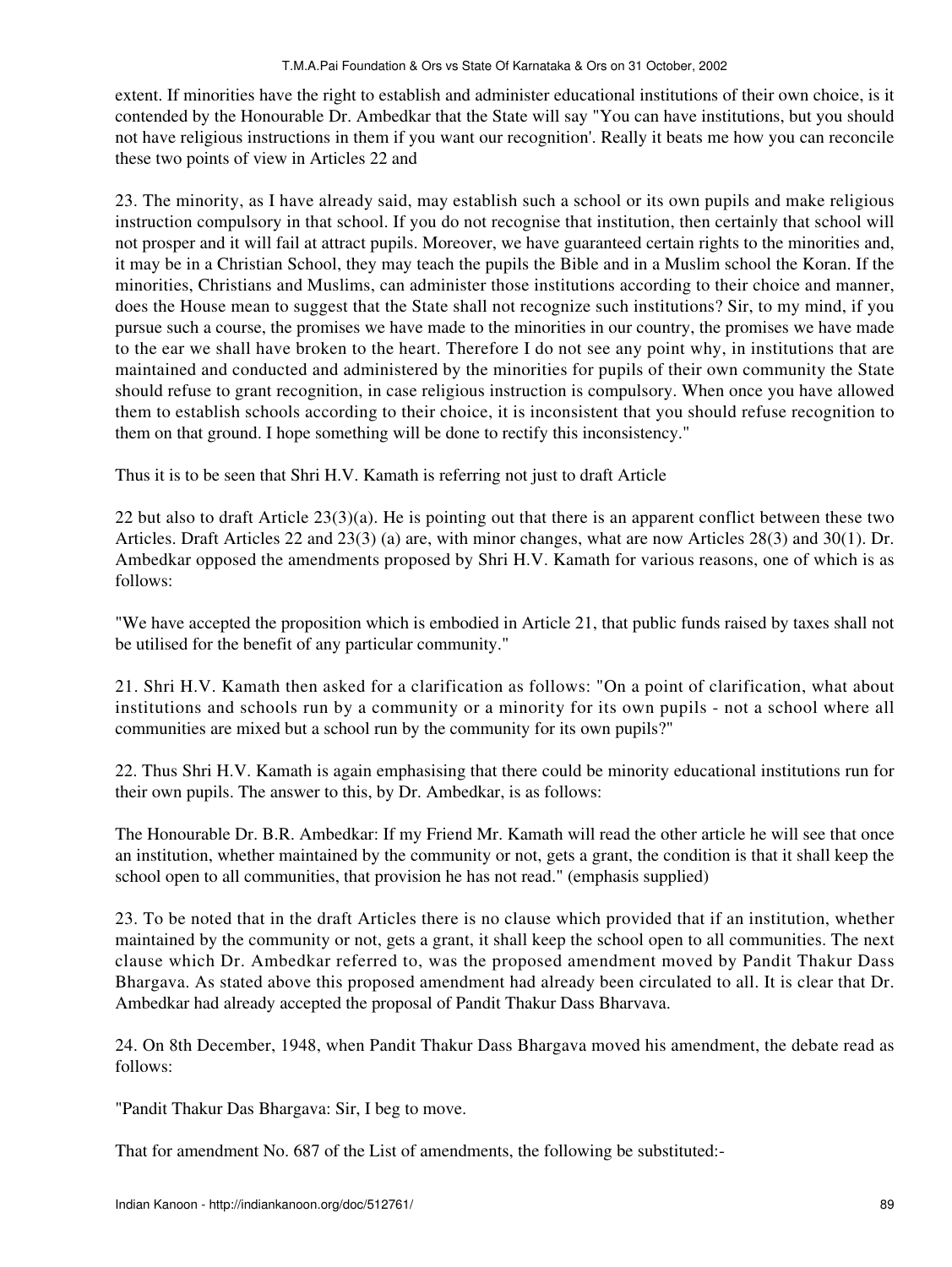extent. If minorities have the right to establish and administer educational institutions of their own choice, is it contended by the Honourable Dr. Ambedkar that the State will say "You can have institutions, but you should not have religious instructions in them if you want our recognition'. Really it beats me how you can reconcile these two points of view in Articles 22 and

23. The minority, as I have already said, may establish such a school or its own pupils and make religious instruction compulsory in that school. If you do not recognise that institution, then certainly that school will not prosper and it will fail at attract pupils. Moreover, we have guaranteed certain rights to the minorities and, it may be in a Christian School, they may teach the pupils the Bible and in a Muslim school the Koran. If the minorities, Christians and Muslims, can administer those institutions according to their choice and manner, does the House mean to suggest that the State shall not recognize such institutions? Sir, to my mind, if you pursue such a course, the promises we have made to the minorities in our country, the promises we have made to the ear we shall have broken to the heart. Therefore I do not see any point why, in institutions that are maintained and conducted and administered by the minorities for pupils of their own community the State should refuse to grant recognition, in case religious instruction is compulsory. When once you have allowed them to establish schools according to their choice, it is inconsistent that you should refuse recognition to them on that ground. I hope something will be done to rectify this inconsistency."

Thus it is to be seen that Shri H.V. Kamath is referring not just to draft Article

22 but also to draft Article 23(3)(a). He is pointing out that there is an apparent conflict between these two Articles. Draft Articles 22 and 23(3) (a) are, with minor changes, what are now Articles 28(3) and 30(1). Dr. Ambedkar opposed the amendments proposed by Shri H.V. Kamath for various reasons, one of which is as follows:

"We have accepted the proposition which is embodied in Article 21, that public funds raised by taxes shall not be utilised for the benefit of any particular community."

21. Shri H.V. Kamath then asked for a clarification as follows: "On a point of clarification, what about institutions and schools run by a community or a minority for its own pupils - not a school where all communities are mixed but a school run by the community for its own pupils?"

22. Thus Shri H.V. Kamath is again emphasising that there could be minority educational institutions run for their own pupils. The answer to this, by Dr. Ambedkar, is as follows:

The Honourable Dr. B.R. Ambedkar: If my Friend Mr. Kamath will read the other article he will see that once an institution, whether maintained by the community or not, gets a grant, the condition is that it shall keep the school open to all communities, that provision he has not read." (emphasis supplied)

23. To be noted that in the draft Articles there is no clause which provided that if an institution, whether maintained by the community or not, gets a grant, it shall keep the school open to all communities. The next clause which Dr. Ambedkar referred to, was the proposed amendment moved by Pandit Thakur Dass Bhargava. As stated above this proposed amendment had already been circulated to all. It is clear that Dr. Ambedkar had already accepted the proposal of Pandit Thakur Dass Bharvava.

24. On 8th December, 1948, when Pandit Thakur Dass Bhargava moved his amendment, the debate read as follows:

"Pandit Thakur Das Bhargava: Sir, I beg to move.

That for amendment No. 687 of the List of amendments, the following be substituted:-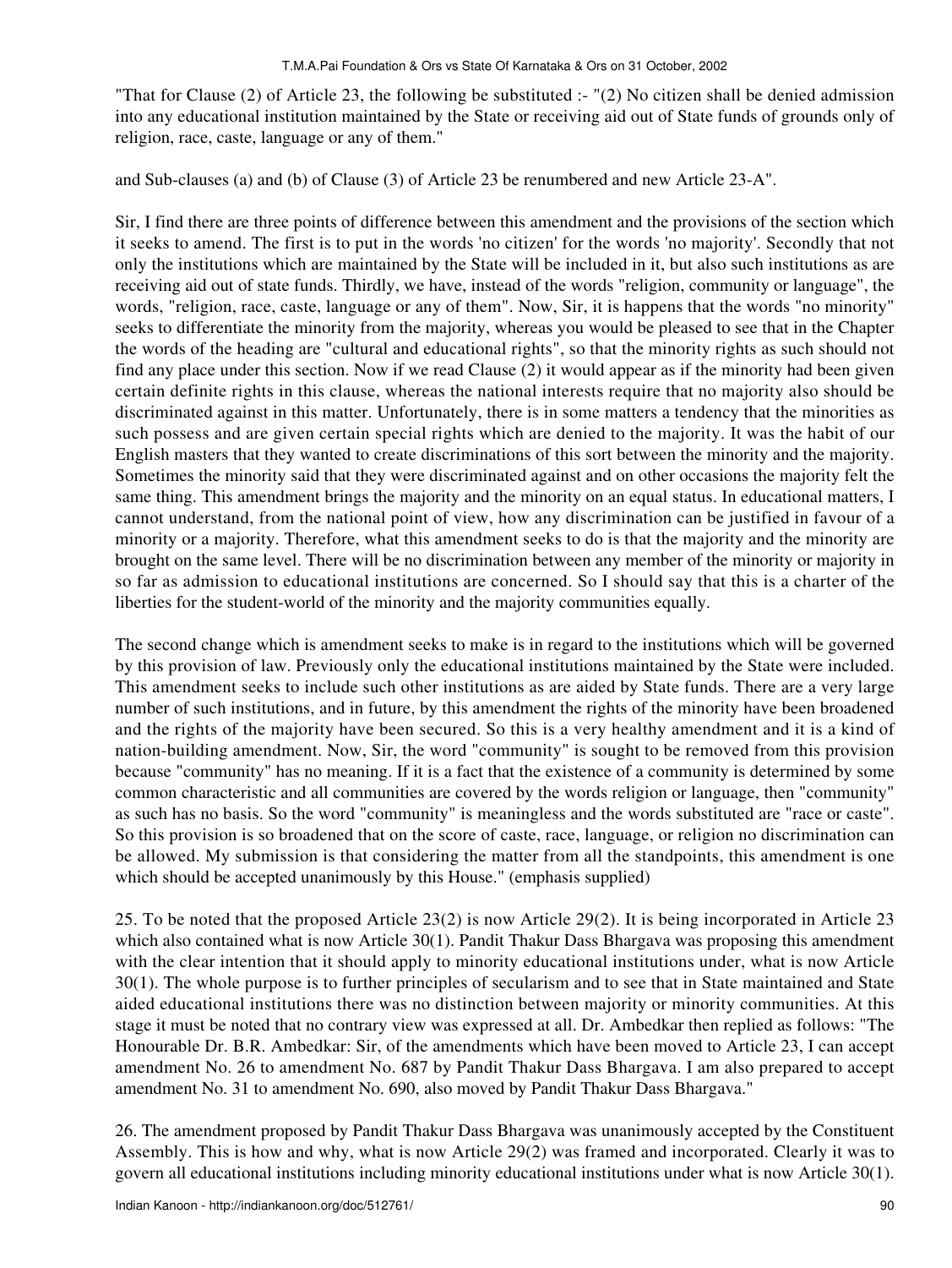"That for Clause (2) of Article 23, the following be substituted :- "(2) No citizen shall be denied admission into any educational institution maintained by the State or receiving aid out of State funds of grounds only of religion, race, caste, language or any of them."

and Sub-clauses (a) and (b) of Clause (3) of Article 23 be renumbered and new Article 23-A".

Sir, I find there are three points of difference between this amendment and the provisions of the section which it seeks to amend. The first is to put in the words 'no citizen' for the words 'no majority'. Secondly that not only the institutions which are maintained by the State will be included in it, but also such institutions as are receiving aid out of state funds. Thirdly, we have, instead of the words "religion, community or language", the words, "religion, race, caste, language or any of them". Now, Sir, it is happens that the words "no minority" seeks to differentiate the minority from the majority, whereas you would be pleased to see that in the Chapter the words of the heading are "cultural and educational rights", so that the minority rights as such should not find any place under this section. Now if we read Clause (2) it would appear as if the minority had been given certain definite rights in this clause, whereas the national interests require that no majority also should be discriminated against in this matter. Unfortunately, there is in some matters a tendency that the minorities as such possess and are given certain special rights which are denied to the majority. It was the habit of our English masters that they wanted to create discriminations of this sort between the minority and the majority. Sometimes the minority said that they were discriminated against and on other occasions the majority felt the same thing. This amendment brings the majority and the minority on an equal status. In educational matters, I cannot understand, from the national point of view, how any discrimination can be justified in favour of a minority or a majority. Therefore, what this amendment seeks to do is that the majority and the minority are brought on the same level. There will be no discrimination between any member of the minority or majority in so far as admission to educational institutions are concerned. So I should say that this is a charter of the liberties for the student-world of the minority and the majority communities equally.

The second change which is amendment seeks to make is in regard to the institutions which will be governed by this provision of law. Previously only the educational institutions maintained by the State were included. This amendment seeks to include such other institutions as are aided by State funds. There are a very large number of such institutions, and in future, by this amendment the rights of the minority have been broadened and the rights of the majority have been secured. So this is a very healthy amendment and it is a kind of nation-building amendment. Now, Sir, the word "community" is sought to be removed from this provision because "community" has no meaning. If it is a fact that the existence of a community is determined by some common characteristic and all communities are covered by the words religion or language, then "community" as such has no basis. So the word "community" is meaningless and the words substituted are "race or caste". So this provision is so broadened that on the score of caste, race, language, or religion no discrimination can be allowed. My submission is that considering the matter from all the standpoints, this amendment is one which should be accepted unanimously by this House." (emphasis supplied)

25. To be noted that the proposed Article 23(2) is now Article 29(2). It is being incorporated in Article 23 which also contained what is now Article 30(1). Pandit Thakur Dass Bhargava was proposing this amendment with the clear intention that it should apply to minority educational institutions under, what is now Article 30(1). The whole purpose is to further principles of secularism and to see that in State maintained and State aided educational institutions there was no distinction between majority or minority communities. At this stage it must be noted that no contrary view was expressed at all. Dr. Ambedkar then replied as follows: "The Honourable Dr. B.R. Ambedkar: Sir, of the amendments which have been moved to Article 23, I can accept amendment No. 26 to amendment No. 687 by Pandit Thakur Dass Bhargava. I am also prepared to accept amendment No. 31 to amendment No. 690, also moved by Pandit Thakur Dass Bhargava."

26. The amendment proposed by Pandit Thakur Dass Bhargava was unanimously accepted by the Constituent Assembly. This is how and why, what is now Article 29(2) was framed and incorporated. Clearly it was to govern all educational institutions including minority educational institutions under what is now Article 30(1).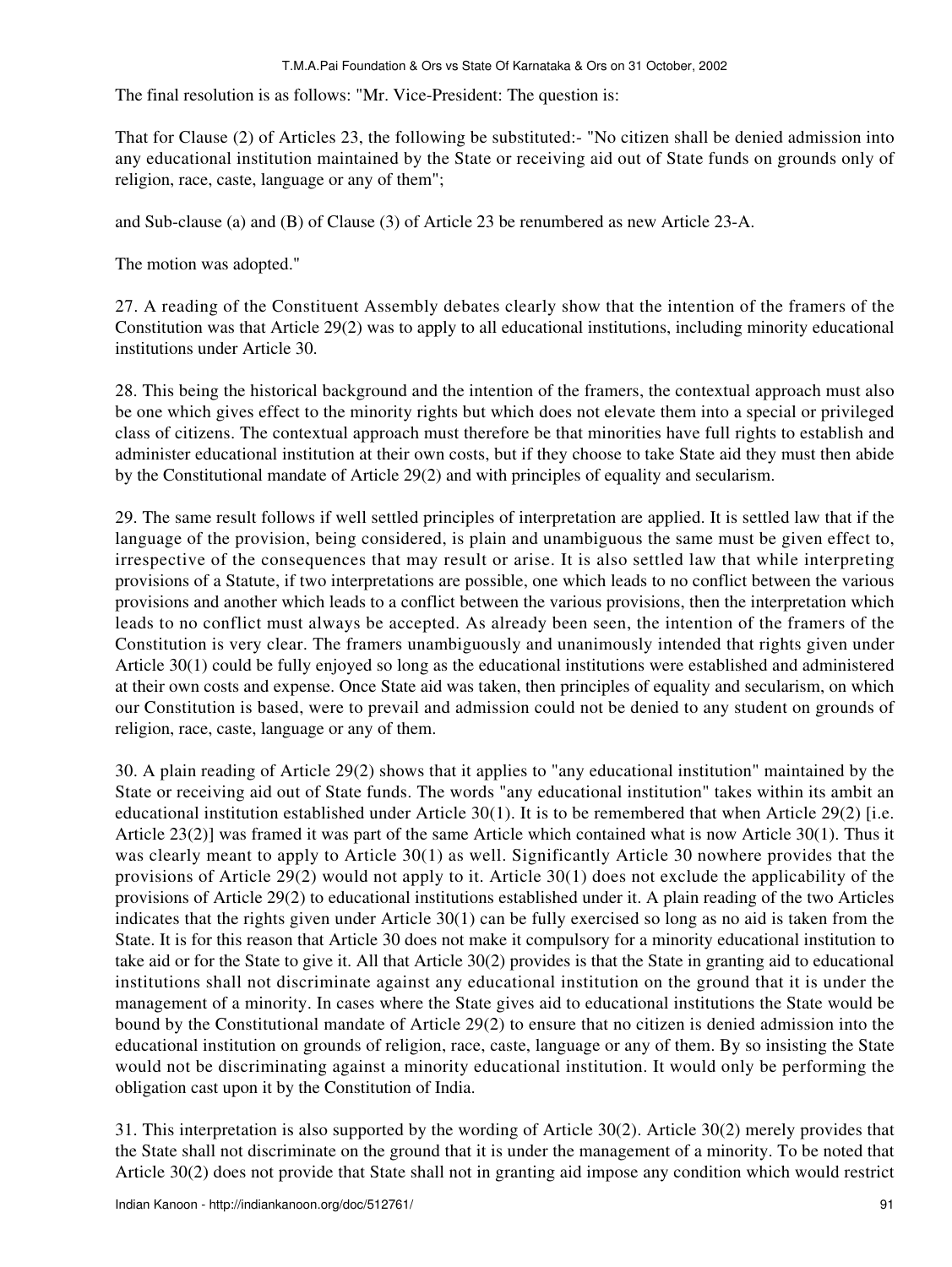The final resolution is as follows: "Mr. Vice-President: The question is:

That for Clause (2) of Articles 23, the following be substituted:- "No citizen shall be denied admission into any educational institution maintained by the State or receiving aid out of State funds on grounds only of religion, race, caste, language or any of them";

and Sub-clause (a) and (B) of Clause (3) of Article 23 be renumbered as new Article 23-A.

The motion was adopted."

27. A reading of the Constituent Assembly debates clearly show that the intention of the framers of the Constitution was that Article 29(2) was to apply to all educational institutions, including minority educational institutions under Article 30.

28. This being the historical background and the intention of the framers, the contextual approach must also be one which gives effect to the minority rights but which does not elevate them into a special or privileged class of citizens. The contextual approach must therefore be that minorities have full rights to establish and administer educational institution at their own costs, but if they choose to take State aid they must then abide by the Constitutional mandate of Article 29(2) and with principles of equality and secularism.

29. The same result follows if well settled principles of interpretation are applied. It is settled law that if the language of the provision, being considered, is plain and unambiguous the same must be given effect to, irrespective of the consequences that may result or arise. It is also settled law that while interpreting provisions of a Statute, if two interpretations are possible, one which leads to no conflict between the various provisions and another which leads to a conflict between the various provisions, then the interpretation which leads to no conflict must always be accepted. As already been seen, the intention of the framers of the Constitution is very clear. The framers unambiguously and unanimously intended that rights given under Article 30(1) could be fully enjoyed so long as the educational institutions were established and administered at their own costs and expense. Once State aid was taken, then principles of equality and secularism, on which our Constitution is based, were to prevail and admission could not be denied to any student on grounds of religion, race, caste, language or any of them.

30. A plain reading of Article 29(2) shows that it applies to "any educational institution" maintained by the State or receiving aid out of State funds. The words "any educational institution" takes within its ambit an educational institution established under Article 30(1). It is to be remembered that when Article 29(2) [i.e. Article 23(2)] was framed it was part of the same Article which contained what is now Article 30(1). Thus it was clearly meant to apply to Article 30(1) as well. Significantly Article 30 nowhere provides that the provisions of Article 29(2) would not apply to it. Article 30(1) does not exclude the applicability of the provisions of Article 29(2) to educational institutions established under it. A plain reading of the two Articles indicates that the rights given under Article 30(1) can be fully exercised so long as no aid is taken from the State. It is for this reason that Article 30 does not make it compulsory for a minority educational institution to take aid or for the State to give it. All that Article 30(2) provides is that the State in granting aid to educational institutions shall not discriminate against any educational institution on the ground that it is under the management of a minority. In cases where the State gives aid to educational institutions the State would be bound by the Constitutional mandate of Article 29(2) to ensure that no citizen is denied admission into the educational institution on grounds of religion, race, caste, language or any of them. By so insisting the State would not be discriminating against a minority educational institution. It would only be performing the obligation cast upon it by the Constitution of India.

31. This interpretation is also supported by the wording of Article 30(2). Article 30(2) merely provides that the State shall not discriminate on the ground that it is under the management of a minority. To be noted that Article 30(2) does not provide that State shall not in granting aid impose any condition which would restrict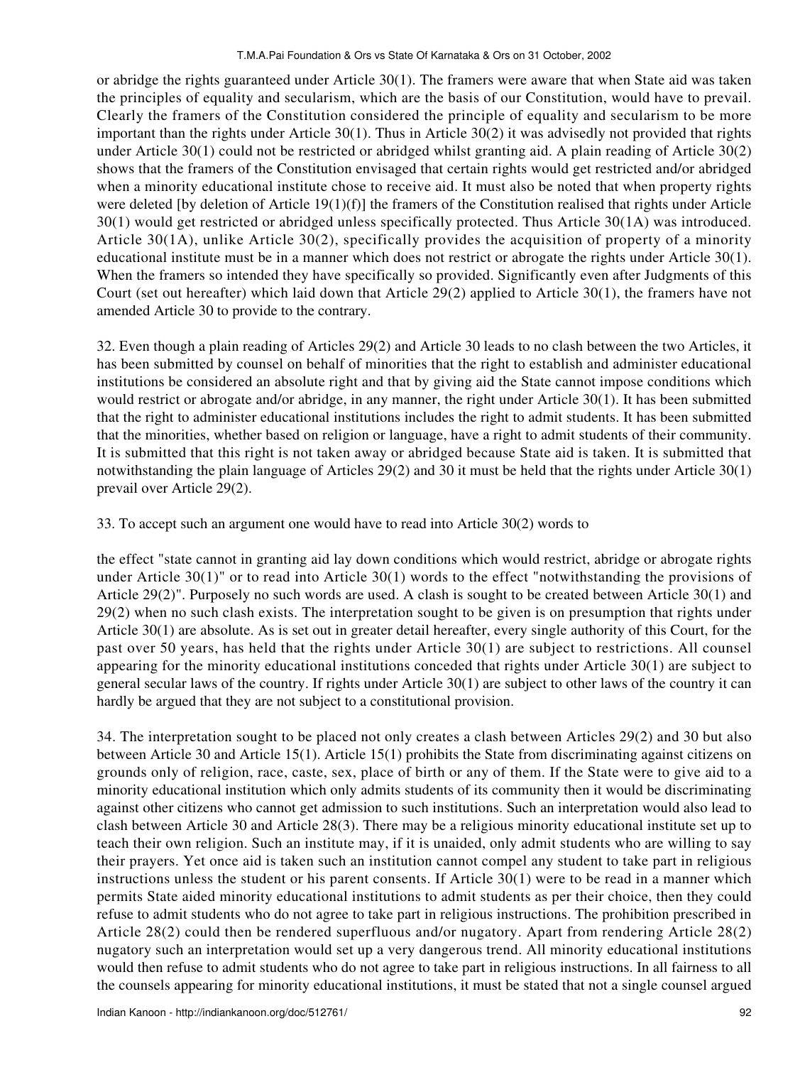or abridge the rights guaranteed under Article 30(1). The framers were aware that when State aid was taken the principles of equality and secularism, which are the basis of our Constitution, would have to prevail. Clearly the framers of the Constitution considered the principle of equality and secularism to be more important than the rights under Article 30(1). Thus in Article 30(2) it was advisedly not provided that rights under Article 30(1) could not be restricted or abridged whilst granting aid. A plain reading of Article 30(2) shows that the framers of the Constitution envisaged that certain rights would get restricted and/or abridged when a minority educational institute chose to receive aid. It must also be noted that when property rights were deleted [by deletion of Article 19(1)(f)] the framers of the Constitution realised that rights under Article 30(1) would get restricted or abridged unless specifically protected. Thus Article 30(1A) was introduced. Article 30(1A), unlike Article 30(2), specifically provides the acquisition of property of a minority educational institute must be in a manner which does not restrict or abrogate the rights under Article 30(1). When the framers so intended they have specifically so provided. Significantly even after Judgments of this Court (set out hereafter) which laid down that Article 29(2) applied to Article 30(1), the framers have not amended Article 30 to provide to the contrary.

32. Even though a plain reading of Articles 29(2) and Article 30 leads to no clash between the two Articles, it has been submitted by counsel on behalf of minorities that the right to establish and administer educational institutions be considered an absolute right and that by giving aid the State cannot impose conditions which would restrict or abrogate and/or abridge, in any manner, the right under Article 30(1). It has been submitted that the right to administer educational institutions includes the right to admit students. It has been submitted that the minorities, whether based on religion or language, have a right to admit students of their community. It is submitted that this right is not taken away or abridged because State aid is taken. It is submitted that notwithstanding the plain language of Articles 29(2) and 30 it must be held that the rights under Article 30(1) prevail over Article 29(2).

33. To accept such an argument one would have to read into Article 30(2) words to

the effect "state cannot in granting aid lay down conditions which would restrict, abridge or abrogate rights under Article 30(1)" or to read into Article 30(1) words to the effect "notwithstanding the provisions of Article 29(2)". Purposely no such words are used. A clash is sought to be created between Article 30(1) and 29(2) when no such clash exists. The interpretation sought to be given is on presumption that rights under Article 30(1) are absolute. As is set out in greater detail hereafter, every single authority of this Court, for the past over 50 years, has held that the rights under Article 30(1) are subject to restrictions. All counsel appearing for the minority educational institutions conceded that rights under Article 30(1) are subject to general secular laws of the country. If rights under Article 30(1) are subject to other laws of the country it can hardly be argued that they are not subject to a constitutional provision.

34. The interpretation sought to be placed not only creates a clash between Articles 29(2) and 30 but also between Article 30 and Article 15(1). Article 15(1) prohibits the State from discriminating against citizens on grounds only of religion, race, caste, sex, place of birth or any of them. If the State were to give aid to a minority educational institution which only admits students of its community then it would be discriminating against other citizens who cannot get admission to such institutions. Such an interpretation would also lead to clash between Article 30 and Article 28(3). There may be a religious minority educational institute set up to teach their own religion. Such an institute may, if it is unaided, only admit students who are willing to say their prayers. Yet once aid is taken such an institution cannot compel any student to take part in religious instructions unless the student or his parent consents. If Article 30(1) were to be read in a manner which permits State aided minority educational institutions to admit students as per their choice, then they could refuse to admit students who do not agree to take part in religious instructions. The prohibition prescribed in Article 28(2) could then be rendered superfluous and/or nugatory. Apart from rendering Article 28(2) nugatory such an interpretation would set up a very dangerous trend. All minority educational institutions would then refuse to admit students who do not agree to take part in religious instructions. In all fairness to all the counsels appearing for minority educational institutions, it must be stated that not a single counsel argued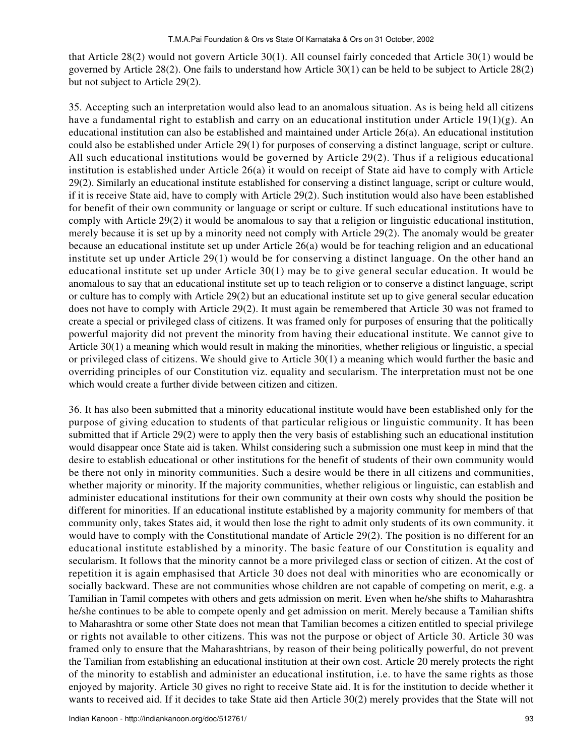that Article 28(2) would not govern Article 30(1). All counsel fairly conceded that Article 30(1) would be governed by Article 28(2). One fails to understand how Article 30(1) can be held to be subject to Article 28(2) but not subject to Article 29(2).

35. Accepting such an interpretation would also lead to an anomalous situation. As is being held all citizens have a fundamental right to establish and carry on an educational institution under Article 19(1)(g). An educational institution can also be established and maintained under Article 26(a). An educational institution could also be established under Article 29(1) for purposes of conserving a distinct language, script or culture. All such educational institutions would be governed by Article 29(2). Thus if a religious educational institution is established under Article 26(a) it would on receipt of State aid have to comply with Article 29(2). Similarly an educational institute established for conserving a distinct language, script or culture would, if it is receive State aid, have to comply with Article 29(2). Such institution would also have been established for benefit of their own community or language or script or culture. If such educational institutions have to comply with Article 29(2) it would be anomalous to say that a religion or linguistic educational institution, merely because it is set up by a minority need not comply with Article 29(2). The anomaly would be greater because an educational institute set up under Article 26(a) would be for teaching religion and an educational institute set up under Article 29(1) would be for conserving a distinct language. On the other hand an educational institute set up under Article 30(1) may be to give general secular education. It would be anomalous to say that an educational institute set up to teach religion or to conserve a distinct language, script or culture has to comply with Article 29(2) but an educational institute set up to give general secular education does not have to comply with Article 29(2). It must again be remembered that Article 30 was not framed to create a special or privileged class of citizens. It was framed only for purposes of ensuring that the politically powerful majority did not prevent the minority from having their educational institute. We cannot give to Article 30(1) a meaning which would result in making the minorities, whether religious or linguistic, a special or privileged class of citizens. We should give to Article 30(1) a meaning which would further the basic and overriding principles of our Constitution viz. equality and secularism. The interpretation must not be one which would create a further divide between citizen and citizen.

36. It has also been submitted that a minority educational institute would have been established only for the purpose of giving education to students of that particular religious or linguistic community. It has been submitted that if Article 29(2) were to apply then the very basis of establishing such an educational institution would disappear once State aid is taken. Whilst considering such a submission one must keep in mind that the desire to establish educational or other institutions for the benefit of students of their own community would be there not only in minority communities. Such a desire would be there in all citizens and communities, whether majority or minority. If the majority communities, whether religious or linguistic, can establish and administer educational institutions for their own community at their own costs why should the position be different for minorities. If an educational institute established by a majority community for members of that community only, takes States aid, it would then lose the right to admit only students of its own community. it would have to comply with the Constitutional mandate of Article 29(2). The position is no different for an educational institute established by a minority. The basic feature of our Constitution is equality and secularism. It follows that the minority cannot be a more privileged class or section of citizen. At the cost of repetition it is again emphasised that Article 30 does not deal with minorities who are economically or socially backward. These are not communities whose children are not capable of competing on merit, e.g. a Tamilian in Tamil competes with others and gets admission on merit. Even when he/she shifts to Maharashtra he/she continues to be able to compete openly and get admission on merit. Merely because a Tamilian shifts to Maharashtra or some other State does not mean that Tamilian becomes a citizen entitled to special privilege or rights not available to other citizens. This was not the purpose or object of Article 30. Article 30 was framed only to ensure that the Maharashtrians, by reason of their being politically powerful, do not prevent the Tamilian from establishing an educational institution at their own cost. Article 20 merely protects the right of the minority to establish and administer an educational institution, i.e. to have the same rights as those enjoyed by majority. Article 30 gives no right to receive State aid. It is for the institution to decide whether it wants to received aid. If it decides to take State aid then Article 30(2) merely provides that the State will not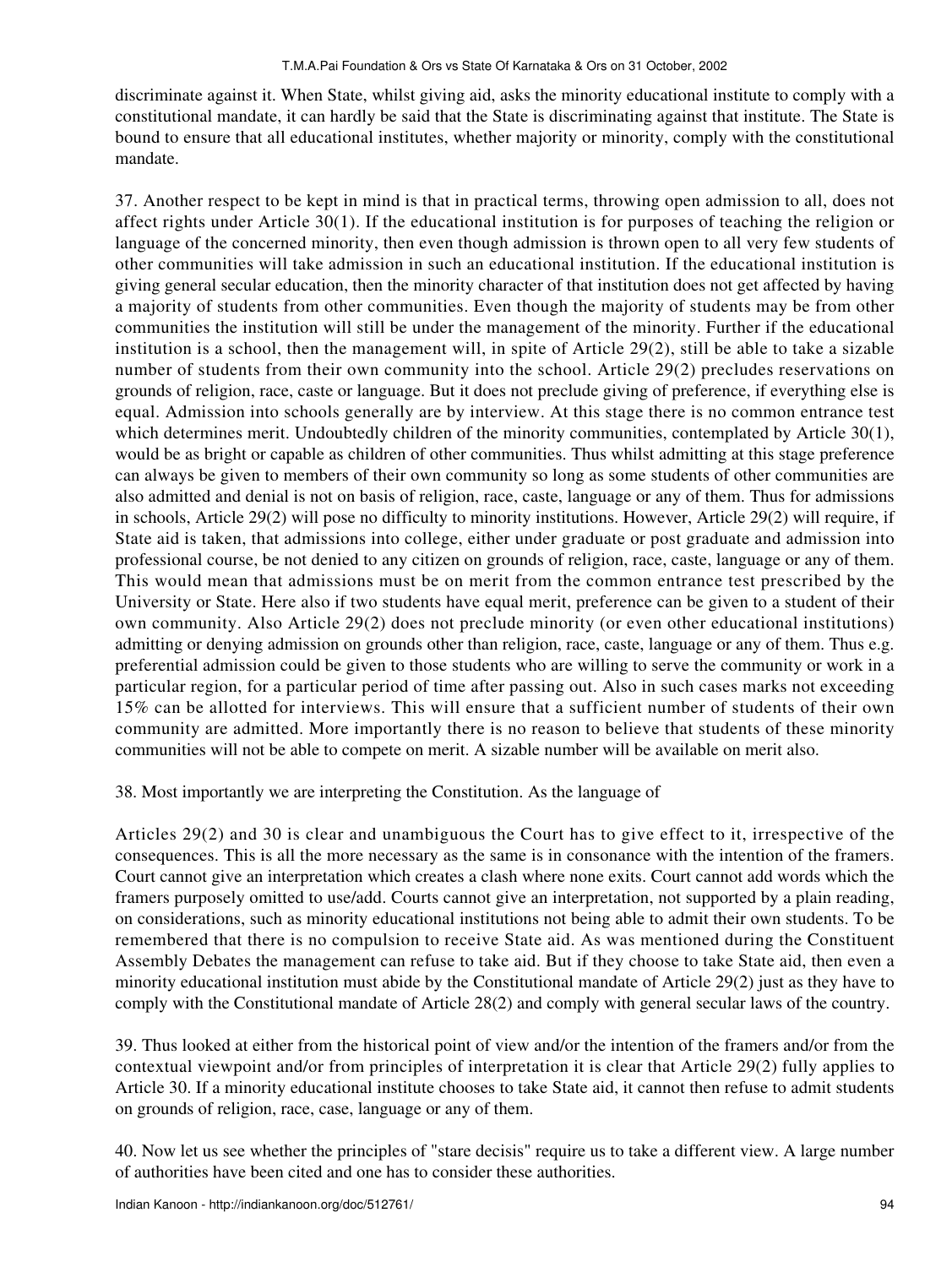discriminate against it. When State, whilst giving aid, asks the minority educational institute to comply with a constitutional mandate, it can hardly be said that the State is discriminating against that institute. The State is bound to ensure that all educational institutes, whether majority or minority, comply with the constitutional mandate.

37. Another respect to be kept in mind is that in practical terms, throwing open admission to all, does not affect rights under Article 30(1). If the educational institution is for purposes of teaching the religion or language of the concerned minority, then even though admission is thrown open to all very few students of other communities will take admission in such an educational institution. If the educational institution is giving general secular education, then the minority character of that institution does not get affected by having a majority of students from other communities. Even though the majority of students may be from other communities the institution will still be under the management of the minority. Further if the educational institution is a school, then the management will, in spite of Article 29(2), still be able to take a sizable number of students from their own community into the school. Article 29(2) precludes reservations on grounds of religion, race, caste or language. But it does not preclude giving of preference, if everything else is equal. Admission into schools generally are by interview. At this stage there is no common entrance test which determines merit. Undoubtedly children of the minority communities, contemplated by Article 30(1), would be as bright or capable as children of other communities. Thus whilst admitting at this stage preference can always be given to members of their own community so long as some students of other communities are also admitted and denial is not on basis of religion, race, caste, language or any of them. Thus for admissions in schools, Article 29(2) will pose no difficulty to minority institutions. However, Article 29(2) will require, if State aid is taken, that admissions into college, either under graduate or post graduate and admission into professional course, be not denied to any citizen on grounds of religion, race, caste, language or any of them. This would mean that admissions must be on merit from the common entrance test prescribed by the University or State. Here also if two students have equal merit, preference can be given to a student of their own community. Also Article 29(2) does not preclude minority (or even other educational institutions) admitting or denying admission on grounds other than religion, race, caste, language or any of them. Thus e.g. preferential admission could be given to those students who are willing to serve the community or work in a particular region, for a particular period of time after passing out. Also in such cases marks not exceeding 15% can be allotted for interviews. This will ensure that a sufficient number of students of their own community are admitted. More importantly there is no reason to believe that students of these minority communities will not be able to compete on merit. A sizable number will be available on merit also.

38. Most importantly we are interpreting the Constitution. As the language of

Articles 29(2) and 30 is clear and unambiguous the Court has to give effect to it, irrespective of the consequences. This is all the more necessary as the same is in consonance with the intention of the framers. Court cannot give an interpretation which creates a clash where none exits. Court cannot add words which the framers purposely omitted to use/add. Courts cannot give an interpretation, not supported by a plain reading, on considerations, such as minority educational institutions not being able to admit their own students. To be remembered that there is no compulsion to receive State aid. As was mentioned during the Constituent Assembly Debates the management can refuse to take aid. But if they choose to take State aid, then even a minority educational institution must abide by the Constitutional mandate of Article 29(2) just as they have to comply with the Constitutional mandate of Article 28(2) and comply with general secular laws of the country.

39. Thus looked at either from the historical point of view and/or the intention of the framers and/or from the contextual viewpoint and/or from principles of interpretation it is clear that Article 29(2) fully applies to Article 30. If a minority educational institute chooses to take State aid, it cannot then refuse to admit students on grounds of religion, race, case, language or any of them.

40. Now let us see whether the principles of "stare decisis" require us to take a different view. A large number of authorities have been cited and one has to consider these authorities.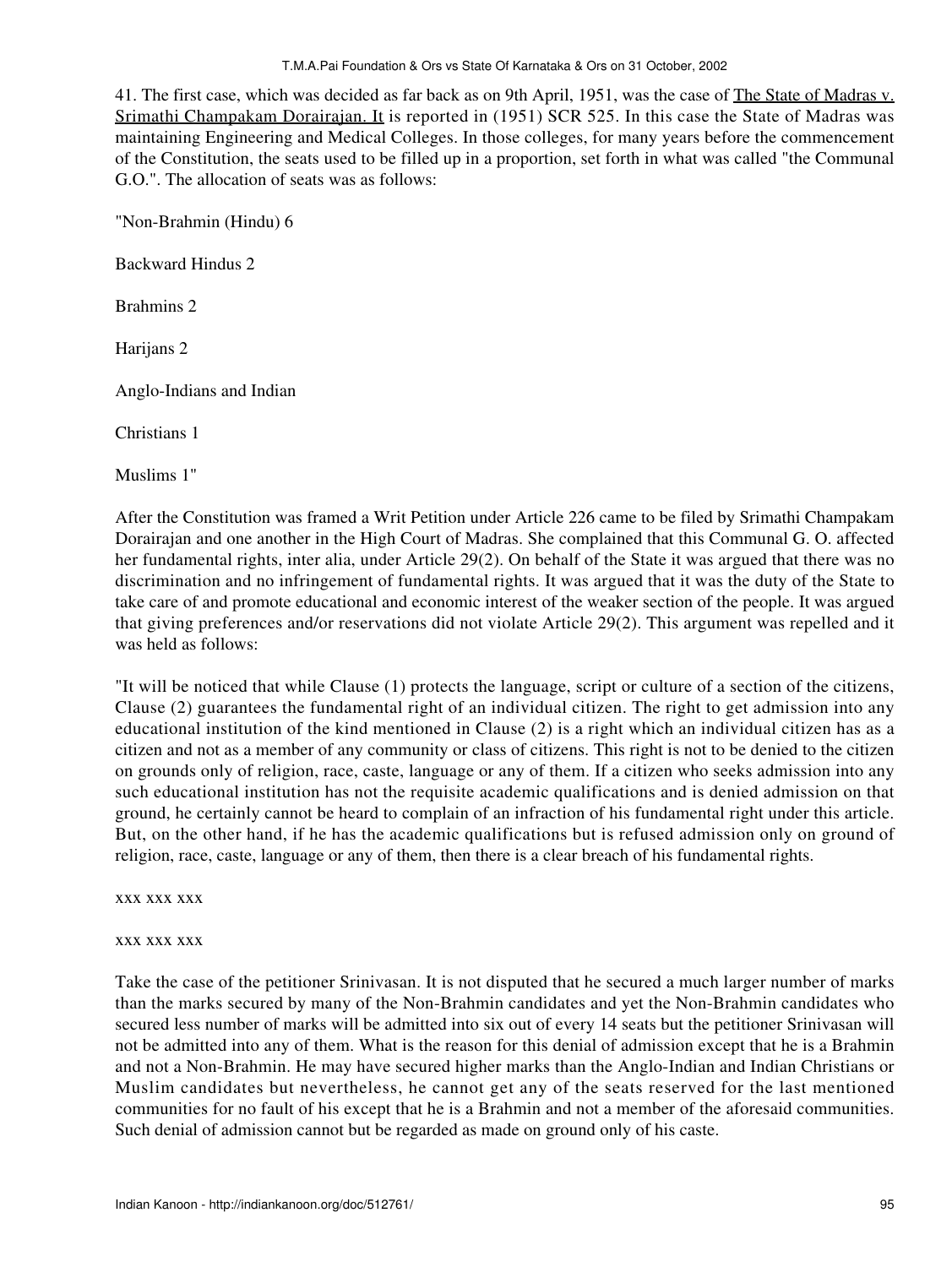41. The first case, which was decided as far back as on 9th April, 1951, was the case of The State of Madras v. Srimathi Champakam Dorairajan. It is reported in (1951) SCR 525. In this case the State of Madras was maintaining Engineering and Medical Colleges. In those colleges, for many years before the commencement of the Constitution, the seats used to be filled up in a proportion, set forth in what was called "the Communal G.O.". The allocation of seats was as follows:

"Non-Brahmin (Hindu) 6

Backward Hindus 2

Brahmins 2

Harijans 2

Anglo-Indians and Indian

Christians 1

Muslims 1"

After the Constitution was framed a Writ Petition under Article 226 came to be filed by Srimathi Champakam Dorairajan and one another in the High Court of Madras. She complained that this Communal G. O. affected her fundamental rights, inter alia, under Article 29(2). On behalf of the State it was argued that there was no discrimination and no infringement of fundamental rights. It was argued that it was the duty of the State to take care of and promote educational and economic interest of the weaker section of the people. It was argued that giving preferences and/or reservations did not violate Article 29(2). This argument was repelled and it was held as follows:

"It will be noticed that while Clause (1) protects the language, script or culture of a section of the citizens, Clause (2) guarantees the fundamental right of an individual citizen. The right to get admission into any educational institution of the kind mentioned in Clause (2) is a right which an individual citizen has as a citizen and not as a member of any community or class of citizens. This right is not to be denied to the citizen on grounds only of religion, race, caste, language or any of them. If a citizen who seeks admission into any such educational institution has not the requisite academic qualifications and is denied admission on that ground, he certainly cannot be heard to complain of an infraction of his fundamental right under this article. But, on the other hand, if he has the academic qualifications but is refused admission only on ground of religion, race, caste, language or any of them, then there is a clear breach of his fundamental rights.

xxx xxx xxx

xxx xxx xxx

Take the case of the petitioner Srinivasan. It is not disputed that he secured a much larger number of marks than the marks secured by many of the Non-Brahmin candidates and yet the Non-Brahmin candidates who secured less number of marks will be admitted into six out of every 14 seats but the petitioner Srinivasan will not be admitted into any of them. What is the reason for this denial of admission except that he is a Brahmin and not a Non-Brahmin. He may have secured higher marks than the Anglo-Indian and Indian Christians or Muslim candidates but nevertheless, he cannot get any of the seats reserved for the last mentioned communities for no fault of his except that he is a Brahmin and not a member of the aforesaid communities. Such denial of admission cannot but be regarded as made on ground only of his caste.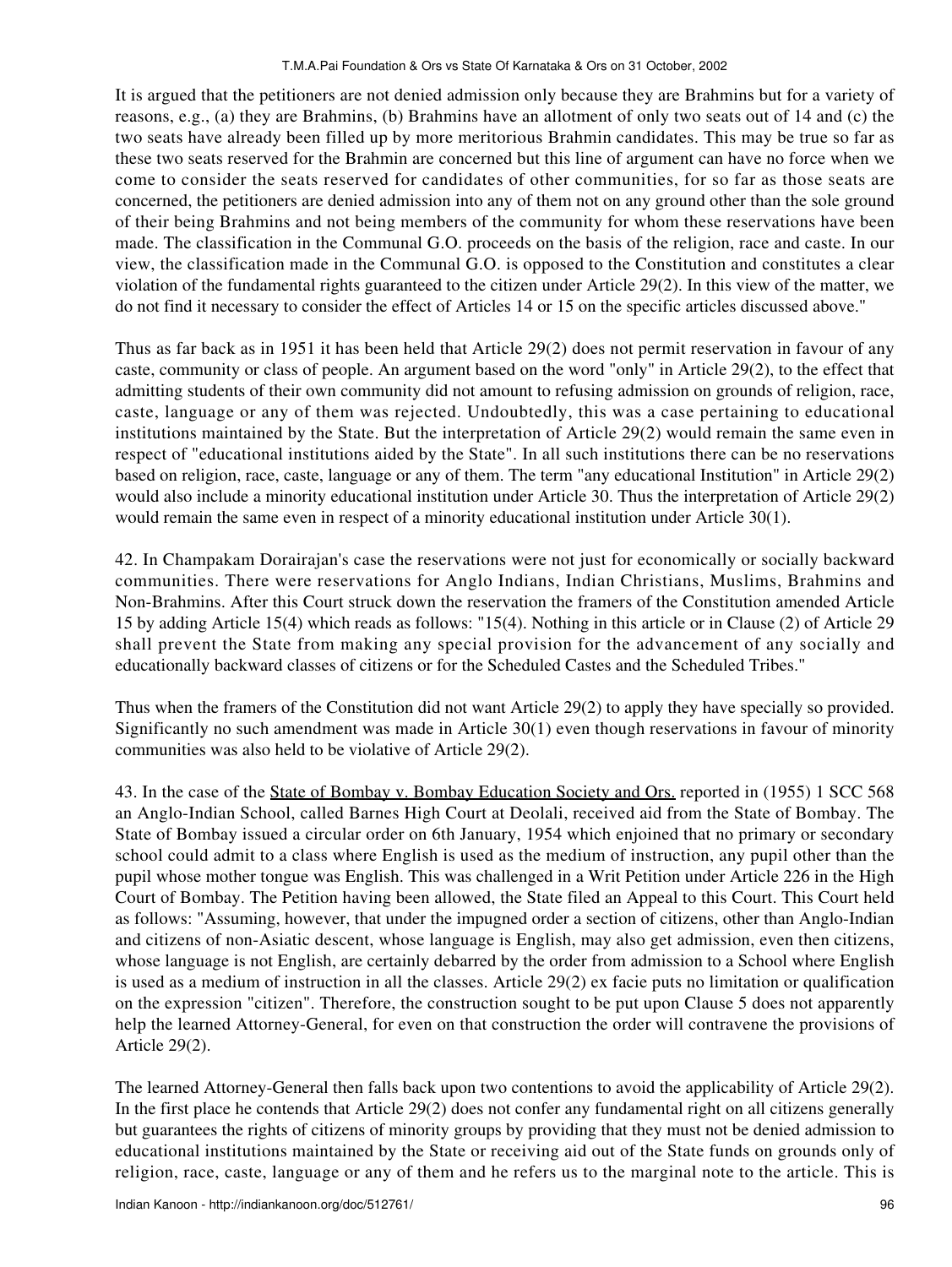It is argued that the petitioners are not denied admission only because they are Brahmins but for a variety of reasons, e.g., (a) they are Brahmins, (b) Brahmins have an allotment of only two seats out of 14 and (c) the two seats have already been filled up by more meritorious Brahmin candidates. This may be true so far as these two seats reserved for the Brahmin are concerned but this line of argument can have no force when we come to consider the seats reserved for candidates of other communities, for so far as those seats are concerned, the petitioners are denied admission into any of them not on any ground other than the sole ground of their being Brahmins and not being members of the community for whom these reservations have been made. The classification in the Communal G.O. proceeds on the basis of the religion, race and caste. In our view, the classification made in the Communal G.O. is opposed to the Constitution and constitutes a clear violation of the fundamental rights guaranteed to the citizen under Article 29(2). In this view of the matter, we do not find it necessary to consider the effect of Articles 14 or 15 on the specific articles discussed above."

Thus as far back as in 1951 it has been held that Article 29(2) does not permit reservation in favour of any caste, community or class of people. An argument based on the word "only" in Article 29(2), to the effect that admitting students of their own community did not amount to refusing admission on grounds of religion, race, caste, language or any of them was rejected. Undoubtedly, this was a case pertaining to educational institutions maintained by the State. But the interpretation of Article 29(2) would remain the same even in respect of "educational institutions aided by the State". In all such institutions there can be no reservations based on religion, race, caste, language or any of them. The term "any educational Institution" in Article 29(2) would also include a minority educational institution under Article 30. Thus the interpretation of Article 29(2) would remain the same even in respect of a minority educational institution under Article 30(1).

42. In Champakam Dorairajan's case the reservations were not just for economically or socially backward communities. There were reservations for Anglo Indians, Indian Christians, Muslims, Brahmins and Non-Brahmins. After this Court struck down the reservation the framers of the Constitution amended Article 15 by adding Article 15(4) which reads as follows: "15(4). Nothing in this article or in Clause (2) of Article 29 shall prevent the State from making any special provision for the advancement of any socially and educationally backward classes of citizens or for the Scheduled Castes and the Scheduled Tribes."

Thus when the framers of the Constitution did not want Article 29(2) to apply they have specially so provided. Significantly no such amendment was made in Article 30(1) even though reservations in favour of minority communities was also held to be violative of Article 29(2).

43. In the case of the State of Bombay v. Bombay Education Society and Ors. reported in (1955) 1 SCC 568 an Anglo-Indian School, called Barnes High Court at Deolali, received aid from the State of Bombay. The State of Bombay issued a circular order on 6th January, 1954 which enjoined that no primary or secondary school could admit to a class where English is used as the medium of instruction, any pupil other than the pupil whose mother tongue was English. This was challenged in a Writ Petition under Article 226 in the High Court of Bombay. The Petition having been allowed, the State filed an Appeal to this Court. This Court held as follows: "Assuming, however, that under the impugned order a section of citizens, other than Anglo-Indian and citizens of non-Asiatic descent, whose language is English, may also get admission, even then citizens, whose language is not English, are certainly debarred by the order from admission to a School where English is used as a medium of instruction in all the classes. Article 29(2) ex facie puts no limitation or qualification on the expression "citizen". Therefore, the construction sought to be put upon Clause 5 does not apparently help the learned Attorney-General, for even on that construction the order will contravene the provisions of Article 29(2).

The learned Attorney-General then falls back upon two contentions to avoid the applicability of Article 29(2). In the first place he contends that Article 29(2) does not confer any fundamental right on all citizens generally but guarantees the rights of citizens of minority groups by providing that they must not be denied admission to educational institutions maintained by the State or receiving aid out of the State funds on grounds only of religion, race, caste, language or any of them and he refers us to the marginal note to the article. This is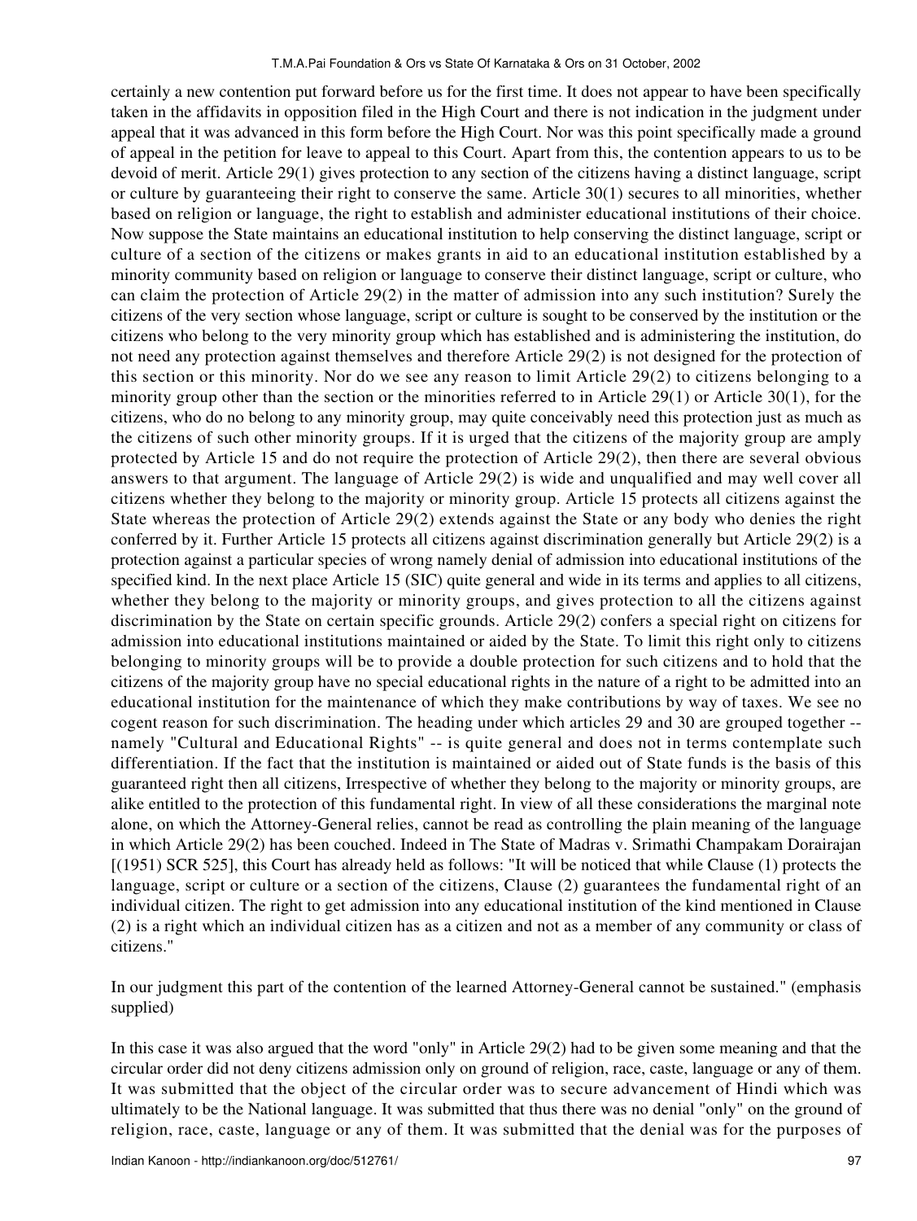certainly a new contention put forward before us for the first time. It does not appear to have been specifically taken in the affidavits in opposition filed in the High Court and there is not indication in the judgment under appeal that it was advanced in this form before the High Court. Nor was this point specifically made a ground of appeal in the petition for leave to appeal to this Court. Apart from this, the contention appears to us to be devoid of merit. Article 29(1) gives protection to any section of the citizens having a distinct language, script or culture by guaranteeing their right to conserve the same. Article 30(1) secures to all minorities, whether based on religion or language, the right to establish and administer educational institutions of their choice. Now suppose the State maintains an educational institution to help conserving the distinct language, script or culture of a section of the citizens or makes grants in aid to an educational institution established by a minority community based on religion or language to conserve their distinct language, script or culture, who can claim the protection of Article 29(2) in the matter of admission into any such institution? Surely the citizens of the very section whose language, script or culture is sought to be conserved by the institution or the citizens who belong to the very minority group which has established and is administering the institution, do not need any protection against themselves and therefore Article 29(2) is not designed for the protection of this section or this minority. Nor do we see any reason to limit Article 29(2) to citizens belonging to a minority group other than the section or the minorities referred to in Article 29(1) or Article 30(1), for the citizens, who do no belong to any minority group, may quite conceivably need this protection just as much as the citizens of such other minority groups. If it is urged that the citizens of the majority group are amply protected by Article 15 and do not require the protection of Article 29(2), then there are several obvious answers to that argument. The language of Article 29(2) is wide and unqualified and may well cover all citizens whether they belong to the majority or minority group. Article 15 protects all citizens against the State whereas the protection of Article 29(2) extends against the State or any body who denies the right conferred by it. Further Article 15 protects all citizens against discrimination generally but Article 29(2) is a protection against a particular species of wrong namely denial of admission into educational institutions of the specified kind. In the next place Article 15 (SIC) quite general and wide in its terms and applies to all citizens, whether they belong to the majority or minority groups, and gives protection to all the citizens against discrimination by the State on certain specific grounds. Article 29(2) confers a special right on citizens for admission into educational institutions maintained or aided by the State. To limit this right only to citizens belonging to minority groups will be to provide a double protection for such citizens and to hold that the citizens of the majority group have no special educational rights in the nature of a right to be admitted into an educational institution for the maintenance of which they make contributions by way of taxes. We see no cogent reason for such discrimination. The heading under which articles 29 and 30 are grouped together -- namely "Cultural and Educational Rights" -- is quite general and does not in terms contemplate such differentiation. If the fact that the institution is maintained or aided out of State funds is the basis of this guaranteed right then all citizens, Irrespective of whether they belong to the majority or minority groups, are alike entitled to the protection of this fundamental right. In view of all these considerations the marginal note alone, on which the Attorney-General relies, cannot be read as controlling the plain meaning of the language in which Article 29(2) has been couched. Indeed in The State of Madras v. Srimathi Champakam Dorairajan [(1951) SCR 525], this Court has already held as follows: "It will be noticed that while Clause (1) protects the language, script or culture or a section of the citizens, Clause (2) guarantees the fundamental right of an individual citizen. The right to get admission into any educational institution of the kind mentioned in Clause (2) is a right which an individual citizen has as a citizen and not as a member of any community or class of citizens."

In our judgment this part of the contention of the learned Attorney-General cannot be sustained." (emphasis supplied)

In this case it was also argued that the word "only" in Article 29(2) had to be given some meaning and that the circular order did not deny citizens admission only on ground of religion, race, caste, language or any of them. It was submitted that the object of the circular order was to secure advancement of Hindi which was ultimately to be the National language. It was submitted that thus there was no denial "only" on the ground of religion, race, caste, language or any of them. It was submitted that the denial was for the purposes of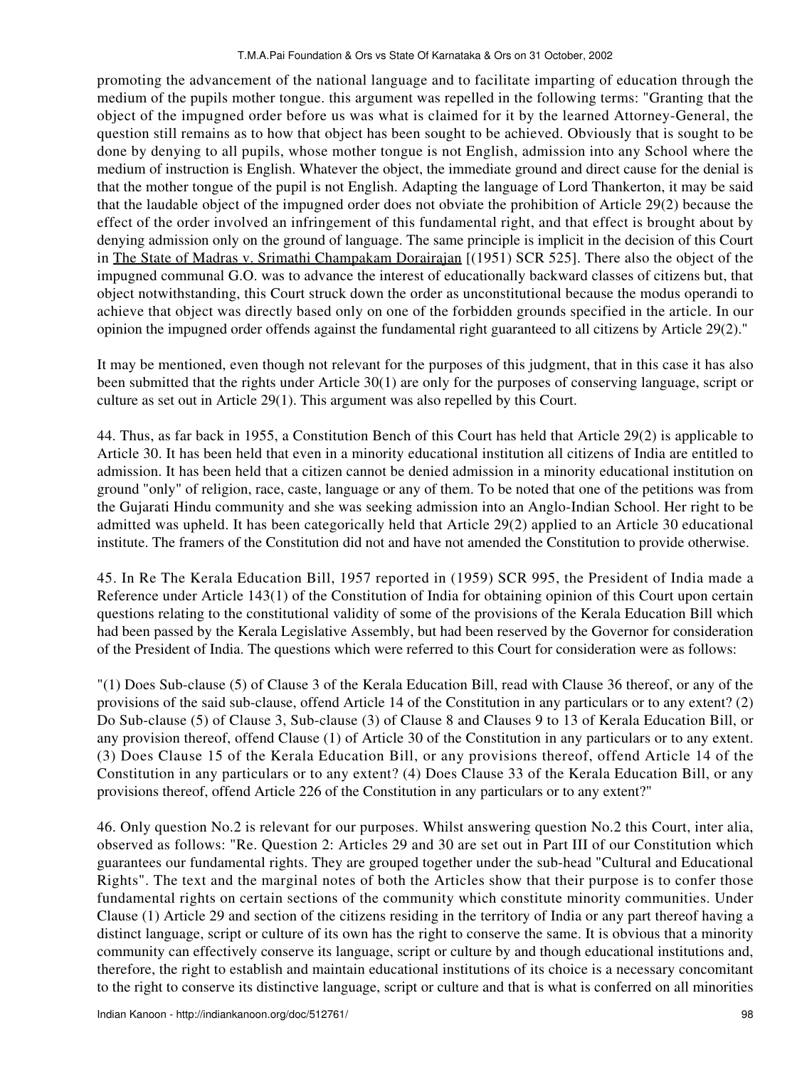promoting the advancement of the national language and to facilitate imparting of education through the medium of the pupils mother tongue. this argument was repelled in the following terms: "Granting that the object of the impugned order before us was what is claimed for it by the learned Attorney-General, the question still remains as to how that object has been sought to be achieved. Obviously that is sought to be done by denying to all pupils, whose mother tongue is not English, admission into any School where the medium of instruction is English. Whatever the object, the immediate ground and direct cause for the denial is that the mother tongue of the pupil is not English. Adapting the language of Lord Thankerton, it may be said that the laudable object of the impugned order does not obviate the prohibition of Article 29(2) because the effect of the order involved an infringement of this fundamental right, and that effect is brought about by denying admission only on the ground of language. The same principle is implicit in the decision of this Court in The State of Madras v. Srimathi Champakam Dorairajan [(1951) SCR 525]. There also the object of the impugned communal G.O. was to advance the interest of educationally backward classes of citizens but, that object notwithstanding, this Court struck down the order as unconstitutional because the modus operandi to achieve that object was directly based only on one of the forbidden grounds specified in the article. In our opinion the impugned order offends against the fundamental right guaranteed to all citizens by Article 29(2)."

It may be mentioned, even though not relevant for the purposes of this judgment, that in this case it has also been submitted that the rights under Article 30(1) are only for the purposes of conserving language, script or culture as set out in Article 29(1). This argument was also repelled by this Court.

44. Thus, as far back in 1955, a Constitution Bench of this Court has held that Article 29(2) is applicable to Article 30. It has been held that even in a minority educational institution all citizens of India are entitled to admission. It has been held that a citizen cannot be denied admission in a minority educational institution on ground "only" of religion, race, caste, language or any of them. To be noted that one of the petitions was from the Gujarati Hindu community and she was seeking admission into an Anglo-Indian School. Her right to be admitted was upheld. It has been categorically held that Article 29(2) applied to an Article 30 educational institute. The framers of the Constitution did not and have not amended the Constitution to provide otherwise.

45. In Re The Kerala Education Bill, 1957 reported in (1959) SCR 995, the President of India made a Reference under Article 143(1) of the Constitution of India for obtaining opinion of this Court upon certain questions relating to the constitutional validity of some of the provisions of the Kerala Education Bill which had been passed by the Kerala Legislative Assembly, but had been reserved by the Governor for consideration of the President of India. The questions which were referred to this Court for consideration were as follows:

"(1) Does Sub-clause (5) of Clause 3 of the Kerala Education Bill, read with Clause 36 thereof, or any of the provisions of the said sub-clause, offend Article 14 of the Constitution in any particulars or to any extent? (2) Do Sub-clause (5) of Clause 3, Sub-clause (3) of Clause 8 and Clauses 9 to 13 of Kerala Education Bill, or any provision thereof, offend Clause (1) of Article 30 of the Constitution in any particulars or to any extent. (3) Does Clause 15 of the Kerala Education Bill, or any provisions thereof, offend Article 14 of the Constitution in any particulars or to any extent? (4) Does Clause 33 of the Kerala Education Bill, or any provisions thereof, offend Article 226 of the Constitution in any particulars or to any extent?"

46. Only question No.2 is relevant for our purposes. Whilst answering question No.2 this Court, inter alia, observed as follows: "Re. Question 2: Articles 29 and 30 are set out in Part III of our Constitution which guarantees our fundamental rights. They are grouped together under the sub-head "Cultural and Educational Rights". The text and the marginal notes of both the Articles show that their purpose is to confer those fundamental rights on certain sections of the community which constitute minority communities. Under Clause (1) Article 29 and section of the citizens residing in the territory of India or any part thereof having a distinct language, script or culture of its own has the right to conserve the same. It is obvious that a minority community can effectively conserve its language, script or culture by and though educational institutions and, therefore, the right to establish and maintain educational institutions of its choice is a necessary concomitant to the right to conserve its distinctive language, script or culture and that is what is conferred on all minorities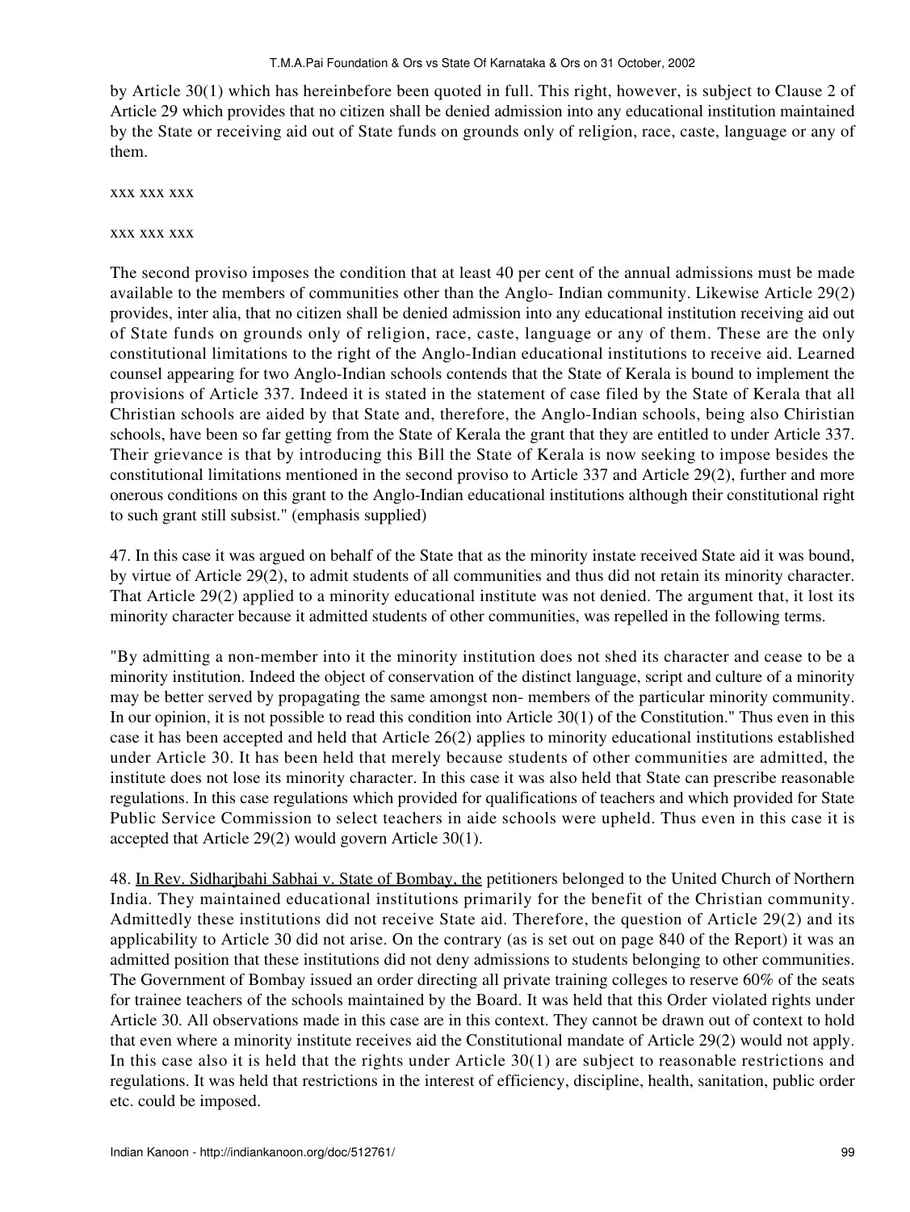by Article 30(1) which has hereinbefore been quoted in full. This right, however, is subject to Clause 2 of Article 29 which provides that no citizen shall be denied admission into any educational institution maintained by the State or receiving aid out of State funds on grounds only of religion, race, caste, language or any of them.

xxx xxx xxx

xxx xxx xxx

The second proviso imposes the condition that at least 40 per cent of the annual admissions must be made available to the members of communities other than the Anglo- Indian community. Likewise Article 29(2) provides, inter alia, that no citizen shall be denied admission into any educational institution receiving aid out of State funds on grounds only of religion, race, caste, language or any of them. These are the only constitutional limitations to the right of the Anglo-Indian educational institutions to receive aid. Learned counsel appearing for two Anglo-Indian schools contends that the State of Kerala is bound to implement the provisions of Article 337. Indeed it is stated in the statement of case filed by the State of Kerala that all Christian schools are aided by that State and, therefore, the Anglo-Indian schools, being also Chiristian schools, have been so far getting from the State of Kerala the grant that they are entitled to under Article 337. Their grievance is that by introducing this Bill the State of Kerala is now seeking to impose besides the constitutional limitations mentioned in the second proviso to Article 337 and Article 29(2), further and more onerous conditions on this grant to the Anglo-Indian educational institutions although their constitutional right to such grant still subsist." (emphasis supplied)

47. In this case it was argued on behalf of the State that as the minority instate received State aid it was bound, by virtue of Article 29(2), to admit students of all communities and thus did not retain its minority character. That Article 29(2) applied to a minority educational institute was not denied. The argument that, it lost its minority character because it admitted students of other communities, was repelled in the following terms.

"By admitting a non-member into it the minority institution does not shed its character and cease to be a minority institution. Indeed the object of conservation of the distinct language, script and culture of a minority may be better served by propagating the same amongst non- members of the particular minority community. In our opinion, it is not possible to read this condition into Article 30(1) of the Constitution." Thus even in this case it has been accepted and held that Article 26(2) applies to minority educational institutions established under Article 30. It has been held that merely because students of other communities are admitted, the institute does not lose its minority character. In this case it was also held that State can prescribe reasonable regulations. In this case regulations which provided for qualifications of teachers and which provided for State Public Service Commission to select teachers in aide schools were upheld. Thus even in this case it is accepted that Article 29(2) would govern Article 30(1).

48. In Rev. Sidharjbahi Sabhai v. State of Bombay, the petitioners belonged to the United Church of Northern India. They maintained educational institutions primarily for the benefit of the Christian community. Admittedly these institutions did not receive State aid. Therefore, the question of Article 29(2) and its applicability to Article 30 did not arise. On the contrary (as is set out on page 840 of the Report) it was an admitted position that these institutions did not deny admissions to students belonging to other communities. The Government of Bombay issued an order directing all private training colleges to reserve 60% of the seats for trainee teachers of the schools maintained by the Board. It was held that this Order violated rights under Article 30. All observations made in this case are in this context. They cannot be drawn out of context to hold that even where a minority institute receives aid the Constitutional mandate of Article 29(2) would not apply. In this case also it is held that the rights under Article 30(1) are subject to reasonable restrictions and regulations. It was held that restrictions in the interest of efficiency, discipline, health, sanitation, public order etc. could be imposed.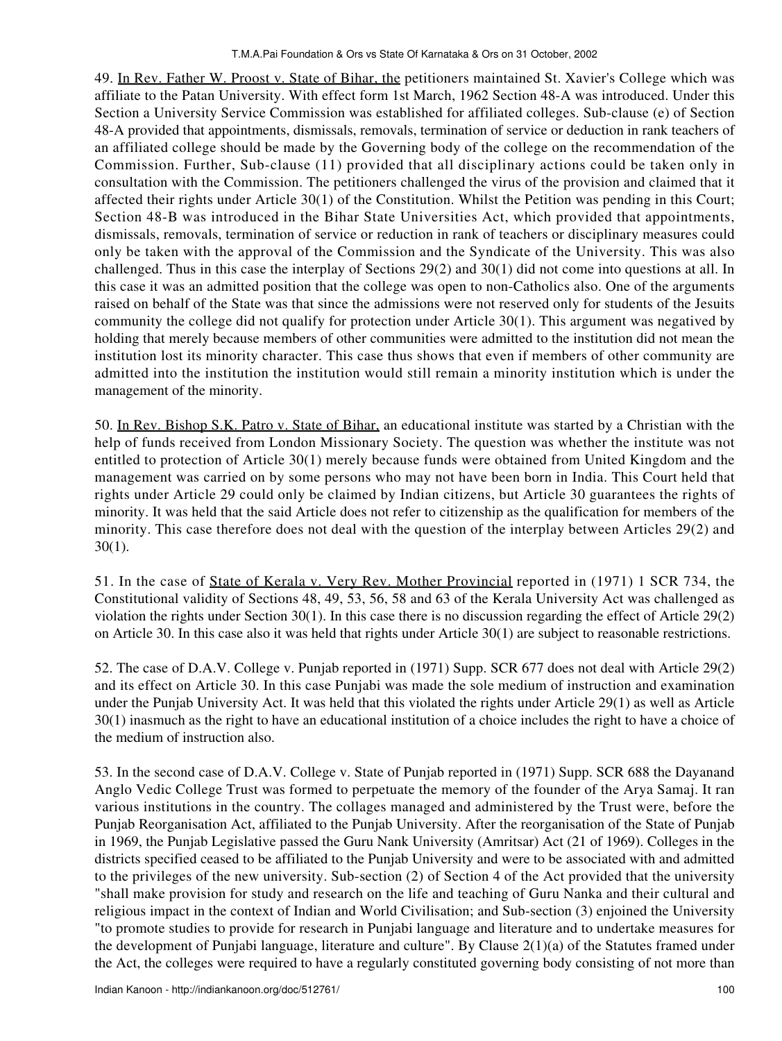49. <u>In Rev. Father W. Proost v. State of Bihar, the</u> petitioners maintained St. Xavier's College which was affiliate to the Patan University. With effect form 1st March, 1962 Section 48-A was introduced. Under this Section a University Service Commission was established for affiliated colleges. Sub-clause (e) of Section 48-A provided that appointments, dismissals, removals, termination of service or deduction in rank teachers of an affiliated college should be made by the Governing body of the college on the recommendation of the Commission. Further, Sub-clause (11) provided that all disciplinary actions could be taken only in consultation with the Commission. The petitioners challenged the virus of the provision and claimed that it affected their rights under Article 30(1) of the Constitution. Whilst the Petition was pending in this Court; Section 48-B was introduced in the Bihar State Universities Act, which provided that appointments, dismissals, removals, termination of service or reduction in rank of teachers or disciplinary measures could only be taken with the approval of the Commission and the Syndicate of the University. This was also challenged. Thus in this case the interplay of Sections 29(2) and 30(1) did not come into questions at all. In this case it was an admitted position that the college was open to non-Catholics also. One of the arguments raised on behalf of the State was that since the admissions were not reserved only for students of the Jesuits community the college did not qualify for protection under Article 30(1). This argument was negatived by holding that merely because members of other communities were admitted to the institution did not mean the institution lost its minority character. This case thus shows that even if members of other community are admitted into the institution the institution would still remain a minority institution which is under the management of the minority.

50. <u>In Rev. Bishop S.K. Patro v. State of Bihar,</u> an educational institute was started by a Christian with the help of funds received from London Missionary Society. The question was whether the institute was not entitled to protection of Article 30(1) merely because funds were obtained from United Kingdom and the management was carried on by some persons who may not have been born in India. This Court held that rights under Article 29 could only be claimed by Indian citizens, but Article 30 guarantees the rights of minority. It was held that the said Article does not refer to citizenship as the qualification for members of the minority. This case therefore does not deal with the question of the interplay between Articles 29(2) and 30(1).

51. In the case of <u>State of Kerala v. Very Rev. Mother Provincial</u> reported in (1971) 1 SCR 734, the Constitutional validity of Sections 48, 49, 53, 56, 58 and 63 of the Kerala University Act was challenged as violation the rights under Section 30(1). In this case there is no discussion regarding the effect of Article 29(2) on Article 30. In this case also it was held that rights under Article 30(1) are subject to reasonable restrictions.

52. The case of D.A.V. College v. Punjab reported in (1971) Supp. SCR 677 does not deal with Article 29(2) and its effect on Article 30. In this case Punjabi was made the sole medium of instruction and examination under the Punjab University Act. It was held that this violated the rights under Article 29(1) as well as Article 30(1) inasmuch as the right to have an educational institution of a choice includes the right to have a choice of the medium of instruction also.

53. In the second case of D.A.V. College v. State of Punjab reported in (1971) Supp. SCR 688 the Dayanand Anglo Vedic College Trust was formed to perpetuate the memory of the founder of the Arya Samaj. It ran various institutions in the country. The collages managed and administered by the Trust were, before the Punjab Reorganisation Act, affiliated to the Punjab University. After the reorganisation of the State of Punjab in 1969, the Punjab Legislative passed the Guru Nank University (Amritsar) Act (21 of 1969). Colleges in the districts specified ceased to be affiliated to the Punjab University and were to be associated with and admitted to the privileges of the new university. Sub-section (2) of Section 4 of the Act provided that the university "shall make provision for study and research on the life and teaching of Guru Nanka and their cultural and religious impact in the context of Indian and World Civilisation; and Sub-section (3) enjoined the University "to promote studies to provide for research in Punjabi language and literature and to undertake measures for the development of Punjabi language, literature and culture". By Clause 2(1)(a) of the Statutes framed under the Act, the colleges were required to have a regularly constituted governing body consisting of not more than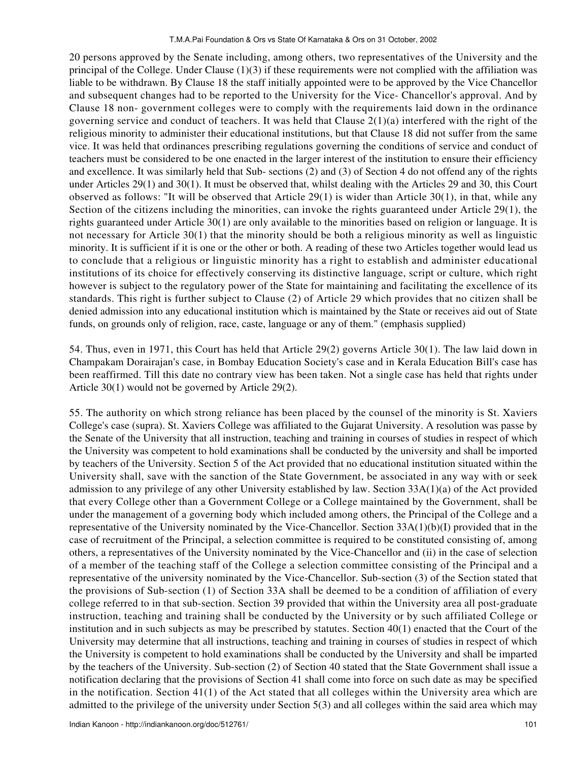20 persons approved by the Senate including, among others, two representatives of the University and the principal of the College. Under Clause (1)(3) if these requirements were not complied with the affiliation was liable to be withdrawn. By Clause 18 the staff initially appointed were to be approved by the Vice Chancellor and subsequent changes had to be reported to the University for the Vice- Chancellor's approval. And by Clause 18 non- government colleges were to comply with the requirements laid down in the ordinance governing service and conduct of teachers. It was held that Clause 2(1)(a) interfered with the right of the religious minority to administer their educational institutions, but that Clause 18 did not suffer from the same vice. It was held that ordinances prescribing regulations governing the conditions of service and conduct of teachers must be considered to be one enacted in the larger interest of the institution to ensure their efficiency and excellence. It was similarly held that Sub- sections (2) and (3) of Section 4 do not offend any of the rights under Articles 29(1) and 30(1). It must be observed that, whilst dealing with the Articles 29 and 30, this Court observed as follows: "It will be observed that Article 29(1) is wider than Article 30(1), in that, while any Section of the citizens including the minorities, can invoke the rights guaranteed under Article 29(1), the rights guaranteed under Article 30(1) are only available to the minorities based on religion or language. It is not necessary for Article 30(1) that the minority should be both a religious minority as well as linguistic minority. It is sufficient if it is one or the other or both. A reading of these two Articles together would lead us to conclude that a religious or linguistic minority has a right to establish and administer educational institutions of its choice for effectively conserving its distinctive language, script or culture, which right however is subject to the regulatory power of the State for maintaining and facilitating the excellence of its standards. This right is further subject to Clause (2) of Article 29 which provides that no citizen shall be denied admission into any educational institution which is maintained by the State or receives aid out of State funds, on grounds only of religion, race, caste, language or any of them." (emphasis supplied)

54. Thus, even in 1971, this Court has held that Article 29(2) governs Article 30(1). The law laid down in Champakam Dorairajan's case, in Bombay Education Society's case and in Kerala Education Bill's case has been reaffirmed. Till this date no contrary view has been taken. Not a single case has held that rights under Article 30(1) would not be governed by Article 29(2).

55. The authority on which strong reliance has been placed by the counsel of the minority is St. Xaviers College's case (supra). St. Xaviers College was affiliated to the Gujarat University. A resolution was passe by the Senate of the University that all instruction, teaching and training in courses of studies in respect of which the University was competent to hold examinations shall be conducted by the university and shall be imported by teachers of the University. Section 5 of the Act provided that no educational institution situated within the University shall, save with the sanction of the State Government, be associated in any way with or seek admission to any privilege of any other University established by law. Section 33A(1)(a) of the Act provided that every College other than a Government College or a College maintained by the Government, shall be under the management of a governing body which included among others, the Principal of the College and a representative of the University nominated by the Vice-Chancellor. Section 33A(1)(b)(I) provided that in the case of recruitment of the Principal, a selection committee is required to be constituted consisting of, among others, a representatives of the University nominated by the Vice-Chancellor and (ii) in the case of selection of a member of the teaching staff of the College a selection committee consisting of the Principal and a representative of the university nominated by the Vice-Chancellor. Sub-section (3) of the Section stated that the provisions of Sub-section (1) of Section 33A shall be deemed to be a condition of affiliation of every college referred to in that sub-section. Section 39 provided that within the University area all post-graduate instruction, teaching and training shall be conducted by the University or by such affiliated College or institution and in such subjects as may be prescribed by statutes. Section 40(1) enacted that the Court of the University may determine that all instructions, teaching and training in courses of studies in respect of which the University is competent to hold examinations shall be conducted by the University and shall be imparted by the teachers of the University. Sub-section (2) of Section 40 stated that the State Government shall issue a notification declaring that the provisions of Section 41 shall come into force on such date as may be specified in the notification. Section 41(1) of the Act stated that all colleges within the University area which are admitted to the privilege of the university under Section 5(3) and all colleges within the said area which may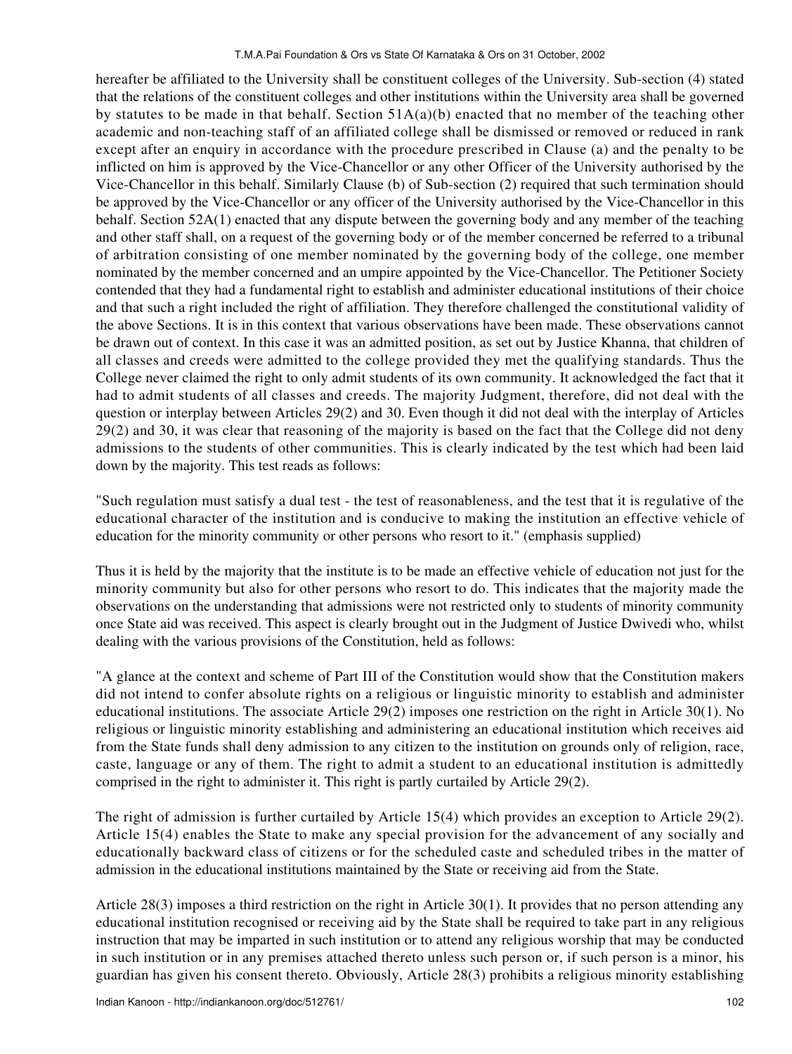hereafter be affiliated to the University shall be constituent colleges of the University. Sub-section (4) stated that the relations of the constituent colleges and other institutions within the University area shall be governed by statutes to be made in that behalf. Section 51A(a)(b) enacted that no member of the teaching other academic and non-teaching staff of an affiliated college shall be dismissed or removed or reduced in rank except after an enquiry in accordance with the procedure prescribed in Clause (a) and the penalty to be inflicted on him is approved by the Vice-Chancellor or any other Officer of the University authorised by the Vice-Chancellor in this behalf. Similarly Clause (b) of Sub-section (2) required that such termination should be approved by the Vice-Chancellor or any officer of the University authorised by the Vice-Chancellor in this behalf. Section 52A(1) enacted that any dispute between the governing body and any member of the teaching and other staff shall, on a request of the governing body or of the member concerned be referred to a tribunal of arbitration consisting of one member nominated by the governing body of the college, one member nominated by the member concerned and an umpire appointed by the Vice-Chancellor. The Petitioner Society contended that they had a fundamental right to establish and administer educational institutions of their choice and that such a right included the right of affiliation. They therefore challenged the constitutional validity of the above Sections. It is in this context that various observations have been made. These observations cannot be drawn out of context. In this case it was an admitted position, as set out by Justice Khanna, that children of all classes and creeds were admitted to the college provided they met the qualifying standards. Thus the College never claimed the right to only admit students of its own community. It acknowledged the fact that it had to admit students of all classes and creeds. The majority Judgment, therefore, did not deal with the question or interplay between Articles 29(2) and 30. Even though it did not deal with the interplay of Articles 29(2) and 30, it was clear that reasoning of the majority is based on the fact that the College did not deny admissions to the students of other communities. This is clearly indicated by the test which had been laid down by the majority. This test reads as follows:

"Such regulation must satisfy a dual test - the test of reasonableness, and the test that it is regulative of the educational character of the institution and is conducive to making the institution an effective vehicle of education for the minority community or other persons who resort to it." (emphasis supplied)

Thus it is held by the majority that the institute is to be made an effective vehicle of education not just for the minority community but also for other persons who resort to do. This indicates that the majority made the observations on the understanding that admissions were not restricted only to students of minority community once State aid was received. This aspect is clearly brought out in the Judgment of Justice Dwivedi who, whilst dealing with the various provisions of the Constitution, held as follows:

"A glance at the context and scheme of Part III of the Constitution would show that the Constitution makers did not intend to confer absolute rights on a religious or linguistic minority to establish and administer educational institutions. The associate Article 29(2) imposes one restriction on the right in Article 30(1). No religious or linguistic minority establishing and administering an educational institution which receives aid from the State funds shall deny admission to any citizen to the institution on grounds only of religion, race, caste, language or any of them. The right to admit a student to an educational institution is admittedly comprised in the right to administer it. This right is partly curtailed by Article 29(2).

The right of admission is further curtailed by Article 15(4) which provides an exception to Article 29(2). Article 15(4) enables the State to make any special provision for the advancement of any socially and educationally backward class of citizens or for the scheduled caste and scheduled tribes in the matter of admission in the educational institutions maintained by the State or receiving aid from the State.

Article 28(3) imposes a third restriction on the right in Article 30(1). It provides that no person attending any educational institution recognised or receiving aid by the State shall be required to take part in any religious instruction that may be imparted in such institution or to attend any religious worship that may be conducted in such institution or in any premises attached thereto unless such person or, if such person is a minor, his guardian has given his consent thereto. Obviously, Article 28(3) prohibits a religious minority establishing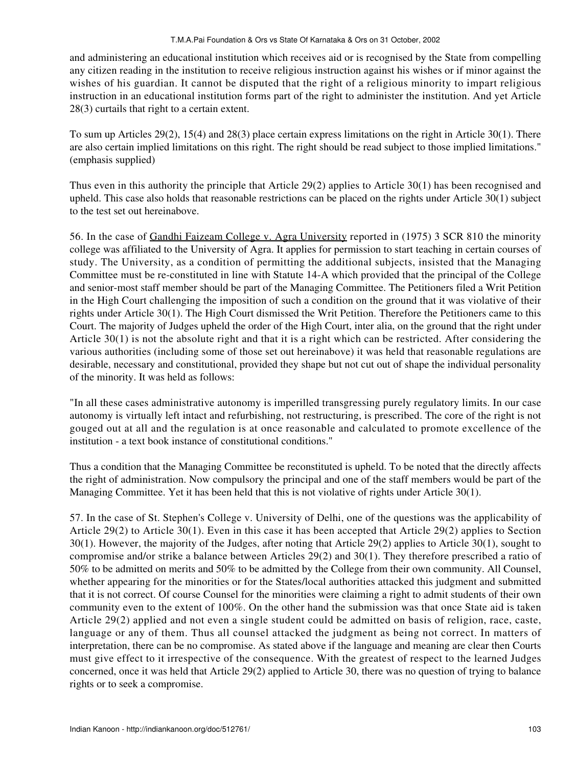and administering an educational institution which receives aid or is recognised by the State from compelling any citizen reading in the institution to receive religious instruction against his wishes or if minor against the wishes of his guardian. It cannot be disputed that the right of a religious minority to impart religious instruction in an educational institution forms part of the right to administer the institution. And yet Article 28(3) curtails that right to a certain extent.

To sum up Articles 29(2), 15(4) and 28(3) place certain express limitations on the right in Article 30(1). There are also certain implied limitations on this right. The right should be read subject to those implied limitations." (emphasis supplied)

Thus even in this authority the principle that Article 29(2) applies to Article 30(1) has been recognised and upheld. This case also holds that reasonable restrictions can be placed on the rights under Article 30(1) subject to the test set out hereinabove.

56. In the case of Gandhi Faizeam College v. Agra University reported in (1975) 3 SCR 810 the minority college was affiliated to the University of Agra. It applies for permission to start teaching in certain courses of study. The University, as a condition of permitting the additional subjects, insisted that the Managing Committee must be re-constituted in line with Statute 14-A which provided that the principal of the College and senior-most staff member should be part of the Managing Committee. The Petitioners filed a Writ Petition in the High Court challenging the imposition of such a condition on the ground that it was violative of their rights under Article 30(1). The High Court dismissed the Writ Petition. Therefore the Petitioners came to this Court. The majority of Judges upheld the order of the High Court, inter alia, on the ground that the right under Article 30(1) is not the absolute right and that it is a right which can be restricted. After considering the various authorities (including some of those set out hereinabove) it was held that reasonable regulations are desirable, necessary and constitutional, provided they shape but not cut out of shape the individual personality of the minority. It was held as follows:

"In all these cases administrative autonomy is imperilled transgressing purely regulatory limits. In our case autonomy is virtually left intact and refurbishing, not restructuring, is prescribed. The core of the right is not gouged out at all and the regulation is at once reasonable and calculated to promote excellence of the institution - a text book instance of constitutional conditions."

Thus a condition that the Managing Committee be reconstituted is upheld. To be noted that the directly affects the right of administration. Now compulsory the principal and one of the staff members would be part of the Managing Committee. Yet it has been held that this is not violative of rights under Article 30(1).

57. In the case of St. Stephen's College v. University of Delhi, one of the questions was the applicability of Article 29(2) to Article 30(1). Even in this case it has been accepted that Article 29(2) applies to Section 30(1). However, the majority of the Judges, after noting that Article 29(2) applies to Article 30(1), sought to compromise and/or strike a balance between Articles 29(2) and 30(1). They therefore prescribed a ratio of 50% to be admitted on merits and 50% to be admitted by the College from their own community. All Counsel, whether appearing for the minorities or for the States/local authorities attacked this judgment and submitted that it is not correct. Of course Counsel for the minorities were claiming a right to admit students of their own community even to the extent of 100%. On the other hand the submission was that once State aid is taken Article 29(2) applied and not even a single student could be admitted on basis of religion, race, caste, language or any of them. Thus all counsel attacked the judgment as being not correct. In matters of interpretation, there can be no compromise. As stated above if the language and meaning are clear then Courts must give effect to it irrespective of the consequence. With the greatest of respect to the learned Judges concerned, once it was held that Article 29(2) applied to Article 30, there was no question of trying to balance rights or to seek a compromise.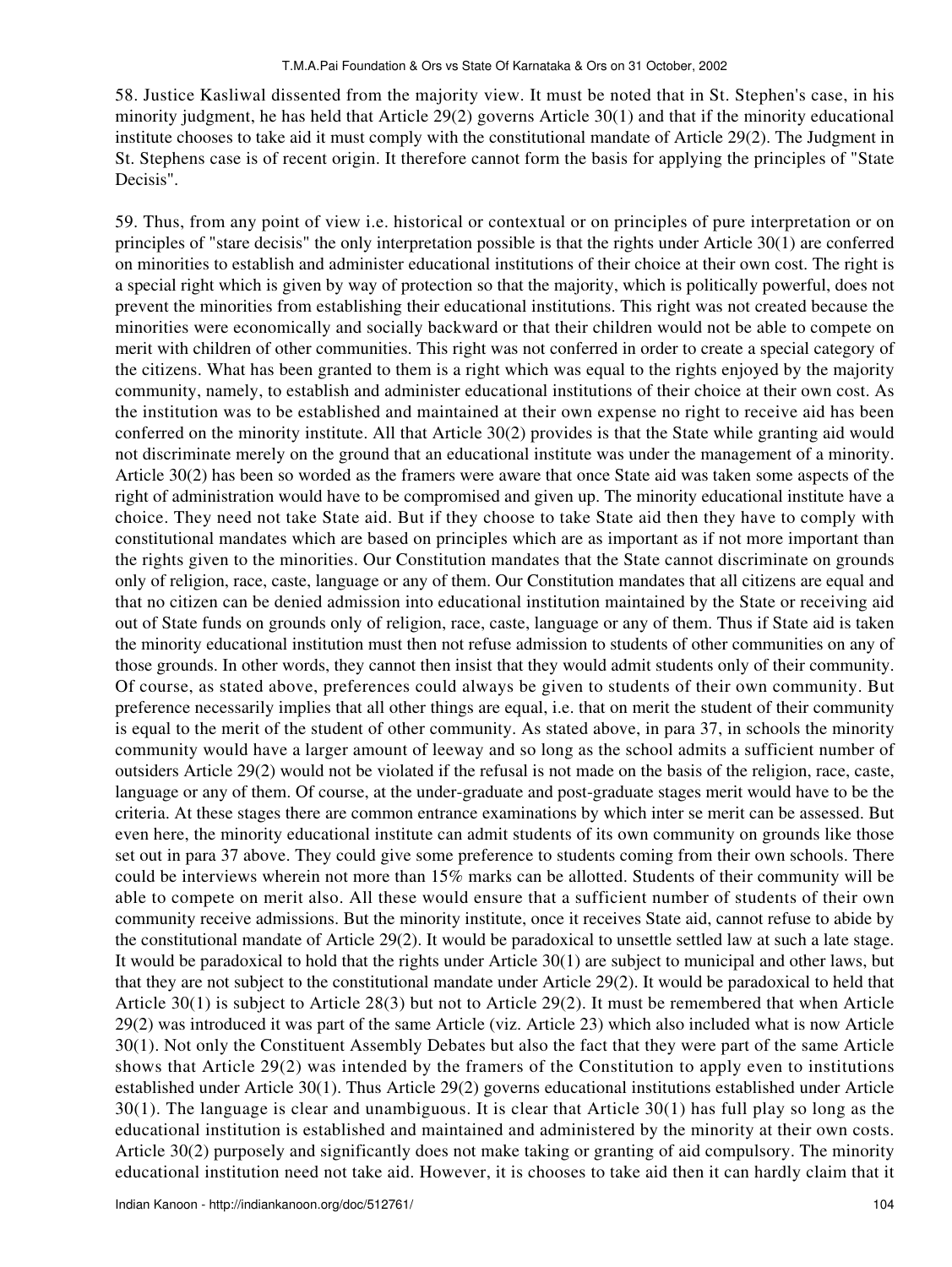58. Justice Kasliwal dissented from the majority view. It must be noted that in St. Stephen's case, in his minority judgment, he has held that Article 29(2) governs Article 30(1) and that if the minority educational institute chooses to take aid it must comply with the constitutional mandate of Article 29(2). The Judgment in St. Stephens case is of recent origin. It therefore cannot form the basis for applying the principles of "State Decisis".

59. Thus, from any point of view i.e. historical or contextual or on principles of pure interpretation or on principles of "stare decisis" the only interpretation possible is that the rights under Article 30(1) are conferred on minorities to establish and administer educational institutions of their choice at their own cost. The right is a special right which is given by way of protection so that the majority, which is politically powerful, does not prevent the minorities from establishing their educational institutions. This right was not created because the minorities were economically and socially backward or that their children would not be able to compete on merit with children of other communities. This right was not conferred in order to create a special category of the citizens. What has been granted to them is a right which was equal to the rights enjoyed by the majority community, namely, to establish and administer educational institutions of their choice at their own cost. As the institution was to be established and maintained at their own expense no right to receive aid has been conferred on the minority institute. All that Article 30(2) provides is that the State while granting aid would not discriminate merely on the ground that an educational institute was under the management of a minority. Article 30(2) has been so worded as the framers were aware that once State aid was taken some aspects of the right of administration would have to be compromised and given up. The minority educational institute have a choice. They need not take State aid. But if they choose to take State aid then they have to comply with constitutional mandates which are based on principles which are as important as if not more important than the rights given to the minorities. Our Constitution mandates that the State cannot discriminate on grounds only of religion, race, caste, language or any of them. Our Constitution mandates that all citizens are equal and that no citizen can be denied admission into educational institution maintained by the State or receiving aid out of State funds on grounds only of religion, race, caste, language or any of them. Thus if State aid is taken the minority educational institution must then not refuse admission to students of other communities on any of those grounds. In other words, they cannot then insist that they would admit students only of their community. Of course, as stated above, preferences could always be given to students of their own community. But preference necessarily implies that all other things are equal, i.e. that on merit the student of their community is equal to the merit of the student of other community. As stated above, in para 37, in schools the minority community would have a larger amount of leeway and so long as the school admits a sufficient number of outsiders Article 29(2) would not be violated if the refusal is not made on the basis of the religion, race, caste, language or any of them. Of course, at the under-graduate and post-graduate stages merit would have to be the criteria. At these stages there are common entrance examinations by which inter se merit can be assessed. But even here, the minority educational institute can admit students of its own community on grounds like those set out in para 37 above. They could give some preference to students coming from their own schools. There could be interviews wherein not more than 15% marks can be allotted. Students of their community will be able to compete on merit also. All these would ensure that a sufficient number of students of their own community receive admissions. But the minority institute, once it receives State aid, cannot refuse to abide by the constitutional mandate of Article 29(2). It would be paradoxical to unsettle settled law at such a late stage. It would be paradoxical to hold that the rights under Article 30(1) are subject to municipal and other laws, but that they are not subject to the constitutional mandate under Article 29(2). It would be paradoxical to held that Article 30(1) is subject to Article 28(3) but not to Article 29(2). It must be remembered that when Article 29(2) was introduced it was part of the same Article (viz. Article 23) which also included what is now Article 30(1). Not only the Constituent Assembly Debates but also the fact that they were part of the same Article shows that Article 29(2) was intended by the framers of the Constitution to apply even to institutions established under Article 30(1). Thus Article 29(2) governs educational institutions established under Article 30(1). The language is clear and unambiguous. It is clear that Article 30(1) has full play so long as the educational institution is established and maintained and administered by the minority at their own costs. Article 30(2) purposely and significantly does not make taking or granting of aid compulsory. The minority educational institution need not take aid. However, it is chooses to take aid then it can hardly claim that it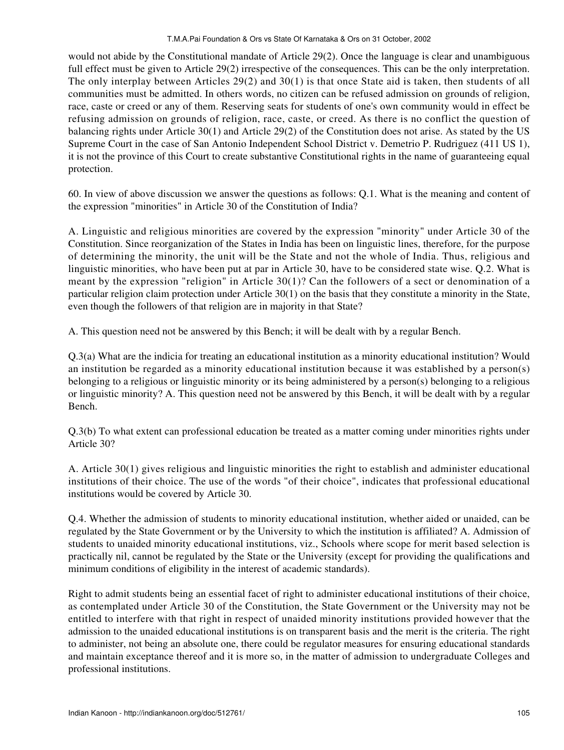would not abide by the Constitutional mandate of Article 29(2). Once the language is clear and unambiguous full effect must be given to Article 29(2) irrespective of the consequences. This can be the only interpretation. The only interplay between Articles 29(2) and 30(1) is that once State aid is taken, then students of all communities must be admitted. In others words, no citizen can be refused admission on grounds of religion, race, caste or creed or any of them. Reserving seats for students of one's own community would in effect be refusing admission on grounds of religion, race, caste, or creed. As there is no conflict the question of balancing rights under Article 30(1) and Article 29(2) of the Constitution does not arise. As stated by the US Supreme Court in the case of San Antonio Independent School District v. Demetrio P. Rudriguez (411 US 1), it is not the province of this Court to create substantive Constitutional rights in the name of guaranteeing equal protection.

60. In view of above discussion we answer the questions as follows: Q.1. What is the meaning and content of the expression "minorities" in Article 30 of the Constitution of India?

A. Linguistic and religious minorities are covered by the expression "minority" under Article 30 of the Constitution. Since reorganization of the States in India has been on linguistic lines, therefore, for the purpose of determining the minority, the unit will be the State and not the whole of India. Thus, religious and linguistic minorities, who have been put at par in Article 30, have to be considered state wise. Q.2. What is meant by the expression "religion" in Article 30(1)? Can the followers of a sect or denomination of a particular religion claim protection under Article 30(1) on the basis that they constitute a minority in the State, even though the followers of that religion are in majority in that State?

A. This question need not be answered by this Bench; it will be dealt with by a regular Bench.

Q.3(a) What are the indicia for treating an educational institution as a minority educational institution? Would an institution be regarded as a minority educational institution because it was established by a person(s) belonging to a religious or linguistic minority or its being administered by a person(s) belonging to a religious or linguistic minority? A. This question need not be answered by this Bench, it will be dealt with by a regular Bench.

Q.3(b) To what extent can professional education be treated as a matter coming under minorities rights under Article 30?

A. Article 30(1) gives religious and linguistic minorities the right to establish and administer educational institutions of their choice. The use of the words "of their choice", indicates that professional educational institutions would be covered by Article 30.

Q.4. Whether the admission of students to minority educational institution, whether aided or unaided, can be regulated by the State Government or by the University to which the institution is affiliated? A. Admission of students to unaided minority educational institutions, viz., Schools where scope for merit based selection is practically nil, cannot be regulated by the State or the University (except for providing the qualifications and minimum conditions of eligibility in the interest of academic standards).

Right to admit students being an essential facet of right to administer educational institutions of their choice, as contemplated under Article 30 of the Constitution, the State Government or the University may not be entitled to interfere with that right in respect of unaided minority institutions provided however that the admission to the unaided educational institutions is on transparent basis and the merit is the criteria. The right to administer, not being an absolute one, there could be regulator measures for ensuring educational standards and maintain exceptance thereof and it is more so, in the matter of admission to undergraduate Colleges and professional institutions.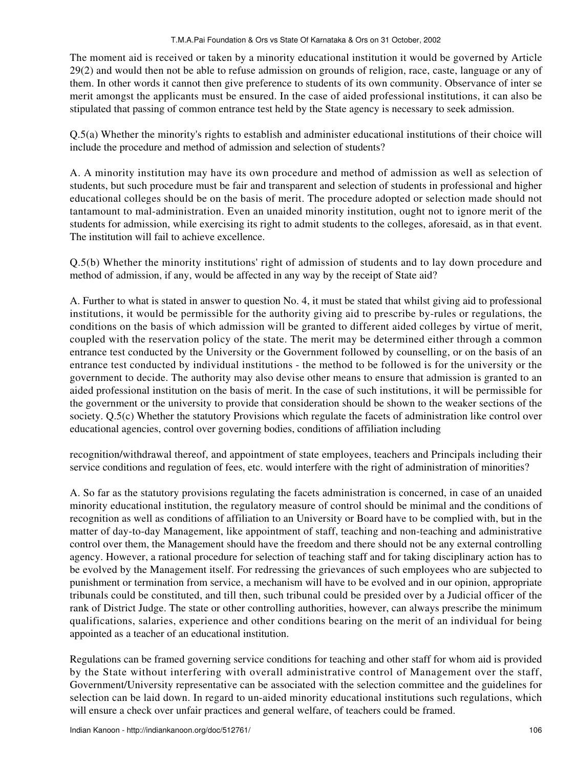The moment aid is received or taken by a minority educational institution it would be governed by Article 29(2) and would then not be able to refuse admission on grounds of religion, race, caste, language or any of them. In other words it cannot then give preference to students of its own community. Observance of inter se merit amongst the applicants must be ensured. In the case of aided professional institutions, it can also be stipulated that passing of common entrance test held by the State agency is necessary to seek admission.

Q.5(a) Whether the minority's rights to establish and administer educational institutions of their choice will include the procedure and method of admission and selection of students?

A. A minority institution may have its own procedure and method of admission as well as selection of students, but such procedure must be fair and transparent and selection of students in professional and higher educational colleges should be on the basis of merit. The procedure adopted or selection made should not tantamount to mal-administration. Even an unaided minority institution, ought not to ignore merit of the students for admission, while exercising its right to admit students to the colleges, aforesaid, as in that event. The institution will fail to achieve excellence.

Q.5(b) Whether the minority institutions' right of admission of students and to lay down procedure and method of admission, if any, would be affected in any way by the receipt of State aid?

A. Further to what is stated in answer to question No. 4, it must be stated that whilst giving aid to professional institutions, it would be permissible for the authority giving aid to prescribe by-rules or regulations, the conditions on the basis of which admission will be granted to different aided colleges by virtue of merit, coupled with the reservation policy of the state. The merit may be determined either through a common entrance test conducted by the University or the Government followed by counselling, or on the basis of an entrance test conducted by individual institutions - the method to be followed is for the university or the government to decide. The authority may also devise other means to ensure that admission is granted to an aided professional institution on the basis of merit. In the case of such institutions, it will be permissible for the government or the university to provide that consideration should be shown to the weaker sections of the society. Q.5(c) Whether the statutory Provisions which regulate the facets of administration like control over educational agencies, control over governing bodies, conditions of affiliation including recognition/withdrawal thereof, and appointment of state employees, teachers and Principals including their service conditions and regulation of fees, etc. would interfere with the right of administration of minorities?

A. So far as the statutory provisions regulating the facets administration is concerned, in case of an unaided minority educational institution, the regulatory measure of control should be minimal and the conditions of recognition as well as conditions of affiliation to an University or Board have to be complied with, but in the matter of day-to-day Management, like appointment of staff, teaching and non-teaching and administrative control over them, the Management should have the freedom and there should not be any external controlling agency. However, a rational procedure for selection of teaching staff and for taking disciplinary action has to be evolved by the Management itself. For redressing the grievances of such employees who are subjected to punishment or termination from service, a mechanism will have to be evolved and in our opinion, appropriate tribunals could be constituted, and till then, such tribunal could be presided over by a Judicial officer of the rank of District Judge. The state or other controlling authorities, however, can always prescribe the minimum qualifications, salaries, experience and other conditions bearing on the merit of an individual for being appointed as a teacher of an educational institution.

Regulations can be framed governing service conditions for teaching and other staff for whom aid is provided by the State without interfering with overall administrative control of Management over the staff, Government/University representative can be associated with the selection committee and the guidelines for selection can be laid down. In regard to un-aided minority educational institutions such regulations, which will ensure a check over unfair practices and general welfare, of teachers could be framed.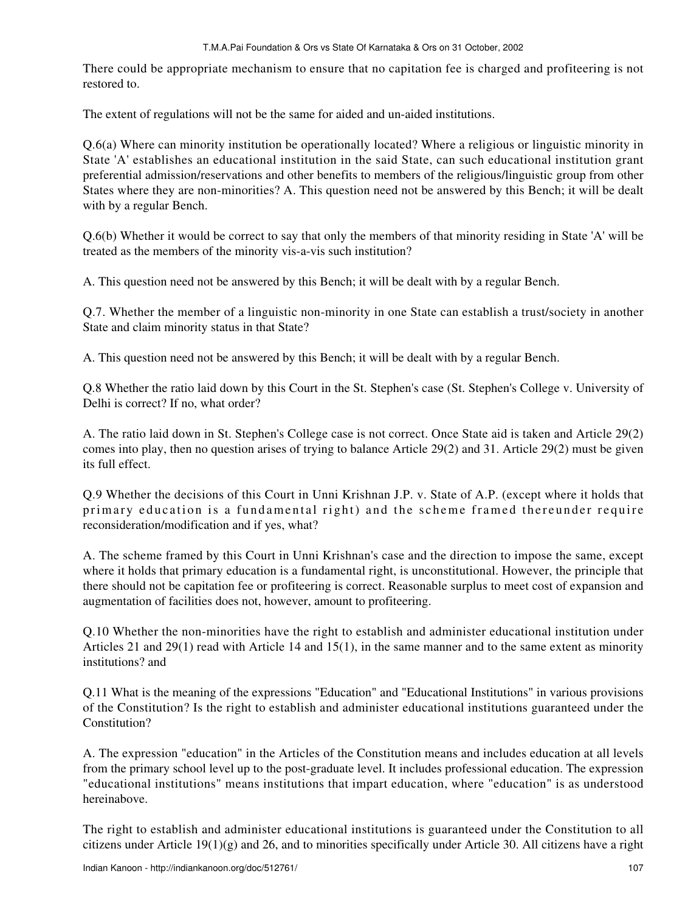There could be appropriate mechanism to ensure that no capitation fee is charged and profiteering is not restored to.

The extent of regulations will not be the same for aided and un-aided institutions.

Q.6(a) Where can minority institution be operationally located? Where a religious or linguistic minority in State 'A' establishes an educational institution in the said State, can such educational institution grant preferential admission/reservations and other benefits to members of the religious/linguistic group from other States where they are non-minorities? A. This question need not be answered by this Bench; it will be dealt with by a regular Bench.

Q.6(b) Whether it would be correct to say that only the members of that minority residing in State 'A' will be treated as the members of the minority vis-a-vis such institution?

A. This question need not be answered by this Bench; it will be dealt with by a regular Bench.

Q.7. Whether the member of a linguistic non-minority in one State can establish a trust/society in another State and claim minority status in that State?

A. This question need not be answered by this Bench; it will be dealt with by a regular Bench.

Q.8 Whether the ratio laid down by this Court in the St. Stephen's case (St. Stephen's College v. University of Delhi is correct? If no, what order?

A. The ratio laid down in St. Stephen's College case is not correct. Once State aid is taken and Article 29(2) comes into play, then no question arises of trying to balance Article 29(2) and 31. Article 29(2) must be given its full effect.

Q.9 Whether the decisions of this Court in Unni Krishnan J.P. v. State of A.P. (except where it holds that primary education is a fundamental right) and the scheme framed thereunder require reconsideration/modification and if yes, what?

A. The scheme framed by this Court in Unni Krishnan's case and the direction to impose the same, except where it holds that primary education is a fundamental right, is unconstitutional. However, the principle that there should not be capitation fee or profiteering is correct. Reasonable surplus to meet cost of expansion and augmentation of facilities does not, however, amount to profiteering.

Q.10 Whether the non-minorities have the right to establish and administer educational institution under Articles 21 and 29(1) read with Article 14 and 15(1), in the same manner and to the same extent as minority institutions? and

Q.11 What is the meaning of the expressions "Education" and "Educational Institutions" in various provisions of the Constitution? Is the right to establish and administer educational institutions guaranteed under the Constitution?

A. The expression "education" in the Articles of the Constitution means and includes education at all levels from the primary school level up to the post-graduate level. It includes professional education. The expression "educational institutions" means institutions that impart education, where "education" is as understood hereinabove.

The right to establish and administer educational institutions is guaranteed under the Constitution to all citizens under Article 19(1)(g) and 26, and to minorities specifically under Article 30. All citizens have a right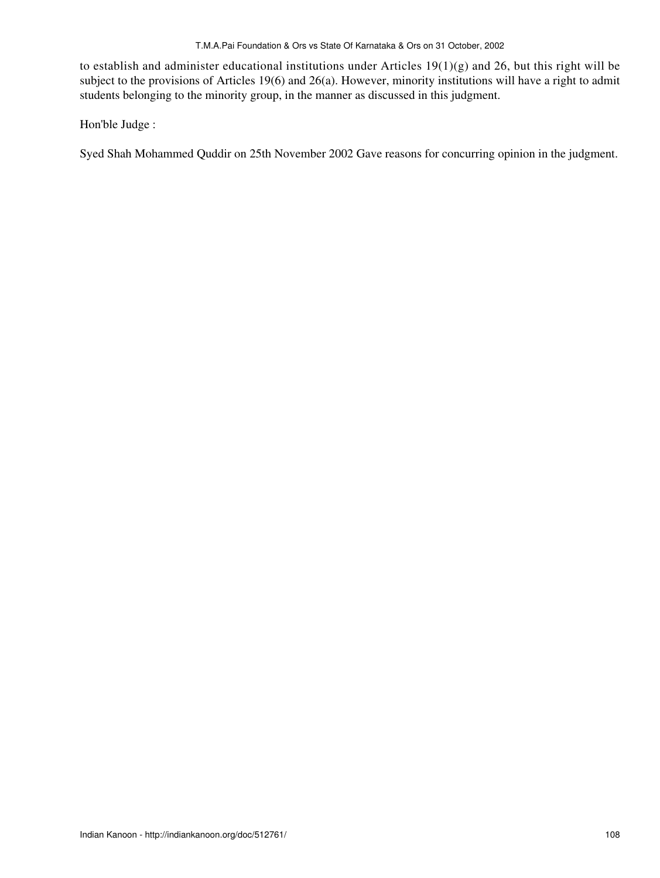to establish and administer educational institutions under Articles 19(1)(g) and 26, but this right will be subject to the provisions of Articles 19(6) and 26(a). However, minority institutions will have a right to admit students belonging to the minority group, in the manner as discussed in this judgment.

Hon'ble Judge :

Syed Shah Mohammed Quddir on 25th November 2002 Gave reasons for concurring opinion in the judgment.